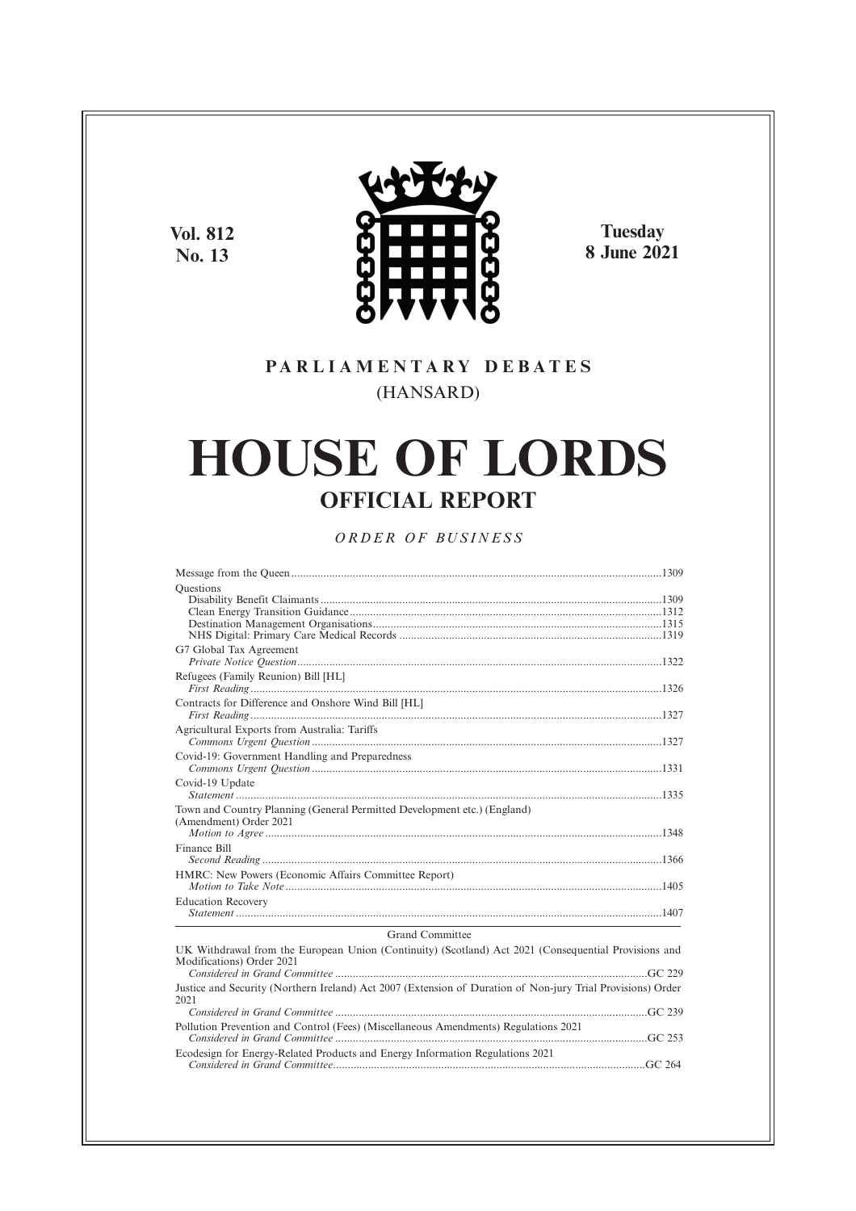Vol. 812
No. 13

Tuesday
8 June 2021

# PARLIAMENTARY DEBATES
(HANSARD)

# HOUSE OF LORDS
## OFFICIAL REPORT

*ORDER OF BUSINESS*

Message from the Queen ....................................................1309

Questions
- Disability Benefit Claimants ....................................................1309
- Clean Energy Transition Guidance ....................................................1312
- Destination Management Organisations ....................................................1315
- NHS Digital: Primary Care Medical Records ....................................................1319

G7 Global Tax Agreement
*Private Notice Question*....................................................1322

Refugees (Family Reunion) Bill [HL]
*First Reading*....................................................1326

Contracts for Difference and Onshore Wind Bill [HL]
*First Reading*....................................................1327

Agricultural Exports from Australia: Tariffs
*Commons Urgent Question* ....................................................1327

Covid-19: Government Handling and Preparedness
*Commons Urgent Question* ....................................................1331

Covid-19 Update
*Statement* ....................................................1335

Town and Country Planning (General Permitted Development etc.) (England) (Amendment) Order 2021
*Motion to Agree* ....................................................1348

Finance Bill
*Second Reading* ....................................................1366

HMRC: New Powers (Economic Affairs Committee Report)
*Motion to Take Note*....................................................1405

Education Recovery
*Statement* ....................................................1407

Grand Committee

UK Withdrawal from the European Union (Continuity) (Scotland) Act 2021 (Consequential Provisions and Modifications) Order 2021
*Considered in Grand Committee* ....................................................GC 229

Justice and Security (Northern Ireland) Act 2007 (Extension of Duration of Non-jury Trial Provisions) Order 2021
*Considered in Grand Committee* ....................................................GC 239

Pollution Prevention and Control (Fees) (Miscellaneous Amendments) Regulations 2021
*Considered in Grand Committee* ....................................................GC 253

Ecodesign for Energy-Related Products and Energy Information Regulations 2021
*Considered in Grand Committee*....................................................GC 264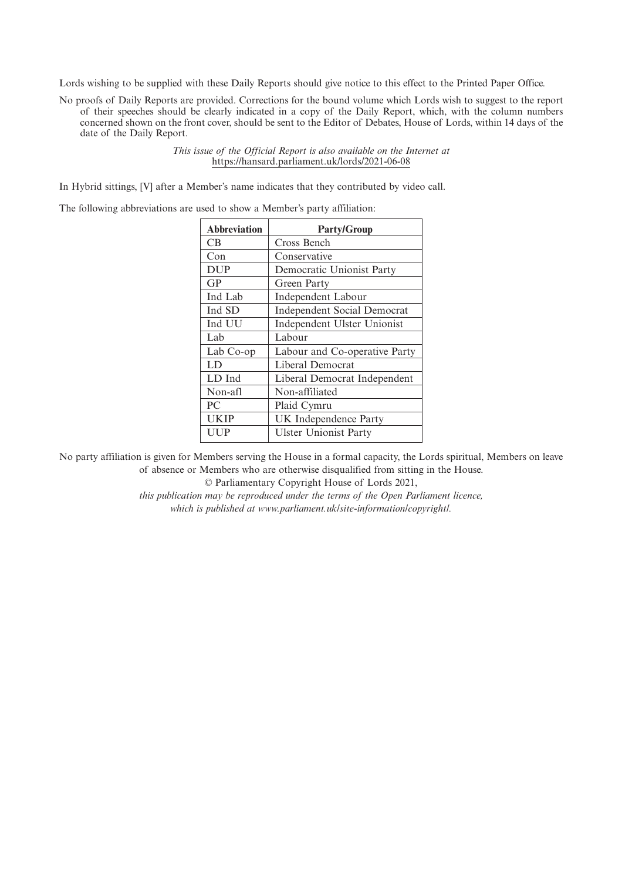Lords wishing to be supplied with these Daily Reports should give notice to this effect to the Printed Paper Office.

No proofs of Daily Reports are provided. Corrections for the bound volume which Lords wish to suggest to the report of their speeches should be clearly indicated in a copy of the Daily Report, which, with the column numbers concerned shown on the front cover, should be sent to the Editor of Debates, House of Lords, within 14 days of the date of the Daily Report.

*This issue of the Official Report is also available on the Internet at* https://hansard.parliament.uk/lords/2021-06-08

In Hybrid sittings, [V] after a Member's name indicates that they contributed by video call.

The following abbreviations are used to show a Member's party affiliation:

| Abbreviation | Party/Group |
|---|---|
| CB | Cross Bench |
| Con | Conservative |
| DUP | Democratic Unionist Party |
| GP | Green Party |
| Ind Lab | Independent Labour |
| Ind SD | Independent Social Democrat |
| Ind UU | Independent Ulster Unionist |
| Lab | Labour |
| Lab Co-op | Labour and Co-operative Party |
| LD | Liberal Democrat |
| LD Ind | Liberal Democrat Independent |
| Non-afl | Non-affiliated |
| PC | Plaid Cymru |
| UKIP | UK Independence Party |
| UUP | Ulster Unionist Party |

No party affiliation is given for Members serving the House in a formal capacity, the Lords spiritual, Members on leave of absence or Members who are otherwise disqualified from sitting in the House.

© Parliamentary Copyright House of Lords 2021,

*this publication may be reproduced under the terms of the Open Parliament licence, which is published at www.parliament.uk/site-information/copyright/.*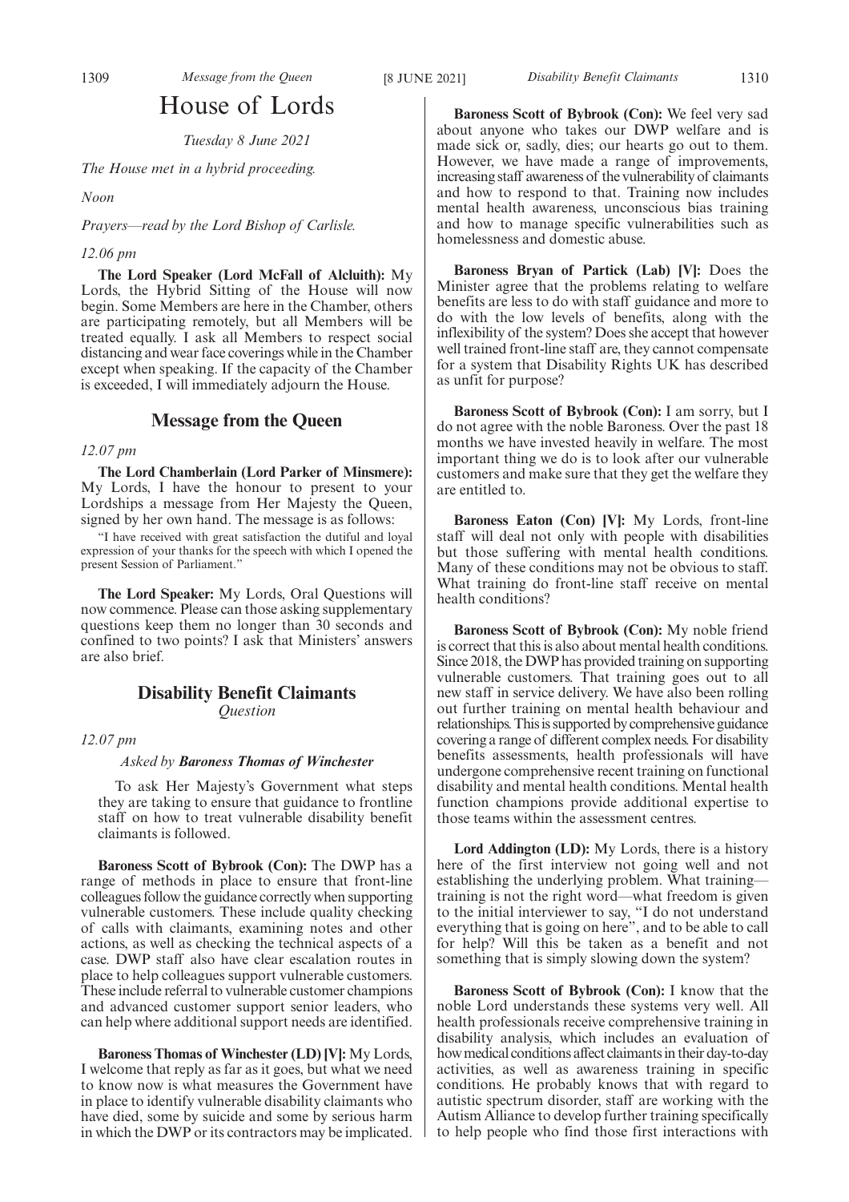# House of Lords

*Tuesday 8 June 2021*

*The House met in a hybrid proceeding.*

*Noon*

*Prayers—read by the Lord Bishop of Carlisle.*

*12.06 pm*

**The Lord Speaker (Lord McFall of Alcluith):** My Lords, the Hybrid Sitting of the House will now begin. Some Members are here in the Chamber, others are participating remotely, but all Members will be treated equally. I ask all Members to respect social distancing and wear face coverings while in the Chamber except when speaking. If the capacity of the Chamber is exceeded, I will immediately adjourn the House.

## Message from the Queen

*12.07 pm*

**The Lord Chamberlain (Lord Parker of Minsmere):** My Lords, I have the honour to present to your Lordships a message from Her Majesty the Queen, signed by her own hand. The message is as follows:

"I have received with great satisfaction the dutiful and loyal expression of your thanks for the speech with which I opened the present Session of Parliament."

**The Lord Speaker:** My Lords, Oral Questions will now commence. Please can those asking supplementary questions keep them no longer than 30 seconds and confined to two points? I ask that Ministers' answers are also brief.

## Disability Benefit Claimants
*Question*

*12.07 pm*

*Asked by **Baroness Thomas of Winchester***

To ask Her Majesty's Government what steps they are taking to ensure that guidance to frontline staff on how to treat vulnerable disability benefit claimants is followed.

**Baroness Scott of Bybrook (Con):** The DWP has a range of methods in place to ensure that front-line colleagues follow the guidance correctly when supporting vulnerable customers. These include quality checking of calls with claimants, examining notes and other actions, as well as checking the technical aspects of a case. DWP staff also have clear escalation routes in place to help colleagues support vulnerable customers. These include referral to vulnerable customer champions and advanced customer support senior leaders, who can help where additional support needs are identified.

**Baroness Thomas of Winchester (LD) [V]:** My Lords, I welcome that reply as far as it goes, but what we need to know now is what measures the Government have in place to identify vulnerable disability claimants who have died, some by suicide and some by serious harm in which the DWP or its contractors may be implicated.

**Baroness Scott of Bybrook (Con):** We feel very sad about anyone who takes our DWP welfare and is made sick or, sadly, dies; our hearts go out to them. However, we have made a range of improvements, increasing staff awareness of the vulnerability of claimants and how to respond to that. Training now includes mental health awareness, unconscious bias training and how to manage specific vulnerabilities such as homelessness and domestic abuse.

**Baroness Bryan of Partick (Lab) [V]:** Does the Minister agree that the problems relating to welfare benefits are less to do with staff guidance and more to do with the low levels of benefits, along with the inflexibility of the system? Does she accept that however well trained front-line staff are, they cannot compensate for a system that Disability Rights UK has described as unfit for purpose?

**Baroness Scott of Bybrook (Con):** I am sorry, but I do not agree with the noble Baroness. Over the past 18 months we have invested heavily in welfare. The most important thing we do is to look after our vulnerable customers and make sure that they get the welfare they are entitled to.

**Baroness Eaton (Con) [V]:** My Lords, front-line staff will deal not only with people with disabilities but those suffering with mental health conditions. Many of these conditions may not be obvious to staff. What training do front-line staff receive on mental health conditions?

**Baroness Scott of Bybrook (Con):** My noble friend is correct that this is also about mental health conditions. Since 2018, the DWP has provided training on supporting vulnerable customers. That training goes out to all new staff in service delivery. We have also been rolling out further training on mental health behaviour and relationships. This is supported by comprehensive guidance covering a range of different complex needs. For disability benefits assessments, health professionals will have undergone comprehensive recent training on functional disability and mental health conditions. Mental health function champions provide additional expertise to those teams within the assessment centres.

**Lord Addington (LD):** My Lords, there is a history here of the first interview not going well and not establishing the underlying problem. What training—training is not the right word—what freedom is given to the initial interviewer to say, "I do not understand everything that is going on here", and to be able to call for help? Will this be taken as a benefit and not something that is simply slowing down the system?

**Baroness Scott of Bybrook (Con):** I know that the noble Lord understands these systems very well. All health professionals receive comprehensive training in disability analysis, which includes an evaluation of how medical conditions affect claimants in their day-to-day activities, as well as awareness training in specific conditions. He probably knows that with regard to autistic spectrum disorder, staff are working with the Autism Alliance to develop further training specifically to help people who find those first interactions with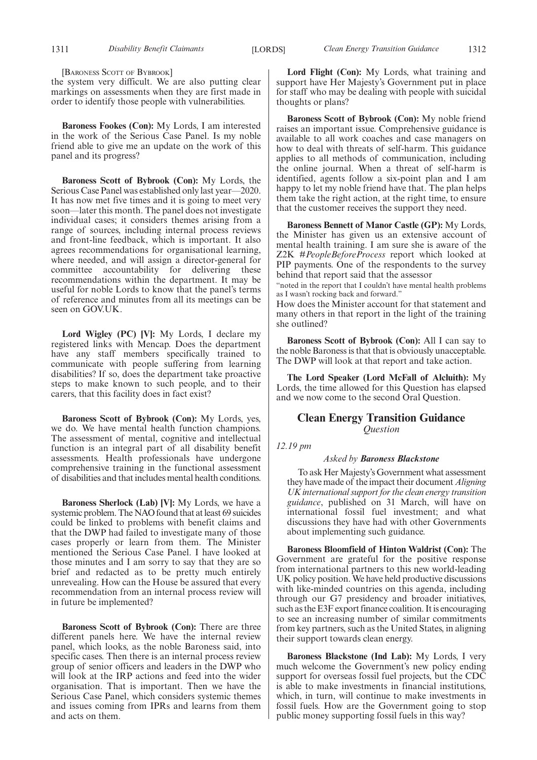[Baroness Scott of Bybrook]

the system very difficult. We are also putting clear markings on assessments when they are first made in order to identify those people with vulnerabilities.

**Baroness Fookes (Con):** My Lords, I am interested in the work of the Serious Case Panel. Is my noble friend able to give me an update on the work of this panel and its progress?

**Baroness Scott of Bybrook (Con):** My Lords, the Serious Case Panel was established only last year—2020. It has now met five times and it is going to meet very soon—later this month. The panel does not investigate individual cases; it considers themes arising from a range of sources, including internal process reviews and front-line feedback, which is important. It also agrees recommendations for organisational learning, where needed, and will assign a director-general for committee accountability for delivering these recommendations within the department. It may be useful for noble Lords to know that the panel's terms of reference and minutes from all its meetings can be seen on GOV.UK.

**Lord Wigley (PC) [V]:** My Lords, I declare my registered links with Mencap. Does the department have any staff members specifically trained to communicate with people suffering from learning disabilities? If so, does the department take proactive steps to make known to such people, and to their carers, that this facility does in fact exist?

**Baroness Scott of Bybrook (Con):** My Lords, yes, we do. We have mental health function champions. The assessment of mental, cognitive and intellectual function is an integral part of all disability benefit assessments. Health professionals have undergone comprehensive training in the functional assessment of disabilities and that includes mental health conditions.

**Baroness Sherlock (Lab) [V]:** My Lords, we have a systemic problem. The NAO found that at least 69 suicides could be linked to problems with benefit claims and that the DWP had failed to investigate many of those cases properly or learn from them. The Minister mentioned the Serious Case Panel. I have looked at those minutes and I am sorry to say that they are so brief and redacted as to be pretty much entirely unrevealing. How can the House be assured that every recommendation from an internal process review will in future be implemented?

**Baroness Scott of Bybrook (Con):** There are three different panels here. We have the internal review panel, which looks, as the noble Baroness said, into specific cases. Then there is an internal process review group of senior officers and leaders in the DWP who will look at the IRP actions and feed into the wider organisation. That is important. Then we have the Serious Case Panel, which considers systemic themes and issues coming from IPRs and learns from them and acts on them.

**Lord Flight (Con):** My Lords, what training and support have Her Majesty's Government put in place for staff who may be dealing with people with suicidal thoughts or plans?

**Baroness Scott of Bybrook (Con):** My noble friend raises an important issue. Comprehensive guidance is available to all work coaches and case managers on how to deal with threats of self-harm. This guidance applies to all methods of communication, including the online journal. When a threat of self-harm is identified, agents follow a six-point plan and I am happy to let my noble friend have that. The plan helps them take the right action, at the right time, to ensure that the customer receives the support they need.

**Baroness Bennett of Manor Castle (GP):** My Lords, the Minister has given us an extensive account of mental health training. I am sure she is aware of the Z2K *#PeopleBeforeProcess* report which looked at PIP payments. One of the respondents to the survey behind that report said that the assessor

"noted in the report that I couldn't have mental health problems as I wasn't rocking back and forward."

How does the Minister account for that statement and many others in that report in the light of the training she outlined?

**Baroness Scott of Bybrook (Con):** All I can say to the noble Baroness is that that is obviously unacceptable. The DWP will look at that report and take action.

**The Lord Speaker (Lord McFall of Alcluith):** My Lords, the time allowed for this Question has elapsed and we now come to the second Oral Question.

## Clean Energy Transition Guidance
*Question*

*12.19 pm*

*Asked by **Baroness Blackstone***

To ask Her Majesty's Government what assessment they have made of the impact their document *Aligning UK international support for the clean energy transition guidance*, published on 31 March, will have on international fossil fuel investment; and what discussions they have had with other Governments about implementing such guidance.

**Baroness Bloomfield of Hinton Waldrist (Con):** The Government are grateful for the positive response from international partners to this new world-leading UK policy position. We have held productive discussions with like-minded countries on this agenda, including through our G7 presidency and broader initiatives, such as the E3F export finance coalition. It is encouraging to see an increasing number of similar commitments from key partners, such as the United States, in aligning their support towards clean energy.

**Baroness Blackstone (Ind Lab):** My Lords, I very much welcome the Government's new policy ending support for overseas fossil fuel projects, but the CDC is able to make investments in financial institutions, which, in turn, will continue to make investments in fossil fuels. How are the Government going to stop public money supporting fossil fuels in this way?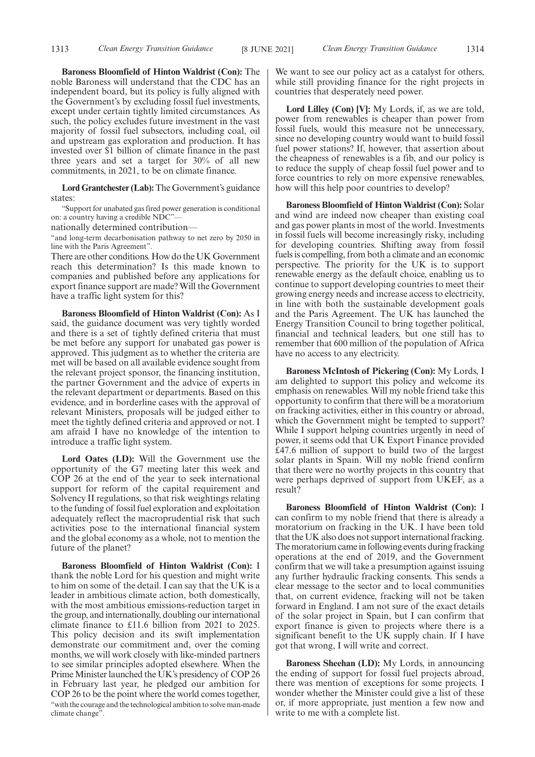**Baroness Bloomfield of Hinton Waldrist (Con):** The noble Baroness will understand that the CDC has an independent board, but its policy is fully aligned with the Government's by excluding fossil fuel investments, except under certain tightly limited circumstances. As such, the policy excludes future investment in the vast majority of fossil fuel subsectors, including coal, oil and upstream gas exploration and production. It has invested over $1 billion of climate finance in the past three years and set a target for 30% of all new commitments, in 2021, to be on climate finance.

**Lord Grantchester (Lab):** The Government's guidance states:

"Support for unabated gas fired power generation is conditional on: a country having a credible NDC"—

nationally determined contribution—

"and long-term decarbonisation pathway to net zero by 2050 in line with the Paris Agreement".

There are other conditions. How do the UK Government reach this determination? Is this made known to companies and published before any applications for export finance support are made? Will the Government have a traffic light system for this?

**Baroness Bloomfield of Hinton Waldrist (Con):** As I said, the guidance document was very tightly worded and there is a set of tightly defined criteria that must be met before any support for unabated gas power is approved. This judgment as to whether the criteria are met will be based on all available evidence sought from the relevant project sponsor, the financing institution, the partner Government and the advice of experts in the relevant department or departments. Based on this evidence, and in borderline cases with the approval of relevant Ministers, proposals will be judged either to meet the tightly defined criteria and approved or not. I am afraid I have no knowledge of the intention to introduce a traffic light system.

**Lord Oates (LD):** Will the Government use the opportunity of the G7 meeting later this week and COP 26 at the end of the year to seek international support for reform of the capital requirement and Solvency II regulations, so that risk weightings relating to the funding of fossil fuel exploration and exploitation adequately reflect the macroprudential risk that such activities pose to the international financial system and the global economy as a whole, not to mention the future of the planet?

**Baroness Bloomfield of Hinton Waldrist (Con):** I thank the noble Lord for his question and might write to him on some of the detail. I can say that the UK is a leader in ambitious climate action, both domestically, with the most ambitious emissions-reduction target in the group, and internationally, doubling our international climate finance to £11.6 billion from 2021 to 2025. This policy decision and its swift implementation demonstrate our commitment and, over the coming months, we will work closely with like-minded partners to see similar principles adopted elsewhere. When the Prime Minister launched the UK's presidency of COP 26 in February last year, he pledged our ambition for COP 26 to be the point where the world comes together, "with the courage and the technological ambition to solve man-made climate change".

We want to see our policy act as a catalyst for others, while still providing finance for the right projects in countries that desperately need power.

**Lord Lilley (Con) [V]:** My Lords, if, as we are told, power from renewables is cheaper than power from fossil fuels, would this measure not be unnecessary, since no developing country would want to build fossil fuel power stations? If, however, that assertion about the cheapness of renewables is a fib, and our policy is to reduce the supply of cheap fossil fuel power and to force countries to rely on more expensive renewables, how will this help poor countries to develop?

**Baroness Bloomfield of Hinton Waldrist (Con):** Solar and wind are indeed now cheaper than existing coal and gas power plants in most of the world. Investments in fossil fuels will become increasingly risky, including for developing countries. Shifting away from fossil fuels is compelling, from both a climate and an economic perspective. The priority for the UK is to support renewable energy as the default choice, enabling us to continue to support developing countries to meet their growing energy needs and increase access to electricity, in line with both the sustainable development goals and the Paris Agreement. The UK has launched the Energy Transition Council to bring together political, financial and technical leaders, but one still has to remember that 600 million of the population of Africa have no access to any electricity.

**Baroness McIntosh of Pickering (Con):** My Lords, I am delighted to support this policy and welcome its emphasis on renewables. Will my noble friend take this opportunity to confirm that there will be a moratorium on fracking activities, either in this country or abroad, which the Government might be tempted to support? While I support helping countries urgently in need of power, it seems odd that UK Export Finance provided £47.6 million of support to build two of the largest solar plants in Spain. Will my noble friend confirm that there were no worthy projects in this country that were perhaps deprived of support from UKEF, as a result?

**Baroness Bloomfield of Hinton Waldrist (Con):** I can confirm to my noble friend that there is already a moratorium on fracking in the UK. I have been told that the UK also does not support international fracking. The moratorium came in following events during fracking operations at the end of 2019, and the Government confirm that we will take a presumption against issuing any further hydraulic fracking consents. This sends a clear message to the sector and to local communities that, on current evidence, fracking will not be taken forward in England. I am not sure of the exact details of the solar project in Spain, but I can confirm that export finance is given to projects where there is a significant benefit to the UK supply chain. If I have got that wrong, I will write and correct.

**Baroness Sheehan (LD):** My Lords, in announcing the ending of support for fossil fuel projects abroad, there was mention of exceptions for some projects. I wonder whether the Minister could give a list of these or, if more appropriate, just mention a few now and write to me with a complete list.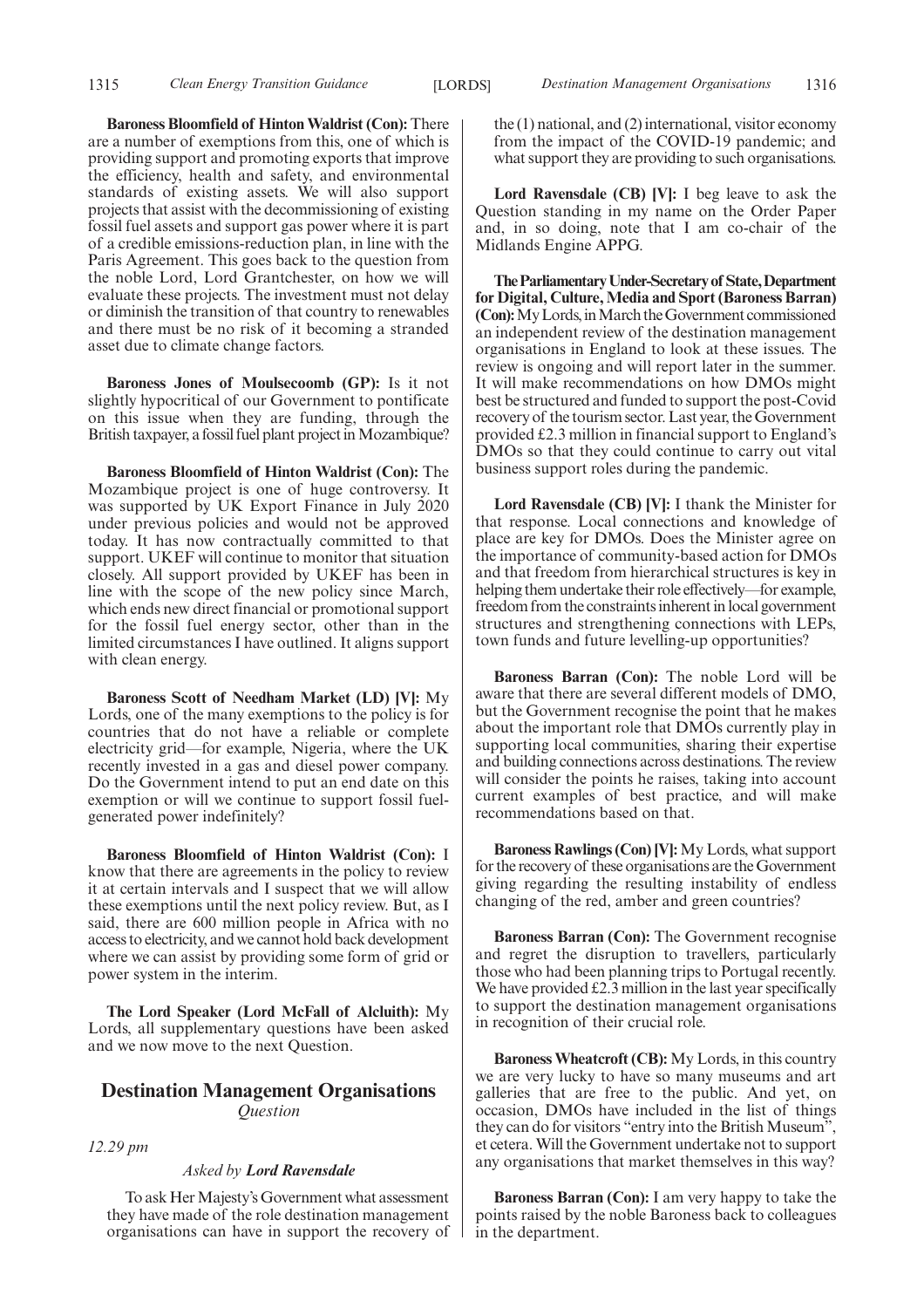**Baroness Bloomfield of Hinton Waldrist (Con):** There are a number of exemptions from this, one of which is providing support and promoting exports that improve the efficiency, health and safety, and environmental standards of existing assets. We will also support projects that assist with the decommissioning of existing fossil fuel assets and support gas power where it is part of a credible emissions-reduction plan, in line with the Paris Agreement. This goes back to the question from the noble Lord, Lord Grantchester, on how we will evaluate these projects. The investment must not delay or diminish the transition of that country to renewables and there must be no risk of it becoming a stranded asset due to climate change factors.

**Baroness Jones of Moulsecoomb (GP):** Is it not slightly hypocritical of our Government to pontificate on this issue when they are funding, through the British taxpayer, a fossil fuel plant project in Mozambique?

**Baroness Bloomfield of Hinton Waldrist (Con):** The Mozambique project is one of huge controversy. It was supported by UK Export Finance in July 2020 under previous policies and would not be approved today. It has now contractually committed to that support. UKEF will continue to monitor that situation closely. All support provided by UKEF has been in line with the scope of the new policy since March, which ends new direct financial or promotional support for the fossil fuel energy sector, other than in the limited circumstances I have outlined. It aligns support with clean energy.

**Baroness Scott of Needham Market (LD) [V]:** My Lords, one of the many exemptions to the policy is for countries that do not have a reliable or complete electricity grid—for example, Nigeria, where the UK recently invested in a gas and diesel power company. Do the Government intend to put an end date on this exemption or will we continue to support fossil fuel-generated power indefinitely?

**Baroness Bloomfield of Hinton Waldrist (Con):** I know that there are agreements in the policy to review it at certain intervals and I suspect that we will allow these exemptions until the next policy review. But, as I said, there are 600 million people in Africa with no access to electricity, and we cannot hold back development where we can assist by providing some form of grid or power system in the interim.

**The Lord Speaker (Lord McFall of Alcluith):** My Lords, all supplementary questions have been asked and we now move to the next Question.

## Destination Management Organisations

*Question*

*12.29 pm*

*Asked by* ***Lord Ravensdale***

To ask Her Majesty's Government what assessment they have made of the role destination management organisations can have in support the recovery of the (1) national, and (2) international, visitor economy from the impact of the COVID-19 pandemic; and what support they are providing to such organisations.

**Lord Ravensdale (CB) [V]:** I beg leave to ask the Question standing in my name on the Order Paper and, in so doing, note that I am co-chair of the Midlands Engine APPG.

**The Parliamentary Under-Secretary of State, Department for Digital, Culture, Media and Sport (Baroness Barran) (Con):** My Lords, in March the Government commissioned an independent review of the destination management organisations in England to look at these issues. The review is ongoing and will report later in the summer. It will make recommendations on how DMOs might best be structured and funded to support the post-Covid recovery of the tourism sector. Last year, the Government provided £2.3 million in financial support to England's DMOs so that they could continue to carry out vital business support roles during the pandemic.

**Lord Ravensdale (CB) [V]:** I thank the Minister for that response. Local connections and knowledge of place are key for DMOs. Does the Minister agree on the importance of community-based action for DMOs and that freedom from hierarchical structures is key in helping them undertake their role effectively—for example, freedom from the constraints inherent in local government structures and strengthening connections with LEPs, town funds and future levelling-up opportunities?

**Baroness Barran (Con):** The noble Lord will be aware that there are several different models of DMO, but the Government recognise the point that he makes about the important role that DMOs currently play in supporting local communities, sharing their expertise and building connections across destinations. The review will consider the points he raises, taking into account current examples of best practice, and will make recommendations based on that.

**Baroness Rawlings (Con) [V]:** My Lords, what support for the recovery of these organisations are the Government giving regarding the resulting instability of endless changing of the red, amber and green countries?

**Baroness Barran (Con):** The Government recognise and regret the disruption to travellers, particularly those who had been planning trips to Portugal recently. We have provided £2.3 million in the last year specifically to support the destination management organisations in recognition of their crucial role.

**Baroness Wheatcroft (CB):** My Lords, in this country we are very lucky to have so many museums and art galleries that are free to the public. And yet, on occasion, DMOs have included in the list of things they can do for visitors "entry into the British Museum", et cetera. Will the Government undertake not to support any organisations that market themselves in this way?

**Baroness Barran (Con):** I am very happy to take the points raised by the noble Baroness back to colleagues in the department.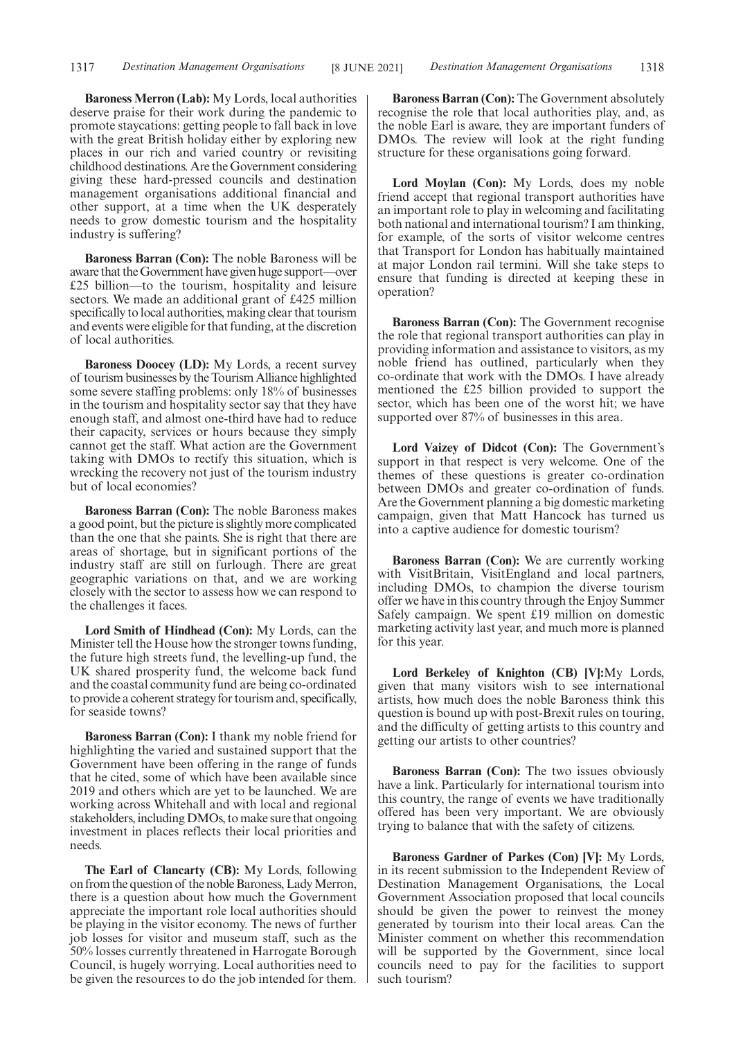**Baroness Merron (Lab):** My Lords, local authorities deserve praise for their work during the pandemic to promote staycations: getting people to fall back in love with the great British holiday either by exploring new places in our rich and varied country or revisiting childhood destinations. Are the Government considering giving these hard-pressed councils and destination management organisations additional financial and other support, at a time when the UK desperately needs to grow domestic tourism and the hospitality industry is suffering?

**Baroness Barran (Con):** The noble Baroness will be aware that the Government have given huge support—over £25 billion—to the tourism, hospitality and leisure sectors. We made an additional grant of £425 million specifically to local authorities, making clear that tourism and events were eligible for that funding, at the discretion of local authorities.

**Baroness Doocey (LD):** My Lords, a recent survey of tourism businesses by the Tourism Alliance highlighted some severe staffing problems: only 18% of businesses in the tourism and hospitality sector say that they have enough staff, and almost one-third have had to reduce their capacity, services or hours because they simply cannot get the staff. What action are the Government taking with DMOs to rectify this situation, which is wrecking the recovery not just of the tourism industry but of local economies?

**Baroness Barran (Con):** The noble Baroness makes a good point, but the picture is slightly more complicated than the one that she paints. She is right that there are areas of shortage, but in significant portions of the industry staff are still on furlough. There are great geographic variations on that, and we are working closely with the sector to assess how we can respond to the challenges it faces.

**Lord Smith of Hindhead (Con):** My Lords, can the Minister tell the House how the stronger towns funding, the future high streets fund, the levelling-up fund, the UK shared prosperity fund, the welcome back fund and the coastal community fund are being co-ordinated to provide a coherent strategy for tourism and, specifically, for seaside towns?

**Baroness Barran (Con):** I thank my noble friend for highlighting the varied and sustained support that the Government have been offering in the range of funds that he cited, some of which have been available since 2019 and others which are yet to be launched. We are working across Whitehall and with local and regional stakeholders, including DMOs, to make sure that ongoing investment in places reflects their local priorities and needs.

**The Earl of Clancarty (CB):** My Lords, following on from the question of the noble Baroness, Lady Merron, there is a question about how much the Government appreciate the important role local authorities should be playing in the visitor economy. The news of further job losses for visitor and museum staff, such as the 50% losses currently threatened in Harrogate Borough Council, is hugely worrying. Local authorities need to be given the resources to do the job intended for them.

**Baroness Barran (Con):** The Government absolutely recognise the role that local authorities play, and, as the noble Earl is aware, they are important funders of DMOs. The review will look at the right funding structure for these organisations going forward.

**Lord Moylan (Con):** My Lords, does my noble friend accept that regional transport authorities have an important role to play in welcoming and facilitating both national and international tourism? I am thinking, for example, of the sorts of visitor welcome centres that Transport for London has habitually maintained at major London rail termini. Will she take steps to ensure that funding is directed at keeping these in operation?

**Baroness Barran (Con):** The Government recognise the role that regional transport authorities can play in providing information and assistance to visitors, as my noble friend has outlined, particularly when they co-ordinate that work with the DMOs. I have already mentioned the £25 billion provided to support the sector, which has been one of the worst hit; we have supported over 87% of businesses in this area.

**Lord Vaizey of Didcot (Con):** The Government's support in that respect is very welcome. One of the themes of these questions is greater co-ordination between DMOs and greater co-ordination of funds. Are the Government planning a big domestic marketing campaign, given that Matt Hancock has turned us into a captive audience for domestic tourism?

**Baroness Barran (Con):** We are currently working with VisitBritain, VisitEngland and local partners, including DMOs, to champion the diverse tourism offer we have in this country through the Enjoy Summer Safely campaign. We spent £19 million on domestic marketing activity last year, and much more is planned for this year.

**Lord Berkeley of Knighton (CB) [V]:** My Lords, given that many visitors wish to see international artists, how much does the noble Baroness think this question is bound up with post-Brexit rules on touring, and the difficulty of getting artists to this country and getting our artists to other countries?

**Baroness Barran (Con):** The two issues obviously have a link. Particularly for international tourism into this country, the range of events we have traditionally offered has been very important. We are obviously trying to balance that with the safety of citizens.

**Baroness Gardner of Parkes (Con) [V]:** My Lords, in its recent submission to the Independent Review of Destination Management Organisations, the Local Government Association proposed that local councils should be given the power to reinvest the money generated by tourism into their local areas. Can the Minister comment on whether this recommendation will be supported by the Government, since local councils need to pay for the facilities to support such tourism?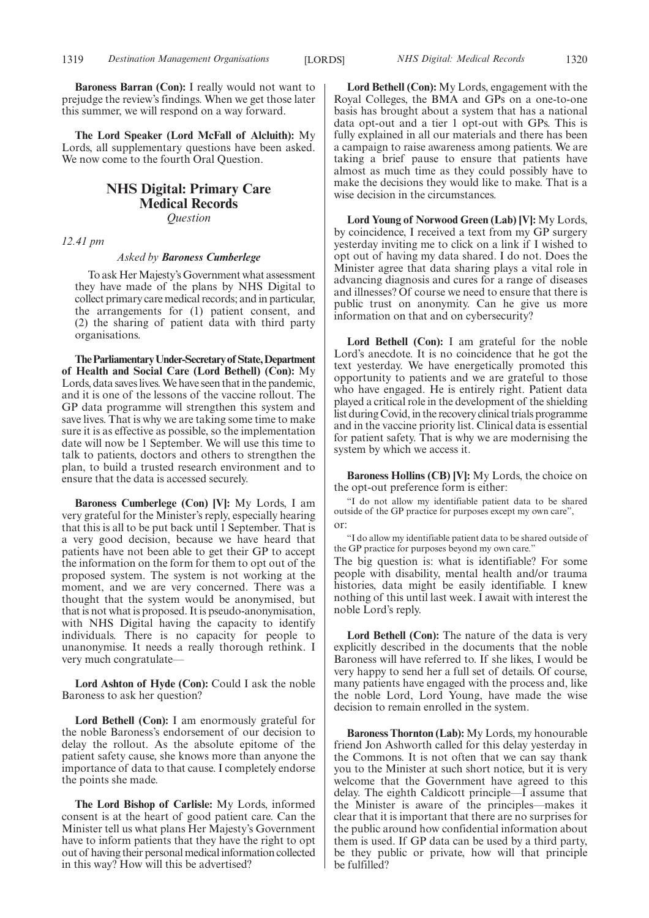**Baroness Barran (Con):** I really would not want to prejudge the review's findings. When we get those later this summer, we will respond on a way forward.

**The Lord Speaker (Lord McFall of Alcluith):** My Lords, all supplementary questions have been asked. We now come to the fourth Oral Question.

## NHS Digital: Primary Care Medical Records

*Question*

*12.41 pm*

*Asked by* ***Baroness Cumberlege***

To ask Her Majesty's Government what assessment they have made of the plans by NHS Digital to collect primary care medical records; and in particular, the arrangements for (1) patient consent, and (2) the sharing of patient data with third party organisations.

**The Parliamentary Under-Secretary of State, Department of Health and Social Care (Lord Bethell) (Con):** My Lords, data saves lives. We have seen that in the pandemic, and it is one of the lessons of the vaccine rollout. The GP data programme will strengthen this system and save lives. That is why we are taking some time to make sure it is as effective as possible, so the implementation date will now be 1 September. We will use this time to talk to patients, doctors and others to strengthen the plan, to build a trusted research environment and to ensure that the data is accessed securely.

**Baroness Cumberlege (Con) [V]:** My Lords, I am very grateful for the Minister's reply, especially hearing that this is all to be put back until 1 September. That is a very good decision, because we have heard that patients have not been able to get their GP to accept the information on the form for them to opt out of the proposed system. The system is not working at the moment, and we are very concerned. There was a thought that the system would be anonymised, but that is not what is proposed. It is pseudo-anonymisation, with NHS Digital having the capacity to identify individuals. There is no capacity for people to unanonymise. It needs a really thorough rethink. I very much congratulate—

**Lord Ashton of Hyde (Con):** Could I ask the noble Baroness to ask her question?

**Lord Bethell (Con):** I am enormously grateful for the noble Baroness's endorsement of our decision to delay the rollout. As the absolute epitome of the patient safety cause, she knows more than anyone the importance of data to that cause. I completely endorse the points she made.

**The Lord Bishop of Carlisle:** My Lords, informed consent is at the heart of good patient care. Can the Minister tell us what plans Her Majesty's Government have to inform patients that they have the right to opt out of having their personal medical information collected in this way? How will this be advertised?

**Lord Bethell (Con):** My Lords, engagement with the Royal Colleges, the BMA and GPs on a one-to-one basis has brought about a system that has a national data opt-out and a tier 1 opt-out with GPs. This is fully explained in all our materials and there has been a campaign to raise awareness among patients. We are taking a brief pause to ensure that patients have almost as much time as they could possibly have to make the decisions they would like to make. That is a wise decision in the circumstances.

**Lord Young of Norwood Green (Lab) [V]:** My Lords, by coincidence, I received a text from my GP surgery yesterday inviting me to click on a link if I wished to opt out of having my data shared. I do not. Does the Minister agree that data sharing plays a vital role in advancing diagnosis and cures for a range of diseases and illnesses? Of course we need to ensure that there is public trust on anonymity. Can he give us more information on that and on cybersecurity?

**Lord Bethell (Con):** I am grateful for the noble Lord's anecdote. It is no coincidence that he got the text yesterday. We have energetically promoted this opportunity to patients and we are grateful to those who have engaged. He is entirely right. Patient data played a critical role in the development of the shielding list during Covid, in the recovery clinical trials programme and in the vaccine priority list. Clinical data is essential for patient safety. That is why we are modernising the system by which we access it.

**Baroness Hollins (CB) [V]:** My Lords, the choice on the opt-out preference form is either:

> "I do not allow my identifiable patient data to be shared outside of the GP practice for purposes except my own care",

or:

> "I do allow my identifiable patient data to be shared outside of the GP practice for purposes beyond my own care."

The big question is: what is identifiable? For some people with disability, mental health and/or trauma histories, data might be easily identifiable. I knew nothing of this until last week. I await with interest the noble Lord's reply.

**Lord Bethell (Con):** The nature of the data is very explicitly described in the documents that the noble Baroness will have referred to. If she likes, I would be very happy to send her a full set of details. Of course, many patients have engaged with the process and, like the noble Lord, Lord Young, have made the wise decision to remain enrolled in the system.

**Baroness Thornton (Lab):** My Lords, my honourable friend Jon Ashworth called for this delay yesterday in the Commons. It is not often that we can say thank you to the Minister at such short notice, but it is very welcome that the Government have agreed to this delay. The eighth Caldicott principle—I assume that the Minister is aware of the principles—makes it clear that it is important that there are no surprises for the public around how confidential information about them is used. If GP data can be used by a third party, be they public or private, how will that principle be fulfilled?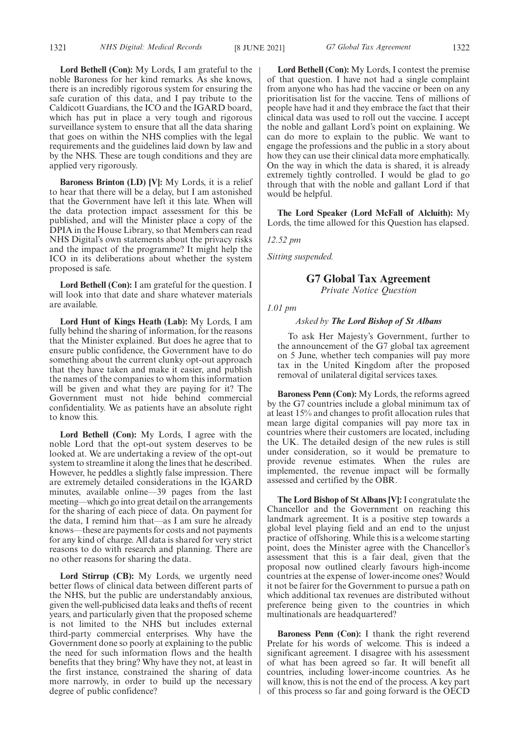**Lord Bethell (Con):** My Lords, I am grateful to the noble Baroness for her kind remarks. As she knows, there is an incredibly rigorous system for ensuring the safe curation of this data, and I pay tribute to the Caldicott Guardians, the ICO and the IGARD board, which has put in place a very tough and rigorous surveillance system to ensure that all the data sharing that goes on within the NHS complies with the legal requirements and the guidelines laid down by law and by the NHS. These are tough conditions and they are applied very rigorously.

**Baroness Brinton (LD) [V]:** My Lords, it is a relief to hear that there will be a delay, but I am astonished that the Government have left it this late. When will the data protection impact assessment for this be published, and will the Minister place a copy of the DPIA in the House Library, so that Members can read NHS Digital's own statements about the privacy risks and the impact of the programme? It might help the ICO in its deliberations about whether the system proposed is safe.

**Lord Bethell (Con):** I am grateful for the question. I will look into that date and share whatever materials are available.

**Lord Hunt of Kings Heath (Lab):** My Lords, I am fully behind the sharing of information, for the reasons that the Minister explained. But does he agree that to ensure public confidence, the Government have to do something about the current clunky opt-out approach that they have taken and make it easier, and publish the names of the companies to whom this information will be given and what they are paying for it? The Government must not hide behind commercial confidentiality. We as patients have an absolute right to know this.

**Lord Bethell (Con):** My Lords, I agree with the noble Lord that the opt-out system deserves to be looked at. We are undertaking a review of the opt-out system to streamline it along the lines that he described. However, he peddles a slightly false impression. There are extremely detailed considerations in the IGARD minutes, available online—39 pages from the last meeting—which go into great detail on the arrangements for the sharing of each piece of data. On payment for the data, I remind him that—as I am sure he already knows—these are payments for costs and not payments for any kind of charge. All data is shared for very strict reasons to do with research and planning. There are no other reasons for sharing the data.

**Lord Stirrup (CB):** My Lords, we urgently need better flows of clinical data between different parts of the NHS, but the public are understandably anxious, given the well-publicised data leaks and thefts of recent years, and particularly given that the proposed scheme is not limited to the NHS but includes external third-party commercial enterprises. Why have the Government done so poorly at explaining to the public the need for such information flows and the health benefits that they bring? Why have they not, at least in the first instance, constrained the sharing of data more narrowly, in order to build up the necessary degree of public confidence?

**Lord Bethell (Con):** My Lords, I contest the premise of that question. I have not had a single complaint from anyone who has had the vaccine or been on any prioritisation list for the vaccine. Tens of millions of people have had it and they embrace the fact that their clinical data was used to roll out the vaccine. I accept the noble and gallant Lord's point on explaining. We can do more to explain to the public. We want to engage the professions and the public in a story about how they can use their clinical data more emphatically. On the way in which the data is shared, it is already extremely tightly controlled. I would be glad to go through that with the noble and gallant Lord if that would be helpful.

**The Lord Speaker (Lord McFall of Alcluith):** My Lords, the time allowed for this Question has elapsed.

*12.52 pm*

*Sitting suspended.*

## G7 Global Tax Agreement

*Private Notice Question*

*1.01 pm*

*Asked by* ***The Lord Bishop of St Albans***

To ask Her Majesty's Government, further to the announcement of the G7 global tax agreement on 5 June, whether tech companies will pay more tax in the United Kingdom after the proposed removal of unilateral digital services taxes.

**Baroness Penn (Con):** My Lords, the reforms agreed by the G7 countries include a global minimum tax of at least 15% and changes to profit allocation rules that mean large digital companies will pay more tax in countries where their customers are located, including the UK. The detailed design of the new rules is still under consideration, so it would be premature to provide revenue estimates. When the rules are implemented, the revenue impact will be formally assessed and certified by the OBR.

**The Lord Bishop of St Albans [V]:** I congratulate the Chancellor and the Government on reaching this landmark agreement. It is a positive step towards a global level playing field and an end to the unjust practice of offshoring. While this is a welcome starting point, does the Minister agree with the Chancellor's assessment that this is a fair deal, given that the proposal now outlined clearly favours high-income countries at the expense of lower-income ones? Would it not be fairer for the Government to pursue a path on which additional tax revenues are distributed without preference being given to the countries in which multinationals are headquartered?

**Baroness Penn (Con):** I thank the right reverend Prelate for his words of welcome. This is indeed a significant agreement. I disagree with his assessment of what has been agreed so far. It will benefit all countries, including lower-income countries. As he will know, this is not the end of the process. A key part of this process so far and going forward is the OECD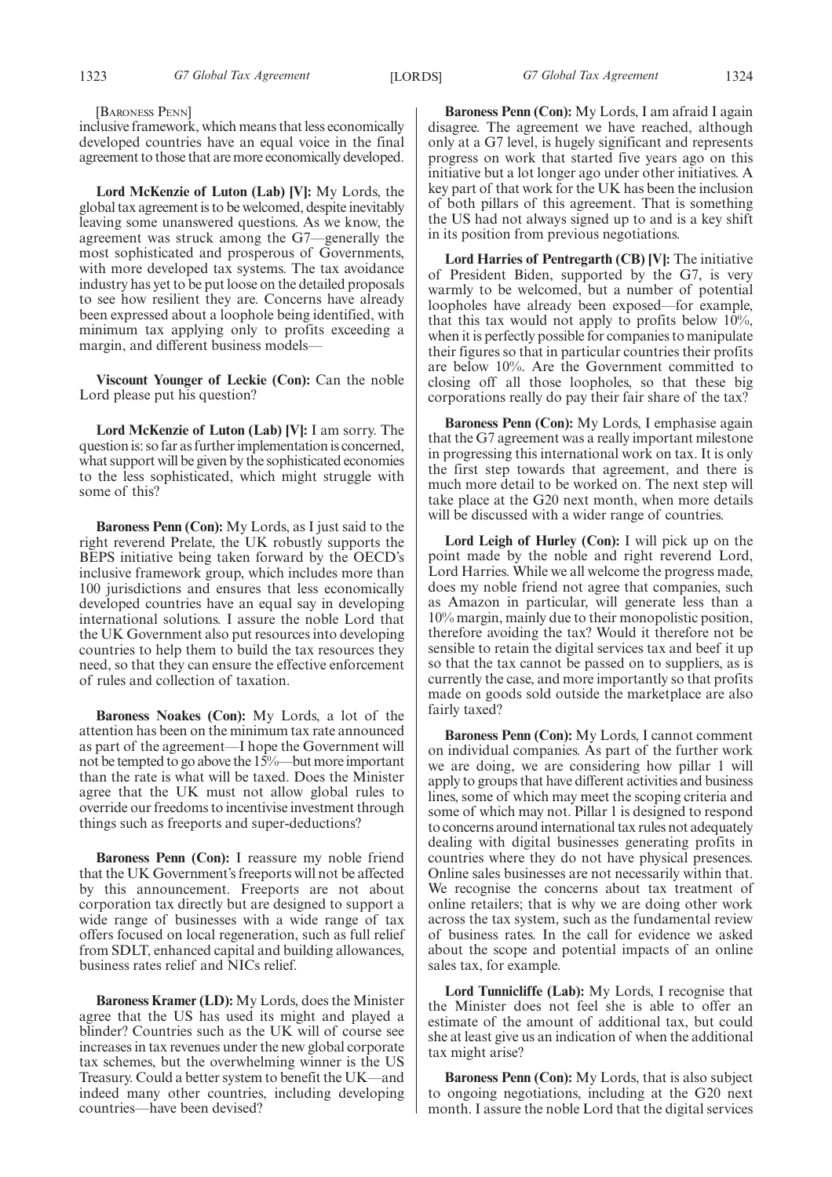[Baroness Penn]

inclusive framework, which means that less economically developed countries have an equal voice in the final agreement to those that are more economically developed.

**Lord McKenzie of Luton (Lab) [V]:** My Lords, the global tax agreement is to be welcomed, despite inevitably leaving some unanswered questions. As we know, the agreement was struck among the G7—generally the most sophisticated and prosperous of Governments, with more developed tax systems. The tax avoidance industry has yet to be put loose on the detailed proposals to see how resilient they are. Concerns have already been expressed about a loophole being identified, with minimum tax applying only to profits exceeding a margin, and different business models—

**Viscount Younger of Leckie (Con):** Can the noble Lord please put his question?

**Lord McKenzie of Luton (Lab) [V]:** I am sorry. The question is: so far as further implementation is concerned, what support will be given by the sophisticated economies to the less sophisticated, which might struggle with some of this?

**Baroness Penn (Con):** My Lords, as I just said to the right reverend Prelate, the UK robustly supports the BEPS initiative being taken forward by the OECD's inclusive framework group, which includes more than 100 jurisdictions and ensures that less economically developed countries have an equal say in developing international solutions. I assure the noble Lord that the UK Government also put resources into developing countries to help them to build the tax resources they need, so that they can ensure the effective enforcement of rules and collection of taxation.

**Baroness Noakes (Con):** My Lords, a lot of the attention has been on the minimum tax rate announced as part of the agreement—I hope the Government will not be tempted to go above the 15%—but more important than the rate is what will be taxed. Does the Minister agree that the UK must not allow global rules to override our freedoms to incentivise investment through things such as freeports and super-deductions?

**Baroness Penn (Con):** I reassure my noble friend that the UK Government's freeports will not be affected by this announcement. Freeports are not about corporation tax directly but are designed to support a wide range of businesses with a wide range of tax offers focused on local regeneration, such as full relief from SDLT, enhanced capital and building allowances, business rates relief and NICs relief.

**Baroness Kramer (LD):** My Lords, does the Minister agree that the US has used its might and played a blinder? Countries such as the UK will of course see increases in tax revenues under the new global corporate tax schemes, but the overwhelming winner is the US Treasury. Could a better system to benefit the UK—and indeed many other countries, including developing countries—have been devised?

**Baroness Penn (Con):** My Lords, I am afraid I again disagree. The agreement we have reached, although only at a G7 level, is hugely significant and represents progress on work that started five years ago on this initiative but a lot longer ago under other initiatives. A key part of that work for the UK has been the inclusion of both pillars of this agreement. That is something the US had not always signed up to and is a key shift in its position from previous negotiations.

**Lord Harries of Pentregarth (CB) [V]:** The initiative of President Biden, supported by the G7, is very warmly to be welcomed, but a number of potential loopholes have already been exposed—for example, that this tax would not apply to profits below 10%, when it is perfectly possible for companies to manipulate their figures so that in particular countries their profits are below 10%. Are the Government committed to closing off all those loopholes, so that these big corporations really do pay their fair share of the tax?

**Baroness Penn (Con):** My Lords, I emphasise again that the G7 agreement was a really important milestone in progressing this international work on tax. It is only the first step towards that agreement, and there is much more detail to be worked on. The next step will take place at the G20 next month, when more details will be discussed with a wider range of countries.

**Lord Leigh of Hurley (Con):** I will pick up on the point made by the noble and right reverend Lord, Lord Harries. While we all welcome the progress made, does my noble friend not agree that companies, such as Amazon in particular, will generate less than a 10% margin, mainly due to their monopolistic position, therefore avoiding the tax? Would it therefore not be sensible to retain the digital services tax and beef it up so that the tax cannot be passed on to suppliers, as is currently the case, and more importantly so that profits made on goods sold outside the marketplace are also fairly taxed?

**Baroness Penn (Con):** My Lords, I cannot comment on individual companies. As part of the further work we are doing, we are considering how pillar 1 will apply to groups that have different activities and business lines, some of which may meet the scoping criteria and some of which may not. Pillar 1 is designed to respond to concerns around international tax rules not adequately dealing with digital businesses generating profits in countries where they do not have physical presences. Online sales businesses are not necessarily within that. We recognise the concerns about tax treatment of online retailers; that is why we are doing other work across the tax system, such as the fundamental review of business rates. In the call for evidence we asked about the scope and potential impacts of an online sales tax, for example.

**Lord Tunnicliffe (Lab):** My Lords, I recognise that the Minister does not feel she is able to offer an estimate of the amount of additional tax, but could she at least give us an indication of when the additional tax might arise?

**Baroness Penn (Con):** My Lords, that is also subject to ongoing negotiations, including at the G20 next month. I assure the noble Lord that the digital services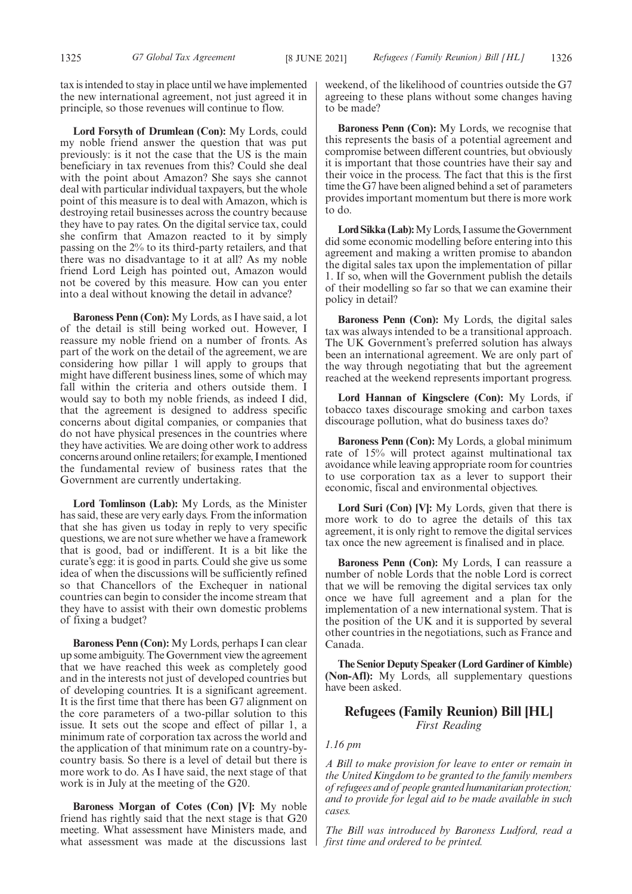tax is intended to stay in place until we have implemented the new international agreement, not just agreed it in principle, so those revenues will continue to flow.

**Lord Forsyth of Drumlean (Con):** My Lords, could my noble friend answer the question that was put previously: is it not the case that the US is the main beneficiary in tax revenues from this? Could she deal with the point about Amazon? She says she cannot deal with particular individual taxpayers, but the whole point of this measure is to deal with Amazon, which is destroying retail businesses across the country because they have to pay rates. On the digital service tax, could she confirm that Amazon reacted to it by simply passing on the 2% to its third-party retailers, and that there was no disadvantage to it at all? As my noble friend Lord Leigh has pointed out, Amazon would not be covered by this measure. How can you enter into a deal without knowing the detail in advance?

**Baroness Penn (Con):** My Lords, as I have said, a lot of the detail is still being worked out. However, I reassure my noble friend on a number of fronts. As part of the work on the detail of the agreement, we are considering how pillar 1 will apply to groups that might have different business lines, some of which may fall within the criteria and others outside them. I would say to both my noble friends, as indeed I did, that the agreement is designed to address specific concerns about digital companies, or companies that do not have physical presences in the countries where they have activities. We are doing other work to address concerns around online retailers; for example, I mentioned the fundamental review of business rates that the Government are currently undertaking.

**Lord Tomlinson (Lab):** My Lords, as the Minister has said, these are very early days. From the information that she has given us today in reply to very specific questions, we are not sure whether we have a framework that is good, bad or indifferent. It is a bit like the curate's egg: it is good in parts. Could she give us some idea of when the discussions will be sufficiently refined so that Chancellors of the Exchequer in national countries can begin to consider the income stream that they have to assist with their own domestic problems of fixing a budget?

**Baroness Penn (Con):** My Lords, perhaps I can clear up some ambiguity. The Government view the agreement that we have reached this week as completely good and in the interests not just of developed countries but of developing countries. It is a significant agreement. It is the first time that there has been G7 alignment on the core parameters of a two-pillar solution to this issue. It sets out the scope and effect of pillar 1, a minimum rate of corporation tax across the world and the application of that minimum rate on a country-by-country basis. So there is a level of detail but there is more work to do. As I have said, the next stage of that work is in July at the meeting of the G20.

**Baroness Morgan of Cotes (Con) [V]:** My noble friend has rightly said that the next stage is that G20 meeting. What assessment have Ministers made, and what assessment was made at the discussions last weekend, of the likelihood of countries outside the G7 agreeing to these plans without some changes having to be made?

**Baroness Penn (Con):** My Lords, we recognise that this represents the basis of a potential agreement and compromise between different countries, but obviously it is important that those countries have their say and their voice in the process. The fact that this is the first time the G7 have been aligned behind a set of parameters provides important momentum but there is more work to do.

**Lord Sikka (Lab):** My Lords, I assume the Government did some economic modelling before entering into this agreement and making a written promise to abandon the digital sales tax upon the implementation of pillar 1. If so, when will the Government publish the details of their modelling so far so that we can examine their policy in detail?

**Baroness Penn (Con):** My Lords, the digital sales tax was always intended to be a transitional approach. The UK Government's preferred solution has always been an international agreement. We are only part of the way through negotiating that but the agreement reached at the weekend represents important progress.

**Lord Hannan of Kingsclere (Con):** My Lords, if tobacco taxes discourage smoking and carbon taxes discourage pollution, what do business taxes do?

**Baroness Penn (Con):** My Lords, a global minimum rate of 15% will protect against multinational tax avoidance while leaving appropriate room for countries to use corporation tax as a lever to support their economic, fiscal and environmental objectives.

**Lord Suri (Con) [V]:** My Lords, given that there is more work to do to agree the details of this tax agreement, it is only right to remove the digital services tax once the new agreement is finalised and in place.

**Baroness Penn (Con):** My Lords, I can reassure a number of noble Lords that the noble Lord is correct that we will be removing the digital services tax only once we have full agreement and a plan for the implementation of a new international system. That is the position of the UK and it is supported by several other countries in the negotiations, such as France and Canada.

**The Senior Deputy Speaker (Lord Gardiner of Kimble) (Non-Afl):** My Lords, all supplementary questions have been asked.

## Refugees (Family Reunion) Bill [HL]

*First Reading*

*1.16 pm*

*A Bill to make provision for leave to enter or remain in the United Kingdom to be granted to the family members of refugees and of people granted humanitarian protection; and to provide for legal aid to be made available in such cases.*

*The Bill was introduced by Baroness Ludford, read a first time and ordered to be printed.*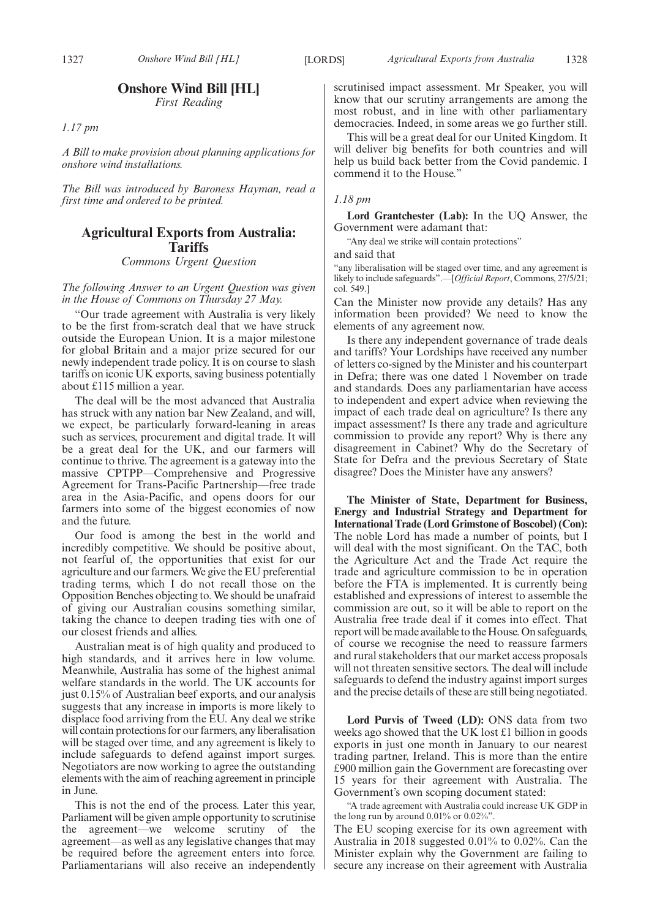## Onshore Wind Bill [HL]

*First Reading*

*1.17 pm*

*A Bill to make provision about planning applications for onshore wind installations.*

*The Bill was introduced by Baroness Hayman, read a first time and ordered to be printed.*

## Agricultural Exports from Australia: Tariffs

*Commons Urgent Question*

*The following Answer to an Urgent Question was given in the House of Commons on Thursday 27 May.*

"Our trade agreement with Australia is very likely to be the first from-scratch deal that we have struck outside the European Union. It is a major milestone for global Britain and a major prize secured for our newly independent trade policy. It is on course to slash tariffs on iconic UK exports, saving business potentially about £115 million a year.

The deal will be the most advanced that Australia has struck with any nation bar New Zealand, and will, we expect, be particularly forward-leaning in areas such as services, procurement and digital trade. It will be a great deal for the UK, and our farmers will continue to thrive. The agreement is a gateway into the massive CPTPP—Comprehensive and Progressive Agreement for Trans-Pacific Partnership—free trade area in the Asia-Pacific, and opens doors for our farmers into some of the biggest economies of now and the future.

Our food is among the best in the world and incredibly competitive. We should be positive about, not fearful of, the opportunities that exist for our agriculture and our farmers. We give the EU preferential trading terms, which I do not recall those on the Opposition Benches objecting to. We should be unafraid of giving our Australian cousins something similar, taking the chance to deepen trading ties with one of our closest friends and allies.

Australian meat is of high quality and produced to high standards, and it arrives here in low volume. Meanwhile, Australia has some of the highest animal welfare standards in the world. The UK accounts for just 0.15% of Australian beef exports, and our analysis suggests that any increase in imports is more likely to displace food arriving from the EU. Any deal we strike will contain protections for our farmers, any liberalisation will be staged over time, and any agreement is likely to include safeguards to defend against import surges. Negotiators are now working to agree the outstanding elements with the aim of reaching agreement in principle in June.

This is not the end of the process. Later this year, Parliament will be given ample opportunity to scrutinise the agreement—we welcome scrutiny of the agreement—as well as any legislative changes that may be required before the agreement enters into force. Parliamentarians will also receive an independently scrutinised impact assessment. Mr Speaker, you will know that our scrutiny arrangements are among the most robust, and in line with other parliamentary democracies. Indeed, in some areas we go further still.

This will be a great deal for our United Kingdom. It will deliver big benefits for both countries and will help us build back better from the Covid pandemic. I commend it to the House."

*1.18 pm*

**Lord Grantchester (Lab):** In the UQ Answer, the Government were adamant that:

"Any deal we strike will contain protections"

and said that

"any liberalisation will be staged over time, and any agreement is likely to include safeguards".—[*Official Report*, Commons, 27/5/21; col. 549.]

Can the Minister now provide any details? Has any information been provided? We need to know the elements of any agreement now.

Is there any independent governance of trade deals and tariffs? Your Lordships have received any number of letters co-signed by the Minister and his counterpart in Defra; there was one dated 1 November on trade and standards. Does any parliamentarian have access to independent and expert advice when reviewing the impact of each trade deal on agriculture? Is there any impact assessment? Is there any trade and agriculture commission to provide any report? Why is there any disagreement in Cabinet? Why do the Secretary of State for Defra and the previous Secretary of State disagree? Does the Minister have any answers?

**The Minister of State, Department for Business, Energy and Industrial Strategy and Department for International Trade (Lord Grimstone of Boscobel) (Con):** The noble Lord has made a number of points, but I will deal with the most significant. On the TAC, both the Agriculture Act and the Trade Act require the trade and agriculture commission to be in operation before the FTA is implemented. It is currently being established and expressions of interest to assemble the commission are out, so it will be able to report on the Australia free trade deal if it comes into effect. That report will be made available to the House. On safeguards, of course we recognise the need to reassure farmers and rural stakeholders that our market access proposals will not threaten sensitive sectors. The deal will include safeguards to defend the industry against import surges and the precise details of these are still being negotiated.

**Lord Purvis of Tweed (LD):** ONS data from two weeks ago showed that the UK lost £1 billion in goods exports in just one month in January to our nearest trading partner, Ireland. This is more than the entire £900 million gain the Government are forecasting over 15 years for their agreement with Australia. The Government's own scoping document stated:

"A trade agreement with Australia could increase UK GDP in the long run by around 0.01% or 0.02%".

The EU scoping exercise for its own agreement with Australia in 2018 suggested 0.01% to 0.02%. Can the Minister explain why the Government are failing to secure any increase on their agreement with Australia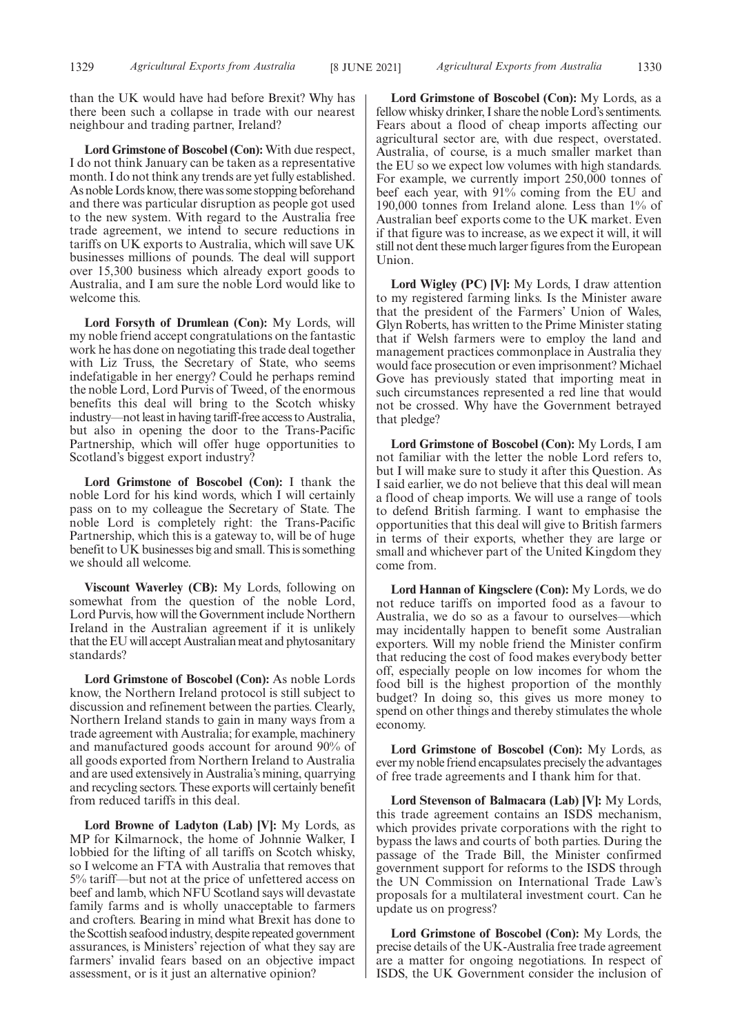than the UK would have had before Brexit? Why has there been such a collapse in trade with our nearest neighbour and trading partner, Ireland?

**Lord Grimstone of Boscobel (Con):** With due respect, I do not think January can be taken as a representative month. I do not think any trends are yet fully established. As noble Lords know, there was some stopping beforehand and there was particular disruption as people got used to the new system. With regard to the Australia free trade agreement, we intend to secure reductions in tariffs on UK exports to Australia, which will save UK businesses millions of pounds. The deal will support over 15,300 business which already export goods to Australia, and I am sure the noble Lord would like to welcome this.

**Lord Forsyth of Drumlean (Con):** My Lords, will my noble friend accept congratulations on the fantastic work he has done on negotiating this trade deal together with Liz Truss, the Secretary of State, who seems indefatigable in her energy? Could he perhaps remind the noble Lord, Lord Purvis of Tweed, of the enormous benefits this deal will bring to the Scotch whisky industry—not least in having tariff-free access to Australia, but also in opening the door to the Trans-Pacific Partnership, which will offer huge opportunities to Scotland's biggest export industry?

**Lord Grimstone of Boscobel (Con):** I thank the noble Lord for his kind words, which I will certainly pass on to my colleague the Secretary of State. The noble Lord is completely right: the Trans-Pacific Partnership, which this is a gateway to, will be of huge benefit to UK businesses big and small. This is something we should all welcome.

**Viscount Waverley (CB):** My Lords, following on somewhat from the question of the noble Lord, Lord Purvis, how will the Government include Northern Ireland in the Australian agreement if it is unlikely that the EU will accept Australian meat and phytosanitary standards?

**Lord Grimstone of Boscobel (Con):** As noble Lords know, the Northern Ireland protocol is still subject to discussion and refinement between the parties. Clearly, Northern Ireland stands to gain in many ways from a trade agreement with Australia; for example, machinery and manufactured goods account for around 90% of all goods exported from Northern Ireland to Australia and are used extensively in Australia's mining, quarrying and recycling sectors. These exports will certainly benefit from reduced tariffs in this deal.

**Lord Browne of Ladyton (Lab) [V]:** My Lords, as MP for Kilmarnock, the home of Johnnie Walker, I lobbied for the lifting of all tariffs on Scotch whisky, so I welcome an FTA with Australia that removes that 5% tariff—but not at the price of unfettered access on beef and lamb, which NFU Scotland says will devastate family farms and is wholly unacceptable to farmers and crofters. Bearing in mind what Brexit has done to the Scottish seafood industry, despite repeated government assurances, is Ministers' rejection of what they say are farmers' invalid fears based on an objective impact assessment, or is it just an alternative opinion?

**Lord Grimstone of Boscobel (Con):** My Lords, as a fellow whisky drinker, I share the noble Lord's sentiments. Fears about a flood of cheap imports affecting our agricultural sector are, with due respect, overstated. Australia, of course, is a much smaller market than the EU so we expect low volumes with high standards. For example, we currently import 250,000 tonnes of beef each year, with 91% coming from the EU and 190,000 tonnes from Ireland alone. Less than 1% of Australian beef exports come to the UK market. Even if that figure was to increase, as we expect it will, it will still not dent these much larger figures from the European Union.

**Lord Wigley (PC) [V]:** My Lords, I draw attention to my registered farming links. Is the Minister aware that the president of the Farmers' Union of Wales, Glyn Roberts, has written to the Prime Minister stating that if Welsh farmers were to employ the land and management practices commonplace in Australia they would face prosecution or even imprisonment? Michael Gove has previously stated that importing meat in such circumstances represented a red line that would not be crossed. Why have the Government betrayed that pledge?

**Lord Grimstone of Boscobel (Con):** My Lords, I am not familiar with the letter the noble Lord refers to, but I will make sure to study it after this Question. As I said earlier, we do not believe that this deal will mean a flood of cheap imports. We will use a range of tools to defend British farming. I want to emphasise the opportunities that this deal will give to British farmers in terms of their exports, whether they are large or small and whichever part of the United Kingdom they come from.

**Lord Hannan of Kingsclere (Con):** My Lords, we do not reduce tariffs on imported food as a favour to Australia, we do so as a favour to ourselves—which may incidentally happen to benefit some Australian exporters. Will my noble friend the Minister confirm that reducing the cost of food makes everybody better off, especially people on low incomes for whom the food bill is the highest proportion of the monthly budget? In doing so, this gives us more money to spend on other things and thereby stimulates the whole economy.

**Lord Grimstone of Boscobel (Con):** My Lords, as ever my noble friend encapsulates precisely the advantages of free trade agreements and I thank him for that.

**Lord Stevenson of Balmacara (Lab) [V]:** My Lords, this trade agreement contains an ISDS mechanism, which provides private corporations with the right to bypass the laws and courts of both parties. During the passage of the Trade Bill, the Minister confirmed government support for reforms to the ISDS through the UN Commission on International Trade Law's proposals for a multilateral investment court. Can he update us on progress?

**Lord Grimstone of Boscobel (Con):** My Lords, the precise details of the UK-Australia free trade agreement are a matter for ongoing negotiations. In respect of ISDS, the UK Government consider the inclusion of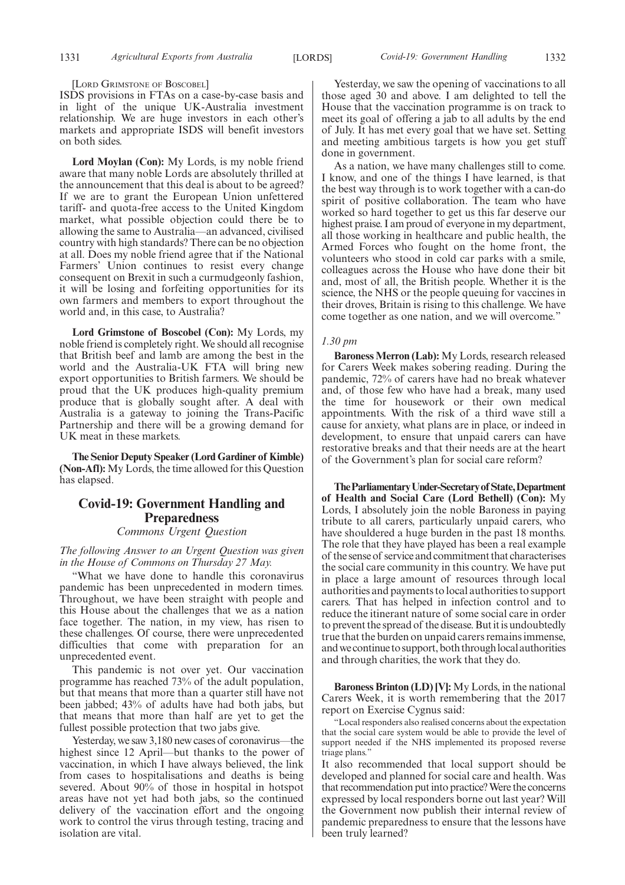[LORD GRIMSTONE OF BOSCOBEL]

ISDS provisions in FTAs on a case-by-case basis and in light of the unique UK-Australia investment relationship. We are huge investors in each other's markets and appropriate ISDS will benefit investors on both sides.

**Lord Moylan (Con):** My Lords, is my noble friend aware that many noble Lords are absolutely thrilled at the announcement that this deal is about to be agreed? If we are to grant the European Union unfettered tariff- and quota-free access to the United Kingdom market, what possible objection could there be to allowing the same to Australia—an advanced, civilised country with high standards? There can be no objection at all. Does my noble friend agree that if the National Farmers' Union continues to resist every change consequent on Brexit in such a curmudgeonly fashion, it will be losing and forfeiting opportunities for its own farmers and members to export throughout the world and, in this case, to Australia?

**Lord Grimstone of Boscobel (Con):** My Lords, my noble friend is completely right. We should all recognise that British beef and lamb are among the best in the world and the Australia-UK FTA will bring new export opportunities to British farmers. We should be proud that the UK produces high-quality premium produce that is globally sought after. A deal with Australia is a gateway to joining the Trans-Pacific Partnership and there will be a growing demand for UK meat in these markets.

**The Senior Deputy Speaker (Lord Gardiner of Kimble) (Non-Afl):** My Lords, the time allowed for this Question has elapsed.

## Covid-19: Government Handling and Preparedness

*Commons Urgent Question*

*The following Answer to an Urgent Question was given in the House of Commons on Thursday 27 May.*

"What we have done to handle this coronavirus pandemic has been unprecedented in modern times. Throughout, we have been straight with people and this House about the challenges that we as a nation face together. The nation, in my view, has risen to these challenges. Of course, there were unprecedented difficulties that come with preparation for an unprecedented event.

This pandemic is not over yet. Our vaccination programme has reached 73% of the adult population, but that means that more than a quarter still have not been jabbed; 43% of adults have had both jabs, but that means that more than half are yet to get the fullest possible protection that two jabs give.

Yesterday, we saw 3,180 new cases of coronavirus—the highest since 12 April—but thanks to the power of vaccination, in which I have always believed, the link from cases to hospitalisations and deaths is being severed. About 90% of those in hospital in hotspot areas have not yet had both jabs, so the continued delivery of the vaccination effort and the ongoing work to control the virus through testing, tracing and isolation are vital.

Yesterday, we saw the opening of vaccinations to all those aged 30 and above. I am delighted to tell the House that the vaccination programme is on track to meet its goal of offering a jab to all adults by the end of July. It has met every goal that we have set. Setting and meeting ambitious targets is how you get stuff done in government.

As a nation, we have many challenges still to come. I know, and one of the things I have learned, is that the best way through is to work together with a can-do spirit of positive collaboration. The team who have worked so hard together to get us this far deserve our highest praise. I am proud of everyone in my department, all those working in healthcare and public health, the Armed Forces who fought on the home front, the volunteers who stood in cold car parks with a smile, colleagues across the House who have done their bit and, most of all, the British people. Whether it is the science, the NHS or the people queuing for vaccines in their droves, Britain is rising to this challenge. We have come together as one nation, and we will overcome."

*1.30 pm*

**Baroness Merron (Lab):** My Lords, research released for Carers Week makes sobering reading. During the pandemic, 72% of carers have had no break whatever and, of those few who have had a break, many used the time for housework or their own medical appointments. With the risk of a third wave still a cause for anxiety, what plans are in place, or indeed in development, to ensure that unpaid carers can have restorative breaks and that their needs are at the heart of the Government's plan for social care reform?

**The Parliamentary Under-Secretary of State, Department of Health and Social Care (Lord Bethell) (Con):** My Lords, I absolutely join the noble Baroness in paying tribute to all carers, particularly unpaid carers, who have shouldered a huge burden in the past 18 months. The role that they have played has been a real example of the sense of service and commitment that characterises the social care community in this country. We have put in place a large amount of resources through local authorities and payments to local authorities to support carers. That has helped in infection control and to reduce the itinerant nature of some social care in order to prevent the spread of the disease. But it is undoubtedly true that the burden on unpaid carers remains immense, and we continue to support, both through local authorities and through charities, the work that they do.

**Baroness Brinton (LD) [V]:** My Lords, in the national Carers Week, it is worth remembering that the 2017 report on Exercise Cygnus said:

"Local responders also realised concerns about the expectation that the social care system would be able to provide the level of support needed if the NHS implemented its proposed reverse triage plans."

It also recommended that local support should be developed and planned for social care and health. Was that recommendation put into practice? Were the concerns expressed by local responders borne out last year? Will the Government now publish their internal review of pandemic preparedness to ensure that the lessons have been truly learned?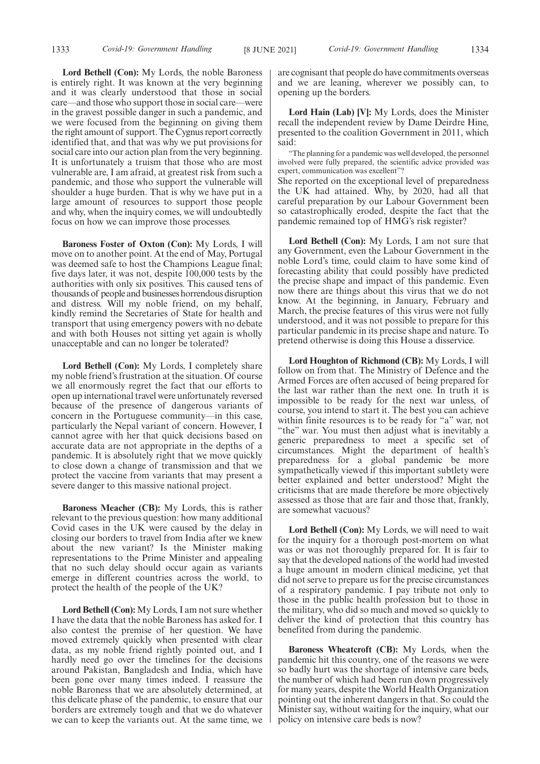**Lord Bethell (Con):** My Lords, the noble Baroness is entirely right. It was known at the very beginning and it was clearly understood that those in social care—and those who support those in social care—were in the gravest possible danger in such a pandemic, and we were focused from the beginning on giving them the right amount of support. The Cygnus report correctly identified that, and that was why we put provisions for social care into our action plan from the very beginning. It is unfortunately a truism that those who are most vulnerable are, I am afraid, at greatest risk from such a pandemic, and those who support the vulnerable will shoulder a huge burden. That is why we have put in a large amount of resources to support those people and why, when the inquiry comes, we will undoubtedly focus on how we can improve those processes.

**Baroness Foster of Oxton (Con):** My Lords, I will move on to another point. At the end of May, Portugal was deemed safe to host the Champions League final; five days later, it was not, despite 100,000 tests by the authorities with only six positives. This caused tens of thousands of people and businesses horrendous disruption and distress. Will my noble friend, on my behalf, kindly remind the Secretaries of State for health and transport that using emergency powers with no debate and with both Houses not sitting yet again is wholly unacceptable and can no longer be tolerated?

**Lord Bethell (Con):** My Lords, I completely share my noble friend's frustration at the situation. Of course we all enormously regret the fact that our efforts to open up international travel were unfortunately reversed because of the presence of dangerous variants of concern in the Portuguese community—in this case, particularly the Nepal variant of concern. However, I cannot agree with her that quick decisions based on accurate data are not appropriate in the depths of a pandemic. It is absolutely right that we move quickly to close down a change of transmission and that we protect the vaccine from variants that may present a severe danger to this massive national project.

**Baroness Meacher (CB):** My Lords, this is rather relevant to the previous question: how many additional Covid cases in the UK were caused by the delay in closing our borders to travel from India after we knew about the new variant? Is the Minister making representations to the Prime Minister and appealing that no such delay should occur again as variants emerge in different countries across the world, to protect the health of the people of the UK?

**Lord Bethell (Con):** My Lords, I am not sure whether I have the data that the noble Baroness has asked for. I also contest the premise of her question. We have moved extremely quickly when presented with clear data, as my noble friend rightly pointed out, and I hardly need go over the timelines for the decisions around Pakistan, Bangladesh and India, which have been gone over many times indeed. I reassure the noble Baroness that we are absolutely determined, at this delicate phase of the pandemic, to ensure that our borders are extremely tough and that we do whatever we can to keep the variants out. At the same time, we are cognisant that people do have commitments overseas and we are leaning, wherever we possibly can, to opening up the borders.

**Lord Hain (Lab) [V]:** My Lords, does the Minister recall the independent review by Dame Deirdre Hine, presented to the coalition Government in 2011, which said:

"The planning for a pandemic was well developed, the personnel involved were fully prepared, the scientific advice provided was expert, communication was excellent"?

She reported on the exceptional level of preparedness the UK had attained. Why, by 2020, had all that careful preparation by our Labour Government been so catastrophically eroded, despite the fact that the pandemic remained top of HMG's risk register?

**Lord Bethell (Con):** My Lords, I am not sure that any Government, even the Labour Government in the noble Lord's time, could claim to have some kind of forecasting ability that could possibly have predicted the precise shape and impact of this pandemic. Even now there are things about this virus that we do not know. At the beginning, in January, February and March, the precise features of this virus were not fully understood, and it was not possible to prepare for this particular pandemic in its precise shape and nature. To pretend otherwise is doing this House a disservice.

**Lord Houghton of Richmond (CB):** My Lords, I will follow on from that. The Ministry of Defence and the Armed Forces are often accused of being prepared for the last war rather than the next one. In truth it is impossible to be ready for the next war unless, of course, you intend to start it. The best you can achieve within finite resources is to be ready for "a" war, not "the" war. You must then adjust what is inevitably a generic preparedness to meet a specific set of circumstances. Might the department of health's preparedness for a global pandemic be more sympathetically viewed if this important subtlety were better explained and better understood? Might the criticisms that are made therefore be more objectively assessed as those that are fair and those that, frankly, are somewhat vacuous?

**Lord Bethell (Con):** My Lords, we will need to wait for the inquiry for a thorough post-mortem on what was or was not thoroughly prepared for. It is fair to say that the developed nations of the world had invested a huge amount in modern clinical medicine, yet that did not serve to prepare us for the precise circumstances of a respiratory pandemic. I pay tribute not only to those in the public health profession but to those in the military, who did so much and moved so quickly to deliver the kind of protection that this country has benefited from during the pandemic.

**Baroness Wheatcroft (CB):** My Lords, when the pandemic hit this country, one of the reasons we were so badly hurt was the shortage of intensive care beds, the number of which had been run down progressively for many years, despite the World Health Organization pointing out the inherent dangers in that. So could the Minister say, without waiting for the inquiry, what our policy on intensive care beds is now?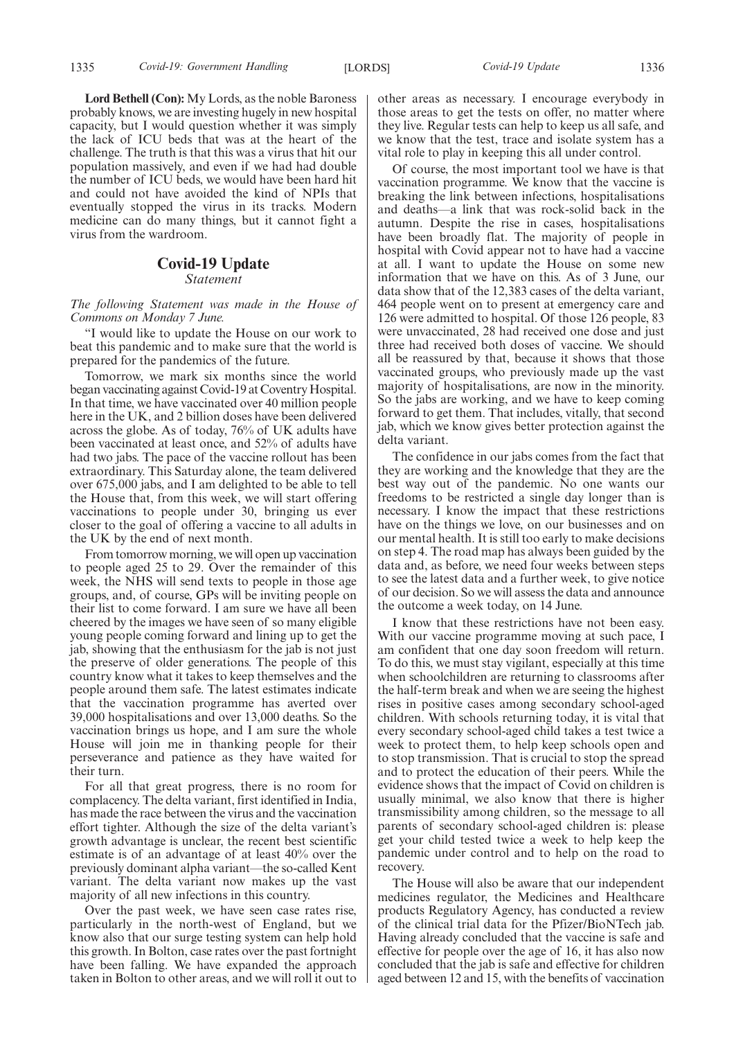**Lord Bethell (Con):** My Lords, as the noble Baroness probably knows, we are investing hugely in new hospital capacity, but I would question whether it was simply the lack of ICU beds that was at the heart of the challenge. The truth is that this was a virus that hit our population massively, and even if we had had double the number of ICU beds, we would have been hard hit and could not have avoided the kind of NPIs that eventually stopped the virus in its tracks. Modern medicine can do many things, but it cannot fight a virus from the wardroom.

## Covid-19 Update

*Statement*

*The following Statement was made in the House of Commons on Monday 7 June.*

"I would like to update the House on our work to beat this pandemic and to make sure that the world is prepared for the pandemics of the future.

Tomorrow, we mark six months since the world began vaccinating against Covid-19 at Coventry Hospital. In that time, we have vaccinated over 40 million people here in the UK, and 2 billion doses have been delivered across the globe. As of today, 76% of UK adults have been vaccinated at least once, and 52% of adults have had two jabs. The pace of the vaccine rollout has been extraordinary. This Saturday alone, the team delivered over 675,000 jabs, and I am delighted to be able to tell the House that, from this week, we will start offering vaccinations to people under 30, bringing us ever closer to the goal of offering a vaccine to all adults in the UK by the end of next month.

From tomorrow morning, we will open up vaccination to people aged 25 to 29. Over the remainder of this week, the NHS will send texts to people in those age groups, and, of course, GPs will be inviting people on their list to come forward. I am sure we have all been cheered by the images we have seen of so many eligible young people coming forward and lining up to get the jab, showing that the enthusiasm for the jab is not just the preserve of older generations. The people of this country know what it takes to keep themselves and the people around them safe. The latest estimates indicate that the vaccination programme has averted over 39,000 hospitalisations and over 13,000 deaths. So the vaccination brings us hope, and I am sure the whole House will join me in thanking people for their perseverance and patience as they have waited for their turn.

For all that great progress, there is no room for complacency. The delta variant, first identified in India, has made the race between the virus and the vaccination effort tighter. Although the size of the delta variant's growth advantage is unclear, the recent best scientific estimate is of an advantage of at least 40% over the previously dominant alpha variant—the so-called Kent variant. The delta variant now makes up the vast majority of all new infections in this country.

Over the past week, we have seen case rates rise, particularly in the north-west of England, but we know also that our surge testing system can help hold this growth. In Bolton, case rates over the past fortnight have been falling. We have expanded the approach taken in Bolton to other areas, and we will roll it out to other areas as necessary. I encourage everybody in those areas to get the tests on offer, no matter where they live. Regular tests can help to keep us all safe, and we know that the test, trace and isolate system has a vital role to play in keeping this all under control.

Of course, the most important tool we have is that vaccination programme. We know that the vaccine is breaking the link between infections, hospitalisations and deaths—a link that was rock-solid back in the autumn. Despite the rise in cases, hospitalisations have been broadly flat. The majority of people in hospital with Covid appear not to have had a vaccine at all. I want to update the House on some new information that we have on this. As of 3 June, our data show that of the 12,383 cases of the delta variant, 464 people went on to present at emergency care and 126 were admitted to hospital. Of those 126 people, 83 were unvaccinated, 28 had received one dose and just three had received both doses of vaccine. We should all be reassured by that, because it shows that those vaccinated groups, who previously made up the vast majority of hospitalisations, are now in the minority. So the jabs are working, and we have to keep coming forward to get them. That includes, vitally, that second jab, which we know gives better protection against the delta variant.

The confidence in our jabs comes from the fact that they are working and the knowledge that they are the best way out of the pandemic. No one wants our freedoms to be restricted a single day longer than is necessary. I know the impact that these restrictions have on the things we love, on our businesses and on our mental health. It is still too early to make decisions on step 4. The road map has always been guided by the data and, as before, we need four weeks between steps to see the latest data and a further week, to give notice of our decision. So we will assess the data and announce the outcome a week today, on 14 June.

I know that these restrictions have not been easy. With our vaccine programme moving at such pace, I am confident that one day soon freedom will return. To do this, we must stay vigilant, especially at this time when schoolchildren are returning to classrooms after the half-term break and when we are seeing the highest rises in positive cases among secondary school-aged children. With schools returning today, it is vital that every secondary school-aged child takes a test twice a week to protect them, to help keep schools open and to stop transmission. That is crucial to stop the spread and to protect the education of their peers. While the evidence shows that the impact of Covid on children is usually minimal, we also know that there is higher transmissibility among children, so the message to all parents of secondary school-aged children is: please get your child tested twice a week to help keep the pandemic under control and to help on the road to recovery.

The House will also be aware that our independent medicines regulator, the Medicines and Healthcare products Regulatory Agency, has conducted a review of the clinical trial data for the Pfizer/BioNTech jab. Having already concluded that the vaccine is safe and effective for people over the age of 16, it has also now concluded that the jab is safe and effective for children aged between 12 and 15, with the benefits of vaccination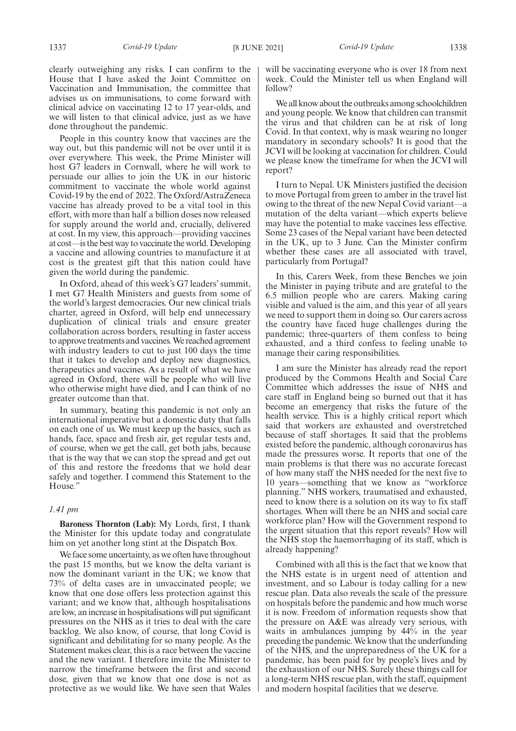clearly outweighing any risks. I can confirm to the House that I have asked the Joint Committee on Vaccination and Immunisation, the committee that advises us on immunisations, to come forward with clinical advice on vaccinating 12 to 17 year-olds, and we will listen to that clinical advice, just as we have done throughout the pandemic.

People in this country know that vaccines are the way out, but this pandemic will not be over until it is over everywhere. This week, the Prime Minister will host G7 leaders in Cornwall, where he will work to persuade our allies to join the UK in our historic commitment to vaccinate the whole world against Covid-19 by the end of 2022. The Oxford/AstraZeneca vaccine has already proved to be a vital tool in this effort, with more than half a billion doses now released for supply around the world and, crucially, delivered at cost. In my view, this approach—providing vaccines at cost—is the best way to vaccinate the world. Developing a vaccine and allowing countries to manufacture it at cost is the greatest gift that this nation could have given the world during the pandemic.

In Oxford, ahead of this week's G7 leaders' summit, I met G7 Health Ministers and guests from some of the world's largest democracies. Our new clinical trials charter, agreed in Oxford, will help end unnecessary duplication of clinical trials and ensure greater collaboration across borders, resulting in faster access to approve treatments and vaccines. We reached agreement with industry leaders to cut to just 100 days the time that it takes to develop and deploy new diagnostics, therapeutics and vaccines. As a result of what we have agreed in Oxford, there will be people who will live who otherwise might have died, and I can think of no greater outcome than that.

In summary, beating this pandemic is not only an international imperative but a domestic duty that falls on each one of us. We must keep up the basics, such as hands, face, space and fresh air, get regular tests and, of course, when we get the call, get both jabs, because that is the way that we can stop the spread and get out of this and restore the freedoms that we hold dear safely and together. I commend this Statement to the House."

*1.41 pm*

**Baroness Thornton (Lab):** My Lords, first, I thank the Minister for this update today and congratulate him on yet another long stint at the Dispatch Box.

We face some uncertainty, as we often have throughout the past 15 months, but we know the delta variant is now the dominant variant in the UK; we know that 73% of delta cases are in unvaccinated people; we know that one dose offers less protection against this variant; and we know that, although hospitalisations are low, an increase in hospitalisations will put significant pressures on the NHS as it tries to deal with the care backlog. We also know, of course, that long Covid is significant and debilitating for so many people. As the Statement makes clear, this is a race between the vaccine and the new variant. I therefore invite the Minister to narrow the timeframe between the first and second dose, given that we know that one dose is not as protective as we would like. We have seen that Wales will be vaccinating everyone who is over 18 from next week. Could the Minister tell us when England will follow?

We all know about the outbreaks among schoolchildren and young people. We know that children can transmit the virus and that children can be at risk of long Covid. In that context, why is mask wearing no longer mandatory in secondary schools? It is good that the JCVI will be looking at vaccination for children. Could we please know the timeframe for when the JCVI will report?

I turn to Nepal. UK Ministers justified the decision to move Portugal from green to amber in the travel list owing to the threat of the new Nepal Covid variant—a mutation of the delta variant—which experts believe may have the potential to make vaccines less effective. Some 23 cases of the Nepal variant have been detected in the UK, up to 3 June. Can the Minister confirm whether these cases are all associated with travel, particularly from Portugal?

In this, Carers Week, from these Benches we join the Minister in paying tribute and are grateful to the 6.5 million people who are carers. Making caring visible and valued is the aim, and this year of all years we need to support them in doing so. Our carers across the country have faced huge challenges during the pandemic; three-quarters of them confess to being exhausted, and a third confess to feeling unable to manage their caring responsibilities.

I am sure the Minister has already read the report produced by the Commons Health and Social Care Committee which addresses the issue of NHS and care staff in England being so burned out that it has become an emergency that risks the future of the health service. This is a highly critical report which said that workers are exhausted and overstretched because of staff shortages. It said that the problems existed before the pandemic, although coronavirus has made the pressures worse. It reports that one of the main problems is that there was no accurate forecast of how many staff the NHS needed for the next five to 10 years—something that we know as "workforce planning." NHS workers, traumatised and exhausted, need to know there is a solution on its way to fix staff shortages. When will there be an NHS and social care workforce plan? How will the Government respond to the urgent situation that this report reveals? How will the NHS stop the haemorrhaging of its staff, which is already happening?

Combined with all this is the fact that we know that the NHS estate is in urgent need of attention and investment, and so Labour is today calling for a new rescue plan. Data also reveals the scale of the pressure on hospitals before the pandemic and how much worse it is now. Freedom of information requests show that the pressure on A&E was already very serious, with waits in ambulances jumping by 44% in the year preceding the pandemic. We know that the underfunding of the NHS, and the unpreparedness of the UK for a pandemic, has been paid for by people's lives and by the exhaustion of our NHS. Surely these things call for a long-term NHS rescue plan, with the staff, equipment and modern hospital facilities that we deserve.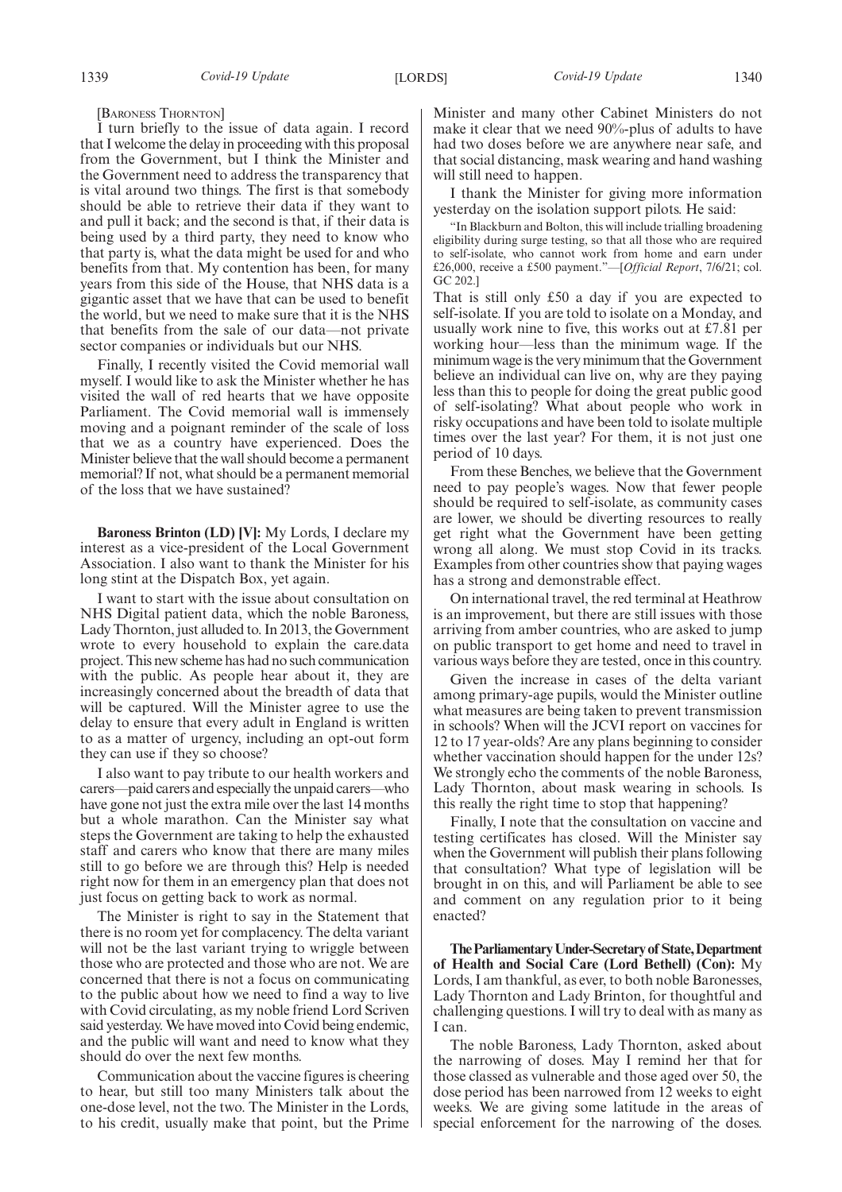[BARONESS THORNTON]

I turn briefly to the issue of data again. I record that I welcome the delay in proceeding with this proposal from the Government, but I think the Minister and the Government need to address the transparency that is vital around two things. The first is that somebody should be able to retrieve their data if they want to and pull it back; and the second is that, if their data is being used by a third party, they need to know who that party is, what the data might be used for and who benefits from that. My contention has been, for many years from this side of the House, that NHS data is a gigantic asset that we have that can be used to benefit the world, but we need to make sure that it is the NHS that benefits from the sale of our data—not private sector companies or individuals but our NHS.

Finally, I recently visited the Covid memorial wall myself. I would like to ask the Minister whether he has visited the wall of red hearts that we have opposite Parliament. The Covid memorial wall is immensely moving and a poignant reminder of the scale of loss that we as a country have experienced. Does the Minister believe that the wall should become a permanent memorial? If not, what should be a permanent memorial of the loss that we have sustained?

**Baroness Brinton (LD) [V]:** My Lords, I declare my interest as a vice-president of the Local Government Association. I also want to thank the Minister for his long stint at the Dispatch Box, yet again.

I want to start with the issue about consultation on NHS Digital patient data, which the noble Baroness, Lady Thornton, just alluded to. In 2013, the Government wrote to every household to explain the care.data project. This new scheme has had no such communication with the public. As people hear about it, they are increasingly concerned about the breadth of data that will be captured. Will the Minister agree to use the delay to ensure that every adult in England is written to as a matter of urgency, including an opt-out form they can use if they so choose?

I also want to pay tribute to our health workers and carers—paid carers and especially the unpaid carers—who have gone not just the extra mile over the last 14 months but a whole marathon. Can the Minister say what steps the Government are taking to help the exhausted staff and carers who know that there are many miles still to go before we are through this? Help is needed right now for them in an emergency plan that does not just focus on getting back to work as normal.

The Minister is right to say in the Statement that there is no room yet for complacency. The delta variant will not be the last variant trying to wriggle between those who are protected and those who are not. We are concerned that there is not a focus on communicating to the public about how we need to find a way to live with Covid circulating, as my noble friend Lord Scriven said yesterday. We have moved into Covid being endemic, and the public will want and need to know what they should do over the next few months.

Communication about the vaccine figures is cheering to hear, but still too many Ministers talk about the one-dose level, not the two. The Minister in the Lords, to his credit, usually make that point, but the Prime Minister and many other Cabinet Ministers do not make it clear that we need 90%-plus of adults to have had two doses before we are anywhere near safe, and that social distancing, mask wearing and hand washing will still need to happen.

I thank the Minister for giving more information yesterday on the isolation support pilots. He said:

"In Blackburn and Bolton, this will include trialling broadening eligibility during surge testing, so that all those who are required to self-isolate, who cannot work from home and earn under £26,000, receive a £500 payment."—[*Official Report*, 7/6/21; col. GC 202.]

That is still only £50 a day if you are expected to self-isolate. If you are told to isolate on a Monday, and usually work nine to five, this works out at £7.81 per working hour—less than the minimum wage. If the minimum wage is the very minimum that the Government believe an individual can live on, why are they paying less than this to people for doing the great public good of self-isolating? What about people who work in risky occupations and have been told to isolate multiple times over the last year? For them, it is not just one period of 10 days.

From these Benches, we believe that the Government need to pay people's wages. Now that fewer people should be required to self-isolate, as community cases are lower, we should be diverting resources to really get right what the Government have been getting wrong all along. We must stop Covid in its tracks. Examples from other countries show that paying wages has a strong and demonstrable effect.

On international travel, the red terminal at Heathrow is an improvement, but there are still issues with those arriving from amber countries, who are asked to jump on public transport to get home and need to travel in various ways before they are tested, once in this country.

Given the increase in cases of the delta variant among primary-age pupils, would the Minister outline what measures are being taken to prevent transmission in schools? When will the JCVI report on vaccines for 12 to 17 year-olds? Are any plans beginning to consider whether vaccination should happen for the under 12s? We strongly echo the comments of the noble Baroness, Lady Thornton, about mask wearing in schools. Is this really the right time to stop that happening?

Finally, I note that the consultation on vaccine and testing certificates has closed. Will the Minister say when the Government will publish their plans following that consultation? What type of legislation will be brought in on this, and will Parliament be able to see and comment on any regulation prior to it being enacted?

**The Parliamentary Under-Secretary of State, Department of Health and Social Care (Lord Bethell) (Con):** My Lords, I am thankful, as ever, to both noble Baronesses, Lady Thornton and Lady Brinton, for thoughtful and challenging questions. I will try to deal with as many as I can.

The noble Baroness, Lady Thornton, asked about the narrowing of doses. May I remind her that for those classed as vulnerable and those aged over 50, the dose period has been narrowed from 12 weeks to eight weeks. We are giving some latitude in the areas of special enforcement for the narrowing of the doses.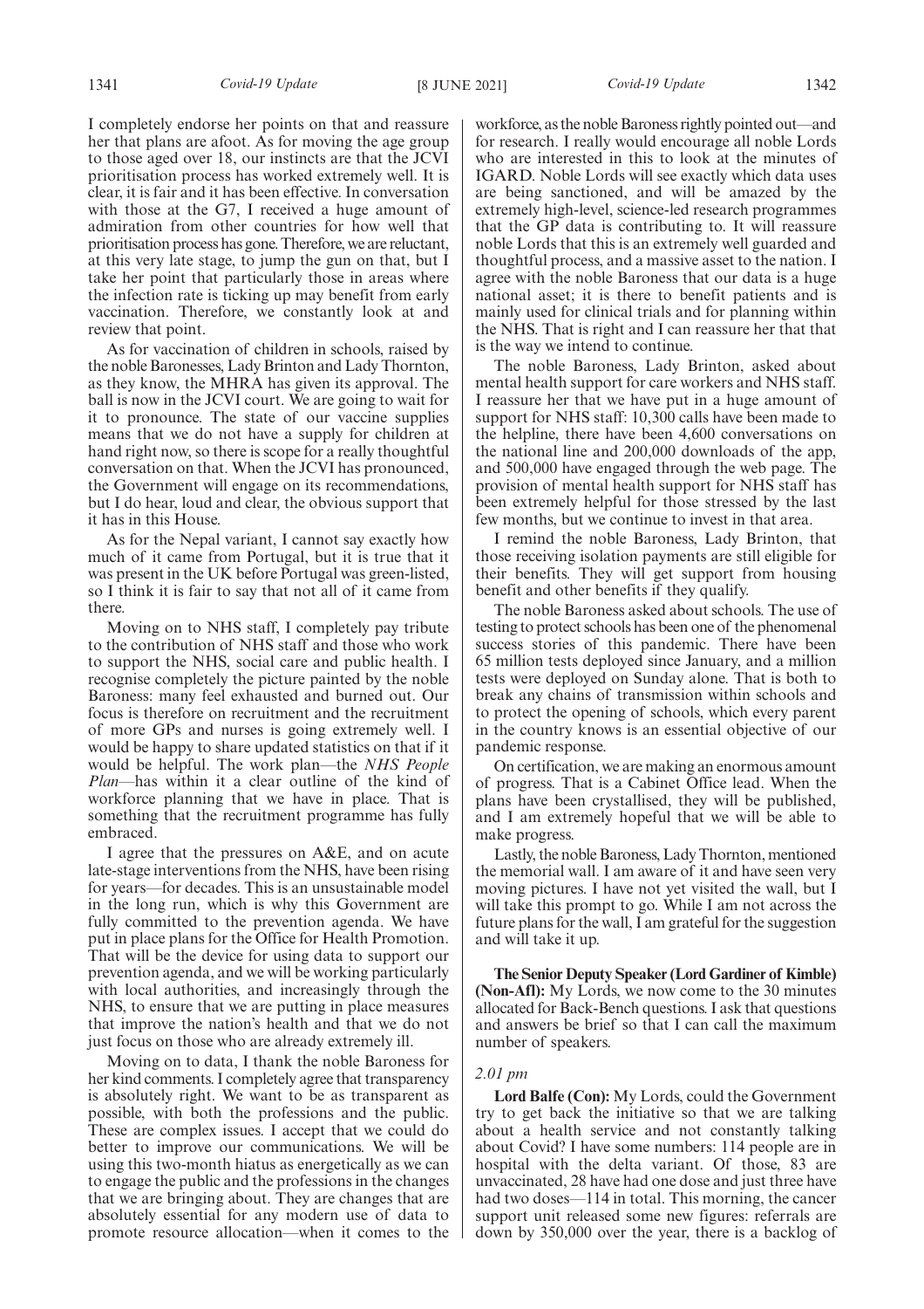I completely endorse her points on that and reassure her that plans are afoot. As for moving the age group to those aged over 18, our instincts are that the JCVI prioritisation process has worked extremely well. It is clear, it is fair and it has been effective. In conversation with those at the G7, I received a huge amount of admiration from other countries for how well that prioritisation process has gone. Therefore, we are reluctant, at this very late stage, to jump the gun on that, but I take her point that particularly those in areas where the infection rate is ticking up may benefit from early vaccination. Therefore, we constantly look at and review that point.

As for vaccination of children in schools, raised by the noble Baronesses, Lady Brinton and Lady Thornton, as they know, the MHRA has given its approval. The ball is now in the JCVI court. We are going to wait for it to pronounce. The state of our vaccine supplies means that we do not have a supply for children at hand right now, so there is scope for a really thoughtful conversation on that. When the JCVI has pronounced, the Government will engage on its recommendations, but I do hear, loud and clear, the obvious support that it has in this House.

As for the Nepal variant, I cannot say exactly how much of it came from Portugal, but it is true that it was present in the UK before Portugal was green-listed, so I think it is fair to say that not all of it came from there.

Moving on to NHS staff, I completely pay tribute to the contribution of NHS staff and those who work to support the NHS, social care and public health. I recognise completely the picture painted by the noble Baroness: many feel exhausted and burned out. Our focus is therefore on recruitment and the recruitment of more GPs and nurses is going extremely well. I would be happy to share updated statistics on that if it would be helpful. The work plan—the *NHS People Plan*—has within it a clear outline of the kind of workforce planning that we have in place. That is something that the recruitment programme has fully embraced.

I agree that the pressures on A&E, and on acute late-stage interventions from the NHS, have been rising for years—for decades. This is an unsustainable model in the long run, which is why this Government are fully committed to the prevention agenda. We have put in place plans for the Office for Health Promotion. That will be the device for using data to support our prevention agenda, and we will be working particularly with local authorities, and increasingly through the NHS, to ensure that we are putting in place measures that improve the nation's health and that we do not just focus on those who are already extremely ill.

Moving on to data, I thank the noble Baroness for her kind comments. I completely agree that transparency is absolutely right. We want to be as transparent as possible, with both the professions and the public. These are complex issues. I accept that we could do better to improve our communications. We will be using this two-month hiatus as energetically as we can to engage the public and the professions in the changes that we are bringing about. They are changes that are absolutely essential for any modern use of data to promote resource allocation—when it comes to the workforce, as the noble Baroness rightly pointed out—and for research. I really would encourage all noble Lords who are interested in this to look at the minutes of IGARD. Noble Lords will see exactly which data uses are being sanctioned, and will be amazed by the extremely high-level, science-led research programmes that the GP data is contributing to. It will reassure noble Lords that this is an extremely well guarded and thoughtful process, and a massive asset to the nation. I agree with the noble Baroness that our data is a huge national asset; it is there to benefit patients and is mainly used for clinical trials and for planning within the NHS. That is right and I can reassure her that that is the way we intend to continue.

The noble Baroness, Lady Brinton, asked about mental health support for care workers and NHS staff. I reassure her that we have put in a huge amount of support for NHS staff: 10,300 calls have been made to the helpline, there have been 4,600 conversations on the national line and 200,000 downloads of the app, and 500,000 have engaged through the web page. The provision of mental health support for NHS staff has been extremely helpful for those stressed by the last few months, but we continue to invest in that area.

I remind the noble Baroness, Lady Brinton, that those receiving isolation payments are still eligible for their benefits. They will get support from housing benefit and other benefits if they qualify.

The noble Baroness asked about schools. The use of testing to protect schools has been one of the phenomenal success stories of this pandemic. There have been 65 million tests deployed since January, and a million tests were deployed on Sunday alone. That is both to break any chains of transmission within schools and to protect the opening of schools, which every parent in the country knows is an essential objective of our pandemic response.

On certification, we are making an enormous amount of progress. That is a Cabinet Office lead. When the plans have been crystallised, they will be published, and I am extremely hopeful that we will be able to make progress.

Lastly, the noble Baroness, Lady Thornton, mentioned the memorial wall. I am aware of it and have seen very moving pictures. I have not yet visited the wall, but I will take this prompt to go. While I am not across the future plans for the wall, I am grateful for the suggestion and will take it up.

**The Senior Deputy Speaker (Lord Gardiner of Kimble) (Non-Afl):** My Lords, we now come to the 30 minutes allocated for Back-Bench questions. I ask that questions and answers be brief so that I can call the maximum number of speakers.

*2.01 pm*

**Lord Balfe (Con):** My Lords, could the Government try to get back the initiative so that we are talking about a health service and not constantly talking about Covid? I have some numbers: 114 people are in hospital with the delta variant. Of those, 83 are unvaccinated, 28 have had one dose and just three have had two doses—114 in total. This morning, the cancer support unit released some new figures: referrals are down by 350,000 over the year, there is a backlog of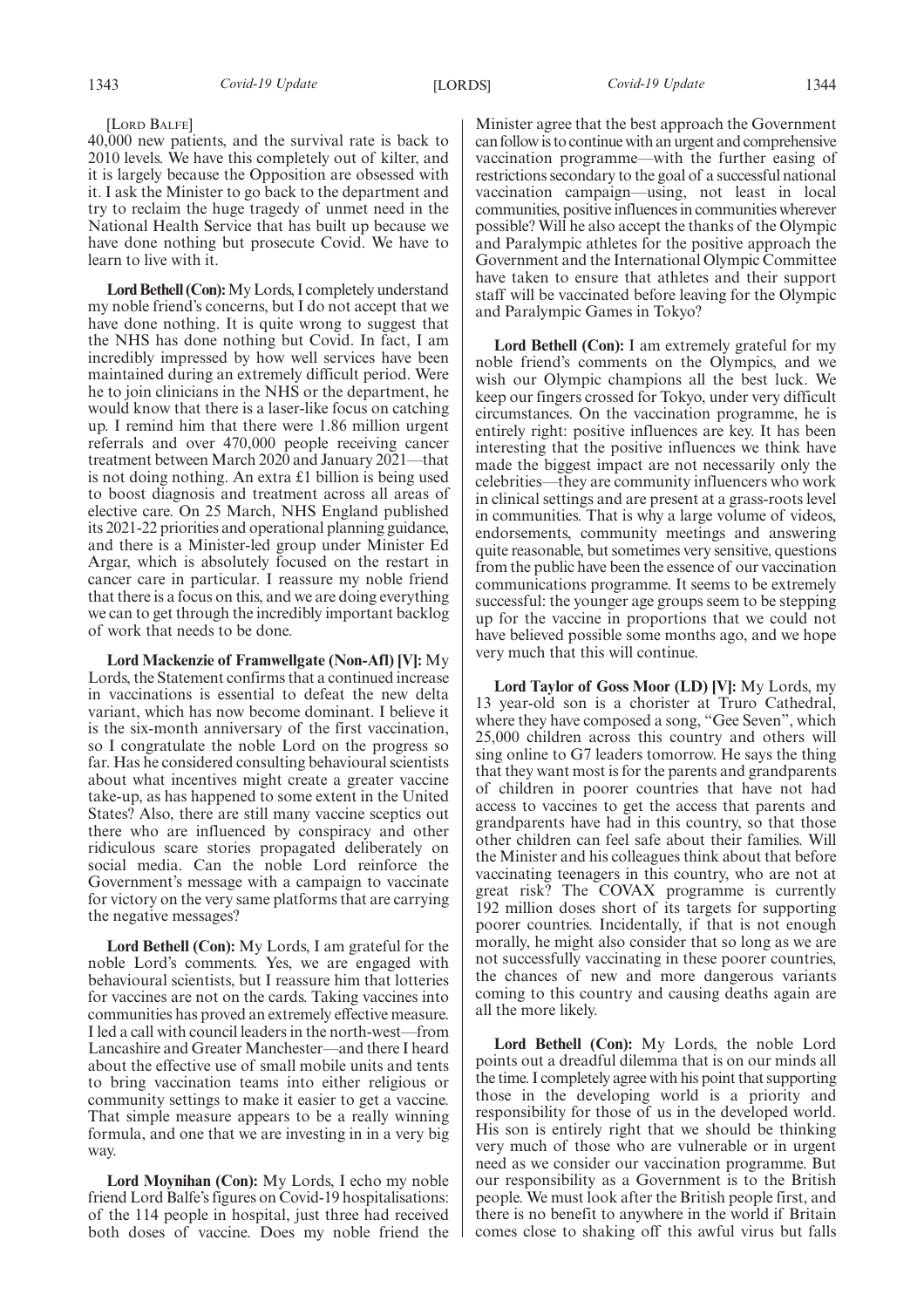[Lord Balfe]

40,000 new patients, and the survival rate is back to 2010 levels. We have this completely out of kilter, and it is largely because the Opposition are obsessed with it. I ask the Minister to go back to the department and try to reclaim the huge tragedy of unmet need in the National Health Service that has built up because we have done nothing but prosecute Covid. We have to learn to live with it.

**Lord Bethell (Con):** My Lords, I completely understand my noble friend's concerns, but I do not accept that we have done nothing. It is quite wrong to suggest that the NHS has done nothing but Covid. In fact, I am incredibly impressed by how well services have been maintained during an extremely difficult period. Were he to join clinicians in the NHS or the department, he would know that there is a laser-like focus on catching up. I remind him that there were 1.86 million urgent referrals and over 470,000 people receiving cancer treatment between March 2020 and January 2021—that is not doing nothing. An extra £1 billion is being used to boost diagnosis and treatment across all areas of elective care. On 25 March, NHS England published its 2021-22 priorities and operational planning guidance, and there is a Minister-led group under Minister Ed Argar, which is absolutely focused on the restart in cancer care in particular. I reassure my noble friend that there is a focus on this, and we are doing everything we can to get through the incredibly important backlog of work that needs to be done.

**Lord Mackenzie of Framwellgate (Non-Afl) [V]:** My Lords, the Statement confirms that a continued increase in vaccinations is essential to defeat the new delta variant, which has now become dominant. I believe it is the six-month anniversary of the first vaccination, so I congratulate the noble Lord on the progress so far. Has he considered consulting behavioural scientists about what incentives might create a greater vaccine take-up, as has happened to some extent in the United States? Also, there are still many vaccine sceptics out there who are influenced by conspiracy and other ridiculous scare stories propagated deliberately on social media. Can the noble Lord reinforce the Government's message with a campaign to vaccinate for victory on the very same platforms that are carrying the negative messages?

**Lord Bethell (Con):** My Lords, I am grateful for the noble Lord's comments. Yes, we are engaged with behavioural scientists, but I reassure him that lotteries for vaccines are not on the cards. Taking vaccines into communities has proved an extremely effective measure. I led a call with council leaders in the north-west—from Lancashire and Greater Manchester—and there I heard about the effective use of small mobile units and tents to bring vaccination teams into either religious or community settings to make it easier to get a vaccine. That simple measure appears to be a really winning formula, and one that we are investing in in a very big way.

**Lord Moynihan (Con):** My Lords, I echo my noble friend Lord Balfe's figures on Covid-19 hospitalisations: of the 114 people in hospital, just three had received both doses of vaccine. Does my noble friend the Minister agree that the best approach the Government can follow is to continue with an urgent and comprehensive vaccination programme—with the further easing of restrictions secondary to the goal of a successful national vaccination campaign—using, not least in local communities, positive influences in communities wherever possible? Will he also accept the thanks of the Olympic and Paralympic athletes for the positive approach the Government and the International Olympic Committee have taken to ensure that athletes and their support staff will be vaccinated before leaving for the Olympic and Paralympic Games in Tokyo?

**Lord Bethell (Con):** I am extremely grateful for my noble friend's comments on the Olympics, and we wish our Olympic champions all the best luck. We keep our fingers crossed for Tokyo, under very difficult circumstances. On the vaccination programme, he is entirely right: positive influences are key. It has been interesting that the positive influences we think have made the biggest impact are not necessarily only the celebrities—they are community influencers who work in clinical settings and are present at a grass-roots level in communities. That is why a large volume of videos, endorsements, community meetings and answering quite reasonable, but sometimes very sensitive, questions from the public have been the essence of our vaccination communications programme. It seems to be extremely successful: the younger age groups seem to be stepping up for the vaccine in proportions that we could not have believed possible some months ago, and we hope very much that this will continue.

**Lord Taylor of Goss Moor (LD) [V]:** My Lords, my 13 year-old son is a chorister at Truro Cathedral, where they have composed a song, "Gee Seven", which 25,000 children across this country and others will sing online to G7 leaders tomorrow. He says the thing that they want most is for the parents and grandparents of children in poorer countries that have not had access to vaccines to get the access that parents and grandparents have had in this country, so that those other children can feel safe about their families. Will the Minister and his colleagues think about that before vaccinating teenagers in this country, who are not at great risk? The COVAX programme is currently 192 million doses short of its targets for supporting poorer countries. Incidentally, if that is not enough morally, he might also consider that so long as we are not successfully vaccinating in these poorer countries, the chances of new and more dangerous variants coming to this country and causing deaths again are all the more likely.

**Lord Bethell (Con):** My Lords, the noble Lord points out a dreadful dilemma that is on our minds all the time. I completely agree with his point that supporting those in the developing world is a priority and responsibility for those of us in the developed world. His son is entirely right that we should be thinking very much of those who are vulnerable or in urgent need as we consider our vaccination programme. But our responsibility as a Government is to the British people. We must look after the British people first, and there is no benefit to anywhere in the world if Britain comes close to shaking off this awful virus but falls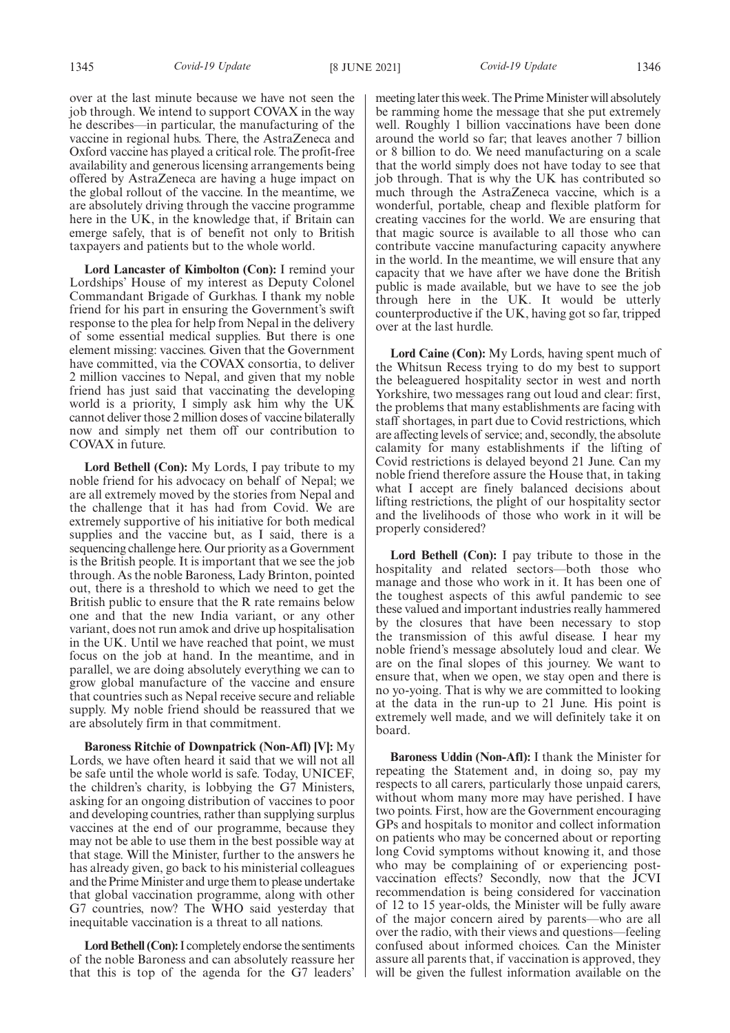over at the last minute because we have not seen the job through. We intend to support COVAX in the way he describes—in particular, the manufacturing of the vaccine in regional hubs. There, the AstraZeneca and Oxford vaccine has played a critical role. The profit-free availability and generous licensing arrangements being offered by AstraZeneca are having a huge impact on the global rollout of the vaccine. In the meantime, we are absolutely driving through the vaccine programme here in the UK, in the knowledge that, if Britain can emerge safely, that is of benefit not only to British taxpayers and patients but to the whole world.

**Lord Lancaster of Kimbolton (Con):** I remind your Lordships' House of my interest as Deputy Colonel Commandant Brigade of Gurkhas. I thank my noble friend for his part in ensuring the Government's swift response to the plea for help from Nepal in the delivery of some essential medical supplies. But there is one element missing: vaccines. Given that the Government have committed, via the COVAX consortia, to deliver 2 million vaccines to Nepal, and given that my noble friend has just said that vaccinating the developing world is a priority, I simply ask him why the UK cannot deliver those 2 million doses of vaccine bilaterally now and simply net them off our contribution to COVAX in future.

**Lord Bethell (Con):** My Lords, I pay tribute to my noble friend for his advocacy on behalf of Nepal; we are all extremely moved by the stories from Nepal and the challenge that it has had from Covid. We are extremely supportive of his initiative for both medical supplies and the vaccine but, as I said, there is a sequencing challenge here. Our priority as a Government is the British people. It is important that we see the job through. As the noble Baroness, Lady Brinton, pointed out, there is a threshold to which we need to get the British public to ensure that the R rate remains below one and that the new India variant, or any other variant, does not run amok and drive up hospitalisation in the UK. Until we have reached that point, we must focus on the job at hand. In the meantime, and in parallel, we are doing absolutely everything we can to grow global manufacture of the vaccine and ensure that countries such as Nepal receive secure and reliable supply. My noble friend should be reassured that we are absolutely firm in that commitment.

**Baroness Ritchie of Downpatrick (Non-Afl) [V]:** My Lords, we have often heard it said that we will not all be safe until the whole world is safe. Today, UNICEF, the children's charity, is lobbying the G7 Ministers, asking for an ongoing distribution of vaccines to poor and developing countries, rather than supplying surplus vaccines at the end of our programme, because they may not be able to use them in the best possible way at that stage. Will the Minister, further to the answers he has already given, go back to his ministerial colleagues and the Prime Minister and urge them to please undertake that global vaccination programme, along with other G7 countries, now? The WHO said yesterday that inequitable vaccination is a threat to all nations.

**Lord Bethell (Con):** I completely endorse the sentiments of the noble Baroness and can absolutely reassure her that this is top of the agenda for the G7 leaders' meeting later this week. The Prime Minister will absolutely be ramming home the message that she put extremely well. Roughly 1 billion vaccinations have been done around the world so far; that leaves another 7 billion or 8 billion to do. We need manufacturing on a scale that the world simply does not have today to see that job through. That is why the UK has contributed so much through the AstraZeneca vaccine, which is a wonderful, portable, cheap and flexible platform for creating vaccines for the world. We are ensuring that that magic source is available to all those who can contribute vaccine manufacturing capacity anywhere in the world. In the meantime, we will ensure that any capacity that we have after we have done the British public is made available, but we have to see the job through here in the UK. It would be utterly counterproductive if the UK, having got so far, tripped over at the last hurdle.

**Lord Caine (Con):** My Lords, having spent much of the Whitsun Recess trying to do my best to support the beleaguered hospitality sector in west and north Yorkshire, two messages rang out loud and clear: first, the problems that many establishments are facing with staff shortages, in part due to Covid restrictions, which are affecting levels of service; and, secondly, the absolute calamity for many establishments if the lifting of Covid restrictions is delayed beyond 21 June. Can my noble friend therefore assure the House that, in taking what I accept are finely balanced decisions about lifting restrictions, the plight of our hospitality sector and the livelihoods of those who work in it will be properly considered?

**Lord Bethell (Con):** I pay tribute to those in the hospitality and related sectors—both those who manage and those who work in it. It has been one of the toughest aspects of this awful pandemic to see these valued and important industries really hammered by the closures that have been necessary to stop the transmission of this awful disease. I hear my noble friend's message absolutely loud and clear. We are on the final slopes of this journey. We want to ensure that, when we open, we stay open and there is no yo-yoing. That is why we are committed to looking at the data in the run-up to 21 June. His point is extremely well made, and we will definitely take it on board.

**Baroness Uddin (Non-Afl):** I thank the Minister for repeating the Statement and, in doing so, pay my respects to all carers, particularly those unpaid carers, without whom many more may have perished. I have two points. First, how are the Government encouraging GPs and hospitals to monitor and collect information on patients who may be concerned about or reporting long Covid symptoms without knowing it, and those who may be complaining of or experiencing post-vaccination effects? Secondly, now that the JCVI recommendation is being considered for vaccination of 12 to 15 year-olds, the Minister will be fully aware of the major concern aired by parents—who are all over the radio, with their views and questions—feeling confused about informed choices. Can the Minister assure all parents that, if vaccination is approved, they will be given the fullest information available on the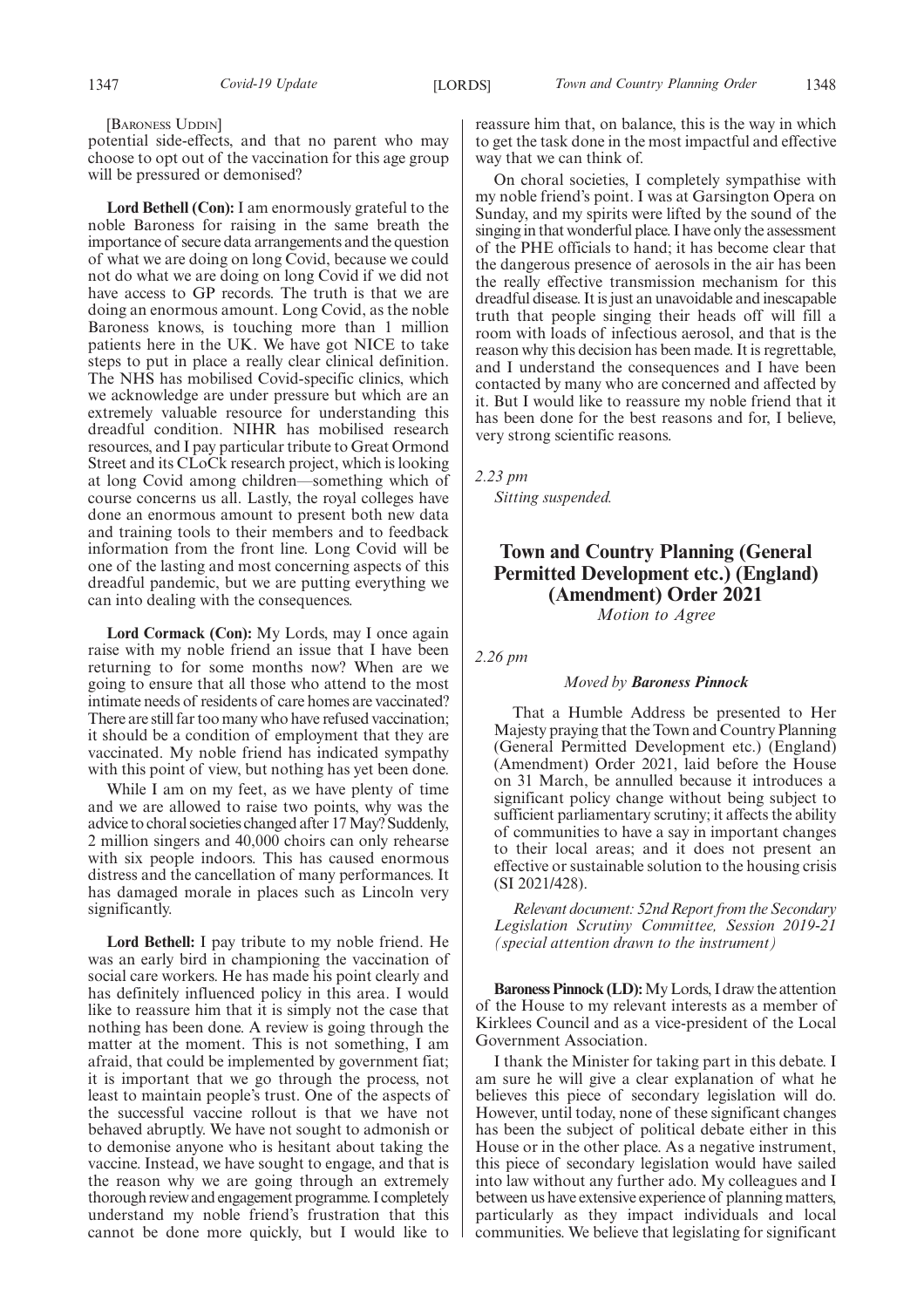[Baroness Uddin]

potential side-effects, and that no parent who may choose to opt out of the vaccination for this age group will be pressured or demonised?

**Lord Bethell (Con):** I am enormously grateful to the noble Baroness for raising in the same breath the importance of secure data arrangements and the question of what we are doing on long Covid, because we could not do what we are doing on long Covid if we did not have access to GP records. The truth is that we are doing an enormous amount. Long Covid, as the noble Baroness knows, is touching more than 1 million patients here in the UK. We have got NICE to take steps to put in place a really clear clinical definition. The NHS has mobilised Covid-specific clinics, which we acknowledge are under pressure but which are an extremely valuable resource for understanding this dreadful condition. NIHR has mobilised research resources, and I pay particular tribute to Great Ormond Street and its CLoCk research project, which is looking at long Covid among children—something which of course concerns us all. Lastly, the royal colleges have done an enormous amount to present both new data and training tools to their members and to feedback information from the front line. Long Covid will be one of the lasting and most concerning aspects of this dreadful pandemic, but we are putting everything we can into dealing with the consequences.

**Lord Cormack (Con):** My Lords, may I once again raise with my noble friend an issue that I have been returning to for some months now? When are we going to ensure that all those who attend to the most intimate needs of residents of care homes are vaccinated? There are still far too many who have refused vaccination; it should be a condition of employment that they are vaccinated. My noble friend has indicated sympathy with this point of view, but nothing has yet been done.

While I am on my feet, as we have plenty of time and we are allowed to raise two points, why was the advice to choral societies changed after 17 May? Suddenly, 2 million singers and 40,000 choirs can only rehearse with six people indoors. This has caused enormous distress and the cancellation of many performances. It has damaged morale in places such as Lincoln very significantly.

**Lord Bethell:** I pay tribute to my noble friend. He was an early bird in championing the vaccination of social care workers. He has made his point clearly and has definitely influenced policy in this area. I would like to reassure him that it is simply not the case that nothing has been done. A review is going through the matter at the moment. This is not something, I am afraid, that could be implemented by government fiat; it is important that we go through the process, not least to maintain people's trust. One of the aspects of the successful vaccine rollout is that we have not behaved abruptly. We have not sought to admonish or to demonise anyone who is hesitant about taking the vaccine. Instead, we have sought to engage, and that is the reason why we are going through an extremely thorough review and engagement programme. I completely understand my noble friend's frustration that this cannot be done more quickly, but I would like to reassure him that, on balance, this is the way in which to get the task done in the most impactful and effective way that we can think of.

On choral societies, I completely sympathise with my noble friend's point. I was at Garsington Opera on Sunday, and my spirits were lifted by the sound of the singing in that wonderful place. I have only the assessment of the PHE officials to hand; it has become clear that the dangerous presence of aerosols in the air has been the really effective transmission mechanism for this dreadful disease. It is just an unavoidable and inescapable truth that people singing their heads off will fill a room with loads of infectious aerosol, and that is the reason why this decision has been made. It is regrettable, and I understand the consequences and I have been contacted by many who are concerned and affected by it. But I would like to reassure my noble friend that it has been done for the best reasons and for, I believe, very strong scientific reasons.

*2.23 pm*

*Sitting suspended.*

## Town and Country Planning (General Permitted Development etc.) (England) (Amendment) Order 2021

*Motion to Agree*

*2.26 pm*

*Moved by* ***Baroness Pinnock***

That a Humble Address be presented to Her Majesty praying that the Town and Country Planning (General Permitted Development etc.) (England) (Amendment) Order 2021, laid before the House on 31 March, be annulled because it introduces a significant policy change without being subject to sufficient parliamentary scrutiny; it affects the ability of communities to have a say in important changes to their local areas; and it does not present an effective or sustainable solution to the housing crisis (SI 2021/428).

*Relevant document: 52nd Report from the Secondary Legislation Scrutiny Committee, Session 2019-21 (special attention drawn to the instrument)*

**Baroness Pinnock (LD):** My Lords, I draw the attention of the House to my relevant interests as a member of Kirklees Council and as a vice-president of the Local Government Association.

I thank the Minister for taking part in this debate. I am sure he will give a clear explanation of what he believes this piece of secondary legislation will do. However, until today, none of these significant changes has been the subject of political debate either in this House or in the other place. As a negative instrument, this piece of secondary legislation would have sailed into law without any further ado. My colleagues and I between us have extensive experience of planning matters, particularly as they impact individuals and local communities. We believe that legislating for significant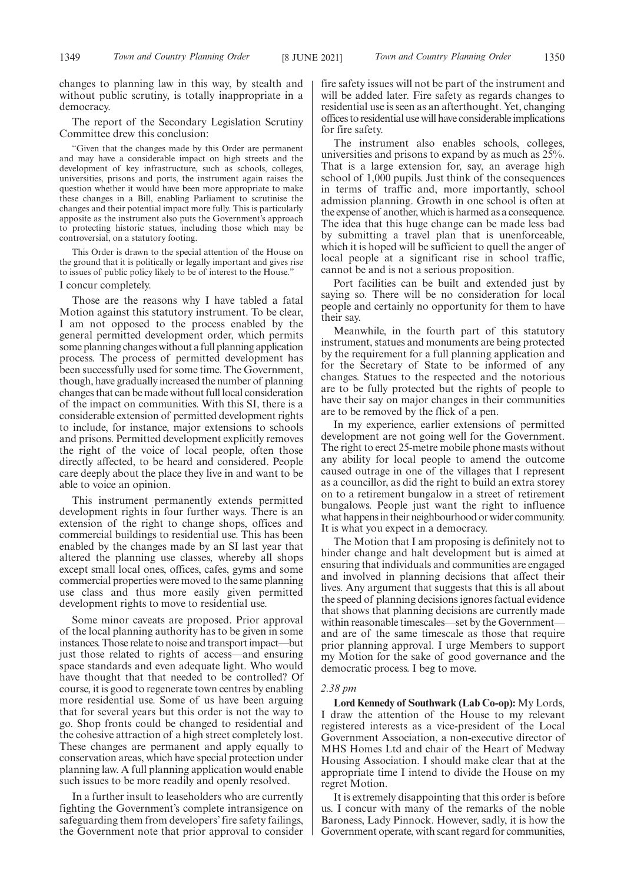changes to planning law in this way, by stealth and without public scrutiny, is totally inappropriate in a democracy.

The report of the Secondary Legislation Scrutiny Committee drew this conclusion:

> "Given that the changes made by this Order are permanent and may have a considerable impact on high streets and the development of key infrastructure, such as schools, colleges, universities, prisons and ports, the instrument again raises the question whether it would have been more appropriate to make these changes in a Bill, enabling Parliament to scrutinise the changes and their potential impact more fully. This is particularly apposite as the instrument also puts the Government's approach to protecting historic statues, including those which may be controversial, on a statutory footing.
>
> This Order is drawn to the special attention of the House on the ground that it is politically or legally important and gives rise to issues of public policy likely to be of interest to the House."

I concur completely.

Those are the reasons why I have tabled a fatal Motion against this statutory instrument. To be clear, I am not opposed to the process enabled by the general permitted development order, which permits some planning changes without a full planning application process. The process of permitted development has been successfully used for some time. The Government, though, have gradually increased the number of planning changes that can be made without full local consideration of the impact on communities. With this SI, there is a considerable extension of permitted development rights to include, for instance, major extensions to schools and prisons. Permitted development explicitly removes the right of the voice of local people, often those directly affected, to be heard and considered. People care deeply about the place they live in and want to be able to voice an opinion.

This instrument permanently extends permitted development rights in four further ways. There is an extension of the right to change shops, offices and commercial buildings to residential use. This has been enabled by the changes made by an SI last year that altered the planning use classes, whereby all shops except small local ones, offices, cafes, gyms and some commercial properties were moved to the same planning use class and thus more easily given permitted development rights to move to residential use.

Some minor caveats are proposed. Prior approval of the local planning authority has to be given in some instances. Those relate to noise and transport impact—but just those related to rights of access—and ensuring space standards and even adequate light. Who would have thought that that needed to be controlled? Of course, it is good to regenerate town centres by enabling more residential use. Some of us have been arguing that for several years but this order is not the way to go. Shop fronts could be changed to residential and the cohesive attraction of a high street completely lost. These changes are permanent and apply equally to conservation areas, which have special protection under planning law. A full planning application would enable such issues to be more readily and openly resolved.

In a further insult to leaseholders who are currently fighting the Government's complete intransigence on safeguarding them from developers' fire safety failings, the Government note that prior approval to consider fire safety issues will not be part of the instrument and will be added later. Fire safety as regards changes to residential use is seen as an afterthought. Yet, changing offices to residential use will have considerable implications for fire safety.

The instrument also enables schools, colleges, universities and prisons to expand by as much as 25%. That is a large extension for, say, an average high school of 1,000 pupils. Just think of the consequences in terms of traffic and, more importantly, school admission planning. Growth in one school is often at the expense of another, which is harmed as a consequence. The idea that this huge change can be made less bad by submitting a travel plan that is unenforceable, which it is hoped will be sufficient to quell the anger of local people at a significant rise in school traffic, cannot be and is not a serious proposition.

Port facilities can be built and extended just by saying so. There will be no consideration for local people and certainly no opportunity for them to have their say.

Meanwhile, in the fourth part of this statutory instrument, statues and monuments are being protected by the requirement for a full planning application and for the Secretary of State to be informed of any changes. Statues to the respected and the notorious are to be fully protected but the rights of people to have their say on major changes in their communities are to be removed by the flick of a pen.

In my experience, earlier extensions of permitted development are not going well for the Government. The right to erect 25-metre mobile phone masts without any ability for local people to amend the outcome caused outrage in one of the villages that I represent as a councillor, as did the right to build an extra storey on to a retirement bungalow in a street of retirement bungalows. People just want the right to influence what happens in their neighbourhood or wider community. It is what you expect in a democracy.

The Motion that I am proposing is definitely not to hinder change and halt development but is aimed at ensuring that individuals and communities are engaged and involved in planning decisions that affect their lives. Any argument that suggests that this is all about the speed of planning decisions ignores factual evidence that shows that planning decisions are currently made within reasonable timescales—set by the Government—and are of the same timescale as those that require prior planning approval. I urge Members to support my Motion for the sake of good governance and the democratic process. I beg to move.

*2.38 pm*

**Lord Kennedy of Southwark (Lab Co-op):** My Lords, I draw the attention of the House to my relevant registered interests as a vice-president of the Local Government Association, a non-executive director of MHS Homes Ltd and chair of the Heart of Medway Housing Association. I should make clear that at the appropriate time I intend to divide the House on my regret Motion.

It is extremely disappointing that this order is before us. I concur with many of the remarks of the noble Baroness, Lady Pinnock. However, sadly, it is how the Government operate, with scant regard for communities,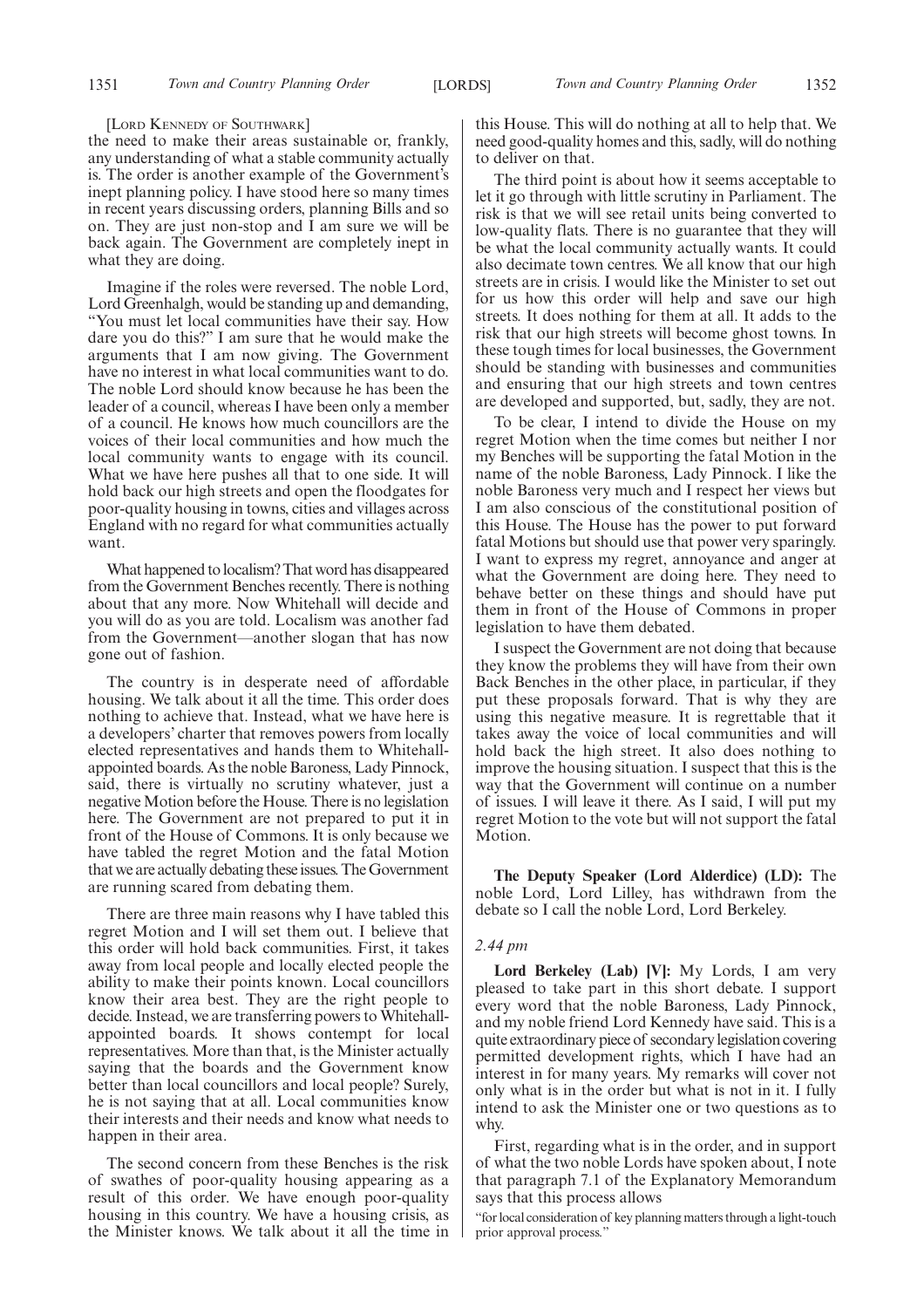[Lord Kennedy of Southwark]

the need to make their areas sustainable or, frankly, any understanding of what a stable community actually is. The order is another example of the Government's inept planning policy. I have stood here so many times in recent years discussing orders, planning Bills and so on. They are just non-stop and I am sure we will be back again. The Government are completely inept in what they are doing.

Imagine if the roles were reversed. The noble Lord, Lord Greenhalgh, would be standing up and demanding, "You must let local communities have their say. How dare you do this?" I am sure that he would make the arguments that I am now giving. The Government have no interest in what local communities want to do. The noble Lord should know because he has been the leader of a council, whereas I have been only a member of a council. He knows how much councillors are the voices of their local communities and how much the local community wants to engage with its council. What we have here pushes all that to one side. It will hold back our high streets and open the floodgates for poor-quality housing in towns, cities and villages across England with no regard for what communities actually want.

What happened to localism? That word has disappeared from the Government Benches recently. There is nothing about that any more. Now Whitehall will decide and you will do as you are told. Localism was another fad from the Government—another slogan that has now gone out of fashion.

The country is in desperate need of affordable housing. We talk about it all the time. This order does nothing to achieve that. Instead, what we have here is a developers' charter that removes powers from locally elected representatives and hands them to Whitehall-appointed boards. As the noble Baroness, Lady Pinnock, said, there is virtually no scrutiny whatever, just a negative Motion before the House. There is no legislation here. The Government are not prepared to put it in front of the House of Commons. It is only because we have tabled the regret Motion and the fatal Motion that we are actually debating these issues. The Government are running scared from debating them.

There are three main reasons why I have tabled this regret Motion and I will set them out. I believe that this order will hold back communities. First, it takes away from local people and locally elected people the ability to make their points known. Local councillors know their area best. They are the right people to decide. Instead, we are transferring powers to Whitehall-appointed boards. It shows contempt for local representatives. More than that, is the Minister actually saying that the boards and the Government know better than local councillors and local people? Surely, he is not saying that at all. Local communities know their interests and their needs and know what needs to happen in their area.

The second concern from these Benches is the risk of swathes of poor-quality housing appearing as a result of this order. We have enough poor-quality housing in this country. We have a housing crisis, as the Minister knows. We talk about it all the time in this House. This will do nothing at all to help that. We need good-quality homes and this, sadly, will do nothing to deliver on that.

The third point is about how it seems acceptable to let it go through with little scrutiny in Parliament. The risk is that we will see retail units being converted to low-quality flats. There is no guarantee that they will be what the local community actually wants. It could also decimate town centres. We all know that our high streets are in crisis. I would like the Minister to set out for us how this order will help and save our high streets. It does nothing for them at all. It adds to the risk that our high streets will become ghost towns. In these tough times for local businesses, the Government should be standing with businesses and communities and ensuring that our high streets and town centres are developed and supported, but, sadly, they are not.

To be clear, I intend to divide the House on my regret Motion when the time comes but neither I nor my Benches will be supporting the fatal Motion in the name of the noble Baroness, Lady Pinnock. I like the noble Baroness very much and I respect her views but I am also conscious of the constitutional position of this House. The House has the power to put forward fatal Motions but should use that power very sparingly. I want to express my regret, annoyance and anger at what the Government are doing here. They need to behave better on these things and should have put them in front of the House of Commons in proper legislation to have them debated.

I suspect the Government are not doing that because they know the problems they will have from their own Back Benches in the other place, in particular, if they put these proposals forward. That is why they are using this negative measure. It is regrettable that it takes away the voice of local communities and will hold back the high street. It also does nothing to improve the housing situation. I suspect that this is the way that the Government will continue on a number of issues. I will leave it there. As I said, I will put my regret Motion to the vote but will not support the fatal Motion.

**The Deputy Speaker (Lord Alderdice) (LD):** The noble Lord, Lord Lilley, has withdrawn from the debate so I call the noble Lord, Lord Berkeley.

*2.44 pm*

**Lord Berkeley (Lab) [V]:** My Lords, I am very pleased to take part in this short debate. I support every word that the noble Baroness, Lady Pinnock, and my noble friend Lord Kennedy have said. This is a quite extraordinary piece of secondary legislation covering permitted development rights, which I have had an interest in for many years. My remarks will cover not only what is in the order but what is not in it. I fully intend to ask the Minister one or two questions as to why.

First, regarding what is in the order, and in support of what the two noble Lords have spoken about, I note that paragraph 7.1 of the Explanatory Memorandum says that this process allows

"for local consideration of key planning matters through a light-touch prior approval process."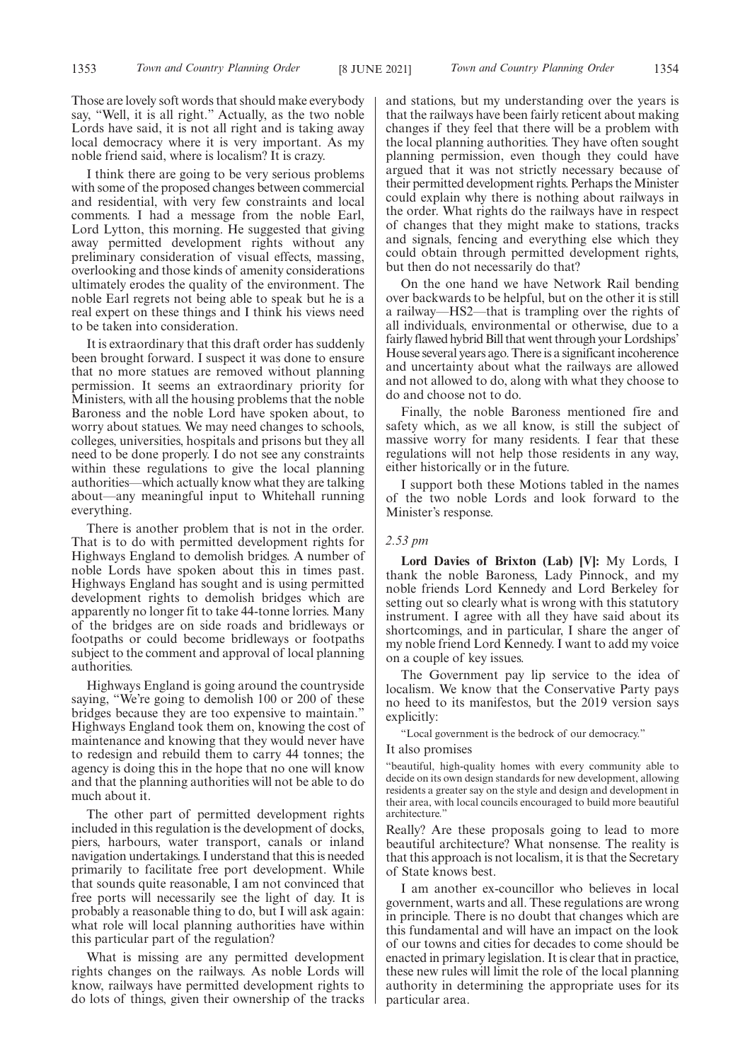Those are lovely soft words that should make everybody say, "Well, it is all right." Actually, as the two noble Lords have said, it is not all right and is taking away local democracy where it is very important. As my noble friend said, where is localism? It is crazy.

I think there are going to be very serious problems with some of the proposed changes between commercial and residential, with very few constraints and local comments. I had a message from the noble Earl, Lord Lytton, this morning. He suggested that giving away permitted development rights without any preliminary consideration of visual effects, massing, overlooking and those kinds of amenity considerations ultimately erodes the quality of the environment. The noble Earl regrets not being able to speak but he is a real expert on these things and I think his views need to be taken into consideration.

It is extraordinary that this draft order has suddenly been brought forward. I suspect it was done to ensure that no more statues are removed without planning permission. It seems an extraordinary priority for Ministers, with all the housing problems that the noble Baroness and the noble Lord have spoken about, to worry about statues. We may need changes to schools, colleges, universities, hospitals and prisons but they all need to be done properly. I do not see any constraints within these regulations to give the local planning authorities—which actually know what they are talking about—any meaningful input to Whitehall running everything.

There is another problem that is not in the order. That is to do with permitted development rights for Highways England to demolish bridges. A number of noble Lords have spoken about this in times past. Highways England has sought and is using permitted development rights to demolish bridges which are apparently no longer fit to take 44-tonne lorries. Many of the bridges are on side roads and bridleways or footpaths or could become bridleways or footpaths subject to the comment and approval of local planning authorities.

Highways England is going around the countryside saying, "We're going to demolish 100 or 200 of these bridges because they are too expensive to maintain." Highways England took them on, knowing the cost of maintenance and knowing that they would never have to redesign and rebuild them to carry 44 tonnes; the agency is doing this in the hope that no one will know and that the planning authorities will not be able to do much about it.

The other part of permitted development rights included in this regulation is the development of docks, piers, harbours, water transport, canals or inland navigation undertakings. I understand that this is needed primarily to facilitate free port development. While that sounds quite reasonable, I am not convinced that free ports will necessarily see the light of day. It is probably a reasonable thing to do, but I will ask again: what role will local planning authorities have within this particular part of the regulation?

What is missing are any permitted development rights changes on the railways. As noble Lords will know, railways have permitted development rights to do lots of things, given their ownership of the tracks and stations, but my understanding over the years is that the railways have been fairly reticent about making changes if they feel that there will be a problem with the local planning authorities. They have often sought planning permission, even though they could have argued that it was not strictly necessary because of their permitted development rights. Perhaps the Minister could explain why there is nothing about railways in the order. What rights do the railways have in respect of changes that they might make to stations, tracks and signals, fencing and everything else which they could obtain through permitted development rights, but then do not necessarily do that?

On the one hand we have Network Rail bending over backwards to be helpful, but on the other it is still a railway—HS2—that is trampling over the rights of all individuals, environmental or otherwise, due to a fairly flawed hybrid Bill that went through your Lordships' House several years ago. There is a significant incoherence and uncertainty about what the railways are allowed and not allowed to do, along with what they choose to do and choose not to do.

Finally, the noble Baroness mentioned fire and safety which, as we all know, is still the subject of massive worry for many residents. I fear that these regulations will not help those residents in any way, either historically or in the future.

I support both these Motions tabled in the names of the two noble Lords and look forward to the Minister's response.

*2.53 pm*

**Lord Davies of Brixton (Lab) [V]:** My Lords, I thank the noble Baroness, Lady Pinnock, and my noble friends Lord Kennedy and Lord Berkeley for setting out so clearly what is wrong with this statutory instrument. I agree with all they have said about its shortcomings, and in particular, I share the anger of my noble friend Lord Kennedy. I want to add my voice on a couple of key issues.

The Government pay lip service to the idea of localism. We know that the Conservative Party pays no heed to its manifestos, but the 2019 version says explicitly:

"Local government is the bedrock of our democracy."

It also promises

"beautiful, high-quality homes with every community able to decide on its own design standards for new development, allowing residents a greater say on the style and design and development in their area, with local councils encouraged to build more beautiful architecture."

Really? Are these proposals going to lead to more beautiful architecture? What nonsense. The reality is that this approach is not localism, it is that the Secretary of State knows best.

I am another ex-councillor who believes in local government, warts and all. These regulations are wrong in principle. There is no doubt that changes which are this fundamental and will have an impact on the look of our towns and cities for decades to come should be enacted in primary legislation. It is clear that in practice, these new rules will limit the role of the local planning authority in determining the appropriate uses for its particular area.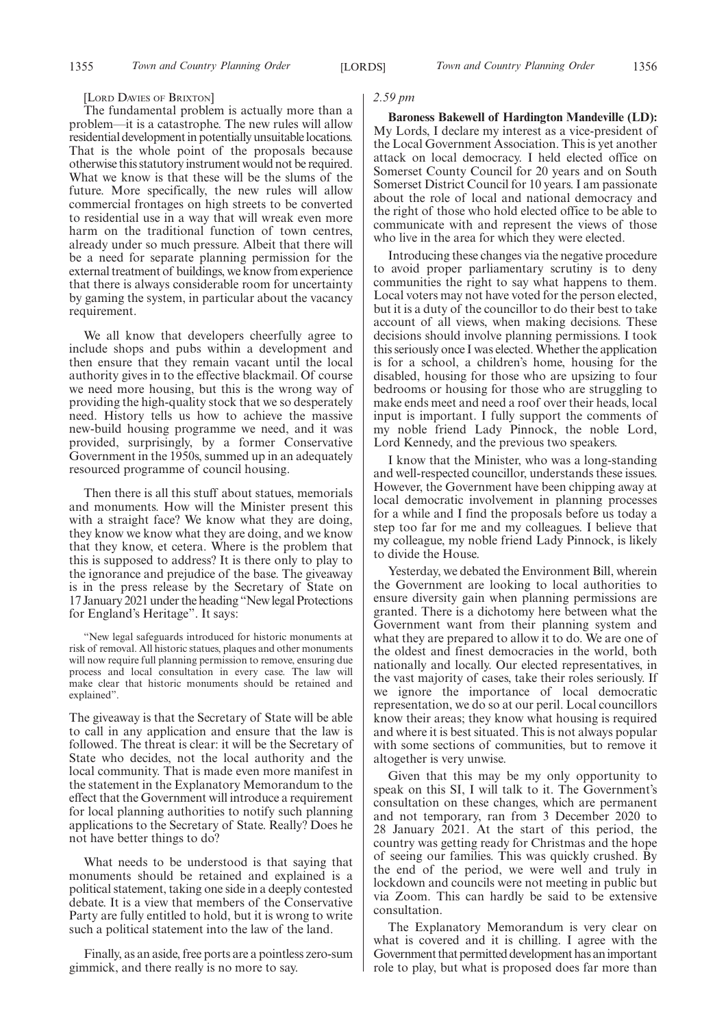[LORD DAVIES OF BRIXTON]

The fundamental problem is actually more than a problem—it is a catastrophe. The new rules will allow residential development in potentially unsuitable locations. That is the whole point of the proposals because otherwise this statutory instrument would not be required. What we know is that these will be the slums of the future. More specifically, the new rules will allow commercial frontages on high streets to be converted to residential use in a way that will wreak even more harm on the traditional function of town centres, already under so much pressure. Albeit that there will be a need for separate planning permission for the external treatment of buildings, we know from experience that there is always considerable room for uncertainty by gaming the system, in particular about the vacancy requirement.

We all know that developers cheerfully agree to include shops and pubs within a development and then ensure that they remain vacant until the local authority gives in to the effective blackmail. Of course we need more housing, but this is the wrong way of providing the high-quality stock that we so desperately need. History tells us how to achieve the massive new-build housing programme we need, and it was provided, surprisingly, by a former Conservative Government in the 1950s, summed up in an adequately resourced programme of council housing.

Then there is all this stuff about statues, memorials and monuments. How will the Minister present this with a straight face? We know what they are doing, they know we know what they are doing, and we know that they know, et cetera. Where is the problem that this is supposed to address? It is there only to play to the ignorance and prejudice of the base. The giveaway is in the press release by the Secretary of State on 17 January 2021 under the heading "New legal Protections for England's Heritage". It says:

"New legal safeguards introduced for historic monuments at risk of removal. All historic statues, plaques and other monuments will now require full planning permission to remove, ensuring due process and local consultation in every case. The law will make clear that historic monuments should be retained and explained".

The giveaway is that the Secretary of State will be able to call in any application and ensure that the law is followed. The threat is clear: it will be the Secretary of State who decides, not the local authority and the local community. That is made even more manifest in the statement in the Explanatory Memorandum to the effect that the Government will introduce a requirement for local planning authorities to notify such planning applications to the Secretary of State. Really? Does he not have better things to do?

What needs to be understood is that saying that monuments should be retained and explained is a political statement, taking one side in a deeply contested debate. It is a view that members of the Conservative Party are fully entitled to hold, but it is wrong to write such a political statement into the law of the land.

Finally, as an aside, free ports are a pointless zero-sum gimmick, and there really is no more to say.

*2.59 pm*

**Baroness Bakewell of Hardington Mandeville (LD):** My Lords, I declare my interest as a vice-president of the Local Government Association. This is yet another attack on local democracy. I held elected office on Somerset County Council for 20 years and on South Somerset District Council for 10 years. I am passionate about the role of local and national democracy and the right of those who hold elected office to be able to communicate with and represent the views of those who live in the area for which they were elected.

Introducing these changes via the negative procedure to avoid proper parliamentary scrutiny is to deny communities the right to say what happens to them. Local voters may not have voted for the person elected, but it is a duty of the councillor to do their best to take account of all views, when making decisions. These decisions should involve planning permissions. I took this seriously once I was elected. Whether the application is for a school, a children's home, housing for the disabled, housing for those who are upsizing to four bedrooms or housing for those who are struggling to make ends meet and need a roof over their heads, local input is important. I fully support the comments of my noble friend Lady Pinnock, the noble Lord, Lord Kennedy, and the previous two speakers.

I know that the Minister, who was a long-standing and well-respected councillor, understands these issues. However, the Government have been chipping away at local democratic involvement in planning processes for a while and I find the proposals before us today a step too far for me and my colleagues. I believe that my colleague, my noble friend Lady Pinnock, is likely to divide the House.

Yesterday, we debated the Environment Bill, wherein the Government are looking to local authorities to ensure diversity gain when planning permissions are granted. There is a dichotomy here between what the Government want from their planning system and what they are prepared to allow it to do. We are one of the oldest and finest democracies in the world, both nationally and locally. Our elected representatives, in the vast majority of cases, take their roles seriously. If we ignore the importance of local democratic representation, we do so at our peril. Local councillors know their areas; they know what housing is required and where it is best situated. This is not always popular with some sections of communities, but to remove it altogether is very unwise.

Given that this may be my only opportunity to speak on this SI, I will talk to it. The Government's consultation on these changes, which are permanent and not temporary, ran from 3 December 2020 to 28 January 2021. At the start of this period, the country was getting ready for Christmas and the hope of seeing our families. This was quickly crushed. By the end of the period, we were well and truly in lockdown and councils were not meeting in public but via Zoom. This can hardly be said to be extensive consultation.

The Explanatory Memorandum is very clear on what is covered and it is chilling. I agree with the Government that permitted development has an important role to play, but what is proposed does far more than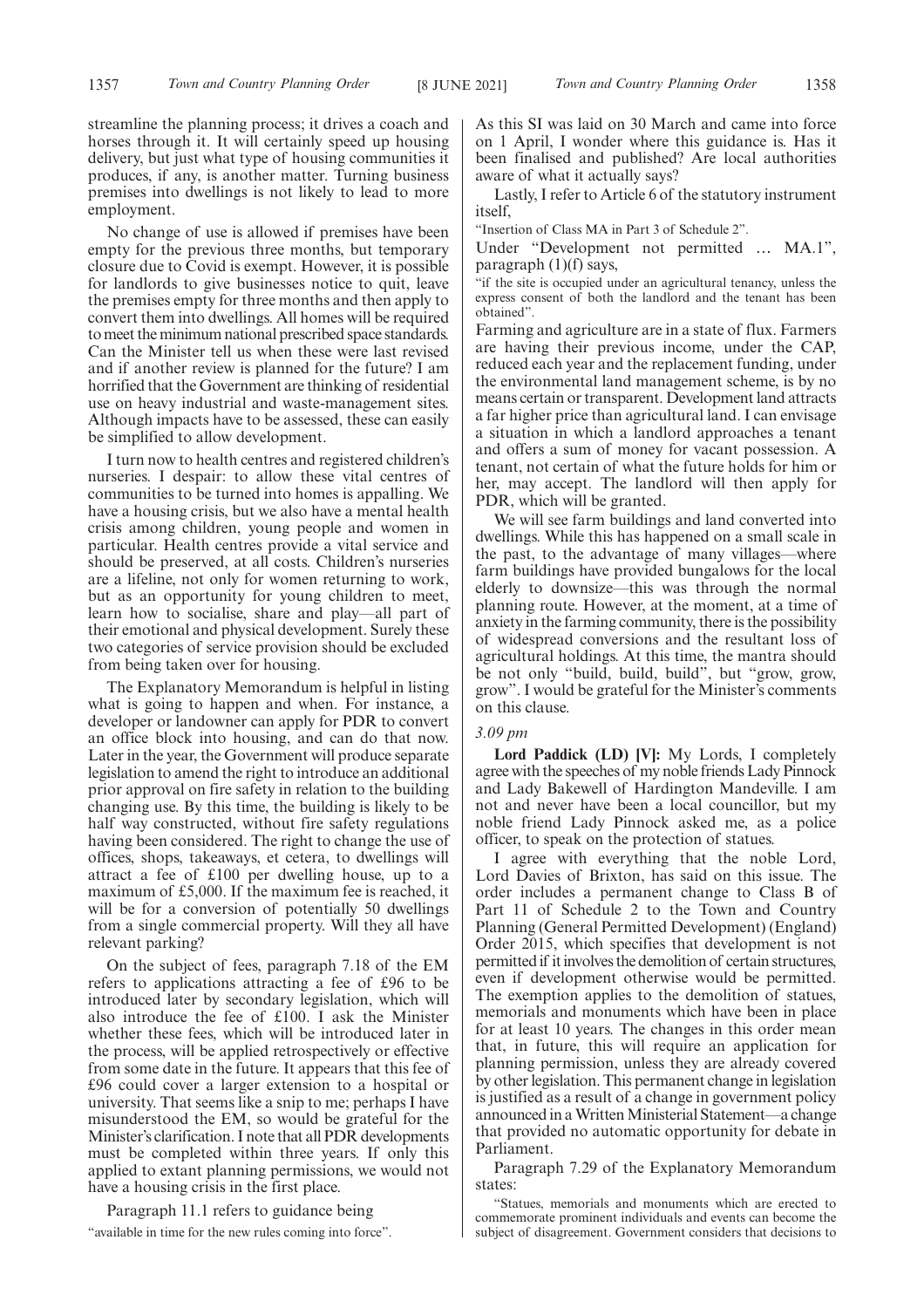streamline the planning process; it drives a coach and horses through it. It will certainly speed up housing delivery, but just what type of housing communities it produces, if any, is another matter. Turning business premises into dwellings is not likely to lead to more employment.

No change of use is allowed if premises have been empty for the previous three months, but temporary closure due to Covid is exempt. However, it is possible for landlords to give businesses notice to quit, leave the premises empty for three months and then apply to convert them into dwellings. All homes will be required to meet the minimum national prescribed space standards. Can the Minister tell us when these were last revised and if another review is planned for the future? I am horrified that the Government are thinking of residential use on heavy industrial and waste-management sites. Although impacts have to be assessed, these can easily be simplified to allow development.

I turn now to health centres and registered children's nurseries. I despair: to allow these vital centres of communities to be turned into homes is appalling. We have a housing crisis, but we also have a mental health crisis among children, young people and women in particular. Health centres provide a vital service and should be preserved, at all costs. Children's nurseries are a lifeline, not only for women returning to work, but as an opportunity for young children to meet, learn how to socialise, share and play—all part of their emotional and physical development. Surely these two categories of service provision should be excluded from being taken over for housing.

The Explanatory Memorandum is helpful in listing what is going to happen and when. For instance, a developer or landowner can apply for PDR to convert an office block into housing, and can do that now. Later in the year, the Government will produce separate legislation to amend the right to introduce an additional prior approval on fire safety in relation to the building changing use. By this time, the building is likely to be half way constructed, without fire safety regulations having been considered. The right to change the use of offices, shops, takeaways, et cetera, to dwellings will attract a fee of £100 per dwelling house, up to a maximum of £5,000. If the maximum fee is reached, it will be for a conversion of potentially 50 dwellings from a single commercial property. Will they all have relevant parking?

On the subject of fees, paragraph 7.18 of the EM refers to applications attracting a fee of £96 to be introduced later by secondary legislation, which will also introduce the fee of £100. I ask the Minister whether these fees, which will be introduced later in the process, will be applied retrospectively or effective from some date in the future. It appears that this fee of £96 could cover a larger extension to a hospital or university. That seems like a snip to me; perhaps I have misunderstood the EM, so would be grateful for the Minister's clarification. I note that all PDR developments must be completed within three years. If only this applied to extant planning permissions, we would not have a housing crisis in the first place.

Paragraph 11.1 refers to guidance being

"available in time for the new rules coming into force".

As this SI was laid on 30 March and came into force on 1 April, I wonder where this guidance is. Has it been finalised and published? Are local authorities aware of what it actually says?

Lastly, I refer to Article 6 of the statutory instrument itself,

"Insertion of Class MA in Part 3 of Schedule 2".

Under "Development not permitted … MA.1", paragraph (1)(f) says,

"if the site is occupied under an agricultural tenancy, unless the express consent of both the landlord and the tenant has been obtained".

Farming and agriculture are in a state of flux. Farmers are having their previous income, under the CAP, reduced each year and the replacement funding, under the environmental land management scheme, is by no means certain or transparent. Development land attracts a far higher price than agricultural land. I can envisage a situation in which a landlord approaches a tenant and offers a sum of money for vacant possession. A tenant, not certain of what the future holds for him or her, may accept. The landlord will then apply for PDR, which will be granted.

We will see farm buildings and land converted into dwellings. While this has happened on a small scale in the past, to the advantage of many villages—where farm buildings have provided bungalows for the local elderly to downsize—this was through the normal planning route. However, at the moment, at a time of anxiety in the farming community, there is the possibility of widespread conversions and the resultant loss of agricultural holdings. At this time, the mantra should be not only "build, build, build", but "grow, grow, grow". I would be grateful for the Minister's comments on this clause.

*3.09 pm*

**Lord Paddick (LD) [V]:** My Lords, I completely agree with the speeches of my noble friends Lady Pinnock and Lady Bakewell of Hardington Mandeville. I am not and never have been a local councillor, but my noble friend Lady Pinnock asked me, as a police officer, to speak on the protection of statues.

I agree with everything that the noble Lord, Lord Davies of Brixton, has said on this issue. The order includes a permanent change to Class B of Part 11 of Schedule 2 to the Town and Country Planning (General Permitted Development) (England) Order 2015, which specifies that development is not permitted if it involves the demolition of certain structures, even if development otherwise would be permitted. The exemption applies to the demolition of statues, memorials and monuments which have been in place for at least 10 years. The changes in this order mean that, in future, this will require an application for planning permission, unless they are already covered by other legislation. This permanent change in legislation is justified as a result of a change in government policy announced in a Written Ministerial Statement—a change that provided no automatic opportunity for debate in Parliament.

Paragraph 7.29 of the Explanatory Memorandum states:

"Statues, memorials and monuments which are erected to commemorate prominent individuals and events can become the subject of disagreement. Government considers that decisions to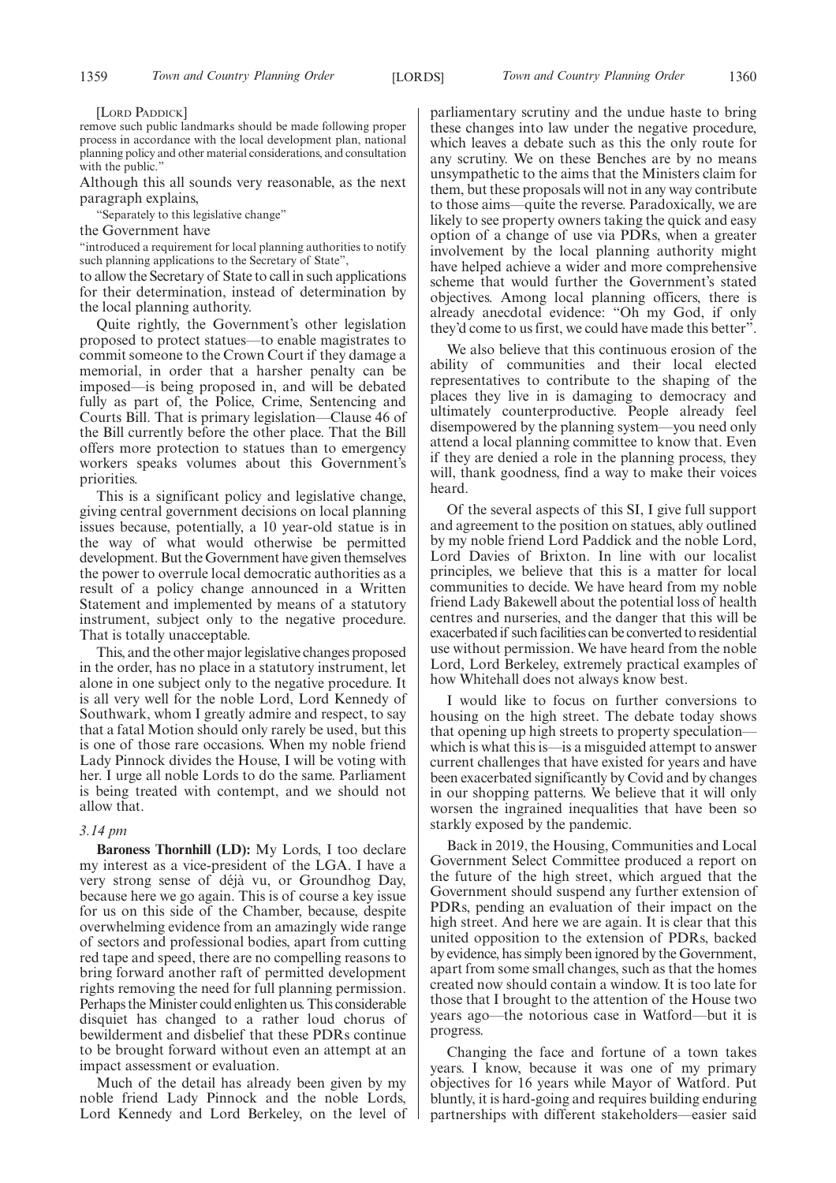[Lord Paddick]

remove such public landmarks should be made following proper process in accordance with the local development plan, national planning policy and other material considerations, and consultation with the public."

Although this all sounds very reasonable, as the next paragraph explains,

"Separately to this legislative change"

the Government have

"introduced a requirement for local planning authorities to notify such planning applications to the Secretary of State",

to allow the Secretary of State to call in such applications for their determination, instead of determination by the local planning authority.

Quite rightly, the Government's other legislation proposed to protect statues—to enable magistrates to commit someone to the Crown Court if they damage a memorial, in order that a harsher penalty can be imposed—is being proposed in, and will be debated fully as part of, the Police, Crime, Sentencing and Courts Bill. That is primary legislation—Clause 46 of the Bill currently before the other place. That the Bill offers more protection to statues than to emergency workers speaks volumes about this Government's priorities.

This is a significant policy and legislative change, giving central government decisions on local planning issues because, potentially, a 10 year-old statue is in the way of what would otherwise be permitted development. But the Government have given themselves the power to overrule local democratic authorities as a result of a policy change announced in a Written Statement and implemented by means of a statutory instrument, subject only to the negative procedure. That is totally unacceptable.

This, and the other major legislative changes proposed in the order, has no place in a statutory instrument, let alone in one subject only to the negative procedure. It is all very well for the noble Lord, Lord Kennedy of Southwark, whom I greatly admire and respect, to say that a fatal Motion should only rarely be used, but this is one of those rare occasions. When my noble friend Lady Pinnock divides the House, I will be voting with her. I urge all noble Lords to do the same. Parliament is being treated with contempt, and we should not allow that.

*3.14 pm*

**Baroness Thornhill (LD):** My Lords, I too declare my interest as a vice-president of the LGA. I have a very strong sense of déjà vu, or Groundhog Day, because here we go again. This is of course a key issue for us on this side of the Chamber, because, despite overwhelming evidence from an amazingly wide range of sectors and professional bodies, apart from cutting red tape and speed, there are no compelling reasons to bring forward another raft of permitted development rights removing the need for full planning permission. Perhaps the Minister could enlighten us. This considerable disquiet has changed to a rather loud chorus of bewilderment and disbelief that these PDRs continue to be brought forward without even an attempt at an impact assessment or evaluation.

Much of the detail has already been given by my noble friend Lady Pinnock and the noble Lords, Lord Kennedy and Lord Berkeley, on the level of parliamentary scrutiny and the undue haste to bring these changes into law under the negative procedure, which leaves a debate such as this the only route for any scrutiny. We on these Benches are by no means unsympathetic to the aims that the Ministers claim for them, but these proposals will not in any way contribute to those aims—quite the reverse. Paradoxically, we are likely to see property owners taking the quick and easy option of a change of use via PDRs, when a greater involvement by the local planning authority might have helped achieve a wider and more comprehensive scheme that would further the Government's stated objectives. Among local planning officers, there is already anecdotal evidence: "Oh my God, if only they'd come to us first, we could have made this better".

We also believe that this continuous erosion of the ability of communities and their local elected representatives to contribute to the shaping of the places they live in is damaging to democracy and ultimately counterproductive. People already feel disempowered by the planning system—you need only attend a local planning committee to know that. Even if they are denied a role in the planning process, they will, thank goodness, find a way to make their voices heard.

Of the several aspects of this SI, I give full support and agreement to the position on statues, ably outlined by my noble friend Lord Paddick and the noble Lord, Lord Davies of Brixton. In line with our localist principles, we believe that this is a matter for local communities to decide. We have heard from my noble friend Lady Bakewell about the potential loss of health centres and nurseries, and the danger that this will be exacerbated if such facilities can be converted to residential use without permission. We have heard from the noble Lord, Lord Berkeley, extremely practical examples of how Whitehall does not always know best.

I would like to focus on further conversions to housing on the high street. The debate today shows that opening up high streets to property speculation—which is what this is—is a misguided attempt to answer current challenges that have existed for years and have been exacerbated significantly by Covid and by changes in our shopping patterns. We believe that it will only worsen the ingrained inequalities that have been so starkly exposed by the pandemic.

Back in 2019, the Housing, Communities and Local Government Select Committee produced a report on the future of the high street, which argued that the Government should suspend any further extension of PDRs, pending an evaluation of their impact on the high street. And here we are again. It is clear that this united opposition to the extension of PDRs, backed by evidence, has simply been ignored by the Government, apart from some small changes, such as that the homes created now should contain a window. It is too late for those that I brought to the attention of the House two years ago—the notorious case in Watford—but it is progress.

Changing the face and fortune of a town takes years. I know, because it was one of my primary objectives for 16 years while Mayor of Watford. Put bluntly, it is hard-going and requires building enduring partnerships with different stakeholders—easier said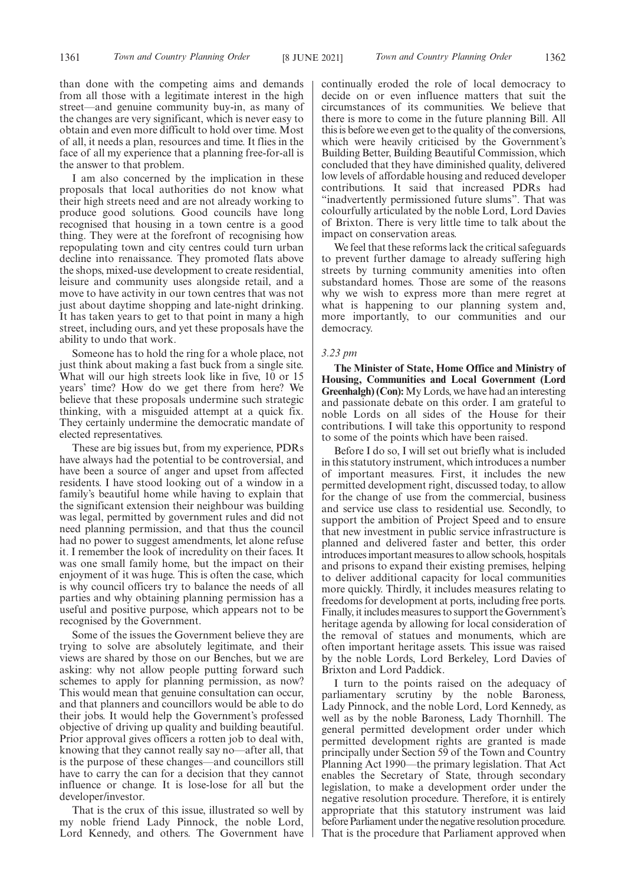than done with the competing aims and demands from all those with a legitimate interest in the high street—and genuine community buy-in, as many of the changes are very significant, which is never easy to obtain and even more difficult to hold over time. Most of all, it needs a plan, resources and time. It flies in the face of all my experience that a planning free-for-all is the answer to that problem.

I am also concerned by the implication in these proposals that local authorities do not know what their high streets need and are not already working to produce good solutions. Good councils have long recognised that housing in a town centre is a good thing. They were at the forefront of recognising how repopulating town and city centres could turn urban decline into renaissance. They promoted flats above the shops, mixed-use development to create residential, leisure and community uses alongside retail, and a move to have activity in our town centres that was not just about daytime shopping and late-night drinking. It has taken years to get to that point in many a high street, including ours, and yet these proposals have the ability to undo that work.

Someone has to hold the ring for a whole place, not just think about making a fast buck from a single site. What will our high streets look like in five, 10 or 15 years' time? How do we get there from here? We believe that these proposals undermine such strategic thinking, with a misguided attempt at a quick fix. They certainly undermine the democratic mandate of elected representatives.

These are big issues but, from my experience, PDRs have always had the potential to be controversial, and have been a source of anger and upset from affected residents. I have stood looking out of a window in a family's beautiful home while having to explain that the significant extension their neighbour was building was legal, permitted by government rules and did not need planning permission, and that thus the council had no power to suggest amendments, let alone refuse it. I remember the look of incredulity on their faces. It was one small family home, but the impact on their enjoyment of it was huge. This is often the case, which is why council officers try to balance the needs of all parties and why obtaining planning permission has a useful and positive purpose, which appears not to be recognised by the Government.

Some of the issues the Government believe they are trying to solve are absolutely legitimate, and their views are shared by those on our Benches, but we are asking: why not allow people putting forward such schemes to apply for planning permission, as now? This would mean that genuine consultation can occur, and that planners and councillors would be able to do their jobs. It would help the Government's professed objective of driving up quality and building beautiful. Prior approval gives officers a rotten job to deal with, knowing that they cannot really say no—after all, that is the purpose of these changes—and councillors still have to carry the can for a decision that they cannot influence or change. It is lose-lose for all but the developer/investor.

That is the crux of this issue, illustrated so well by my noble friend Lady Pinnock, the noble Lord, Lord Kennedy, and others. The Government have continually eroded the role of local democracy to decide on or even influence matters that suit the circumstances of its communities. We believe that there is more to come in the future planning Bill. All this is before we even get to the quality of the conversions, which were heavily criticised by the Government's Building Better, Building Beautiful Commission, which concluded that they have diminished quality, delivered low levels of affordable housing and reduced developer contributions. It said that increased PDRs had "inadvertently permissioned future slums". That was colourfully articulated by the noble Lord, Lord Davies of Brixton. There is very little time to talk about the impact on conservation areas.

We feel that these reforms lack the critical safeguards to prevent further damage to already suffering high streets by turning community amenities into often substandard homes. Those are some of the reasons why we wish to express more than mere regret at what is happening to our planning system and, more importantly, to our communities and our democracy.

*3.23 pm*

**The Minister of State, Home Office and Ministry of Housing, Communities and Local Government (Lord Greenhalgh) (Con):** My Lords, we have had an interesting and passionate debate on this order. I am grateful to noble Lords on all sides of the House for their contributions. I will take this opportunity to respond to some of the points which have been raised.

Before I do so, I will set out briefly what is included in this statutory instrument, which introduces a number of important measures. First, it includes the new permitted development right, discussed today, to allow for the change of use from the commercial, business and service use class to residential use. Secondly, to support the ambition of Project Speed and to ensure that new investment in public service infrastructure is planned and delivered faster and better, this order introduces important measures to allow schools, hospitals and prisons to expand their existing premises, helping to deliver additional capacity for local communities more quickly. Thirdly, it includes measures relating to freedoms for development at ports, including free ports. Finally, it includes measures to support the Government's heritage agenda by allowing for local consideration of the removal of statues and monuments, which are often important heritage assets. This issue was raised by the noble Lords, Lord Berkeley, Lord Davies of Brixton and Lord Paddick.

I turn to the points raised on the adequacy of parliamentary scrutiny by the noble Baroness, Lady Pinnock, and the noble Lord, Lord Kennedy, as well as by the noble Baroness, Lady Thornhill. The general permitted development order under which permitted development rights are granted is made principally under Section 59 of the Town and Country Planning Act 1990—the primary legislation. That Act enables the Secretary of State, through secondary legislation, to make a development order under the negative resolution procedure. Therefore, it is entirely appropriate that this statutory instrument was laid before Parliament under the negative resolution procedure. That is the procedure that Parliament approved when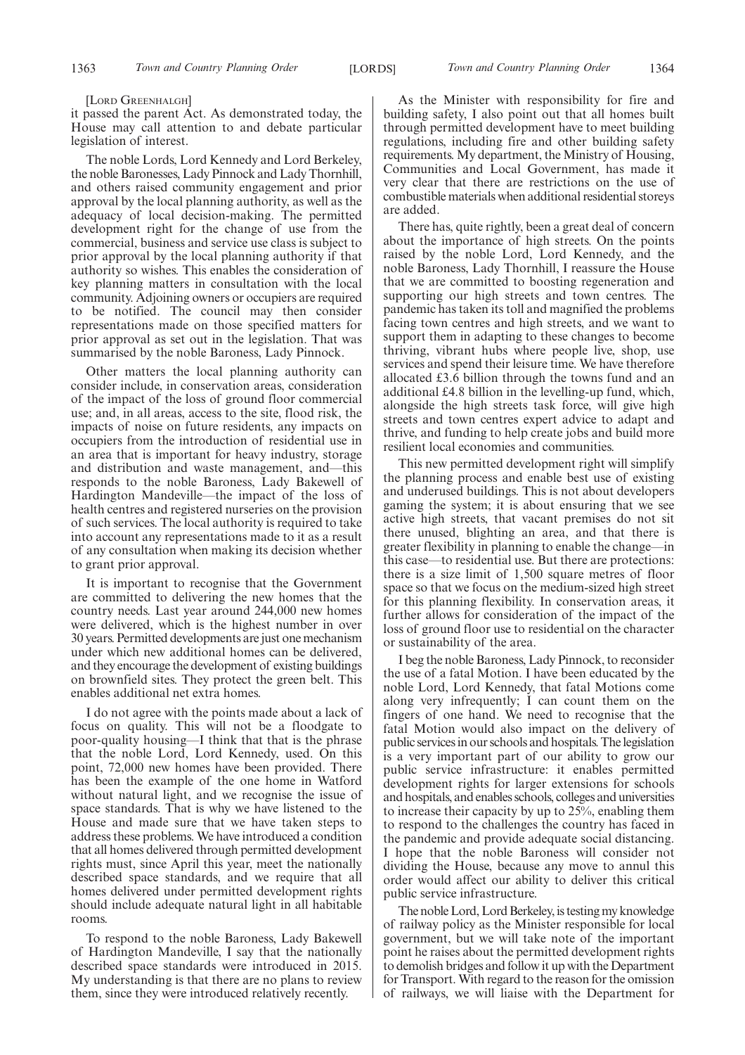[LORD GREENHALGH]

it passed the parent Act. As demonstrated today, the House may call attention to and debate particular legislation of interest.

The noble Lords, Lord Kennedy and Lord Berkeley, the noble Baronesses, Lady Pinnock and Lady Thornhill, and others raised community engagement and prior approval by the local planning authority, as well as the adequacy of local decision-making. The permitted development right for the change of use from the commercial, business and service use class is subject to prior approval by the local planning authority if that authority so wishes. This enables the consideration of key planning matters in consultation with the local community. Adjoining owners or occupiers are required to be notified. The council may then consider representations made on those specified matters for prior approval as set out in the legislation. That was summarised by the noble Baroness, Lady Pinnock.

Other matters the local planning authority can consider include, in conservation areas, consideration of the impact of the loss of ground floor commercial use; and, in all areas, access to the site, flood risk, the impacts of noise on future residents, any impacts on occupiers from the introduction of residential use in an area that is important for heavy industry, storage and distribution and waste management, and—this responds to the noble Baroness, Lady Bakewell of Hardington Mandeville—the impact of the loss of health centres and registered nurseries on the provision of such services. The local authority is required to take into account any representations made to it as a result of any consultation when making its decision whether to grant prior approval.

It is important to recognise that the Government are committed to delivering the new homes that the country needs. Last year around 244,000 new homes were delivered, which is the highest number in over 30 years. Permitted developments are just one mechanism under which new additional homes can be delivered, and they encourage the development of existing buildings on brownfield sites. They protect the green belt. This enables additional net extra homes.

I do not agree with the points made about a lack of focus on quality. This will not be a floodgate to poor-quality housing—I think that that is the phrase that the noble Lord, Lord Kennedy, used. On this point, 72,000 new homes have been provided. There has been the example of the one home in Watford without natural light, and we recognise the issue of space standards. That is why we have listened to the House and made sure that we have taken steps to address these problems. We have introduced a condition that all homes delivered through permitted development rights must, since April this year, meet the nationally described space standards, and we require that all homes delivered under permitted development rights should include adequate natural light in all habitable rooms.

To respond to the noble Baroness, Lady Bakewell of Hardington Mandeville, I say that the nationally described space standards were introduced in 2015. My understanding is that there are no plans to review them, since they were introduced relatively recently.

As the Minister with responsibility for fire and building safety, I also point out that all homes built through permitted development have to meet building regulations, including fire and other building safety requirements. My department, the Ministry of Housing, Communities and Local Government, has made it very clear that there are restrictions on the use of combustible materials when additional residential storeys are added.

There has, quite rightly, been a great deal of concern about the importance of high streets. On the points raised by the noble Lord, Lord Kennedy, and the noble Baroness, Lady Thornhill, I reassure the House that we are committed to boosting regeneration and supporting our high streets and town centres. The pandemic has taken its toll and magnified the problems facing town centres and high streets, and we want to support them in adapting to these changes to become thriving, vibrant hubs where people live, shop, use services and spend their leisure time. We have therefore allocated £3.6 billion through the towns fund and an additional £4.8 billion in the levelling-up fund, which, alongside the high streets task force, will give high streets and town centres expert advice to adapt and thrive, and funding to help create jobs and build more resilient local economies and communities.

This new permitted development right will simplify the planning process and enable best use of existing and underused buildings. This is not about developers gaming the system; it is about ensuring that we see active high streets, that vacant premises do not sit there unused, blighting an area, and that there is greater flexibility in planning to enable the change—in this case—to residential use. But there are protections: there is a size limit of 1,500 square metres of floor space so that we focus on the medium-sized high street for this planning flexibility. In conservation areas, it further allows for consideration of the impact of the loss of ground floor use to residential on the character or sustainability of the area.

I beg the noble Baroness, Lady Pinnock, to reconsider the use of a fatal Motion. I have been educated by the noble Lord, Lord Kennedy, that fatal Motions come along very infrequently; I can count them on the fingers of one hand. We need to recognise that the fatal Motion would also impact on the delivery of public services in our schools and hospitals. The legislation is a very important part of our ability to grow our public service infrastructure: it enables permitted development rights for larger extensions for schools and hospitals, and enables schools, colleges and universities to increase their capacity by up to 25%, enabling them to respond to the challenges the country has faced in the pandemic and provide adequate social distancing. I hope that the noble Baroness will consider not dividing the House, because any move to annul this order would affect our ability to deliver this critical public service infrastructure.

The noble Lord, Lord Berkeley, is testing my knowledge of railway policy as the Minister responsible for local government, but we will take note of the important point he raises about the permitted development rights to demolish bridges and follow it up with the Department for Transport. With regard to the reason for the omission of railways, we will liaise with the Department for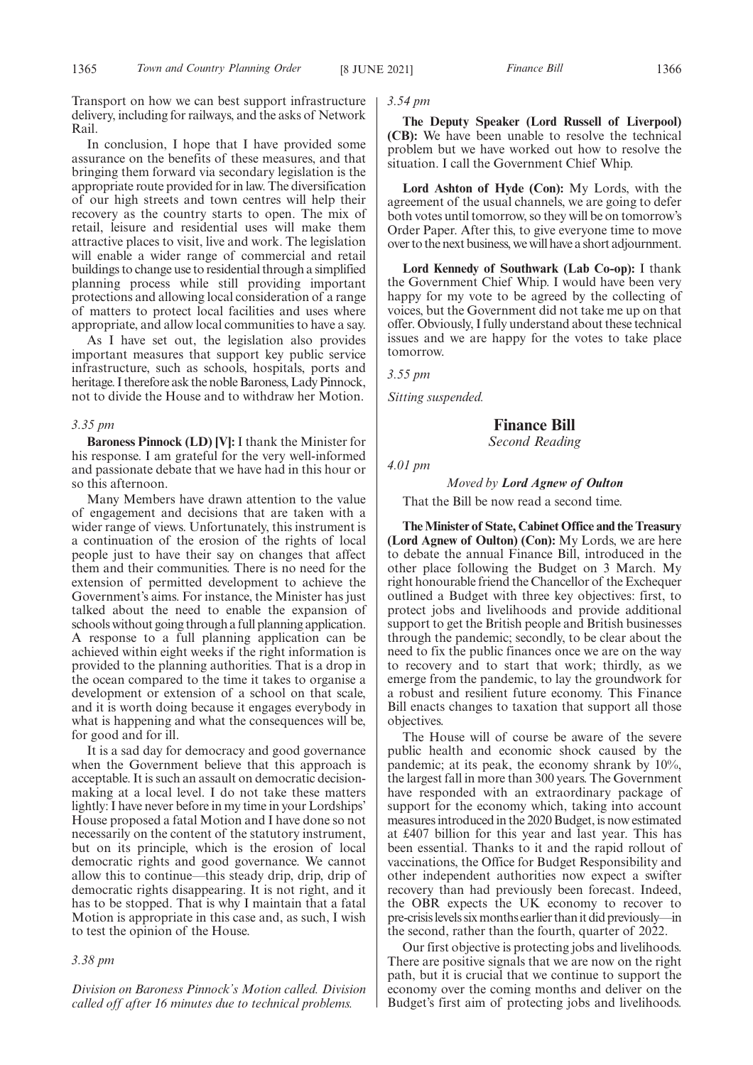Transport on how we can best support infrastructure delivery, including for railways, and the asks of Network Rail.

In conclusion, I hope that I have provided some assurance on the benefits of these measures, and that bringing them forward via secondary legislation is the appropriate route provided for in law. The diversification of our high streets and town centres will help their recovery as the country starts to open. The mix of retail, leisure and residential uses will make them attractive places to visit, live and work. The legislation will enable a wider range of commercial and retail buildings to change use to residential through a simplified planning process while still providing important protections and allowing local consideration of a range of matters to protect local facilities and uses where appropriate, and allow local communities to have a say.

As I have set out, the legislation also provides important measures that support key public service infrastructure, such as schools, hospitals, ports and heritage. I therefore ask the noble Baroness, Lady Pinnock, not to divide the House and to withdraw her Motion.

*3.35 pm*

**Baroness Pinnock (LD) [V]:** I thank the Minister for his response. I am grateful for the very well-informed and passionate debate that we have had in this hour or so this afternoon.

Many Members have drawn attention to the value of engagement and decisions that are taken with a wider range of views. Unfortunately, this instrument is a continuation of the erosion of the rights of local people just to have their say on changes that affect them and their communities. There is no need for the extension of permitted development to achieve the Government's aims. For instance, the Minister has just talked about the need to enable the expansion of schools without going through a full planning application. A response to a full planning application can be achieved within eight weeks if the right information is provided to the planning authorities. That is a drop in the ocean compared to the time it takes to organise a development or extension of a school on that scale, and it is worth doing because it engages everybody in what is happening and what the consequences will be, for good and for ill.

It is a sad day for democracy and good governance when the Government believe that this approach is acceptable. It is such an assault on democratic decision-making at a local level. I do not take these matters lightly: I have never before in my time in your Lordships' House proposed a fatal Motion and I have done so not necessarily on the content of the statutory instrument, but on its principle, which is the erosion of local democratic rights and good governance. We cannot allow this to continue—this steady drip, drip, drip of democratic rights disappearing. It is not right, and it has to be stopped. That is why I maintain that a fatal Motion is appropriate in this case and, as such, I wish to test the opinion of the House.

*3.38 pm*

*Division on Baroness Pinnock's Motion called. Division called off after 16 minutes due to technical problems.*

*3.54 pm*

**The Deputy Speaker (Lord Russell of Liverpool) (CB):** We have been unable to resolve the technical problem but we have worked out how to resolve the situation. I call the Government Chief Whip.

**Lord Ashton of Hyde (Con):** My Lords, with the agreement of the usual channels, we are going to defer both votes until tomorrow, so they will be on tomorrow's Order Paper. After this, to give everyone time to move over to the next business, we will have a short adjournment.

**Lord Kennedy of Southwark (Lab Co-op):** I thank the Government Chief Whip. I would have been very happy for my vote to be agreed by the collecting of voices, but the Government did not take me up on that offer. Obviously, I fully understand about these technical issues and we are happy for the votes to take place tomorrow.

*3.55 pm*

*Sitting suspended.*

## Finance Bill

*Second Reading*

*4.01 pm*

*Moved by* ***Lord Agnew of Oulton***

That the Bill be now read a second time.

**The Minister of State, Cabinet Office and the Treasury (Lord Agnew of Oulton) (Con):** My Lords, we are here to debate the annual Finance Bill, introduced in the other place following the Budget on 3 March. My right honourable friend the Chancellor of the Exchequer outlined a Budget with three key objectives: first, to protect jobs and livelihoods and provide additional support to get the British people and British businesses through the pandemic; secondly, to be clear about the need to fix the public finances once we are on the way to recovery and to start that work; thirdly, as we emerge from the pandemic, to lay the groundwork for a robust and resilient future economy. This Finance Bill enacts changes to taxation that support all those objectives.

The House will of course be aware of the severe public health and economic shock caused by the pandemic; at its peak, the economy shrank by 10%, the largest fall in more than 300 years. The Government have responded with an extraordinary package of support for the economy which, taking into account measures introduced in the 2020 Budget, is now estimated at £407 billion for this year and last year. This has been essential. Thanks to it and the rapid rollout of vaccinations, the Office for Budget Responsibility and other independent authorities now expect a swifter recovery than had previously been forecast. Indeed, the OBR expects the UK economy to recover to pre-crisis levels six months earlier than it did previously—in the second, rather than the fourth, quarter of 2022.

Our first objective is protecting jobs and livelihoods. There are positive signals that we are now on the right path, but it is crucial that we continue to support the economy over the coming months and deliver on the Budget's first aim of protecting jobs and livelihoods.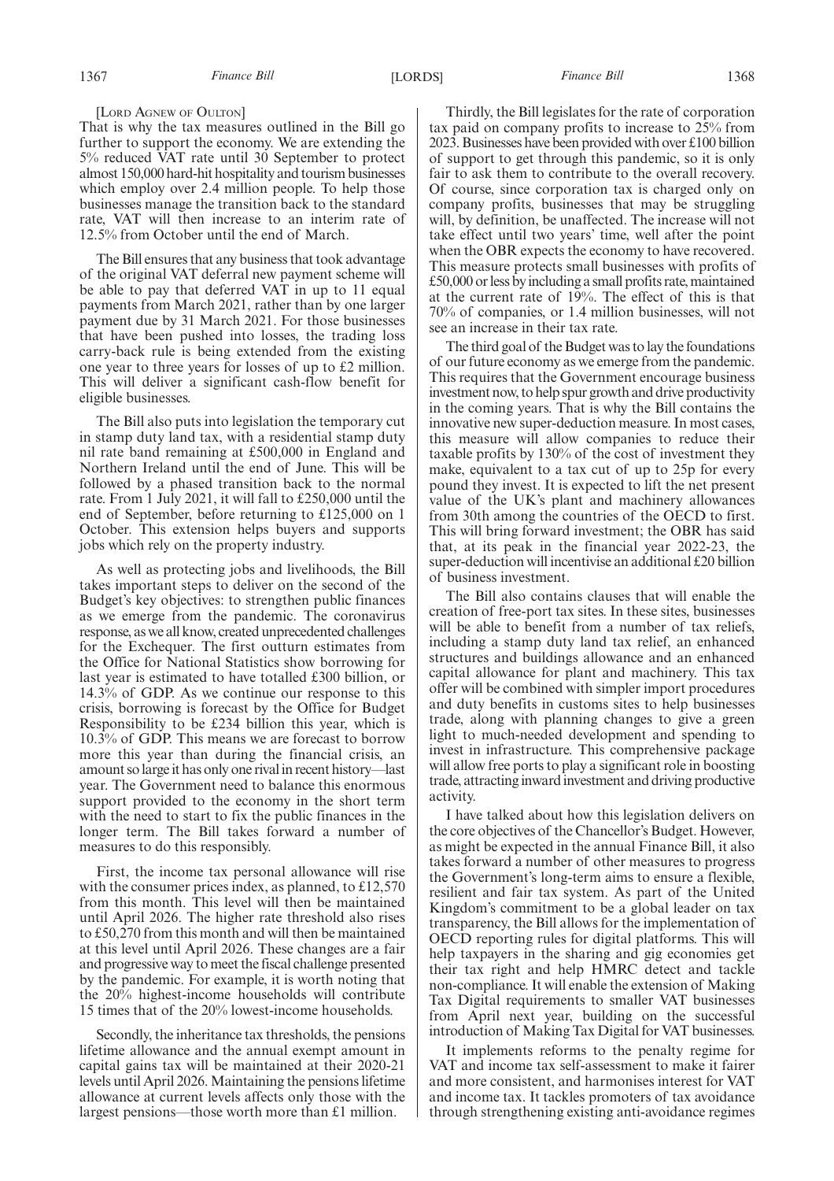[Lord Agnew of Oulton]

That is why the tax measures outlined in the Bill go further to support the economy. We are extending the 5% reduced VAT rate until 30 September to protect almost 150,000 hard-hit hospitality and tourism businesses which employ over 2.4 million people. To help those businesses manage the transition back to the standard rate, VAT will then increase to an interim rate of 12.5% from October until the end of March.

The Bill ensures that any business that took advantage of the original VAT deferral new payment scheme will be able to pay that deferred VAT in up to 11 equal payments from March 2021, rather than by one larger payment due by 31 March 2021. For those businesses that have been pushed into losses, the trading loss carry-back rule is being extended from the existing one year to three years for losses of up to £2 million. This will deliver a significant cash-flow benefit for eligible businesses.

The Bill also puts into legislation the temporary cut in stamp duty land tax, with a residential stamp duty nil rate band remaining at £500,000 in England and Northern Ireland until the end of June. This will be followed by a phased transition back to the normal rate. From 1 July 2021, it will fall to £250,000 until the end of September, before returning to £125,000 on 1 October. This extension helps buyers and supports jobs which rely on the property industry.

As well as protecting jobs and livelihoods, the Bill takes important steps to deliver on the second of the Budget's key objectives: to strengthen public finances as we emerge from the pandemic. The coronavirus response, as we all know, created unprecedented challenges for the Exchequer. The first outturn estimates from the Office for National Statistics show borrowing for last year is estimated to have totalled £300 billion, or 14.3% of GDP. As we continue our response to this crisis, borrowing is forecast by the Office for Budget Responsibility to be £234 billion this year, which is 10.3% of GDP. This means we are forecast to borrow more this year than during the financial crisis, an amount so large it has only one rival in recent history—last year. The Government need to balance this enormous support provided to the economy in the short term with the need to start to fix the public finances in the longer term. The Bill takes forward a number of measures to do this responsibly.

First, the income tax personal allowance will rise with the consumer prices index, as planned, to £12,570 from this month. This level will then be maintained until April 2026. The higher rate threshold also rises to £50,270 from this month and will then be maintained at this level until April 2026. These changes are a fair and progressive way to meet the fiscal challenge presented by the pandemic. For example, it is worth noting that the 20% highest-income households will contribute 15 times that of the 20% lowest-income households.

Secondly, the inheritance tax thresholds, the pensions lifetime allowance and the annual exempt amount in capital gains tax will be maintained at their 2020-21 levels until April 2026. Maintaining the pensions lifetime allowance at current levels affects only those with the largest pensions—those worth more than £1 million.

Thirdly, the Bill legislates for the rate of corporation tax paid on company profits to increase to 25% from 2023. Businesses have been provided with over £100 billion of support to get through this pandemic, so it is only fair to ask them to contribute to the overall recovery. Of course, since corporation tax is charged only on company profits, businesses that may be struggling will, by definition, be unaffected. The increase will not take effect until two years' time, well after the point when the OBR expects the economy to have recovered. This measure protects small businesses with profits of £50,000 or less by including a small profits rate, maintained at the current rate of 19%. The effect of this is that 70% of companies, or 1.4 million businesses, will not see an increase in their tax rate.

The third goal of the Budget was to lay the foundations of our future economy as we emerge from the pandemic. This requires that the Government encourage business investment now, to help spur growth and drive productivity in the coming years. That is why the Bill contains the innovative new super-deduction measure. In most cases, this measure will allow companies to reduce their taxable profits by 130% of the cost of investment they make, equivalent to a tax cut of up to 25p for every pound they invest. It is expected to lift the net present value of the UK's plant and machinery allowances from 30th among the countries of the OECD to first. This will bring forward investment; the OBR has said that, at its peak in the financial year 2022-23, the super-deduction will incentivise an additional £20 billion of business investment.

The Bill also contains clauses that will enable the creation of free-port tax sites. In these sites, businesses will be able to benefit from a number of tax reliefs, including a stamp duty land tax relief, an enhanced structures and buildings allowance and an enhanced capital allowance for plant and machinery. This tax offer will be combined with simpler import procedures and duty benefits in customs sites to help businesses trade, along with planning changes to give a green light to much-needed development and spending to invest in infrastructure. This comprehensive package will allow free ports to play a significant role in boosting trade, attracting inward investment and driving productive activity.

I have talked about how this legislation delivers on the core objectives of the Chancellor's Budget. However, as might be expected in the annual Finance Bill, it also takes forward a number of other measures to progress the Government's long-term aims to ensure a flexible, resilient and fair tax system. As part of the United Kingdom's commitment to be a global leader on tax transparency, the Bill allows for the implementation of OECD reporting rules for digital platforms. This will help taxpayers in the sharing and gig economies get their tax right and help HMRC detect and tackle non-compliance. It will enable the extension of Making Tax Digital requirements to smaller VAT businesses from April next year, building on the successful introduction of Making Tax Digital for VAT businesses.

It implements reforms to the penalty regime for VAT and income tax self-assessment to make it fairer and more consistent, and harmonises interest for VAT and income tax. It tackles promoters of tax avoidance through strengthening existing anti-avoidance regimes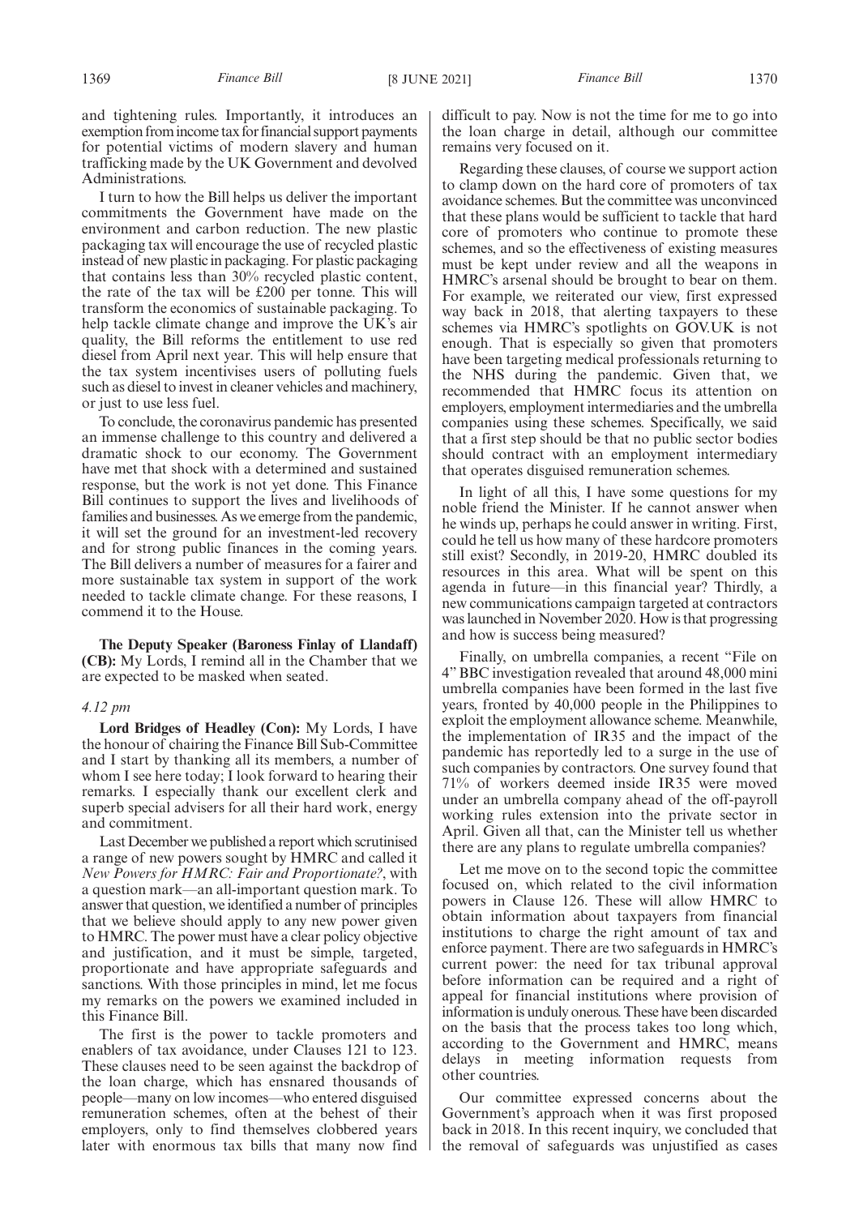and tightening rules. Importantly, it introduces an exemption from income tax for financial support payments for potential victims of modern slavery and human trafficking made by the UK Government and devolved Administrations.

I turn to how the Bill helps us deliver the important commitments the Government have made on the environment and carbon reduction. The new plastic packaging tax will encourage the use of recycled plastic instead of new plastic in packaging. For plastic packaging that contains less than 30% recycled plastic content, the rate of the tax will be £200 per tonne. This will transform the economics of sustainable packaging. To help tackle climate change and improve the UK's air quality, the Bill reforms the entitlement to use red diesel from April next year. This will help ensure that the tax system incentivises users of polluting fuels such as diesel to invest in cleaner vehicles and machinery, or just to use less fuel.

To conclude, the coronavirus pandemic has presented an immense challenge to this country and delivered a dramatic shock to our economy. The Government have met that shock with a determined and sustained response, but the work is not yet done. This Finance Bill continues to support the lives and livelihoods of families and businesses. As we emerge from the pandemic, it will set the ground for an investment-led recovery and for strong public finances in the coming years. The Bill delivers a number of measures for a fairer and more sustainable tax system in support of the work needed to tackle climate change. For these reasons, I commend it to the House.

**The Deputy Speaker (Baroness Finlay of Llandaff) (CB):** My Lords, I remind all in the Chamber that we are expected to be masked when seated.

*4.12 pm*

**Lord Bridges of Headley (Con):** My Lords, I have the honour of chairing the Finance Bill Sub-Committee and I start by thanking all its members, a number of whom I see here today; I look forward to hearing their remarks. I especially thank our excellent clerk and superb special advisers for all their hard work, energy and commitment.

Last December we published a report which scrutinised a range of new powers sought by HMRC and called it *New Powers for HMRC: Fair and Proportionate?*, with a question mark—an all-important question mark. To answer that question, we identified a number of principles that we believe should apply to any new power given to HMRC. The power must have a clear policy objective and justification, and it must be simple, targeted, proportionate and have appropriate safeguards and sanctions. With those principles in mind, let me focus my remarks on the powers we examined included in this Finance Bill.

The first is the power to tackle promoters and enablers of tax avoidance, under Clauses 121 to 123. These clauses need to be seen against the backdrop of the loan charge, which has ensnared thousands of people—many on low incomes—who entered disguised remuneration schemes, often at the behest of their employers, only to find themselves clobbered years later with enormous tax bills that many now find difficult to pay. Now is not the time for me to go into the loan charge in detail, although our committee remains very focused on it.

Regarding these clauses, of course we support action to clamp down on the hard core of promoters of tax avoidance schemes. But the committee was unconvinced that these plans would be sufficient to tackle that hard core of promoters who continue to promote these schemes, and so the effectiveness of existing measures must be kept under review and all the weapons in HMRC's arsenal should be brought to bear on them. For example, we reiterated our view, first expressed way back in 2018, that alerting taxpayers to these schemes via HMRC's spotlights on GOV.UK is not enough. That is especially so given that promoters have been targeting medical professionals returning to the NHS during the pandemic. Given that, we recommended that HMRC focus its attention on employers, employment intermediaries and the umbrella companies using these schemes. Specifically, we said that a first step should be that no public sector bodies should contract with an employment intermediary that operates disguised remuneration schemes.

In light of all this, I have some questions for my noble friend the Minister. If he cannot answer when he winds up, perhaps he could answer in writing. First, could he tell us how many of these hardcore promoters still exist? Secondly, in 2019-20, HMRC doubled its resources in this area. What will be spent on this agenda in future—in this financial year? Thirdly, a new communications campaign targeted at contractors was launched in November 2020. How is that progressing and how is success being measured?

Finally, on umbrella companies, a recent "File on 4" BBC investigation revealed that around 48,000 mini umbrella companies have been formed in the last five years, fronted by 40,000 people in the Philippines to exploit the employment allowance scheme. Meanwhile, the implementation of IR35 and the impact of the pandemic has reportedly led to a surge in the use of such companies by contractors. One survey found that 71% of workers deemed inside IR35 were moved under an umbrella company ahead of the off-payroll working rules extension into the private sector in April. Given all that, can the Minister tell us whether there are any plans to regulate umbrella companies?

Let me move on to the second topic the committee focused on, which related to the civil information powers in Clause 126. These will allow HMRC to obtain information about taxpayers from financial institutions to charge the right amount of tax and enforce payment. There are two safeguards in HMRC's current power: the need for tax tribunal approval before information can be required and a right of appeal for financial institutions where provision of information is unduly onerous. These have been discarded on the basis that the process takes too long which, according to the Government and HMRC, means delays in meeting information requests from other countries.

Our committee expressed concerns about the Government's approach when it was first proposed back in 2018. In this recent inquiry, we concluded that the removal of safeguards was unjustified as cases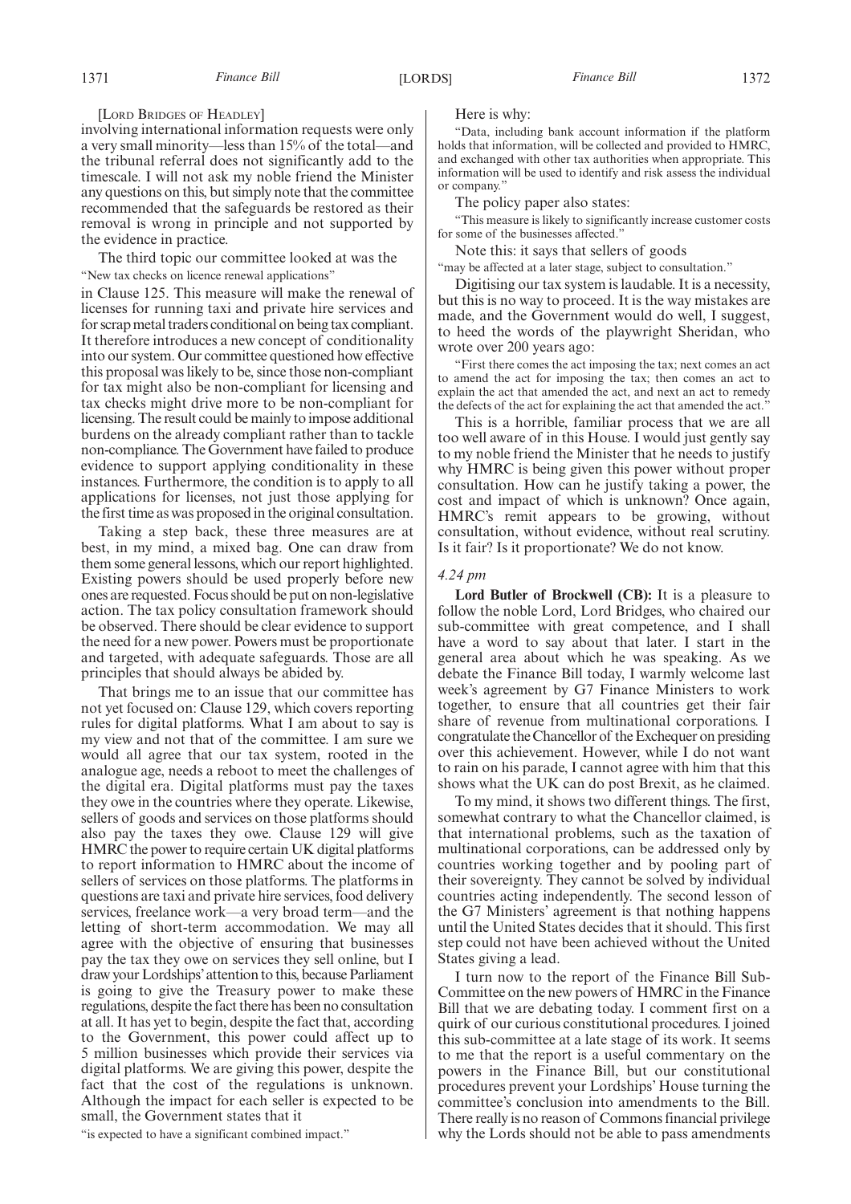[Lord Bridges of Headley]

involving international information requests were only a very small minority—less than 15% of the total—and the tribunal referral does not significantly add to the timescale. I will not ask my noble friend the Minister any questions on this, but simply note that the committee recommended that the safeguards be restored as their removal is wrong in principle and not supported by the evidence in practice.

The third topic our committee looked at was the

"New tax checks on licence renewal applications"

in Clause 125. This measure will make the renewal of licenses for running taxi and private hire services and for scrap metal traders conditional on being tax compliant. It therefore introduces a new concept of conditionality into our system. Our committee questioned how effective this proposal was likely to be, since those non-compliant for tax might also be non-compliant for licensing and tax checks might drive more to be non-compliant for licensing. The result could be mainly to impose additional burdens on the already compliant rather than to tackle non-compliance. The Government have failed to produce evidence to support applying conditionality in these instances. Furthermore, the condition is to apply to all applications for licenses, not just those applying for the first time as was proposed in the original consultation.

Taking a step back, these three measures are at best, in my mind, a mixed bag. One can draw from them some general lessons, which our report highlighted. Existing powers should be used properly before new ones are requested. Focus should be put on non-legislative action. The tax policy consultation framework should be observed. There should be clear evidence to support the need for a new power. Powers must be proportionate and targeted, with adequate safeguards. Those are all principles that should always be abided by.

That brings me to an issue that our committee has not yet focused on: Clause 129, which covers reporting rules for digital platforms. What I am about to say is my view and not that of the committee. I am sure we would all agree that our tax system, rooted in the analogue age, needs a reboot to meet the challenges of the digital era. Digital platforms must pay the taxes they owe in the countries where they operate. Likewise, sellers of goods and services on those platforms should also pay the taxes they owe. Clause 129 will give HMRC the power to require certain UK digital platforms to report information to HMRC about the income of sellers of services on those platforms. The platforms in questions are taxi and private hire services, food delivery services, freelance work—a very broad term—and the letting of short-term accommodation. We may all agree with the objective of ensuring that businesses pay the tax they owe on services they sell online, but I draw your Lordships' attention to this, because Parliament is going to give the Treasury power to make these regulations, despite the fact there has been no consultation at all. It has yet to begin, despite the fact that, according to the Government, this power could affect up to 5 million businesses which provide their services via digital platforms. We are giving this power, despite the fact that the cost of the regulations is unknown. Although the impact for each seller is expected to be small, the Government states that it

"is expected to have a significant combined impact."

Here is why:

"Data, including bank account information if the platform holds that information, will be collected and provided to HMRC, and exchanged with other tax authorities when appropriate. This information will be used to identify and risk assess the individual or company."

The policy paper also states:

"This measure is likely to significantly increase customer costs for some of the businesses affected."

Note this: it says that sellers of goods

"may be affected at a later stage, subject to consultation."

Digitising our tax system is laudable. It is a necessity, but this is no way to proceed. It is the way mistakes are made, and the Government would do well, I suggest, to heed the words of the playwright Sheridan, who wrote over 200 years ago:

"First there comes the act imposing the tax; next comes an act to amend the act for imposing the tax; then comes an act to explain the act that amended the act, and next an act to remedy the defects of the act for explaining the act that amended the act."

This is a horrible, familiar process that we are all too well aware of in this House. I would just gently say to my noble friend the Minister that he needs to justify why HMRC is being given this power without proper consultation. How can he justify taking a power, the cost and impact of which is unknown? Once again, HMRC's remit appears to be growing, without consultation, without evidence, without real scrutiny. Is it fair? Is it proportionate? We do not know.

*4.24 pm*

**Lord Butler of Brockwell (CB):** It is a pleasure to follow the noble Lord, Lord Bridges, who chaired our sub-committee with great competence, and I shall have a word to say about that later. I start in the general area about which he was speaking. As we debate the Finance Bill today, I warmly welcome last week's agreement by G7 Finance Ministers to work together, to ensure that all countries get their fair share of revenue from multinational corporations. I congratulate the Chancellor of the Exchequer on presiding over this achievement. However, while I do not want to rain on his parade, I cannot agree with him that this shows what the UK can do post Brexit, as he claimed.

To my mind, it shows two different things. The first, somewhat contrary to what the Chancellor claimed, is that international problems, such as the taxation of multinational corporations, can be addressed only by countries working together and by pooling part of their sovereignty. They cannot be solved by individual countries acting independently. The second lesson of the G7 Ministers' agreement is that nothing happens until the United States decides that it should. This first step could not have been achieved without the United States giving a lead.

I turn now to the report of the Finance Bill Sub-Committee on the new powers of HMRC in the Finance Bill that we are debating today. I comment first on a quirk of our curious constitutional procedures. I joined this sub-committee at a late stage of its work. It seems to me that the report is a useful commentary on the powers in the Finance Bill, but our constitutional procedures prevent your Lordships' House turning the committee's conclusion into amendments to the Bill. There really is no reason of Commons financial privilege why the Lords should not be able to pass amendments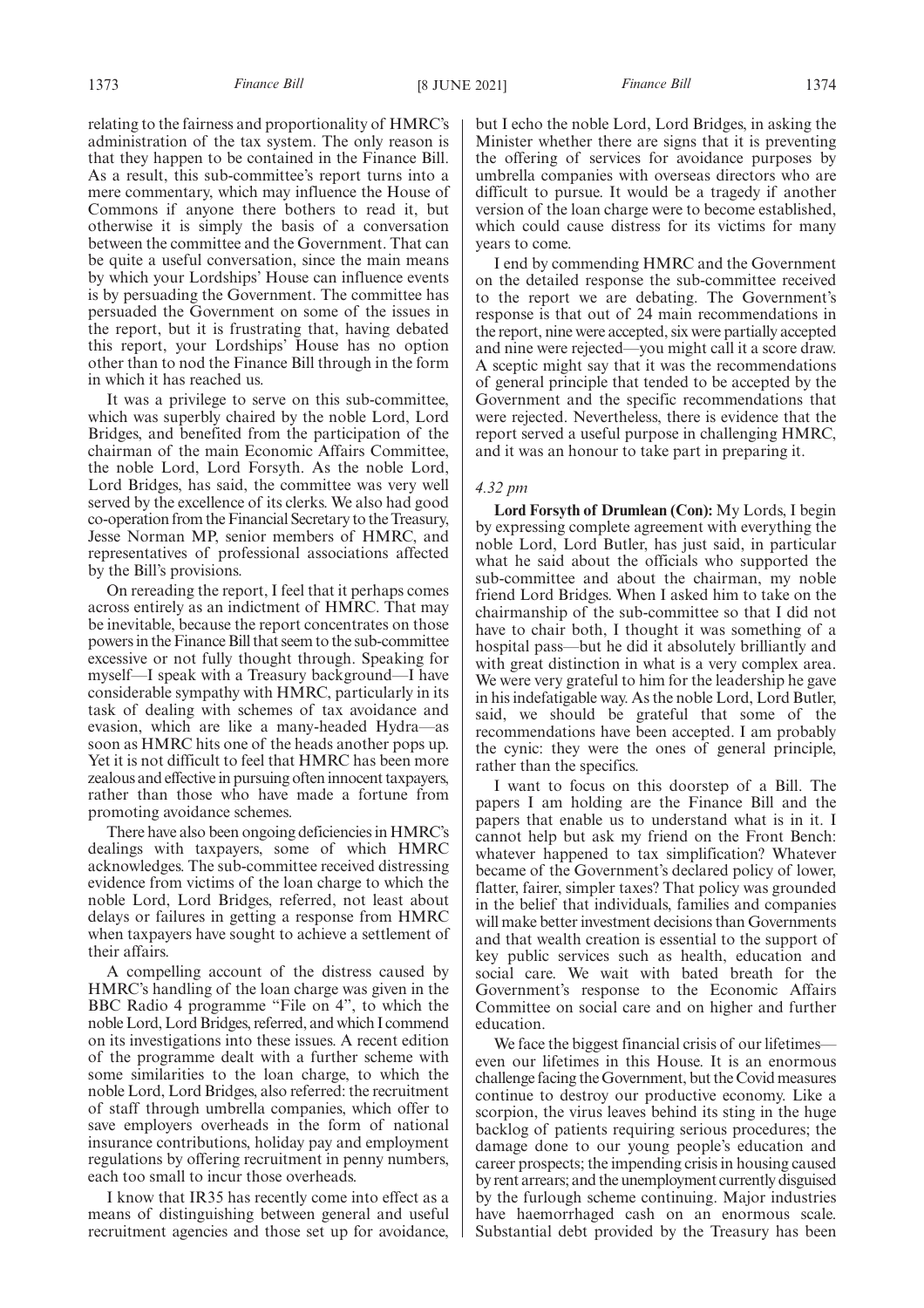relating to the fairness and proportionality of HMRC's administration of the tax system. The only reason is that they happen to be contained in the Finance Bill. As a result, this sub-committee's report turns into a mere commentary, which may influence the House of Commons if anyone there bothers to read it, but otherwise it is simply the basis of a conversation between the committee and the Government. That can be quite a useful conversation, since the main means by which your Lordships' House can influence events is by persuading the Government. The committee has persuaded the Government on some of the issues in the report, but it is frustrating that, having debated this report, your Lordships' House has no option other than to nod the Finance Bill through in the form in which it has reached us.

It was a privilege to serve on this sub-committee, which was superbly chaired by the noble Lord, Lord Bridges, and benefited from the participation of the chairman of the main Economic Affairs Committee, the noble Lord, Lord Forsyth. As the noble Lord, Lord Bridges, has said, the committee was very well served by the excellence of its clerks. We also had good co-operation from the Financial Secretary to the Treasury, Jesse Norman MP, senior members of HMRC, and representatives of professional associations affected by the Bill's provisions.

On rereading the report, I feel that it perhaps comes across entirely as an indictment of HMRC. That may be inevitable, because the report concentrates on those powers in the Finance Bill that seem to the sub-committee excessive or not fully thought through. Speaking for myself—I speak with a Treasury background—I have considerable sympathy with HMRC, particularly in its task of dealing with schemes of tax avoidance and evasion, which are like a many-headed Hydra—as soon as HMRC hits one of the heads another pops up. Yet it is not difficult to feel that HMRC has been more zealous and effective in pursuing often innocent taxpayers, rather than those who have made a fortune from promoting avoidance schemes.

There have also been ongoing deficiencies in HMRC's dealings with taxpayers, some of which HMRC acknowledges. The sub-committee received distressing evidence from victims of the loan charge to which the noble Lord, Lord Bridges, referred, not least about delays or failures in getting a response from HMRC when taxpayers have sought to achieve a settlement of their affairs.

A compelling account of the distress caused by HMRC's handling of the loan charge was given in the BBC Radio 4 programme "File on 4", to which the noble Lord, Lord Bridges, referred, and which I commend on its investigations into these issues. A recent edition of the programme dealt with a further scheme with some similarities to the loan charge, to which the noble Lord, Lord Bridges, also referred: the recruitment of staff through umbrella companies, which offer to save employers overheads in the form of national insurance contributions, holiday pay and employment regulations by offering recruitment in penny numbers, each too small to incur those overheads.

I know that IR35 has recently come into effect as a means of distinguishing between general and useful recruitment agencies and those set up for avoidance, but I echo the noble Lord, Lord Bridges, in asking the Minister whether there are signs that it is preventing the offering of services for avoidance purposes by umbrella companies with overseas directors who are difficult to pursue. It would be a tragedy if another version of the loan charge were to become established, which could cause distress for its victims for many years to come.

I end by commending HMRC and the Government on the detailed response the sub-committee received to the report we are debating. The Government's response is that out of 24 main recommendations in the report, nine were accepted, six were partially accepted and nine were rejected—you might call it a score draw. A sceptic might say that it was the recommendations of general principle that tended to be accepted by the Government and the specific recommendations that were rejected. Nevertheless, there is evidence that the report served a useful purpose in challenging HMRC, and it was an honour to take part in preparing it.

*4.32 pm*

**Lord Forsyth of Drumlean (Con):** My Lords, I begin by expressing complete agreement with everything the noble Lord, Lord Butler, has just said, in particular what he said about the officials who supported the sub-committee and about the chairman, my noble friend Lord Bridges. When I asked him to take on the chairmanship of the sub-committee so that I did not have to chair both, I thought it was something of a hospital pass—but he did it absolutely brilliantly and with great distinction in what is a very complex area. We were very grateful to him for the leadership he gave in his indefatigable way. As the noble Lord, Lord Butler, said, we should be grateful that some of the recommendations have been accepted. I am probably the cynic: they were the ones of general principle, rather than the specifics.

I want to focus on this doorstep of a Bill. The papers I am holding are the Finance Bill and the papers that enable us to understand what is in it. I cannot help but ask my friend on the Front Bench: whatever happened to tax simplification? Whatever became of the Government's declared policy of lower, flatter, fairer, simpler taxes? That policy was grounded in the belief that individuals, families and companies will make better investment decisions than Governments and that wealth creation is essential to the support of key public services such as health, education and social care. We wait with bated breath for the Government's response to the Economic Affairs Committee on social care and on higher and further education.

We face the biggest financial crisis of our lifetimes—even our lifetimes in this House. It is an enormous challenge facing the Government, but the Covid measures continue to destroy our productive economy. Like a scorpion, the virus leaves behind its sting in the huge backlog of patients requiring serious procedures; the damage done to our young people's education and career prospects; the impending crisis in housing caused by rent arrears; and the unemployment currently disguised by the furlough scheme continuing. Major industries have haemorrhaged cash on an enormous scale. Substantial debt provided by the Treasury has been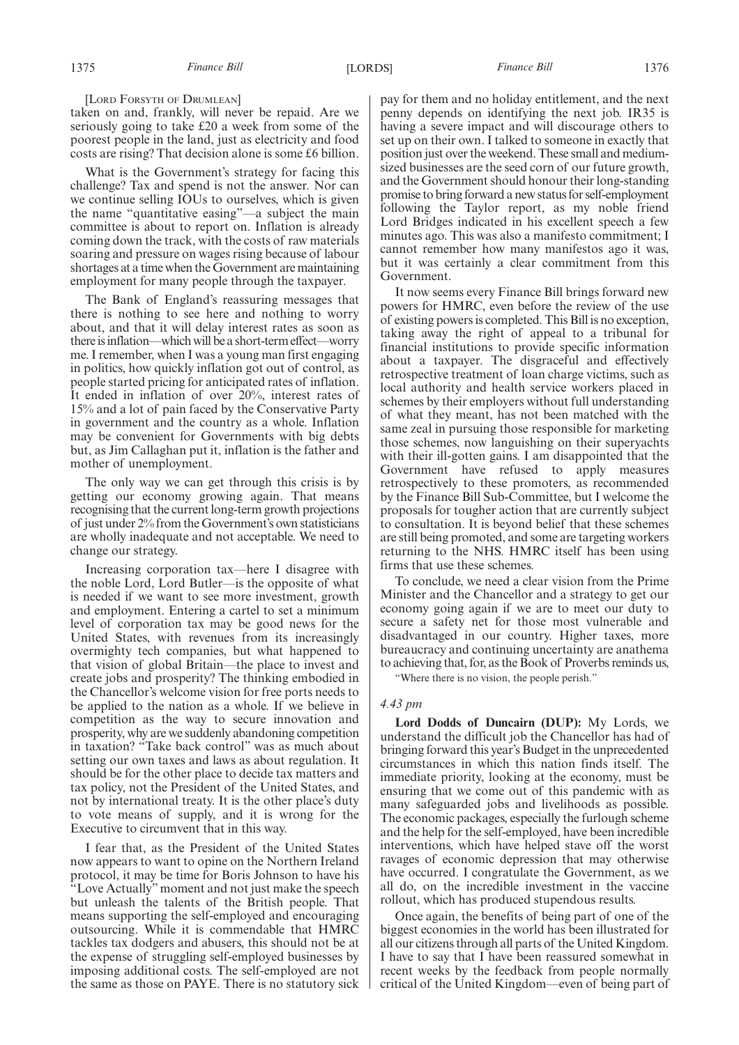[LORD FORSYTH OF DRUMLEAN]

taken on and, frankly, will never be repaid. Are we seriously going to take £20 a week from some of the poorest people in the land, just as electricity and food costs are rising? That decision alone is some £6 billion.

What is the Government's strategy for facing this challenge? Tax and spend is not the answer. Nor can we continue selling IOUs to ourselves, which is given the name "quantitative easing"—a subject the main committee is about to report on. Inflation is already coming down the track, with the costs of raw materials soaring and pressure on wages rising because of labour shortages at a time when the Government are maintaining employment for many people through the taxpayer.

The Bank of England's reassuring messages that there is nothing to see here and nothing to worry about, and that it will delay interest rates as soon as there is inflation—which will be a short-term effect—worry me. I remember, when I was a young man first engaging in politics, how quickly inflation got out of control, as people started pricing for anticipated rates of inflation. It ended in inflation of over 20%, interest rates of 15% and a lot of pain faced by the Conservative Party in government and the country as a whole. Inflation may be convenient for Governments with big debts but, as Jim Callaghan put it, inflation is the father and mother of unemployment.

The only way we can get through this crisis is by getting our economy growing again. That means recognising that the current long-term growth projections of just under 2% from the Government's own statisticians are wholly inadequate and not acceptable. We need to change our strategy.

Increasing corporation tax—here I disagree with the noble Lord, Lord Butler—is the opposite of what is needed if we want to see more investment, growth and employment. Entering a cartel to set a minimum level of corporation tax may be good news for the United States, with revenues from its increasingly overmighty tech companies, but what happened to that vision of global Britain—the place to invest and create jobs and prosperity? The thinking embodied in the Chancellor's welcome vision for free ports needs to be applied to the nation as a whole. If we believe in competition as the way to secure innovation and prosperity, why are we suddenly abandoning competition in taxation? "Take back control" was as much about setting our own taxes and laws as about regulation. It should be for the other place to decide tax matters and tax policy, not the President of the United States, and not by international treaty. It is the other place's duty to vote means of supply, and it is wrong for the Executive to circumvent that in this way.

I fear that, as the President of the United States now appears to want to opine on the Northern Ireland protocol, it may be time for Boris Johnson to have his "Love Actually" moment and not just make the speech but unleash the talents of the British people. That means supporting the self-employed and encouraging outsourcing. While it is commendable that HMRC tackles tax dodgers and abusers, this should not be at the expense of struggling self-employed businesses by imposing additional costs. The self-employed are not the same as those on PAYE. There is no statutory sick pay for them and no holiday entitlement, and the next penny depends on identifying the next job. IR35 is having a severe impact and will discourage others to set up on their own. I talked to someone in exactly that position just over the weekend. These small and medium-sized businesses are the seed corn of our future growth, and the Government should honour their long-standing promise to bring forward a new status for self-employment following the Taylor report, as my noble friend Lord Bridges indicated in his excellent speech a few minutes ago. This was also a manifesto commitment; I cannot remember how many manifestos ago it was, but it was certainly a clear commitment from this Government.

It now seems every Finance Bill brings forward new powers for HMRC, even before the review of the use of existing powers is completed. This Bill is no exception, taking away the right of appeal to a tribunal for financial institutions to provide specific information about a taxpayer. The disgraceful and effectively retrospective treatment of loan charge victims, such as local authority and health service workers placed in schemes by their employers without full understanding of what they meant, has not been matched with the same zeal in pursuing those responsible for marketing those schemes, now languishing on their superyachts with their ill-gotten gains. I am disappointed that the Government have refused to apply measures retrospectively to these promoters, as recommended by the Finance Bill Sub-Committee, but I welcome the proposals for tougher action that are currently subject to consultation. It is beyond belief that these schemes are still being promoted, and some are targeting workers returning to the NHS. HMRC itself has been using firms that use these schemes.

To conclude, we need a clear vision from the Prime Minister and the Chancellor and a strategy to get our economy going again if we are to meet our duty to secure a safety net for those most vulnerable and disadvantaged in our country. Higher taxes, more bureaucracy and continuing uncertainty are anathema to achieving that, for, as the Book of Proverbs reminds us,

"Where there is no vision, the people perish."

*4.43 pm*

**Lord Dodds of Duncairn (DUP):** My Lords, we understand the difficult job the Chancellor has had of bringing forward this year's Budget in the unprecedented circumstances in which this nation finds itself. The immediate priority, looking at the economy, must be ensuring that we come out of this pandemic with as many safeguarded jobs and livelihoods as possible. The economic packages, especially the furlough scheme and the help for the self-employed, have been incredible interventions, which have helped stave off the worst ravages of economic depression that may otherwise have occurred. I congratulate the Government, as we all do, on the incredible investment in the vaccine rollout, which has produced stupendous results.

Once again, the benefits of being part of one of the biggest economies in the world has been illustrated for all our citizens through all parts of the United Kingdom. I have to say that I have been reassured somewhat in recent weeks by the feedback from people normally critical of the United Kingdom—even of being part of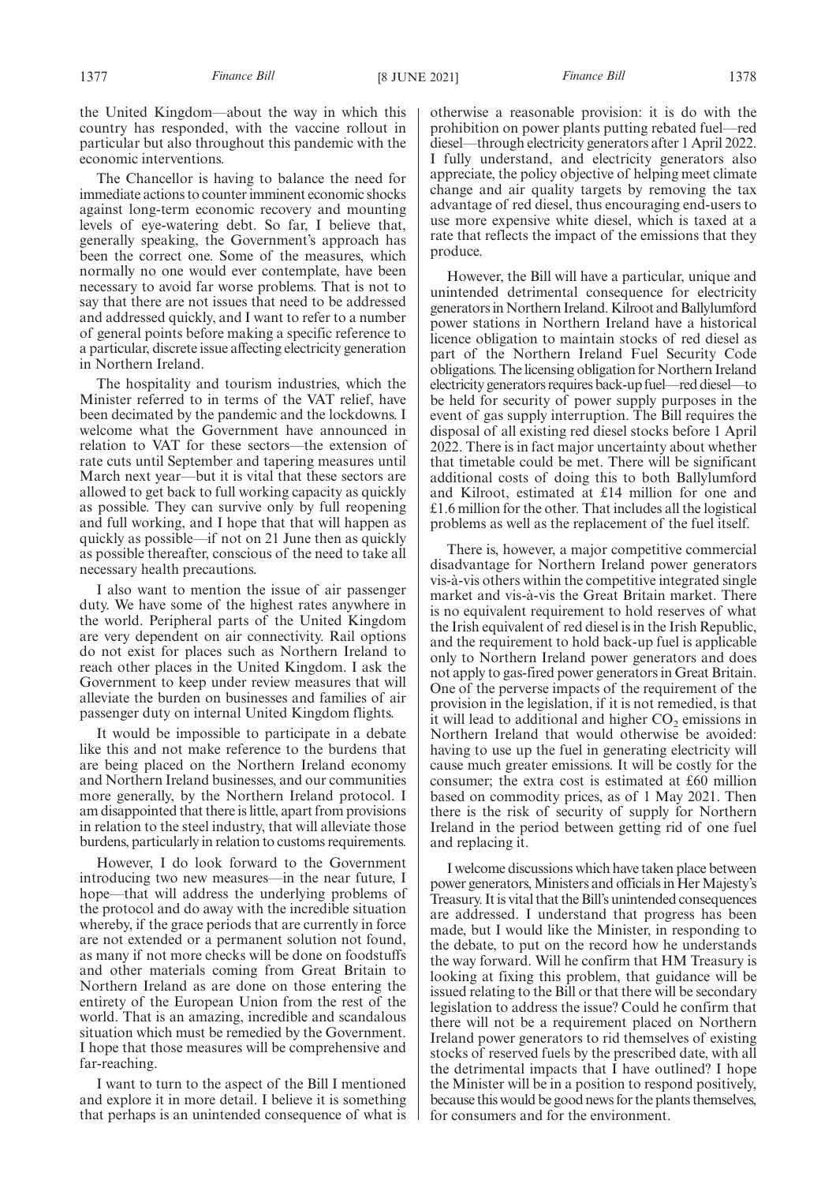the United Kingdom—about the way in which this country has responded, with the vaccine rollout in particular but also throughout this pandemic with the economic interventions.

The Chancellor is having to balance the need for immediate actions to counter imminent economic shocks against long-term economic recovery and mounting levels of eye-watering debt. So far, I believe that, generally speaking, the Government's approach has been the correct one. Some of the measures, which normally no one would ever contemplate, have been necessary to avoid far worse problems. That is not to say that there are not issues that need to be addressed and addressed quickly, and I want to refer to a number of general points before making a specific reference to a particular, discrete issue affecting electricity generation in Northern Ireland.

The hospitality and tourism industries, which the Minister referred to in terms of the VAT relief, have been decimated by the pandemic and the lockdowns. I welcome what the Government have announced in relation to VAT for these sectors—the extension of rate cuts until September and tapering measures until March next year—but it is vital that these sectors are allowed to get back to full working capacity as quickly as possible. They can survive only by full reopening and full working, and I hope that that will happen as quickly as possible—if not on 21 June then as quickly as possible thereafter, conscious of the need to take all necessary health precautions.

I also want to mention the issue of air passenger duty. We have some of the highest rates anywhere in the world. Peripheral parts of the United Kingdom are very dependent on air connectivity. Rail options do not exist for places such as Northern Ireland to reach other places in the United Kingdom. I ask the Government to keep under review measures that will alleviate the burden on businesses and families of air passenger duty on internal United Kingdom flights.

It would be impossible to participate in a debate like this and not make reference to the burdens that are being placed on the Northern Ireland economy and Northern Ireland businesses, and our communities more generally, by the Northern Ireland protocol. I am disappointed that there is little, apart from provisions in relation to the steel industry, that will alleviate those burdens, particularly in relation to customs requirements.

However, I do look forward to the Government introducing two new measures—in the near future, I hope—that will address the underlying problems of the protocol and do away with the incredible situation whereby, if the grace periods that are currently in force are not extended or a permanent solution not found, as many if not more checks will be done on foodstuffs and other materials coming from Great Britain to Northern Ireland as are done on those entering the entirety of the European Union from the rest of the world. That is an amazing, incredible and scandalous situation which must be remedied by the Government. I hope that those measures will be comprehensive and far-reaching.

I want to turn to the aspect of the Bill I mentioned and explore it in more detail. I believe it is something that perhaps is an unintended consequence of what is otherwise a reasonable provision: it is do with the prohibition on power plants putting rebated fuel—red diesel—through electricity generators after 1 April 2022. I fully understand, and electricity generators also appreciate, the policy objective of helping meet climate change and air quality targets by removing the tax advantage of red diesel, thus encouraging end-users to use more expensive white diesel, which is taxed at a rate that reflects the impact of the emissions that they produce.

However, the Bill will have a particular, unique and unintended detrimental consequence for electricity generators in Northern Ireland. Kilroot and Ballylumford power stations in Northern Ireland have a historical licence obligation to maintain stocks of red diesel as part of the Northern Ireland Fuel Security Code obligations. The licensing obligation for Northern Ireland electricity generators requires back-up fuel—red diesel—to be held for security of power supply purposes in the event of gas supply interruption. The Bill requires the disposal of all existing red diesel stocks before 1 April 2022. There is in fact major uncertainty about whether that timetable could be met. There will be significant additional costs of doing this to both Ballylumford and Kilroot, estimated at £14 million for one and £1.6 million for the other. That includes all the logistical problems as well as the replacement of the fuel itself.

There is, however, a major competitive commercial disadvantage for Northern Ireland power generators vis-à-vis others within the competitive integrated single market and vis-à-vis the Great Britain market. There is no equivalent requirement to hold reserves of what the Irish equivalent of red diesel is in the Irish Republic, and the requirement to hold back-up fuel is applicable only to Northern Ireland power generators and does not apply to gas-fired power generators in Great Britain. One of the perverse impacts of the requirement of the provision in the legislation, if it is not remedied, is that it will lead to additional and higher $CO_2$ emissions in Northern Ireland that would otherwise be avoided: having to use up the fuel in generating electricity will cause much greater emissions. It will be costly for the consumer; the extra cost is estimated at £60 million based on commodity prices, as of 1 May 2021. Then there is the risk of security of supply for Northern Ireland in the period between getting rid of one fuel and replacing it.

I welcome discussions which have taken place between power generators, Ministers and officials in Her Majesty's Treasury. It is vital that the Bill's unintended consequences are addressed. I understand that progress has been made, but I would like the Minister, in responding to the debate, to put on the record how he understands the way forward. Will he confirm that HM Treasury is looking at fixing this problem, that guidance will be issued relating to the Bill or that there will be secondary legislation to address the issue? Could he confirm that there will not be a requirement placed on Northern Ireland power generators to rid themselves of existing stocks of reserved fuels by the prescribed date, with all the detrimental impacts that I have outlined? I hope the Minister will be in a position to respond positively, because this would be good news for the plants themselves, for consumers and for the environment.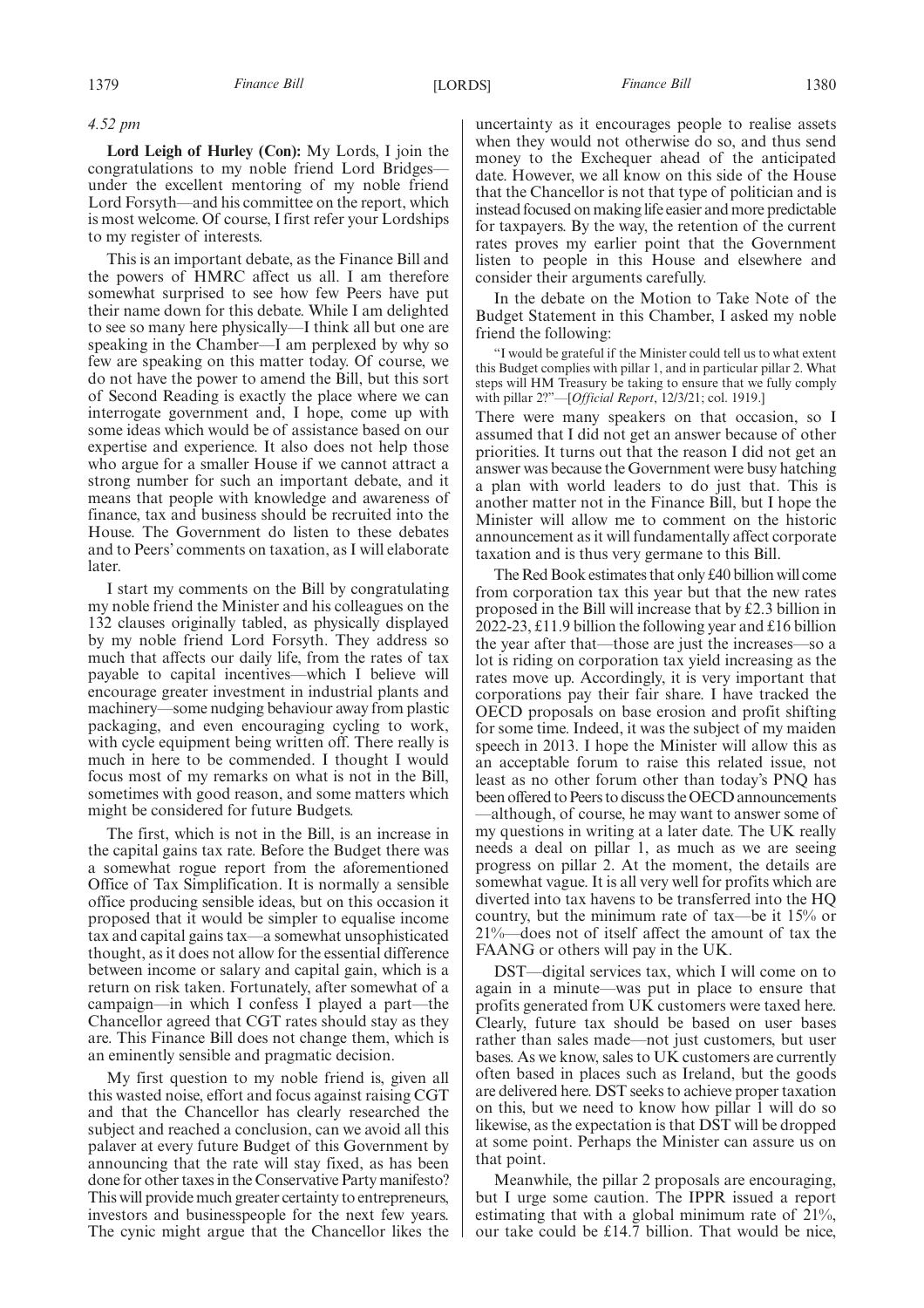*4.52 pm*

**Lord Leigh of Hurley (Con):** My Lords, I join the congratulations to my noble friend Lord Bridges—under the excellent mentoring of my noble friend Lord Forsyth—and his committee on the report, which is most welcome. Of course, I first refer your Lordships to my register of interests.

This is an important debate, as the Finance Bill and the powers of HMRC affect us all. I am therefore somewhat surprised to see how few Peers have put their name down for this debate. While I am delighted to see so many here physically—I think all but one are speaking in the Chamber—I am perplexed by why so few are speaking on this matter today. Of course, we do not have the power to amend the Bill, but this sort of Second Reading is exactly the place where we can interrogate government and, I hope, come up with some ideas which would be of assistance based on our expertise and experience. It also does not help those who argue for a smaller House if we cannot attract a strong number for such an important debate, and it means that people with knowledge and awareness of finance, tax and business should be recruited into the House. The Government do listen to these debates and to Peers' comments on taxation, as I will elaborate later.

I start my comments on the Bill by congratulating my noble friend the Minister and his colleagues on the 132 clauses originally tabled, as physically displayed by my noble friend Lord Forsyth. They address so much that affects our daily life, from the rates of tax payable to capital incentives—which I believe will encourage greater investment in industrial plants and machinery—some nudging behaviour away from plastic packaging, and even encouraging cycling to work, with cycle equipment being written off. There really is much in here to be commended. I thought I would focus most of my remarks on what is not in the Bill, sometimes with good reason, and some matters which might be considered for future Budgets.

The first, which is not in the Bill, is an increase in the capital gains tax rate. Before the Budget there was a somewhat rogue report from the aforementioned Office of Tax Simplification. It is normally a sensible office producing sensible ideas, but on this occasion it proposed that it would be simpler to equalise income tax and capital gains tax—a somewhat unsophisticated thought, as it does not allow for the essential difference between income or salary and capital gain, which is a return on risk taken. Fortunately, after somewhat of a campaign—in which I confess I played a part—the Chancellor agreed that CGT rates should stay as they are. This Finance Bill does not change them, which is an eminently sensible and pragmatic decision.

My first question to my noble friend is, given all this wasted noise, effort and focus against raising CGT and that the Chancellor has clearly researched the subject and reached a conclusion, can we avoid all this palaver at every future Budget of this Government by announcing that the rate will stay fixed, as has been done for other taxes in the Conservative Party manifesto? This will provide much greater certainty to entrepreneurs, investors and businesspeople for the next few years. The cynic might argue that the Chancellor likes the uncertainty as it encourages people to realise assets when they would not otherwise do so, and thus send money to the Exchequer ahead of the anticipated date. However, we all know on this side of the House that the Chancellor is not that type of politician and is instead focused on making life easier and more predictable for taxpayers. By the way, the retention of the current rates proves my earlier point that the Government listen to people in this House and elsewhere and consider their arguments carefully.

In the debate on the Motion to Take Note of the Budget Statement in this Chamber, I asked my noble friend the following:

> "I would be grateful if the Minister could tell us to what extent this Budget complies with pillar 1, and in particular pillar 2. What steps will HM Treasury be taking to ensure that we fully comply with pillar 2?"—[*Official Report*, 12/3/21; col. 1919.]

There were many speakers on that occasion, so I assumed that I did not get an answer because of other priorities. It turns out that the reason I did not get an answer was because the Government were busy hatching a plan with world leaders to do just that. This is another matter not in the Finance Bill, but I hope the Minister will allow me to comment on the historic announcement as it will fundamentally affect corporate taxation and is thus very germane to this Bill.

The Red Book estimates that only £40 billion will come from corporation tax this year but that the new rates proposed in the Bill will increase that by £2.3 billion in 2022-23, £11.9 billion the following year and £16 billion the year after that—those are just the increases—so a lot is riding on corporation tax yield increasing as the rates move up. Accordingly, it is very important that corporations pay their fair share. I have tracked the OECD proposals on base erosion and profit shifting for some time. Indeed, it was the subject of my maiden speech in 2013. I hope the Minister will allow this as an acceptable forum to raise this related issue, not least as no other forum other than today's PNQ has been offered to Peers to discuss the OECD announcements—although, of course, he may want to answer some of my questions in writing at a later date. The UK really needs a deal on pillar 1, as much as we are seeing progress on pillar 2. At the moment, the details are somewhat vague. It is all very well for profits which are diverted into tax havens to be transferred into the HQ country, but the minimum rate of tax—be it 15% or 21%—does not of itself affect the amount of tax the FAANG or others will pay in the UK.

DST—digital services tax, which I will come on to again in a minute—was put in place to ensure that profits generated from UK customers were taxed here. Clearly, future tax should be based on user bases rather than sales made—not just customers, but user bases. As we know, sales to UK customers are currently often based in places such as Ireland, but the goods are delivered here. DST seeks to achieve proper taxation on this, but we need to know how pillar 1 will do so likewise, as the expectation is that DST will be dropped at some point. Perhaps the Minister can assure us on that point.

Meanwhile, the pillar 2 proposals are encouraging, but I urge some caution. The IPPR issued a report estimating that with a global minimum rate of 21%, our take could be £14.7 billion. That would be nice,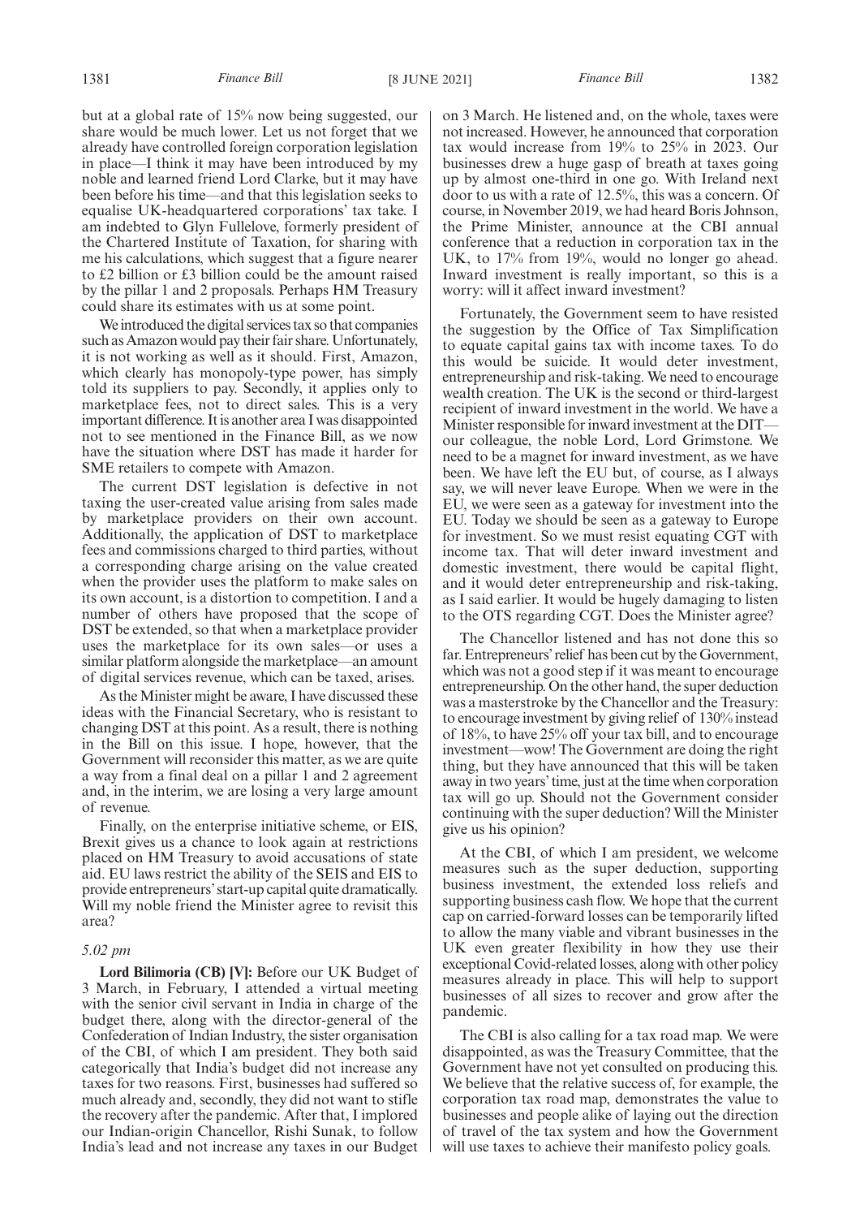but at a global rate of 15% now being suggested, our share would be much lower. Let us not forget that we already have controlled foreign corporation legislation in place—I think it may have been introduced by my noble and learned friend Lord Clarke, but it may have been before his time—and that this legislation seeks to equalise UK-headquartered corporations' tax take. I am indebted to Glyn Fullelove, formerly president of the Chartered Institute of Taxation, for sharing with me his calculations, which suggest that a figure nearer to £2 billion or £3 billion could be the amount raised by the pillar 1 and 2 proposals. Perhaps HM Treasury could share its estimates with us at some point.

We introduced the digital services tax so that companies such as Amazon would pay their fair share. Unfortunately, it is not working as well as it should. First, Amazon, which clearly has monopoly-type power, has simply told its suppliers to pay. Secondly, it applies only to marketplace fees, not to direct sales. This is a very important difference. It is another area I was disappointed not to see mentioned in the Finance Bill, as we now have the situation where DST has made it harder for SME retailers to compete with Amazon.

The current DST legislation is defective in not taxing the user-created value arising from sales made by marketplace providers on their own account. Additionally, the application of DST to marketplace fees and commissions charged to third parties, without a corresponding charge arising on the value created when the provider uses the platform to make sales on its own account, is a distortion to competition. I and a number of others have proposed that the scope of DST be extended, so that when a marketplace provider uses the marketplace for its own sales—or uses a similar platform alongside the marketplace—an amount of digital services revenue, which can be taxed, arises.

As the Minister might be aware, I have discussed these ideas with the Financial Secretary, who is resistant to changing DST at this point. As a result, there is nothing in the Bill on this issue. I hope, however, that the Government will reconsider this matter, as we are quite a way from a final deal on a pillar 1 and 2 agreement and, in the interim, we are losing a very large amount of revenue.

Finally, on the enterprise initiative scheme, or EIS, Brexit gives us a chance to look again at restrictions placed on HM Treasury to avoid accusations of state aid. EU laws restrict the ability of the SEIS and EIS to provide entrepreneurs' start-up capital quite dramatically. Will my noble friend the Minister agree to revisit this area?

*5.02 pm*

**Lord Bilimoria (CB) [V]:** Before our UK Budget of 3 March, in February, I attended a virtual meeting with the senior civil servant in India in charge of the budget there, along with the director-general of the Confederation of Indian Industry, the sister organisation of the CBI, of which I am president. They both said categorically that India's budget did not increase any taxes for two reasons. First, businesses had suffered so much already and, secondly, they did not want to stifle the recovery after the pandemic. After that, I implored our Indian-origin Chancellor, Rishi Sunak, to follow India's lead and not increase any taxes in our Budget on 3 March. He listened and, on the whole, taxes were not increased. However, he announced that corporation tax would increase from 19% to 25% in 2023. Our businesses drew a huge gasp of breath at taxes going up by almost one-third in one go. With Ireland next door to us with a rate of 12.5%, this was a concern. Of course, in November 2019, we had heard Boris Johnson, the Prime Minister, announce at the CBI annual conference that a reduction in corporation tax in the UK, to 17% from 19%, would no longer go ahead. Inward investment is really important, so this is a worry: will it affect inward investment?

Fortunately, the Government seem to have resisted the suggestion by the Office of Tax Simplification to equate capital gains tax with income taxes. To do this would be suicide. It would deter investment, entrepreneurship and risk-taking. We need to encourage wealth creation. The UK is the second or third-largest recipient of inward investment in the world. We have a Minister responsible for inward investment at the DIT—our colleague, the noble Lord, Lord Grimstone. We need to be a magnet for inward investment, as we have been. We have left the EU but, of course, as I always say, we will never leave Europe. When we were in the EU, we were seen as a gateway for investment into the EU. Today we should be seen as a gateway to Europe for investment. So we must resist equating CGT with income tax. That will deter inward investment and domestic investment, there would be capital flight, and it would deter entrepreneurship and risk-taking, as I said earlier. It would be hugely damaging to listen to the OTS regarding CGT. Does the Minister agree?

The Chancellor listened and has not done this so far. Entrepreneurs' relief has been cut by the Government, which was not a good step if it was meant to encourage entrepreneurship. On the other hand, the super deduction was a masterstroke by the Chancellor and the Treasury: to encourage investment by giving relief of 130% instead of 18%, to have 25% off your tax bill, and to encourage investment—wow! The Government are doing the right thing, but they have announced that this will be taken away in two years' time, just at the time when corporation tax will go up. Should not the Government consider continuing with the super deduction? Will the Minister give us his opinion?

At the CBI, of which I am president, we welcome measures such as the super deduction, supporting business investment, the extended loss reliefs and supporting business cash flow. We hope that the current cap on carried-forward losses can be temporarily lifted to allow the many viable and vibrant businesses in the UK even greater flexibility in how they use their exceptional Covid-related losses, along with other policy measures already in place. This will help to support businesses of all sizes to recover and grow after the pandemic.

The CBI is also calling for a tax road map. We were disappointed, as was the Treasury Committee, that the Government have not yet consulted on producing this. We believe that the relative success of, for example, the corporation tax road map, demonstrates the value to businesses and people alike of laying out the direction of travel of the tax system and how the Government will use taxes to achieve their manifesto policy goals.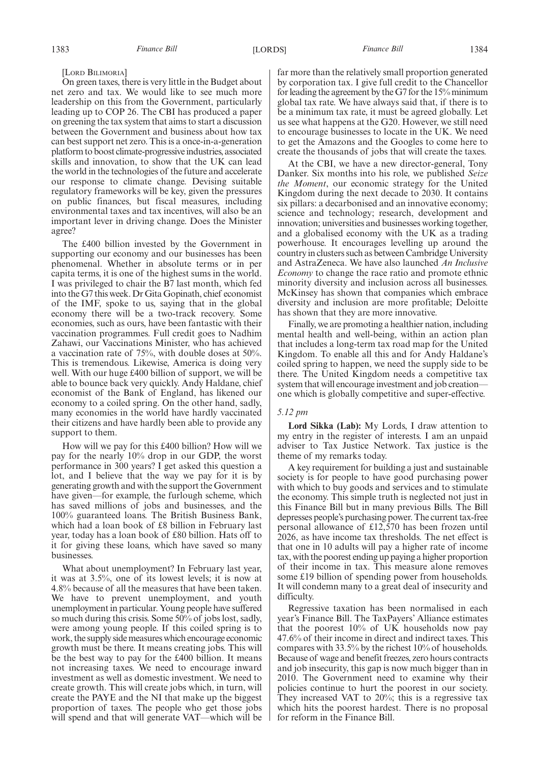[LORD BILIMORIA]

On green taxes, there is very little in the Budget about net zero and tax. We would like to see much more leadership on this from the Government, particularly leading up to COP 26. The CBI has produced a paper on greening the tax system that aims to start a discussion between the Government and business about how tax can best support net zero. This is a once-in-a-generation platform to boost climate-progressive industries, associated skills and innovation, to show that the UK can lead the world in the technologies of the future and accelerate our response to climate change. Devising suitable regulatory frameworks will be key, given the pressures on public finances, but fiscal measures, including environmental taxes and tax incentives, will also be an important lever in driving change. Does the Minister agree?

The £400 billion invested by the Government in supporting our economy and our businesses has been phenomenal. Whether in absolute terms or in per capita terms, it is one of the highest sums in the world. I was privileged to chair the B7 last month, which fed into the G7 this week. Dr Gita Gopinath, chief economist of the IMF, spoke to us, saying that in the global economy there will be a two-track recovery. Some economies, such as ours, have been fantastic with their vaccination programmes. Full credit goes to Nadhim Zahawi, our Vaccinations Minister, who has achieved a vaccination rate of 75%, with double doses at 50%. This is tremendous. Likewise, America is doing very well. With our huge £400 billion of support, we will be able to bounce back very quickly. Andy Haldane, chief economist of the Bank of England, has likened our economy to a coiled spring. On the other hand, sadly, many economies in the world have hardly vaccinated their citizens and have hardly been able to provide any support to them.

How will we pay for this £400 billion? How will we pay for the nearly 10% drop in our GDP, the worst performance in 300 years? I get asked this question a lot, and I believe that the way we pay for it is by generating growth and with the support the Government have given—for example, the furlough scheme, which has saved millions of jobs and businesses, and the 100% guaranteed loans. The British Business Bank, which had a loan book of £8 billion in February last year, today has a loan book of £80 billion. Hats off to it for giving these loans, which have saved so many businesses.

What about unemployment? In February last year, it was at 3.5%, one of its lowest levels; it is now at 4.8% because of all the measures that have been taken. We have to prevent unemployment, and youth unemployment in particular. Young people have suffered so much during this crisis. Some 50% of jobs lost, sadly, were among young people. If this coiled spring is to work, the supply side measures which encourage economic growth must be there. It means creating jobs. This will be the best way to pay for the £400 billion. It means not increasing taxes. We need to encourage inward investment as well as domestic investment. We need to create growth. This will create jobs which, in turn, will create the PAYE and the NI that make up the biggest proportion of taxes. The people who get those jobs will spend and that will generate VAT—which will be far more than the relatively small proportion generated by corporation tax. I give full credit to the Chancellor for leading the agreement by the G7 for the 15% minimum global tax rate. We have always said that, if there is to be a minimum tax rate, it must be agreed globally. Let us see what happens at the G20. However, we still need to encourage businesses to locate in the UK. We need to get the Amazons and the Googles to come here to create the thousands of jobs that will create the taxes.

At the CBI, we have a new director-general, Tony Danker. Six months into his role, we published *Seize the Moment*, our economic strategy for the United Kingdom during the next decade to 2030. It contains six pillars: a decarbonised and an innovative economy; science and technology; research, development and innovation; universities and businesses working together, and a globalised economy with the UK as a trading powerhouse. It encourages levelling up around the country in clusters such as between Cambridge University and AstraZeneca. We have also launched *An Inclusive Economy* to change the race ratio and promote ethnic minority diversity and inclusion across all businesses. McKinsey has shown that companies which embrace diversity and inclusion are more profitable; Deloitte has shown that they are more innovative.

Finally, we are promoting a healthier nation, including mental health and well-being, within an action plan that includes a long-term tax road map for the United Kingdom. To enable all this and for Andy Haldane's coiled spring to happen, we need the supply side to be there. The United Kingdom needs a competitive tax system that will encourage investment and job creation—one which is globally competitive and super-effective.

*5.12 pm*

**Lord Sikka (Lab):** My Lords, I draw attention to my entry in the register of interests. I am an unpaid adviser to Tax Justice Network. Tax justice is the theme of my remarks today.

A key requirement for building a just and sustainable society is for people to have good purchasing power with which to buy goods and services and to stimulate the economy. This simple truth is neglected not just in this Finance Bill but in many previous Bills. The Bill depresses people's purchasing power. The current tax-free personal allowance of £12,570 has been frozen until 2026, as have income tax thresholds. The net effect is that one in 10 adults will pay a higher rate of income tax, with the poorest ending up paying a higher proportion of their income in tax. This measure alone removes some £19 billion of spending power from households. It will condemn many to a great deal of insecurity and difficulty.

Regressive taxation has been normalised in each year's Finance Bill. The TaxPayers' Alliance estimates that the poorest 10% of UK households now pay 47.6% of their income in direct and indirect taxes. This compares with 33.5% by the richest 10% of households. Because of wage and benefit freezes, zero hours contracts and job insecurity, this gap is now much bigger than in 2010. The Government need to examine why their policies continue to hurt the poorest in our society. They increased VAT to 20%; this is a regressive tax which hits the poorest hardest. There is no proposal for reform in the Finance Bill.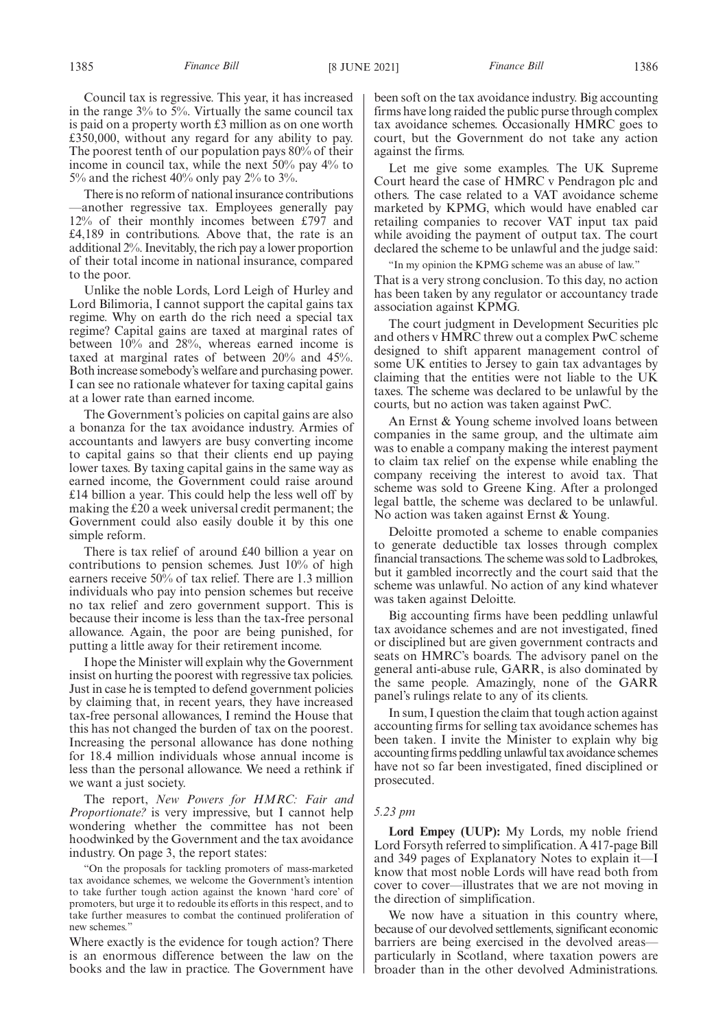Council tax is regressive. This year, it has increased in the range 3% to 5%. Virtually the same council tax is paid on a property worth £3 million as on one worth £350,000, without any regard for any ability to pay. The poorest tenth of our population pays 80% of their income in council tax, while the next 50% pay 4% to 5% and the richest 40% only pay 2% to 3%.

There is no reform of national insurance contributions—another regressive tax. Employees generally pay 12% of their monthly incomes between £797 and £4,189 in contributions. Above that, the rate is an additional 2%. Inevitably, the rich pay a lower proportion of their total income in national insurance, compared to the poor.

Unlike the noble Lords, Lord Leigh of Hurley and Lord Bilimoria, I cannot support the capital gains tax regime. Why on earth do the rich need a special tax regime? Capital gains are taxed at marginal rates of between 10% and 28%, whereas earned income is taxed at marginal rates of between 20% and 45%. Both increase somebody's welfare and purchasing power. I can see no rationale whatever for taxing capital gains at a lower rate than earned income.

The Government's policies on capital gains are also a bonanza for the tax avoidance industry. Armies of accountants and lawyers are busy converting income to capital gains so that their clients end up paying lower taxes. By taxing capital gains in the same way as earned income, the Government could raise around £14 billion a year. This could help the less well off by making the £20 a week universal credit permanent; the Government could also easily double it by this one simple reform.

There is tax relief of around £40 billion a year on contributions to pension schemes. Just 10% of high earners receive 50% of tax relief. There are 1.3 million individuals who pay into pension schemes but receive no tax relief and zero government support. This is because their income is less than the tax-free personal allowance. Again, the poor are being punished, for putting a little away for their retirement income.

I hope the Minister will explain why the Government insist on hurting the poorest with regressive tax policies. Just in case he is tempted to defend government policies by claiming that, in recent years, they have increased tax-free personal allowances, I remind the House that this has not changed the burden of tax on the poorest. Increasing the personal allowance has done nothing for 18.4 million individuals whose annual income is less than the personal allowance. We need a rethink if we want a just society.

The report, *New Powers for HMRC: Fair and Proportionate?* is very impressive, but I cannot help wondering whether the committee has not been hoodwinked by the Government and the tax avoidance industry. On page 3, the report states:

"On the proposals for tackling promoters of mass-marketed tax avoidance schemes, we welcome the Government's intention to take further tough action against the known 'hard core' of promoters, but urge it to redouble its efforts in this respect, and to take further measures to combat the continued proliferation of new schemes."

Where exactly is the evidence for tough action? There is an enormous difference between the law on the books and the law in practice. The Government have been soft on the tax avoidance industry. Big accounting firms have long raided the public purse through complex tax avoidance schemes. Occasionally HMRC goes to court, but the Government do not take any action against the firms.

Let me give some examples. The UK Supreme Court heard the case of HMRC v Pendragon plc and others. The case related to a VAT avoidance scheme marketed by KPMG, which would have enabled car retailing companies to recover VAT input tax paid while avoiding the payment of output tax. The court declared the scheme to be unlawful and the judge said:

"In my opinion the KPMG scheme was an abuse of law."

That is a very strong conclusion. To this day, no action has been taken by any regulator or accountancy trade association against KPMG.

The court judgment in Development Securities plc and others v HMRC threw out a complex PwC scheme designed to shift apparent management control of some UK entities to Jersey to gain tax advantages by claiming that the entities were not liable to the UK taxes. The scheme was declared to be unlawful by the courts, but no action was taken against PwC.

An Ernst & Young scheme involved loans between companies in the same group, and the ultimate aim was to enable a company making the interest payment to claim tax relief on the expense while enabling the company receiving the interest to avoid tax. That scheme was sold to Greene King. After a prolonged legal battle, the scheme was declared to be unlawful. No action was taken against Ernst & Young.

Deloitte promoted a scheme to enable companies to generate deductible tax losses through complex financial transactions. The scheme was sold to Ladbrokes, but it gambled incorrectly and the court said that the scheme was unlawful. No action of any kind whatever was taken against Deloitte.

Big accounting firms have been peddling unlawful tax avoidance schemes and are not investigated, fined or disciplined but are given government contracts and seats on HMRC's boards. The advisory panel on the general anti-abuse rule, GARR, is also dominated by the same people. Amazingly, none of the GARR panel's rulings relate to any of its clients.

In sum, I question the claim that tough action against accounting firms for selling tax avoidance schemes has been taken. I invite the Minister to explain why big accounting firms peddling unlawful tax avoidance schemes have not so far been investigated, fined disciplined or prosecuted.

*5.23 pm*

**Lord Empey (UUP):** My Lords, my noble friend Lord Forsyth referred to simplification. A 417-page Bill and 349 pages of Explanatory Notes to explain it—I know that most noble Lords will have read both from cover to cover—illustrates that we are not moving in the direction of simplification.

We now have a situation in this country where, because of our devolved settlements, significant economic barriers are being exercised in the devolved areas—particularly in Scotland, where taxation powers are broader than in the other devolved Administrations.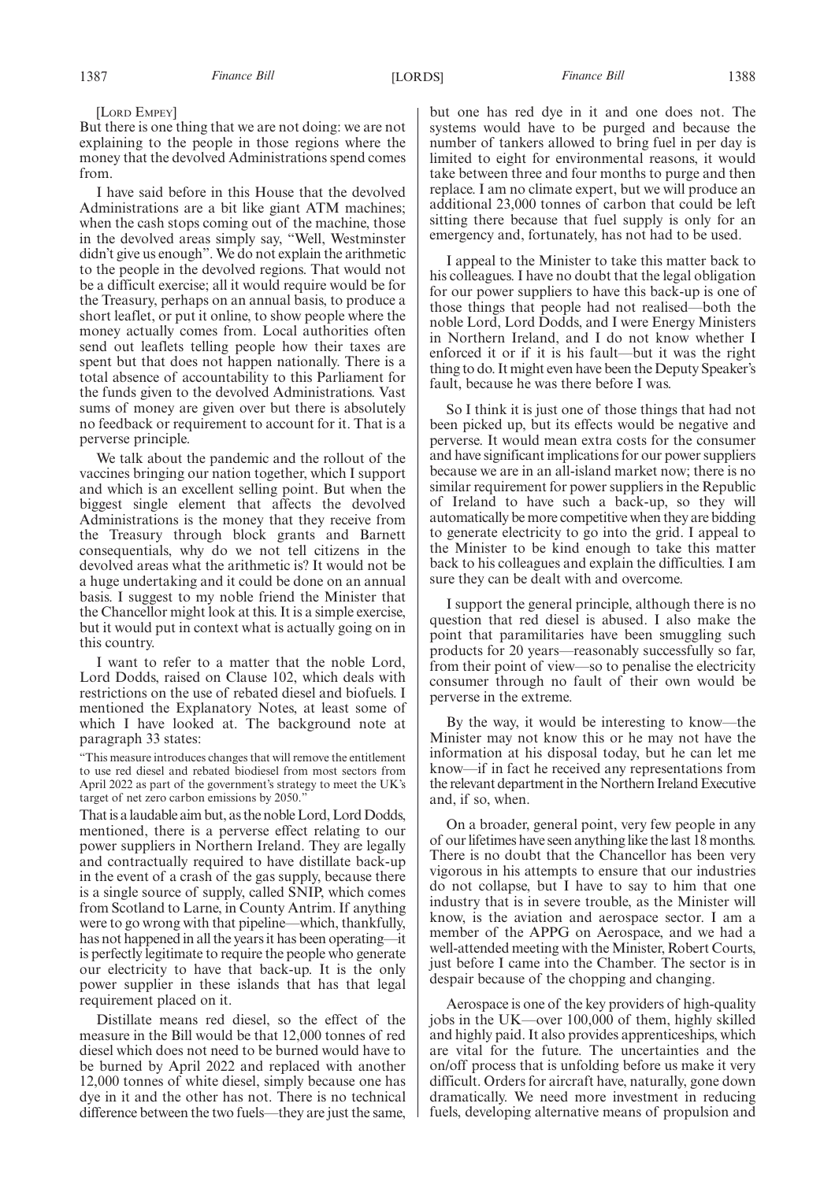[Lord Empey]

But there is one thing that we are not doing: we are not explaining to the people in those regions where the money that the devolved Administrations spend comes from.

I have said before in this House that the devolved Administrations are a bit like giant ATM machines; when the cash stops coming out of the machine, those in the devolved areas simply say, "Well, Westminster didn't give us enough". We do not explain the arithmetic to the people in the devolved regions. That would not be a difficult exercise; all it would require would be for the Treasury, perhaps on an annual basis, to produce a short leaflet, or put it online, to show people where the money actually comes from. Local authorities often send out leaflets telling people how their taxes are spent but that does not happen nationally. There is a total absence of accountability to this Parliament for the funds given to the devolved Administrations. Vast sums of money are given over but there is absolutely no feedback or requirement to account for it. That is a perverse principle.

We talk about the pandemic and the rollout of the vaccines bringing our nation together, which I support and which is an excellent selling point. But when the biggest single element that affects the devolved Administrations is the money that they receive from the Treasury through block grants and Barnett consequentials, why do we not tell citizens in the devolved areas what the arithmetic is? It would not be a huge undertaking and it could be done on an annual basis. I suggest to my noble friend the Minister that the Chancellor might look at this. It is a simple exercise, but it would put in context what is actually going on in this country.

I want to refer to a matter that the noble Lord, Lord Dodds, raised on Clause 102, which deals with restrictions on the use of rebated diesel and biofuels. I mentioned the Explanatory Notes, at least some of which I have looked at. The background note at paragraph 33 states:

"This measure introduces changes that will remove the entitlement to use red diesel and rebated biodiesel from most sectors from April 2022 as part of the government's strategy to meet the UK's target of net zero carbon emissions by 2050."

That is a laudable aim but, as the noble Lord, Lord Dodds, mentioned, there is a perverse effect relating to our power suppliers in Northern Ireland. They are legally and contractually required to have distillate back-up in the event of a crash of the gas supply, because there is a single source of supply, called SNIP, which comes from Scotland to Larne, in County Antrim. If anything were to go wrong with that pipeline—which, thankfully, has not happened in all the years it has been operating—it is perfectly legitimate to require the people who generate our electricity to have that back-up. It is the only power supplier in these islands that has that legal requirement placed on it.

Distillate means red diesel, so the effect of the measure in the Bill would be that 12,000 tonnes of red diesel which does not need to be burned would have to be burned by April 2022 and replaced with another 12,000 tonnes of white diesel, simply because one has dye in it and the other has not. There is no technical difference between the two fuels—they are just the same, but one has red dye in it and one does not. The systems would have to be purged and because the number of tankers allowed to bring fuel in per day is limited to eight for environmental reasons, it would take between three and four months to purge and then replace. I am no climate expert, but we will produce an additional 23,000 tonnes of carbon that could be left sitting there because that fuel supply is only for an emergency and, fortunately, has not had to be used.

I appeal to the Minister to take this matter back to his colleagues. I have no doubt that the legal obligation for our power suppliers to have this back-up is one of those things that people had not realised—both the noble Lord, Lord Dodds, and I were Energy Ministers in Northern Ireland, and I do not know whether I enforced it or if it is his fault—but it was the right thing to do. It might even have been the Deputy Speaker's fault, because he was there before I was.

So I think it is just one of those things that had not been picked up, but its effects would be negative and perverse. It would mean extra costs for the consumer and have significant implications for our power suppliers because we are in an all-island market now; there is no similar requirement for power suppliers in the Republic of Ireland to have such a back-up, so they will automatically be more competitive when they are bidding to generate electricity to go into the grid. I appeal to the Minister to be kind enough to take this matter back to his colleagues and explain the difficulties. I am sure they can be dealt with and overcome.

I support the general principle, although there is no question that red diesel is abused. I also make the point that paramilitaries have been smuggling such products for 20 years—reasonably successfully so far, from their point of view—so to penalise the electricity consumer through no fault of their own would be perverse in the extreme.

By the way, it would be interesting to know—the Minister may not know this or he may not have the information at his disposal today, but he can let me know—if in fact he received any representations from the relevant department in the Northern Ireland Executive and, if so, when.

On a broader, general point, very few people in any of our lifetimes have seen anything like the last 18 months. There is no doubt that the Chancellor has been very vigorous in his attempts to ensure that our industries do not collapse, but I have to say to him that one industry that is in severe trouble, as the Minister will know, is the aviation and aerospace sector. I am a member of the APPG on Aerospace, and we had a well-attended meeting with the Minister, Robert Courts, just before I came into the Chamber. The sector is in despair because of the chopping and changing.

Aerospace is one of the key providers of high-quality jobs in the UK—over 100,000 of them, highly skilled and highly paid. It also provides apprenticeships, which are vital for the future. The uncertainties and the on/off process that is unfolding before us make it very difficult. Orders for aircraft have, naturally, gone down dramatically. We need more investment in reducing fuels, developing alternative means of propulsion and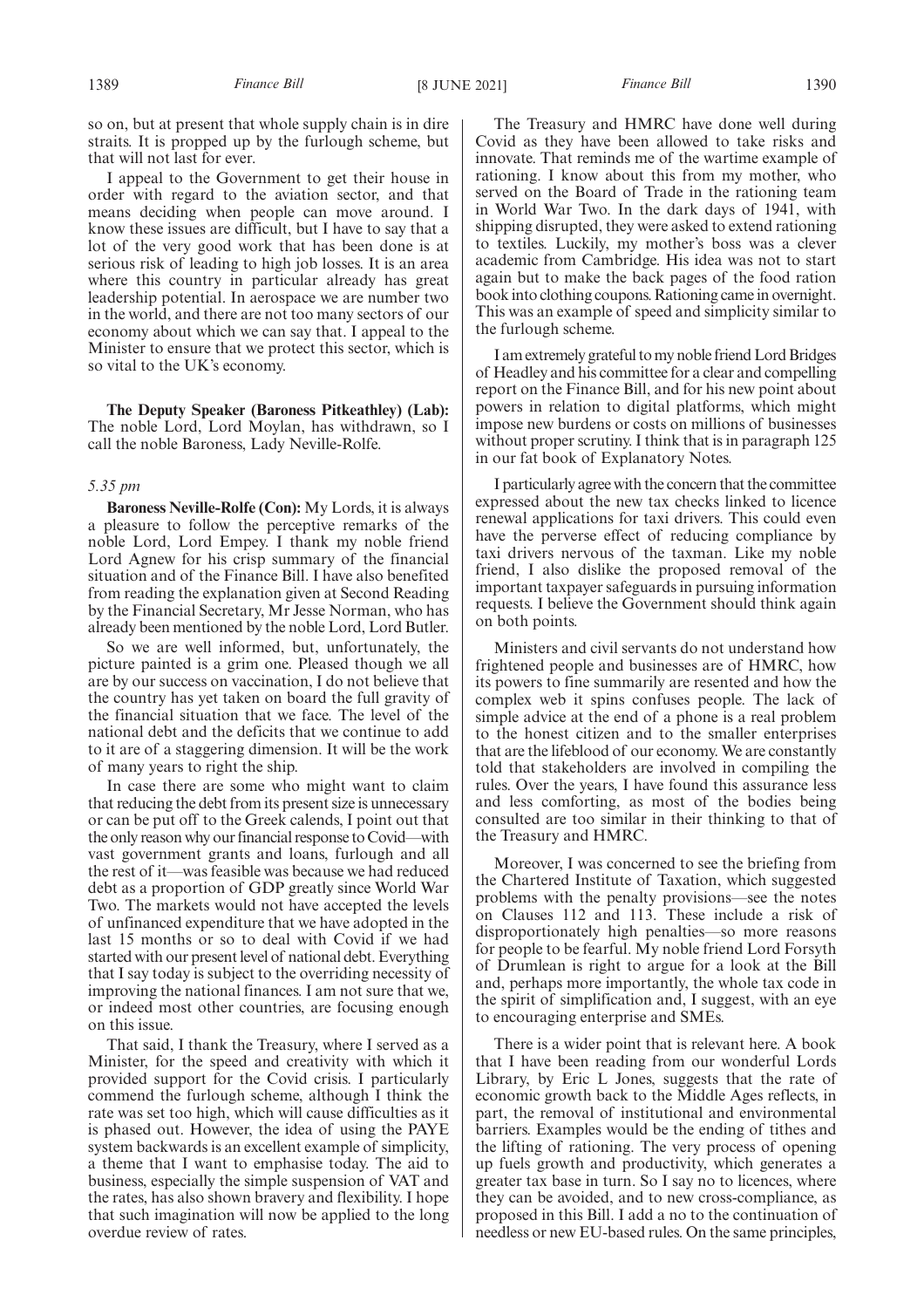so on, but at present that whole supply chain is in dire straits. It is propped up by the furlough scheme, but that will not last for ever.

I appeal to the Government to get their house in order with regard to the aviation sector, and that means deciding when people can move around. I know these issues are difficult, but I have to say that a lot of the very good work that has been done is at serious risk of leading to high job losses. It is an area where this country in particular already has great leadership potential. In aerospace we are number two in the world, and there are not too many sectors of our economy about which we can say that. I appeal to the Minister to ensure that we protect this sector, which is so vital to the UK's economy.

**The Deputy Speaker (Baroness Pitkeathley) (Lab):** The noble Lord, Lord Moylan, has withdrawn, so I call the noble Baroness, Lady Neville-Rolfe.

*5.35 pm*

**Baroness Neville-Rolfe (Con):** My Lords, it is always a pleasure to follow the perceptive remarks of the noble Lord, Lord Empey. I thank my noble friend Lord Agnew for his crisp summary of the financial situation and of the Finance Bill. I have also benefited from reading the explanation given at Second Reading by the Financial Secretary, Mr Jesse Norman, who has already been mentioned by the noble Lord, Lord Butler.

So we are well informed, but, unfortunately, the picture painted is a grim one. Pleased though we all are by our success on vaccination, I do not believe that the country has yet taken on board the full gravity of the financial situation that we face. The level of the national debt and the deficits that we continue to add to it are of a staggering dimension. It will be the work of many years to right the ship.

In case there are some who might want to claim that reducing the debt from its present size is unnecessary or can be put off to the Greek calends, I point out that the only reason why our financial response to Covid—with vast government grants and loans, furlough and all the rest of it—was feasible was because we had reduced debt as a proportion of GDP greatly since World War Two. The markets would not have accepted the levels of unfinanced expenditure that we have adopted in the last 15 months or so to deal with Covid if we had started with our present level of national debt. Everything that I say today is subject to the overriding necessity of improving the national finances. I am not sure that we, or indeed most other countries, are focusing enough on this issue.

That said, I thank the Treasury, where I served as a Minister, for the speed and creativity with which it provided support for the Covid crisis. I particularly commend the furlough scheme, although I think the rate was set too high, which will cause difficulties as it is phased out. However, the idea of using the PAYE system backwards is an excellent example of simplicity, a theme that I want to emphasise today. The aid to business, especially the simple suspension of VAT and the rates, has also shown bravery and flexibility. I hope that such imagination will now be applied to the long overdue review of rates.

The Treasury and HMRC have done well during Covid as they have been allowed to take risks and innovate. That reminds me of the wartime example of rationing. I know about this from my mother, who served on the Board of Trade in the rationing team in World War Two. In the dark days of 1941, with shipping disrupted, they were asked to extend rationing to textiles. Luckily, my mother's boss was a clever academic from Cambridge. His idea was not to start again but to make the back pages of the food ration book into clothing coupons. Rationing came in overnight. This was an example of speed and simplicity similar to the furlough scheme.

I am extremely grateful to my noble friend Lord Bridges of Headley and his committee for a clear and compelling report on the Finance Bill, and for his new point about powers in relation to digital platforms, which might impose new burdens or costs on millions of businesses without proper scrutiny. I think that is in paragraph 125 in our fat book of Explanatory Notes.

I particularly agree with the concern that the committee expressed about the new tax checks linked to licence renewal applications for taxi drivers. This could even have the perverse effect of reducing compliance by taxi drivers nervous of the taxman. Like my noble friend, I also dislike the proposed removal of the important taxpayer safeguards in pursuing information requests. I believe the Government should think again on both points.

Ministers and civil servants do not understand how frightened people and businesses are of HMRC, how its powers to fine summarily are resented and how the complex web it spins confuses people. The lack of simple advice at the end of a phone is a real problem to the honest citizen and to the smaller enterprises that are the lifeblood of our economy. We are constantly told that stakeholders are involved in compiling the rules. Over the years, I have found this assurance less and less comforting, as most of the bodies being consulted are too similar in their thinking to that of the Treasury and HMRC.

Moreover, I was concerned to see the briefing from the Chartered Institute of Taxation, which suggested problems with the penalty provisions—see the notes on Clauses 112 and 113. These include a risk of disproportionately high penalties—so more reasons for people to be fearful. My noble friend Lord Forsyth of Drumlean is right to argue for a look at the Bill and, perhaps more importantly, the whole tax code in the spirit of simplification and, I suggest, with an eye to encouraging enterprise and SMEs.

There is a wider point that is relevant here. A book that I have been reading from our wonderful Lords Library, by Eric L Jones, suggests that the rate of economic growth back to the Middle Ages reflects, in part, the removal of institutional and environmental barriers. Examples would be the ending of tithes and the lifting of rationing. The very process of opening up fuels growth and productivity, which generates a greater tax base in turn. So I say no to licences, where they can be avoided, and to new cross-compliance, as proposed in this Bill. I add a no to the continuation of needless or new EU-based rules. On the same principles,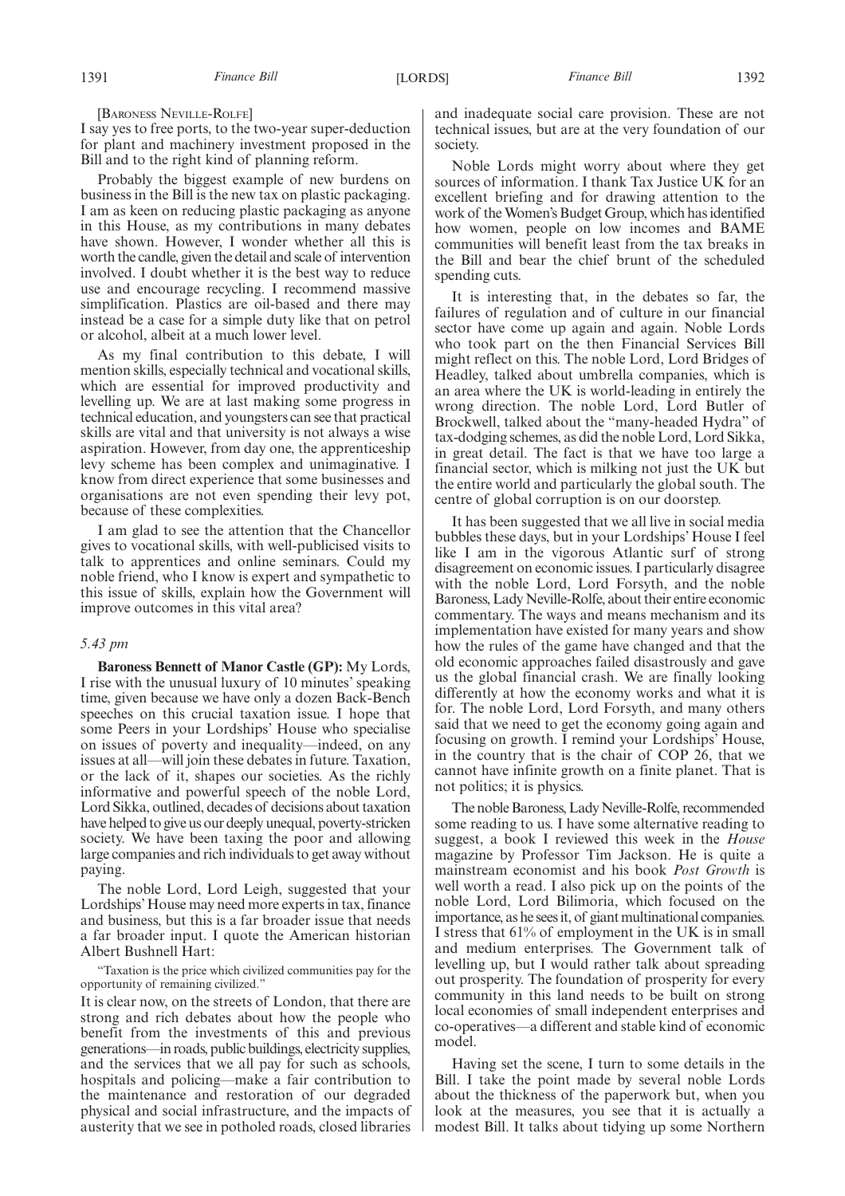[Baroness Neville-Rolfe]

I say yes to free ports, to the two-year super-deduction for plant and machinery investment proposed in the Bill and to the right kind of planning reform.

Probably the biggest example of new burdens on business in the Bill is the new tax on plastic packaging. I am as keen on reducing plastic packaging as anyone in this House, as my contributions in many debates have shown. However, I wonder whether all this is worth the candle, given the detail and scale of intervention involved. I doubt whether it is the best way to reduce use and encourage recycling. I recommend massive simplification. Plastics are oil-based and there may instead be a case for a simple duty like that on petrol or alcohol, albeit at a much lower level.

As my final contribution to this debate, I will mention skills, especially technical and vocational skills, which are essential for improved productivity and levelling up. We are at last making some progress in technical education, and youngsters can see that practical skills are vital and that university is not always a wise aspiration. However, from day one, the apprenticeship levy scheme has been complex and unimaginative. I know from direct experience that some businesses and organisations are not even spending their levy pot, because of these complexities.

I am glad to see the attention that the Chancellor gives to vocational skills, with well-publicised visits to talk to apprentices and online seminars. Could my noble friend, who I know is expert and sympathetic to this issue of skills, explain how the Government will improve outcomes in this vital area?

*5.43 pm*

**Baroness Bennett of Manor Castle (GP):** My Lords, I rise with the unusual luxury of 10 minutes' speaking time, given because we have only a dozen Back-Bench speeches on this crucial taxation issue. I hope that some Peers in your Lordships' House who specialise on issues of poverty and inequality—indeed, on any issues at all—will join these debates in future. Taxation, or the lack of it, shapes our societies. As the richly informative and powerful speech of the noble Lord, Lord Sikka, outlined, decades of decisions about taxation have helped to give us our deeply unequal, poverty-stricken society. We have been taxing the poor and allowing large companies and rich individuals to get away without paying.

The noble Lord, Lord Leigh, suggested that your Lordships' House may need more experts in tax, finance and business, but this is a far broader issue that needs a far broader input. I quote the American historian Albert Bushnell Hart:

"Taxation is the price which civilized communities pay for the opportunity of remaining civilized."

It is clear now, on the streets of London, that there are strong and rich debates about how the people who benefit from the investments of this and previous generations—in roads, public buildings, electricity supplies, and the services that we all pay for such as schools, hospitals and policing—make a fair contribution to the maintenance and restoration of our degraded physical and social infrastructure, and the impacts of austerity that we see in potholed roads, closed libraries and inadequate social care provision. These are not technical issues, but are at the very foundation of our society.

Noble Lords might worry about where they get sources of information. I thank Tax Justice UK for an excellent briefing and for drawing attention to the work of the Women's Budget Group, which has identified how women, people on low incomes and BAME communities will benefit least from the tax breaks in the Bill and bear the chief brunt of the scheduled spending cuts.

It is interesting that, in the debates so far, the failures of regulation and of culture in our financial sector have come up again and again. Noble Lords who took part on the then Financial Services Bill might reflect on this. The noble Lord, Lord Bridges of Headley, talked about umbrella companies, which is an area where the UK is world-leading in entirely the wrong direction. The noble Lord, Lord Butler of Brockwell, talked about the "many-headed Hydra" of tax-dodging schemes, as did the noble Lord, Lord Sikka, in great detail. The fact is that we have too large a financial sector, which is milking not just the UK but the entire world and particularly the global south. The centre of global corruption is on our doorstep.

It has been suggested that we all live in social media bubbles these days, but in your Lordships' House I feel like I am in the vigorous Atlantic surf of strong disagreement on economic issues. I particularly disagree with the noble Lord, Lord Forsyth, and the noble Baroness, Lady Neville-Rolfe, about their entire economic commentary. The ways and means mechanism and its implementation have existed for many years and show how the rules of the game have changed and that the old economic approaches failed disastrously and gave us the global financial crash. We are finally looking differently at how the economy works and what it is for. The noble Lord, Lord Forsyth, and many others said that we need to get the economy going again and focusing on growth. I remind your Lordships' House, in the country that is the chair of COP 26, that we cannot have infinite growth on a finite planet. That is not politics; it is physics.

The noble Baroness, Lady Neville-Rolfe, recommended some reading to us. I have some alternative reading to suggest, a book I reviewed this week in the *House* magazine by Professor Tim Jackson. He is quite a mainstream economist and his book *Post Growth* is well worth a read. I also pick up on the points of the noble Lord, Lord Bilimoria, which focused on the importance, as he sees it, of giant multinational companies. I stress that 61% of employment in the UK is in small and medium enterprises. The Government talk of levelling up, but I would rather talk about spreading out prosperity. The foundation of prosperity for every community in this land needs to be built on strong local economies of small independent enterprises and co-operatives—a different and stable kind of economic model.

Having set the scene, I turn to some details in the Bill. I take the point made by several noble Lords about the thickness of the paperwork but, when you look at the measures, you see that it is actually a modest Bill. It talks about tidying up some Northern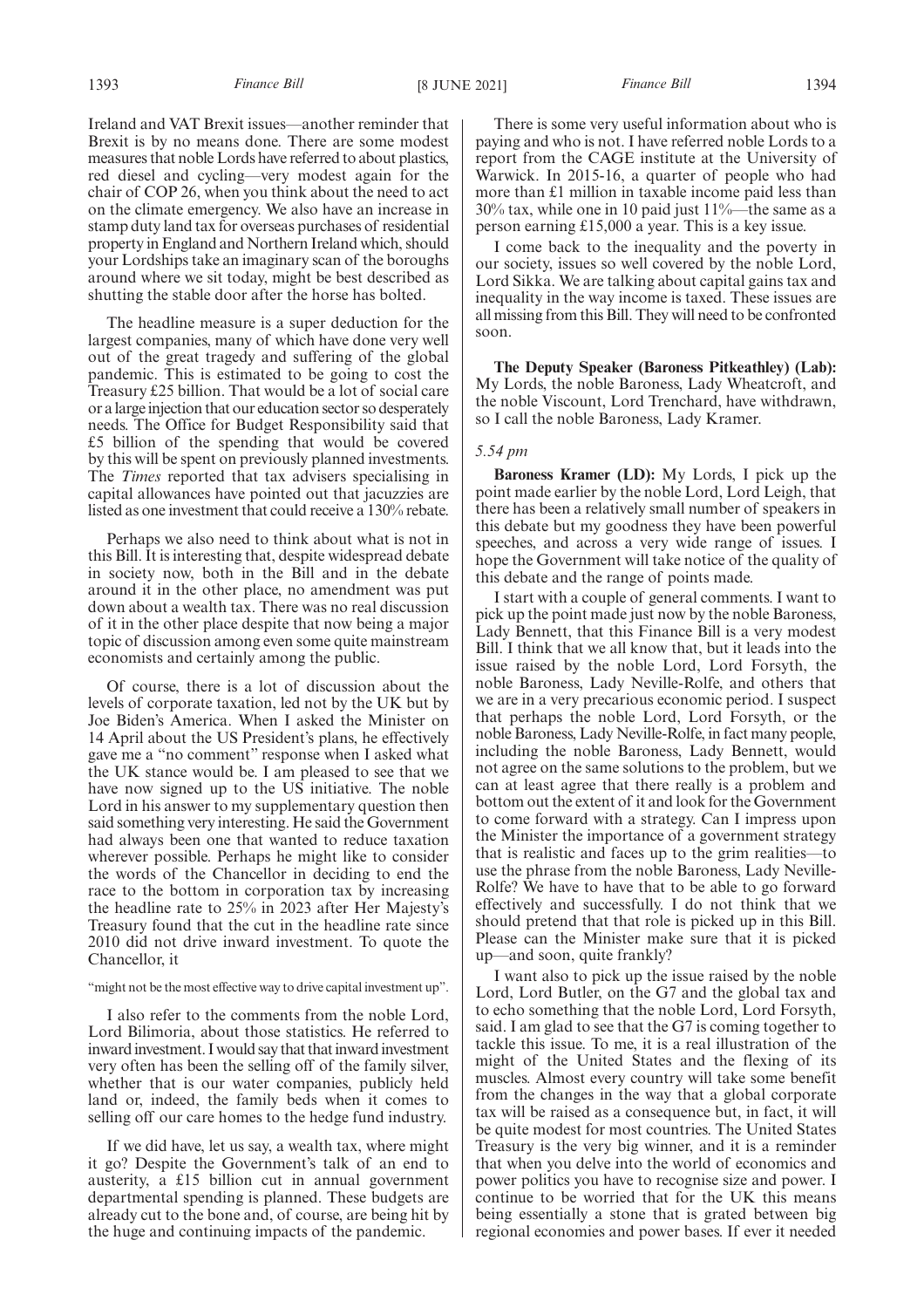Ireland and VAT Brexit issues—another reminder that Brexit is by no means done. There are some modest measures that noble Lords have referred to about plastics, red diesel and cycling—very modest again for the chair of COP 26, when you think about the need to act on the climate emergency. We also have an increase in stamp duty land tax for overseas purchases of residential property in England and Northern Ireland which, should your Lordships take an imaginary scan of the boroughs around where we sit today, might be best described as shutting the stable door after the horse has bolted.

The headline measure is a super deduction for the largest companies, many of which have done very well out of the great tragedy and suffering of the global pandemic. This is estimated to be going to cost the Treasury £25 billion. That would be a lot of social care or a large injection that our education sector so desperately needs. The Office for Budget Responsibility said that £5 billion of the spending that would be covered by this will be spent on previously planned investments. The *Times* reported that tax advisers specialising in capital allowances have pointed out that jacuzzies are listed as one investment that could receive a 130% rebate.

Perhaps we also need to think about what is not in this Bill. It is interesting that, despite widespread debate in society now, both in the Bill and in the debate around it in the other place, no amendment was put down about a wealth tax. There was no real discussion of it in the other place despite that now being a major topic of discussion among even some quite mainstream economists and certainly among the public.

Of course, there is a lot of discussion about the levels of corporate taxation, led not by the UK but by Joe Biden's America. When I asked the Minister on 14 April about the US President's plans, he effectively gave me a "no comment" response when I asked what the UK stance would be. I am pleased to see that we have now signed up to the US initiative. The noble Lord in his answer to my supplementary question then said something very interesting. He said the Government had always been one that wanted to reduce taxation wherever possible. Perhaps he might like to consider the words of the Chancellor in deciding to end the race to the bottom in corporation tax by increasing the headline rate to 25% in 2023 after Her Majesty's Treasury found that the cut in the headline rate since 2010 did not drive inward investment. To quote the Chancellor, it

"might not be the most effective way to drive capital investment up".

I also refer to the comments from the noble Lord, Lord Bilimoria, about those statistics. He referred to inward investment. I would say that that inward investment very often has been the selling off of the family silver, whether that is our water companies, publicly held land or, indeed, the family beds when it comes to selling off our care homes to the hedge fund industry.

If we did have, let us say, a wealth tax, where might it go? Despite the Government's talk of an end to austerity, a £15 billion cut in annual government departmental spending is planned. These budgets are already cut to the bone and, of course, are being hit by the huge and continuing impacts of the pandemic.

There is some very useful information about who is paying and who is not. I have referred noble Lords to a report from the CAGE institute at the University of Warwick. In 2015-16, a quarter of people who had more than £1 million in taxable income paid less than 30% tax, while one in 10 paid just 11%—the same as a person earning £15,000 a year. This is a key issue.

I come back to the inequality and the poverty in our society, issues so well covered by the noble Lord, Lord Sikka. We are talking about capital gains tax and inequality in the way income is taxed. These issues are all missing from this Bill. They will need to be confronted soon.

**The Deputy Speaker (Baroness Pitkeathley) (Lab):** My Lords, the noble Baroness, Lady Wheatcroft, and the noble Viscount, Lord Trenchard, have withdrawn, so I call the noble Baroness, Lady Kramer.

*5.54 pm*

**Baroness Kramer (LD):** My Lords, I pick up the point made earlier by the noble Lord, Lord Leigh, that there has been a relatively small number of speakers in this debate but my goodness they have been powerful speeches, and across a very wide range of issues. I hope the Government will take notice of the quality of this debate and the range of points made.

I start with a couple of general comments. I want to pick up the point made just now by the noble Baroness, Lady Bennett, that this Finance Bill is a very modest Bill. I think that we all know that, but it leads into the issue raised by the noble Lord, Lord Forsyth, the noble Baroness, Lady Neville-Rolfe, and others that we are in a very precarious economic period. I suspect that perhaps the noble Lord, Lord Forsyth, or the noble Baroness, Lady Neville-Rolfe, in fact many people, including the noble Baroness, Lady Bennett, would not agree on the same solutions to the problem, but we can at least agree that there really is a problem and bottom out the extent of it and look for the Government to come forward with a strategy. Can I impress upon the Minister the importance of a government strategy that is realistic and faces up to the grim realities—to use the phrase from the noble Baroness, Lady Neville-Rolfe? We have to have that to be able to go forward effectively and successfully. I do not think that we should pretend that that role is picked up in this Bill. Please can the Minister make sure that it is picked up—and soon, quite frankly?

I want also to pick up the issue raised by the noble Lord, Lord Butler, on the G7 and the global tax and to echo something that the noble Lord, Lord Forsyth, said. I am glad to see that the G7 is coming together to tackle this issue. To me, it is a real illustration of the might of the United States and the flexing of its muscles. Almost every country will take some benefit from the changes in the way that a global corporate tax will be raised as a consequence but, in fact, it will be quite modest for most countries. The United States Treasury is the very big winner, and it is a reminder that when you delve into the world of economics and power politics you have to recognise size and power. I continue to be worried that for the UK this means being essentially a stone that is grated between big regional economies and power bases. If ever it needed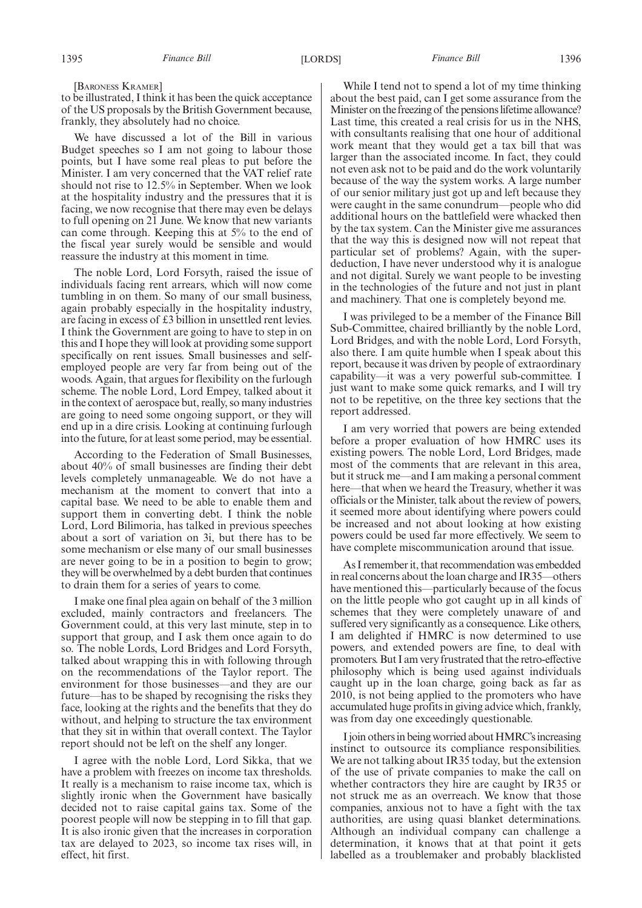[BARONESS KRAMER]

to be illustrated, I think it has been the quick acceptance of the US proposals by the British Government because, frankly, they absolutely had no choice.

We have discussed a lot of the Bill in various Budget speeches so I am not going to labour those points, but I have some real pleas to put before the Minister. I am very concerned that the VAT relief rate should not rise to 12.5% in September. When we look at the hospitality industry and the pressures that it is facing, we now recognise that there may even be delays to full opening on 21 June. We know that new variants can come through. Keeping this at 5% to the end of the fiscal year surely would be sensible and would reassure the industry at this moment in time.

The noble Lord, Lord Forsyth, raised the issue of individuals facing rent arrears, which will now come tumbling in on them. So many of our small business, again probably especially in the hospitality industry, are facing in excess of £3 billion in unsettled rent levies. I think the Government are going to have to step in on this and I hope they will look at providing some support specifically on rent issues. Small businesses and self-employed people are very far from being out of the woods. Again, that argues for flexibility on the furlough scheme. The noble Lord, Lord Empey, talked about it in the context of aerospace but, really, so many industries are going to need some ongoing support, or they will end up in a dire crisis. Looking at continuing furlough into the future, for at least some period, may be essential.

According to the Federation of Small Businesses, about 40% of small businesses are finding their debt levels completely unmanageable. We do not have a mechanism at the moment to convert that into a capital base. We need to be able to enable them and support them in converting debt. I think the noble Lord, Lord Bilimoria, has talked in previous speeches about a sort of variation on 3i, but there has to be some mechanism or else many of our small businesses are never going to be in a position to begin to grow; they will be overwhelmed by a debt burden that continues to drain them for a series of years to come.

I make one final plea again on behalf of the 3 million excluded, mainly contractors and freelancers. The Government could, at this very last minute, step in to support that group, and I ask them once again to do so. The noble Lords, Lord Bridges and Lord Forsyth, talked about wrapping this in with following through on the recommendations of the Taylor report. The environment for those businesses—and they are our future—has to be shaped by recognising the risks they face, looking at the rights and the benefits that they do without, and helping to structure the tax environment that they sit in within that overall context. The Taylor report should not be left on the shelf any longer.

I agree with the noble Lord, Lord Sikka, that we have a problem with freezes on income tax thresholds. It really is a mechanism to raise income tax, which is slightly ironic when the Government have basically decided not to raise capital gains tax. Some of the poorest people will now be stepping in to fill that gap. It is also ironic given that the increases in corporation tax are delayed to 2023, so income tax rises will, in effect, hit first.

While I tend not to spend a lot of my time thinking about the best paid, can I get some assurance from the Minister on the freezing of the pensions lifetime allowance? Last time, this created a real crisis for us in the NHS, with consultants realising that one hour of additional work meant that they would get a tax bill that was larger than the associated income. In fact, they could not even ask not to be paid and do the work voluntarily because of the way the system works. A large number of our senior military just got up and left because they were caught in the same conundrum—people who did additional hours on the battlefield were whacked then by the tax system. Can the Minister give me assurances that the way this is designed now will not repeat that particular set of problems? Again, with the super-deduction, I have never understood why it is analogue and not digital. Surely we want people to be investing in the technologies of the future and not just in plant and machinery. That one is completely beyond me.

I was privileged to be a member of the Finance Bill Sub-Committee, chaired brilliantly by the noble Lord, Lord Bridges, and with the noble Lord, Lord Forsyth, also there. I am quite humble when I speak about this report, because it was driven by people of extraordinary capability—it was a very powerful sub-committee. I just want to make some quick remarks, and I will try not to be repetitive, on the three key sections that the report addressed.

I am very worried that powers are being extended before a proper evaluation of how HMRC uses its existing powers. The noble Lord, Lord Bridges, made most of the comments that are relevant in this area, but it struck me—and I am making a personal comment here—that when we heard the Treasury, whether it was officials or the Minister, talk about the review of powers, it seemed more about identifying where powers could be increased and not about looking at how existing powers could be used far more effectively. We seem to have complete miscommunication around that issue.

As I remember it, that recommendation was embedded in real concerns about the loan charge and IR35—others have mentioned this—particularly because of the focus on the little people who got caught up in all kinds of schemes that they were completely unaware of and suffered very significantly as a consequence. Like others, I am delighted if HMRC is now determined to use powers, and extended powers are fine, to deal with promoters. But I am very frustrated that the retro-effective philosophy which is being used against individuals caught up in the loan charge, going back as far as 2010, is not being applied to the promoters who have accumulated huge profits in giving advice which, frankly, was from day one exceedingly questionable.

I join others in being worried about HMRC's increasing instinct to outsource its compliance responsibilities. We are not talking about IR35 today, but the extension of the use of private companies to make the call on whether contractors they hire are caught by IR35 or not struck me as an overreach. We know that those companies, anxious not to have a fight with the tax authorities, are using quasi blanket determinations. Although an individual company can challenge a determination, it knows that at that point it gets labelled as a troublemaker and probably blacklisted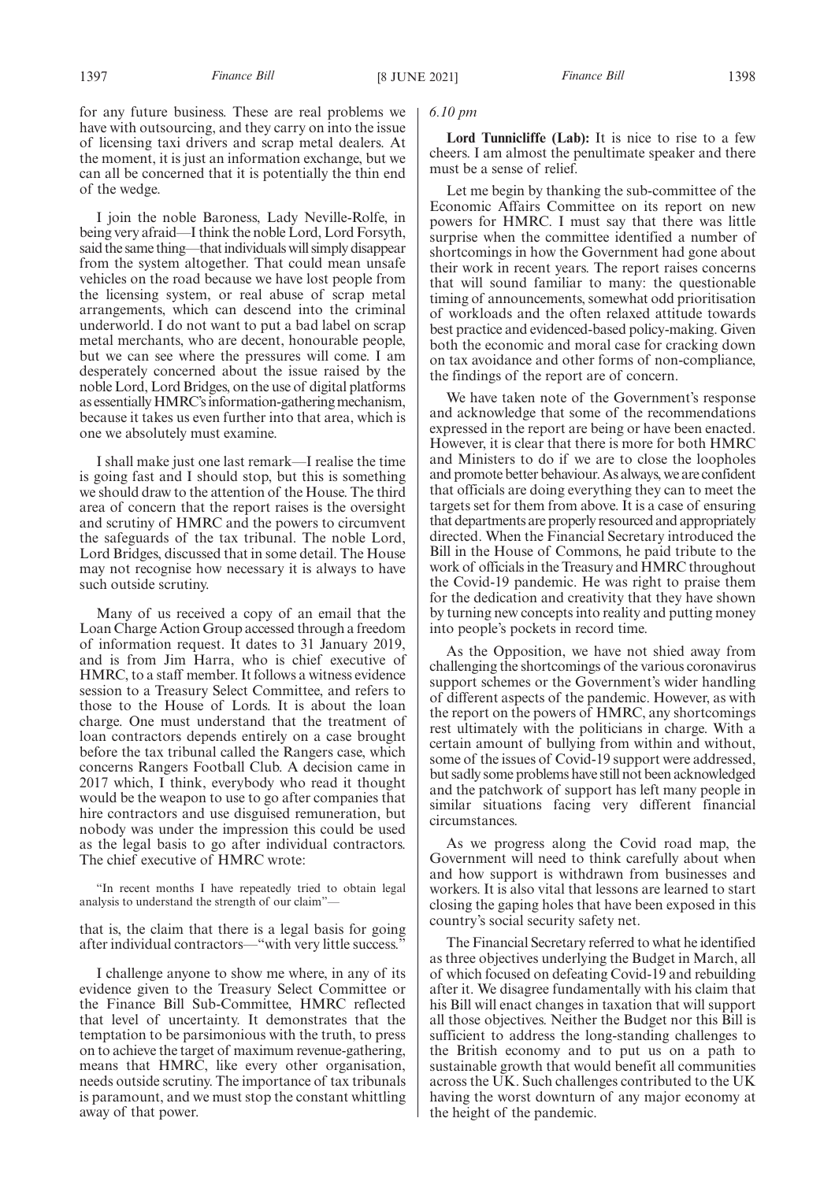for any future business. These are real problems we have with outsourcing, and they carry on into the issue of licensing taxi drivers and scrap metal dealers. At the moment, it is just an information exchange, but we can all be concerned that it is potentially the thin end of the wedge.

I join the noble Baroness, Lady Neville-Rolfe, in being very afraid—I think the noble Lord, Lord Forsyth, said the same thing—that individuals will simply disappear from the system altogether. That could mean unsafe vehicles on the road because we have lost people from the licensing system, or real abuse of scrap metal arrangements, which can descend into the criminal underworld. I do not want to put a bad label on scrap metal merchants, who are decent, honourable people, but we can see where the pressures will come. I am desperately concerned about the issue raised by the noble Lord, Lord Bridges, on the use of digital platforms as essentially HMRC's information-gathering mechanism, because it takes us even further into that area, which is one we absolutely must examine.

I shall make just one last remark—I realise the time is going fast and I should stop, but this is something we should draw to the attention of the House. The third area of concern that the report raises is the oversight and scrutiny of HMRC and the powers to circumvent the safeguards of the tax tribunal. The noble Lord, Lord Bridges, discussed that in some detail. The House may not recognise how necessary it is always to have such outside scrutiny.

Many of us received a copy of an email that the Loan Charge Action Group accessed through a freedom of information request. It dates to 31 January 2019, and is from Jim Harra, who is chief executive of HMRC, to a staff member. It follows a witness evidence session to a Treasury Select Committee, and refers to those to the House of Lords. It is about the loan charge. One must understand that the treatment of loan contractors depends entirely on a case brought before the tax tribunal called the Rangers case, which concerns Rangers Football Club. A decision came in 2017 which, I think, everybody who read it thought would be the weapon to use to go after companies that hire contractors and use disguised remuneration, but nobody was under the impression this could be used as the legal basis to go after individual contractors. The chief executive of HMRC wrote:

"In recent months I have repeatedly tried to obtain legal analysis to understand the strength of our claim"—

that is, the claim that there is a legal basis for going after individual contractors—"with very little success."

I challenge anyone to show me where, in any of its evidence given to the Treasury Select Committee or the Finance Bill Sub-Committee, HMRC reflected that level of uncertainty. It demonstrates that the temptation to be parsimonious with the truth, to press on to achieve the target of maximum revenue-gathering, means that HMRC, like every other organisation, needs outside scrutiny. The importance of tax tribunals is paramount, and we must stop the constant whittling away of that power.

*6.10 pm*

**Lord Tunnicliffe (Lab):** It is nice to rise to a few cheers. I am almost the penultimate speaker and there must be a sense of relief.

Let me begin by thanking the sub-committee of the Economic Affairs Committee on its report on new powers for HMRC. I must say that there was little surprise when the committee identified a number of shortcomings in how the Government had gone about their work in recent years. The report raises concerns that will sound familiar to many: the questionable timing of announcements, somewhat odd prioritisation of workloads and the often relaxed attitude towards best practice and evidenced-based policy-making. Given both the economic and moral case for cracking down on tax avoidance and other forms of non-compliance, the findings of the report are of concern.

We have taken note of the Government's response and acknowledge that some of the recommendations expressed in the report are being or have been enacted. However, it is clear that there is more for both HMRC and Ministers to do if we are to close the loopholes and promote better behaviour. As always, we are confident that officials are doing everything they can to meet the targets set for them from above. It is a case of ensuring that departments are properly resourced and appropriately directed. When the Financial Secretary introduced the Bill in the House of Commons, he paid tribute to the work of officials in the Treasury and HMRC throughout the Covid-19 pandemic. He was right to praise them for the dedication and creativity that they have shown by turning new concepts into reality and putting money into people's pockets in record time.

As the Opposition, we have not shied away from challenging the shortcomings of the various coronavirus support schemes or the Government's wider handling of different aspects of the pandemic. However, as with the report on the powers of HMRC, any shortcomings rest ultimately with the politicians in charge. With a certain amount of bullying from within and without, some of the issues of Covid-19 support were addressed, but sadly some problems have still not been acknowledged and the patchwork of support has left many people in similar situations facing very different financial circumstances.

As we progress along the Covid road map, the Government will need to think carefully about when and how support is withdrawn from businesses and workers. It is also vital that lessons are learned to start closing the gaping holes that have been exposed in this country's social security safety net.

The Financial Secretary referred to what he identified as three objectives underlying the Budget in March, all of which focused on defeating Covid-19 and rebuilding after it. We disagree fundamentally with his claim that his Bill will enact changes in taxation that will support all those objectives. Neither the Budget nor this Bill is sufficient to address the long-standing challenges to the British economy and to put us on a path to sustainable growth that would benefit all communities across the UK. Such challenges contributed to the UK having the worst downturn of any major economy at the height of the pandemic.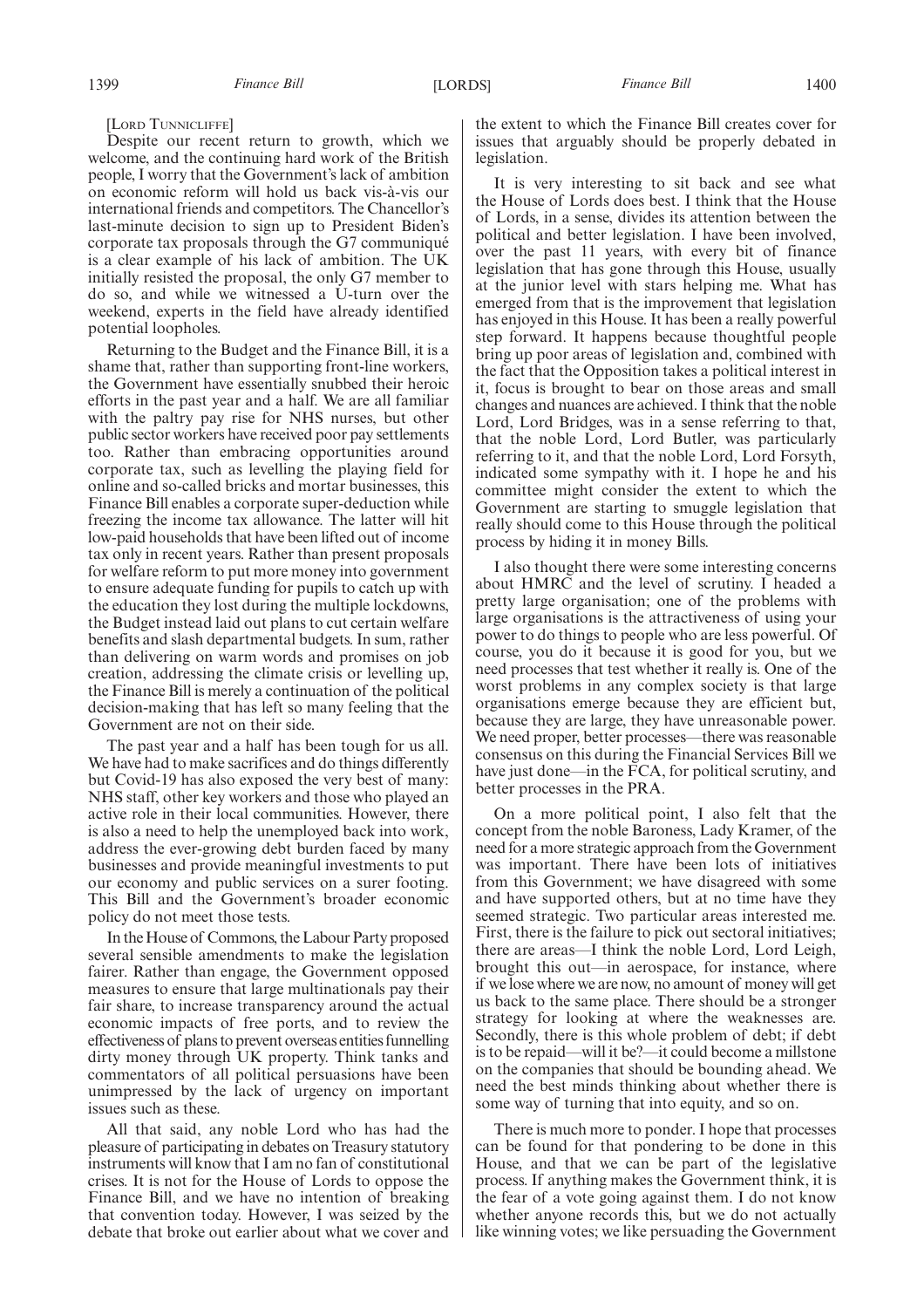[LORD TUNNICLIFFE]

Despite our recent return to growth, which we welcome, and the continuing hard work of the British people, I worry that the Government's lack of ambition on economic reform will hold us back vis-à-vis our international friends and competitors. The Chancellor's last-minute decision to sign up to President Biden's corporate tax proposals through the G7 communiqué is a clear example of his lack of ambition. The UK initially resisted the proposal, the only G7 member to do so, and while we witnessed a U-turn over the weekend, experts in the field have already identified potential loopholes.

Returning to the Budget and the Finance Bill, it is a shame that, rather than supporting front-line workers, the Government have essentially snubbed their heroic efforts in the past year and a half. We are all familiar with the paltry pay rise for NHS nurses, but other public sector workers have received poor pay settlements too. Rather than embracing opportunities around corporate tax, such as levelling the playing field for online and so-called bricks and mortar businesses, this Finance Bill enables a corporate super-deduction while freezing the income tax allowance. The latter will hit low-paid households that have been lifted out of income tax only in recent years. Rather than present proposals for welfare reform to put more money into government to ensure adequate funding for pupils to catch up with the education they lost during the multiple lockdowns, the Budget instead laid out plans to cut certain welfare benefits and slash departmental budgets. In sum, rather than delivering on warm words and promises on job creation, addressing the climate crisis or levelling up, the Finance Bill is merely a continuation of the political decision-making that has left so many feeling that the Government are not on their side.

The past year and a half has been tough for us all. We have had to make sacrifices and do things differently but Covid-19 has also exposed the very best of many: NHS staff, other key workers and those who played an active role in their local communities. However, there is also a need to help the unemployed back into work, address the ever-growing debt burden faced by many businesses and provide meaningful investments to put our economy and public services on a surer footing. This Bill and the Government's broader economic policy do not meet those tests.

In the House of Commons, the Labour Party proposed several sensible amendments to make the legislation fairer. Rather than engage, the Government opposed measures to ensure that large multinationals pay their fair share, to increase transparency around the actual economic impacts of free ports, and to review the effectiveness of plans to prevent overseas entities funnelling dirty money through UK property. Think tanks and commentators of all political persuasions have been unimpressed by the lack of urgency on important issues such as these.

All that said, any noble Lord who has had the pleasure of participating in debates on Treasury statutory instruments will know that I am no fan of constitutional crises. It is not for the House of Lords to oppose the Finance Bill, and we have no intention of breaking that convention today. However, I was seized by the debate that broke out earlier about what we cover and the extent to which the Finance Bill creates cover for issues that arguably should be properly debated in legislation.

It is very interesting to sit back and see what the House of Lords does best. I think that the House of Lords, in a sense, divides its attention between the political and better legislation. I have been involved, over the past 11 years, with every bit of finance legislation that has gone through this House, usually at the junior level with stars helping me. What has emerged from that is the improvement that legislation has enjoyed in this House. It has been a really powerful step forward. It happens because thoughtful people bring up poor areas of legislation and, combined with the fact that the Opposition takes a political interest in it, focus is brought to bear on those areas and small changes and nuances are achieved. I think that the noble Lord, Lord Bridges, was in a sense referring to that, that the noble Lord, Lord Butler, was particularly referring to it, and that the noble Lord, Lord Forsyth, indicated some sympathy with it. I hope he and his committee might consider the extent to which the Government are starting to smuggle legislation that really should come to this House through the political process by hiding it in money Bills.

I also thought there were some interesting concerns about HMRC and the level of scrutiny. I headed a pretty large organisation; one of the problems with large organisations is the attractiveness of using your power to do things to people who are less powerful. Of course, you do it because it is good for you, but we need processes that test whether it really is. One of the worst problems in any complex society is that large organisations emerge because they are efficient but, because they are large, they have unreasonable power. We need proper, better processes—there was reasonable consensus on this during the Financial Services Bill we have just done—in the FCA, for political scrutiny, and better processes in the PRA.

On a more political point, I also felt that the concept from the noble Baroness, Lady Kramer, of the need for a more strategic approach from the Government was important. There have been lots of initiatives from this Government; we have disagreed with some and have supported others, but at no time have they seemed strategic. Two particular areas interested me. First, there is the failure to pick out sectoral initiatives; there are areas—I think the noble Lord, Lord Leigh, brought this out—in aerospace, for instance, where if we lose where we are now, no amount of money will get us back to the same place. There should be a stronger strategy for looking at where the weaknesses are. Secondly, there is this whole problem of debt; if debt is to be repaid—will it be?—it could become a millstone on the companies that should be bounding ahead. We need the best minds thinking about whether there is some way of turning that into equity, and so on.

There is much more to ponder. I hope that processes can be found for that pondering to be done in this House, and that we can be part of the legislative process. If anything makes the Government think, it is the fear of a vote going against them. I do not know whether anyone records this, but we do not actually like winning votes; we like persuading the Government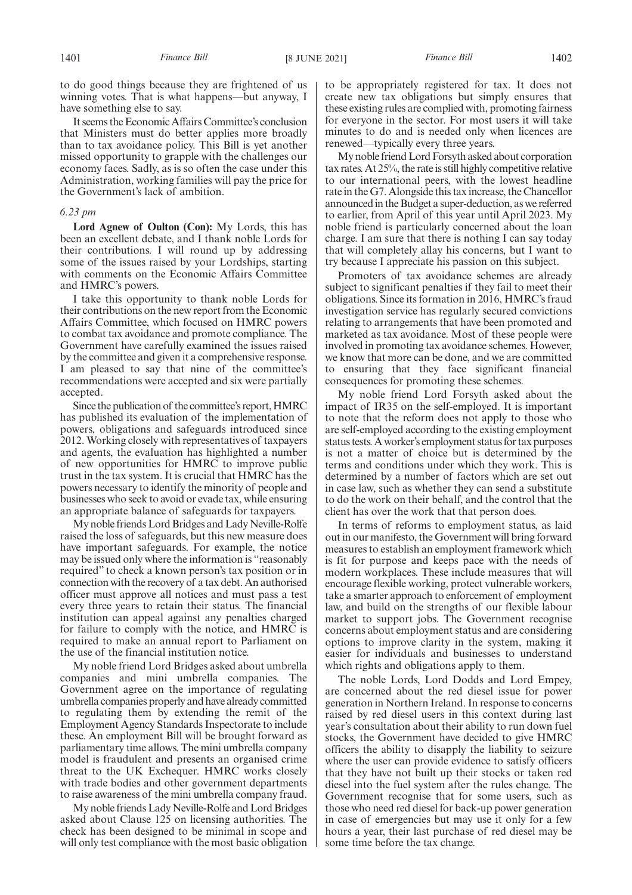to do good things because they are frightened of us winning votes. That is what happens—but anyway, I have something else to say.

It seems the Economic Affairs Committee's conclusion that Ministers must do better applies more broadly than to tax avoidance policy. This Bill is yet another missed opportunity to grapple with the challenges our economy faces. Sadly, as is so often the case under this Administration, working families will pay the price for the Government's lack of ambition.

*6.23 pm*

**Lord Agnew of Oulton (Con):** My Lords, this has been an excellent debate, and I thank noble Lords for their contributions. I will round up by addressing some of the issues raised by your Lordships, starting with comments on the Economic Affairs Committee and HMRC's powers.

I take this opportunity to thank noble Lords for their contributions on the new report from the Economic Affairs Committee, which focused on HMRC powers to combat tax avoidance and promote compliance. The Government have carefully examined the issues raised by the committee and given it a comprehensive response. I am pleased to say that nine of the committee's recommendations were accepted and six were partially accepted.

Since the publication of the committee's report, HMRC has published its evaluation of the implementation of powers, obligations and safeguards introduced since 2012. Working closely with representatives of taxpayers and agents, the evaluation has highlighted a number of new opportunities for HMRC to improve public trust in the tax system. It is crucial that HMRC has the powers necessary to identify the minority of people and businesses who seek to avoid or evade tax, while ensuring an appropriate balance of safeguards for taxpayers.

My noble friends Lord Bridges and Lady Neville-Rolfe raised the loss of safeguards, but this new measure does have important safeguards. For example, the notice may be issued only where the information is "reasonably required" to check a known person's tax position or in connection with the recovery of a tax debt. An authorised officer must approve all notices and must pass a test every three years to retain their status. The financial institution can appeal against any penalties charged for failure to comply with the notice, and HMRC is required to make an annual report to Parliament on the use of the financial institution notice.

My noble friend Lord Bridges asked about umbrella companies and mini umbrella companies. The Government agree on the importance of regulating umbrella companies properly and have already committed to regulating them by extending the remit of the Employment Agency Standards Inspectorate to include these. An employment Bill will be brought forward as parliamentary time allows. The mini umbrella company model is fraudulent and presents an organised crime threat to the UK Exchequer. HMRC works closely with trade bodies and other government departments to raise awareness of the mini umbrella company fraud.

My noble friends Lady Neville-Rolfe and Lord Bridges asked about Clause 125 on licensing authorities. The check has been designed to be minimal in scope and will only test compliance with the most basic obligation to be appropriately registered for tax. It does not create new tax obligations but simply ensures that these existing rules are complied with, promoting fairness for everyone in the sector. For most users it will take minutes to do and is needed only when licences are renewed—typically every three years.

My noble friend Lord Forsyth asked about corporation tax rates. At 25%, the rate is still highly competitive relative to our international peers, with the lowest headline rate in the G7. Alongside this tax increase, the Chancellor announced in the Budget a super-deduction, as we referred to earlier, from April of this year until April 2023. My noble friend is particularly concerned about the loan charge. I am sure that there is nothing I can say today that will completely allay his concerns, but I want to try because I appreciate his passion on this subject.

Promoters of tax avoidance schemes are already subject to significant penalties if they fail to meet their obligations. Since its formation in 2016, HMRC's fraud investigation service has regularly secured convictions relating to arrangements that have been promoted and marketed as tax avoidance. Most of these people were involved in promoting tax avoidance schemes. However, we know that more can be done, and we are committed to ensuring that they face significant financial consequences for promoting these schemes.

My noble friend Lord Forsyth asked about the impact of IR35 on the self-employed. It is important to note that the reform does not apply to those who are self-employed according to the existing employment status tests. A worker's employment status for tax purposes is not a matter of choice but is determined by the terms and conditions under which they work. This is determined by a number of factors which are set out in case law, such as whether they can send a substitute to do the work on their behalf, and the control that the client has over the work that that person does.

In terms of reforms to employment status, as laid out in our manifesto, the Government will bring forward measures to establish an employment framework which is fit for purpose and keeps pace with the needs of modern workplaces. These include measures that will encourage flexible working, protect vulnerable workers, take a smarter approach to enforcement of employment law, and build on the strengths of our flexible labour market to support jobs. The Government recognise concerns about employment status and are considering options to improve clarity in the system, making it easier for individuals and businesses to understand which rights and obligations apply to them.

The noble Lords, Lord Dodds and Lord Empey, are concerned about the red diesel issue for power generation in Northern Ireland. In response to concerns raised by red diesel users in this context during last year's consultation about their ability to run down fuel stocks, the Government have decided to give HMRC officers the ability to disapply the liability to seizure where the user can provide evidence to satisfy officers that they have not built up their stocks or taken red diesel into the fuel system after the rules change. The Government recognise that for some users, such as those who need red diesel for back-up power generation in case of emergencies but may use it only for a few hours a year, their last purchase of red diesel may be some time before the tax change.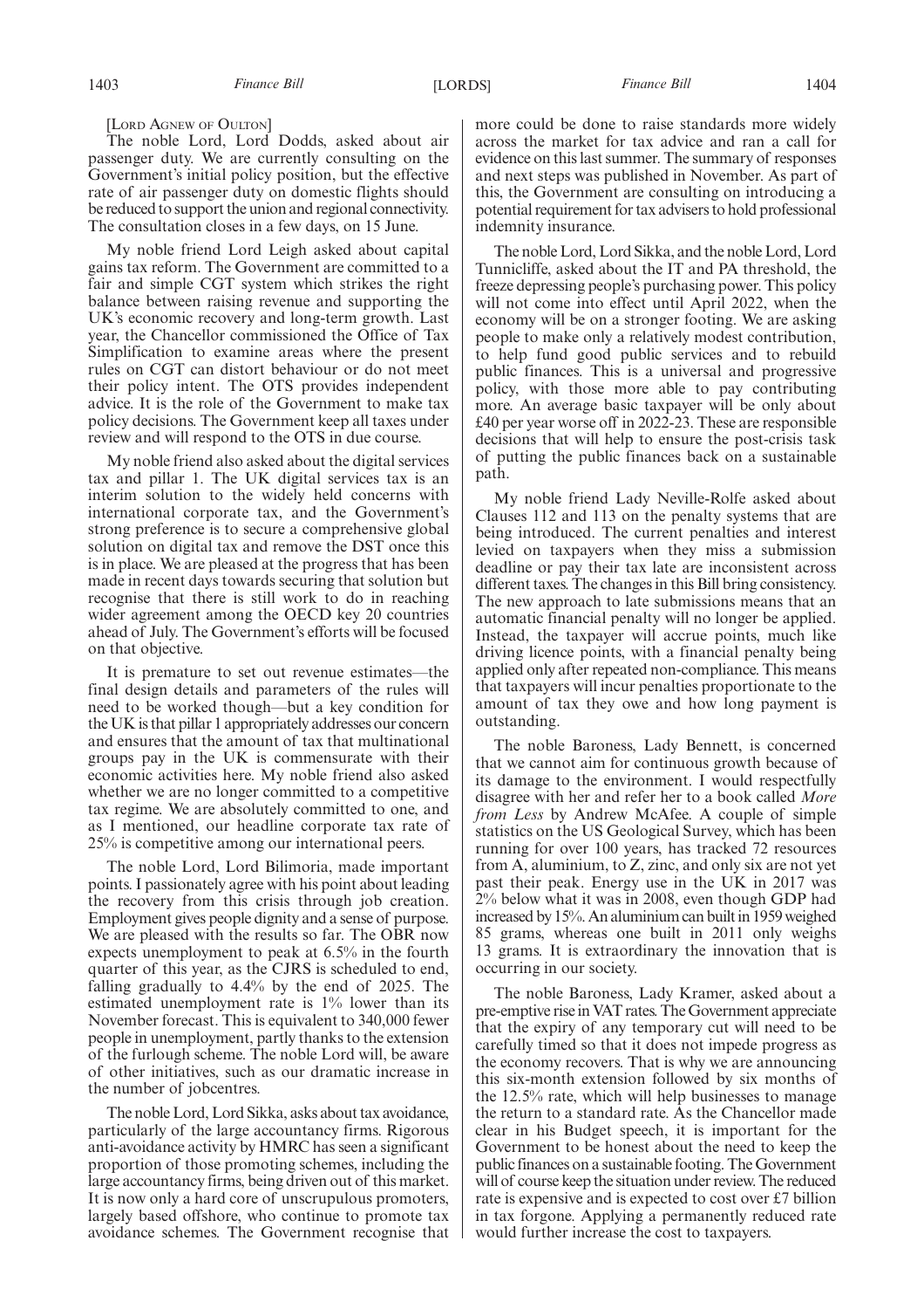[LORD AGNEW OF OULTON]

The noble Lord, Lord Dodds, asked about air passenger duty. We are currently consulting on the Government's initial policy position, but the effective rate of air passenger duty on domestic flights should be reduced to support the union and regional connectivity. The consultation closes in a few days, on 15 June.

My noble friend Lord Leigh asked about capital gains tax reform. The Government are committed to a fair and simple CGT system which strikes the right balance between raising revenue and supporting the UK's economic recovery and long-term growth. Last year, the Chancellor commissioned the Office of Tax Simplification to examine areas where the present rules on CGT can distort behaviour or do not meet their policy intent. The OTS provides independent advice. It is the role of the Government to make tax policy decisions. The Government keep all taxes under review and will respond to the OTS in due course.

My noble friend also asked about the digital services tax and pillar 1. The UK digital services tax is an interim solution to the widely held concerns with international corporate tax, and the Government's strong preference is to secure a comprehensive global solution on digital tax and remove the DST once this is in place. We are pleased at the progress that has been made in recent days towards securing that solution but recognise that there is still work to do in reaching wider agreement among the OECD key 20 countries ahead of July. The Government's efforts will be focused on that objective.

It is premature to set out revenue estimates—the final design details and parameters of the rules will need to be worked though—but a key condition for the UK is that pillar 1 appropriately addresses our concern and ensures that the amount of tax that multinational groups pay in the UK is commensurate with their economic activities here. My noble friend also asked whether we are no longer committed to a competitive tax regime. We are absolutely committed to one, and as I mentioned, our headline corporate tax rate of 25% is competitive among our international peers.

The noble Lord, Lord Bilimoria, made important points. I passionately agree with his point about leading the recovery from this crisis through job creation. Employment gives people dignity and a sense of purpose. We are pleased with the results so far. The OBR now expects unemployment to peak at 6.5% in the fourth quarter of this year, as the CJRS is scheduled to end, falling gradually to 4.4% by the end of 2025. The estimated unemployment rate is 1% lower than its November forecast. This is equivalent to 340,000 fewer people in unemployment, partly thanks to the extension of the furlough scheme. The noble Lord will, be aware of other initiatives, such as our dramatic increase in the number of jobcentres.

The noble Lord, Lord Sikka, asks about tax avoidance, particularly of the large accountancy firms. Rigorous anti-avoidance activity by HMRC has seen a significant proportion of those promoting schemes, including the large accountancy firms, being driven out of this market. It is now only a hard core of unscrupulous promoters, largely based offshore, who continue to promote tax avoidance schemes. The Government recognise that more could be done to raise standards more widely across the market for tax advice and ran a call for evidence on this last summer. The summary of responses and next steps was published in November. As part of this, the Government are consulting on introducing a potential requirement for tax advisers to hold professional indemnity insurance.

The noble Lord, Lord Sikka, and the noble Lord, Lord Tunnicliffe, asked about the IT and PA threshold, the freeze depressing people's purchasing power. This policy will not come into effect until April 2022, when the economy will be on a stronger footing. We are asking people to make only a relatively modest contribution, to help fund good public services and to rebuild public finances. This is a universal and progressive policy, with those more able to pay contributing more. An average basic taxpayer will be only about £40 per year worse off in 2022-23. These are responsible decisions that will help to ensure the post-crisis task of putting the public finances back on a sustainable path.

My noble friend Lady Neville-Rolfe asked about Clauses 112 and 113 on the penalty systems that are being introduced. The current penalties and interest levied on taxpayers when they miss a submission deadline or pay their tax late are inconsistent across different taxes. The changes in this Bill bring consistency. The new approach to late submissions means that an automatic financial penalty will no longer be applied. Instead, the taxpayer will accrue points, much like driving licence points, with a financial penalty being applied only after repeated non-compliance. This means that taxpayers will incur penalties proportionate to the amount of tax they owe and how long payment is outstanding.

The noble Baroness, Lady Bennett, is concerned that we cannot aim for continuous growth because of its damage to the environment. I would respectfully disagree with her and refer her to a book called *More from Less* by Andrew McAfee. A couple of simple statistics on the US Geological Survey, which has been running for over 100 years, has tracked 72 resources from A, aluminium, to Z, zinc, and only six are not yet past their peak. Energy use in the UK in 2017 was 2% below what it was in 2008, even though GDP had increased by 15%. An aluminium can built in 1959 weighed 85 grams, whereas one built in 2011 only weighs 13 grams. It is extraordinary the innovation that is occurring in our society.

The noble Baroness, Lady Kramer, asked about a pre-emptive rise in VAT rates. The Government appreciate that the expiry of any temporary cut will need to be carefully timed so that it does not impede progress as the economy recovers. That is why we are announcing this six-month extension followed by six months of the 12.5% rate, which will help businesses to manage the return to a standard rate. As the Chancellor made clear in his Budget speech, it is important for the Government to be honest about the need to keep the public finances on a sustainable footing. The Government will of course keep the situation under review. The reduced rate is expensive and is expected to cost over £7 billion in tax forgone. Applying a permanently reduced rate would further increase the cost to taxpayers.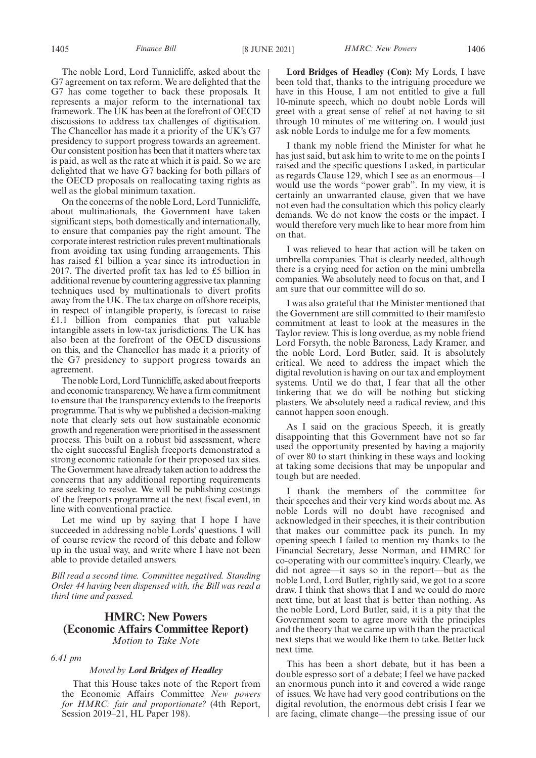The noble Lord, Lord Tunnicliffe, asked about the G7 agreement on tax reform. We are delighted that the G7 has come together to back these proposals. It represents a major reform to the international tax framework. The UK has been at the forefront of OECD discussions to address tax challenges of digitisation. The Chancellor has made it a priority of the UK's G7 presidency to support progress towards an agreement. Our consistent position has been that it matters where tax is paid, as well as the rate at which it is paid. So we are delighted that we have G7 backing for both pillars of the OECD proposals on reallocating taxing rights as well as the global minimum taxation.

On the concerns of the noble Lord, Lord Tunnicliffe, about multinationals, the Government have taken significant steps, both domestically and internationally, to ensure that companies pay the right amount. The corporate interest restriction rules prevent multinationals from avoiding tax using funding arrangements. This has raised £1 billion a year since its introduction in 2017. The diverted profit tax has led to £5 billion in additional revenue by countering aggressive tax planning techniques used by multinationals to divert profits away from the UK. The tax charge on offshore receipts, in respect of intangible property, is forecast to raise £1.1 billion from companies that put valuable intangible assets in low-tax jurisdictions. The UK has also been at the forefront of the OECD discussions on this, and the Chancellor has made it a priority of the G7 presidency to support progress towards an agreement.

The noble Lord, Lord Tunnicliffe, asked about freeports and economic transparency. We have a firm commitment to ensure that the transparency extends to the freeports programme. That is why we published a decision-making note that clearly sets out how sustainable economic growth and regeneration were prioritised in the assessment process. This built on a robust bid assessment, where the eight successful English freeports demonstrated a strong economic rationale for their proposed tax sites. The Government have already taken action to address the concerns that any additional reporting requirements are seeking to resolve. We will be publishing costings of the freeports programme at the next fiscal event, in line with conventional practice.

Let me wind up by saying that I hope I have succeeded in addressing noble Lords' questions. I will of course review the record of this debate and follow up in the usual way, and write where I have not been able to provide detailed answers.

*Bill read a second time. Committee negatived. Standing Order 44 having been dispensed with, the Bill was read a third time and passed.*

## HMRC: New Powers (Economic Affairs Committee Report)

*Motion to Take Note*

*6.41 pm*

*Moved by* ***Lord Bridges of Headley***

That this House takes note of the Report from the Economic Affairs Committee *New powers for HMRC: fair and proportionate?* (4th Report, Session 2019–21, HL Paper 198).

**Lord Bridges of Headley (Con):** My Lords, I have been told that, thanks to the intriguing procedure we have in this House, I am not entitled to give a full 10-minute speech, which no doubt noble Lords will greet with a great sense of relief at not having to sit through 10 minutes of me wittering on. I would just ask noble Lords to indulge me for a few moments.

I thank my noble friend the Minister for what he has just said, but ask him to write to me on the points I raised and the specific questions I asked, in particular as regards Clause 129, which I see as an enormous—I would use the words "power grab". In my view, it is certainly an unwarranted clause, given that we have not even had the consultation which this policy clearly demands. We do not know the costs or the impact. I would therefore very much like to hear more from him on that.

I was relieved to hear that action will be taken on umbrella companies. That is clearly needed, although there is a crying need for action on the mini umbrella companies. We absolutely need to focus on that, and I am sure that our committee will do so.

I was also grateful that the Minister mentioned that the Government are still committed to their manifesto commitment at least to look at the measures in the Taylor review. This is long overdue, as my noble friend Lord Forsyth, the noble Baroness, Lady Kramer, and the noble Lord, Lord Butler, said. It is absolutely critical. We need to address the impact which the digital revolution is having on our tax and employment systems. Until we do that, I fear that all the other tinkering that we do will be nothing but sticking plasters. We absolutely need a radical review, and this cannot happen soon enough.

As I said on the gracious Speech, it is greatly disappointing that this Government have not so far used the opportunity presented by having a majority of over 80 to start thinking in these ways and looking at taking some decisions that may be unpopular and tough but are needed.

I thank the members of the committee for their speeches and their very kind words about me. As noble Lords will no doubt have recognised and acknowledged in their speeches, it is their contribution that makes our committee pack its punch. In my opening speech I failed to mention my thanks to the Financial Secretary, Jesse Norman, and HMRC for co-operating with our committee's inquiry. Clearly, we did not agree—it says so in the report—but as the noble Lord, Lord Butler, rightly said, we got to a score draw. I think that shows that I and we could do more next time, but at least that is better than nothing. As the noble Lord, Lord Butler, said, it is a pity that the Government seem to agree more with the principles and the theory that we came up with than the practical next steps that we would like them to take. Better luck next time.

This has been a short debate, but it has been a double espresso sort of a debate; I feel we have packed an enormous punch into it and covered a wide range of issues. We have had very good contributions on the digital revolution, the enormous debt crisis I fear we are facing, climate change—the pressing issue of our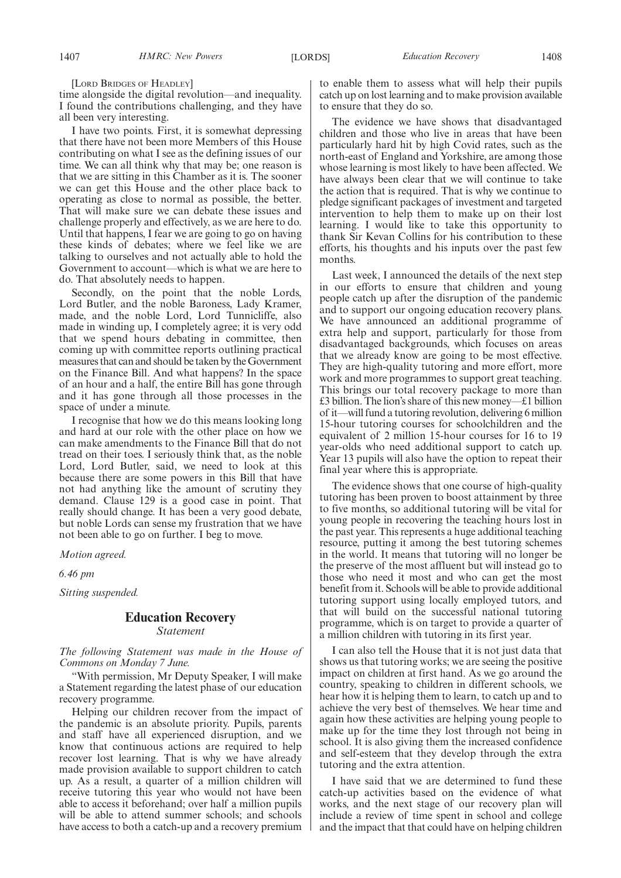[LORD BRIDGES OF HEADLEY]

time alongside the digital revolution—and inequality. I found the contributions challenging, and they have all been very interesting.

I have two points. First, it is somewhat depressing that there have not been more Members of this House contributing on what I see as the defining issues of our time. We can all think why that may be; one reason is that we are sitting in this Chamber as it is. The sooner we can get this House and the other place back to operating as close to normal as possible, the better. That will make sure we can debate these issues and challenge properly and effectively, as we are here to do. Until that happens, I fear we are going to go on having these kinds of debates; where we feel like we are talking to ourselves and not actually able to hold the Government to account—which is what we are here to do. That absolutely needs to happen.

Secondly, on the point that the noble Lords, Lord Butler, and the noble Baroness, Lady Kramer, made, and the noble Lord, Lord Tunnicliffe, also made in winding up, I completely agree; it is very odd that we spend hours debating in committee, then coming up with committee reports outlining practical measures that can and should be taken by the Government on the Finance Bill. And what happens? In the space of an hour and a half, the entire Bill has gone through and it has gone through all those processes in the space of under a minute.

I recognise that how we do this means looking long and hard at our role with the other place on how we can make amendments to the Finance Bill that do not tread on their toes. I seriously think that, as the noble Lord, Lord Butler, said, we need to look at this because there are some powers in this Bill that have not had anything like the amount of scrutiny they demand. Clause 129 is a good case in point. That really should change. It has been a very good debate, but noble Lords can sense my frustration that we have not been able to go on further. I beg to move.

*Motion agreed.*

*6.46 pm*

*Sitting suspended.*

## Education Recovery

*Statement*

*The following Statement was made in the House of Commons on Monday 7 June.*

"With permission, Mr Deputy Speaker, I will make a Statement regarding the latest phase of our education recovery programme.

Helping our children recover from the impact of the pandemic is an absolute priority. Pupils, parents and staff have all experienced disruption, and we know that continuous actions are required to help recover lost learning. That is why we have already made provision available to support children to catch up. As a result, a quarter of a million children will receive tutoring this year who would not have been able to access it beforehand; over half a million pupils will be able to attend summer schools; and schools have access to both a catch-up and a recovery premium to enable them to assess what will help their pupils catch up on lost learning and to make provision available to ensure that they do so.

The evidence we have shows that disadvantaged children and those who live in areas that have been particularly hard hit by high Covid rates, such as the north-east of England and Yorkshire, are among those whose learning is most likely to have been affected. We have always been clear that we will continue to take the action that is required. That is why we continue to pledge significant packages of investment and targeted intervention to help them to make up on their lost learning. I would like to take this opportunity to thank Sir Kevan Collins for his contribution to these efforts, his thoughts and his inputs over the past few months.

Last week, I announced the details of the next step in our efforts to ensure that children and young people catch up after the disruption of the pandemic and to support our ongoing education recovery plans. We have announced an additional programme of extra help and support, particularly for those from disadvantaged backgrounds, which focuses on areas that we already know are going to be most effective. They are high-quality tutoring and more effort, more work and more programmes to support great teaching. This brings our total recovery package to more than £3 billion. The lion's share of this new money—£1 billion of it—will fund a tutoring revolution, delivering 6 million 15-hour tutoring courses for schoolchildren and the equivalent of 2 million 15-hour courses for 16 to 19 year-olds who need additional support to catch up. Year 13 pupils will also have the option to repeat their final year where this is appropriate.

The evidence shows that one course of high-quality tutoring has been proven to boost attainment by three to five months, so additional tutoring will be vital for young people in recovering the teaching hours lost in the past year. This represents a huge additional teaching resource, putting it among the best tutoring schemes in the world. It means that tutoring will no longer be the preserve of the most affluent but will instead go to those who need it most and who can get the most benefit from it. Schools will be able to provide additional tutoring support using locally employed tutors, and that will build on the successful national tutoring programme, which is on target to provide a quarter of a million children with tutoring in its first year.

I can also tell the House that it is not just data that shows us that tutoring works; we are seeing the positive impact on children at first hand. As we go around the country, speaking to children in different schools, we hear how it is helping them to learn, to catch up and to achieve the very best of themselves. We hear time and again how these activities are helping young people to make up for the time they lost through not being in school. It is also giving them the increased confidence and self-esteem that they develop through the extra tutoring and the extra attention.

I have said that we are determined to fund these catch-up activities based on the evidence of what works, and the next stage of our recovery plan will include a review of time spent in school and college and the impact that that could have on helping children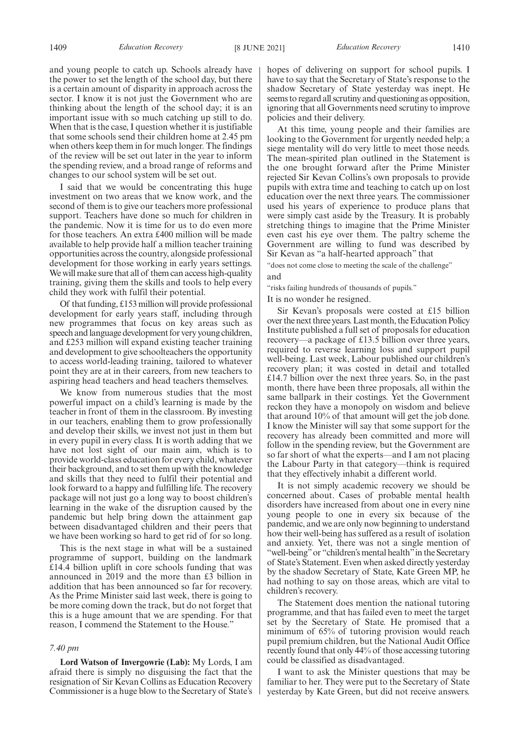and young people to catch up. Schools already have the power to set the length of the school day, but there is a certain amount of disparity in approach across the sector. I know it is not just the Government who are thinking about the length of the school day; it is an important issue with so much catching up still to do. When that is the case, I question whether it is justifiable that some schools send their children home at 2.45 pm when others keep them in for much longer. The findings of the review will be set out later in the year to inform the spending review, and a broad range of reforms and changes to our school system will be set out.

I said that we would be concentrating this huge investment on two areas that we know work, and the second of them is to give our teachers more professional support. Teachers have done so much for children in the pandemic. Now it is time for us to do even more for those teachers. An extra £400 million will be made available to help provide half a million teacher training opportunities across the country, alongside professional development for those working in early years settings. We will make sure that all of them can access high-quality training, giving them the skills and tools to help every child they work with fulfil their potential.

Of that funding, £153 million will provide professional development for early years staff, including through new programmes that focus on key areas such as speech and language development for very young children, and £253 million will expand existing teacher training and development to give schoolteachers the opportunity to access world-leading training, tailored to whatever point they are at in their careers, from new teachers to aspiring head teachers and head teachers themselves.

We know from numerous studies that the most powerful impact on a child's learning is made by the teacher in front of them in the classroom. By investing in our teachers, enabling them to grow professionally and develop their skills, we invest not just in them but in every pupil in every class. It is worth adding that we have not lost sight of our main aim, which is to provide world-class education for every child, whatever their background, and to set them up with the knowledge and skills that they need to fulfil their potential and look forward to a happy and fulfilling life. The recovery package will not just go a long way to boost children's learning in the wake of the disruption caused by the pandemic but help bring down the attainment gap between disadvantaged children and their peers that we have been working so hard to get rid of for so long.

This is the next stage in what will be a sustained programme of support, building on the landmark £14.4 billion uplift in core schools funding that was announced in 2019 and the more than £3 billion in addition that has been announced so far for recovery. As the Prime Minister said last week, there is going to be more coming down the track, but do not forget that this is a huge amount that we are spending. For that reason, I commend the Statement to the House."

*7.40 pm*

**Lord Watson of Invergowrie (Lab):** My Lords, I am afraid there is simply no disguising the fact that the resignation of Sir Kevan Collins as Education Recovery Commissioner is a huge blow to the Secretary of State's hopes of delivering on support for school pupils. I have to say that the Secretary of State's response to the shadow Secretary of State yesterday was inept. He seems to regard all scrutiny and questioning as opposition, ignoring that all Governments need scrutiny to improve policies and their delivery.

At this time, young people and their families are looking to the Government for urgently needed help; a siege mentality will do very little to meet those needs. The mean-spirited plan outlined in the Statement is the one brought forward after the Prime Minister rejected Sir Kevan Collins's own proposals to provide pupils with extra time and teaching to catch up on lost education over the next three years. The commissioner used his years of experience to produce plans that were simply cast aside by the Treasury. It is probably stretching things to imagine that the Prime Minister even cast his eye over them. The paltry scheme the Government are willing to fund was described by Sir Kevan as "a half-hearted approach" that

"does not come close to meeting the scale of the challenge"

and

"risks failing hundreds of thousands of pupils."

It is no wonder he resigned.

Sir Kevan's proposals were costed at £15 billion over the next three years. Last month, the Education Policy Institute published a full set of proposals for education recovery—a package of £13.5 billion over three years, required to reverse learning loss and support pupil well-being. Last week, Labour published our children's recovery plan; it was costed in detail and totalled £14.7 billion over the next three years. So, in the past month, there have been three proposals, all within the same ballpark in their costings. Yet the Government reckon they have a monopoly on wisdom and believe that around 10% of that amount will get the job done. I know the Minister will say that some support for the recovery has already been committed and more will follow in the spending review, but the Government are so far short of what the experts—and I am not placing the Labour Party in that category—think is required that they effectively inhabit a different world.

It is not simply academic recovery we should be concerned about. Cases of probable mental health disorders have increased from about one in every nine young people to one in every six because of the pandemic, and we are only now beginning to understand how their well-being has suffered as a result of isolation and anxiety. Yet, there was not a single mention of "well-being" or "children's mental health" in the Secretary of State's Statement. Even when asked directly yesterday by the shadow Secretary of State, Kate Green MP, he had nothing to say on those areas, which are vital to children's recovery.

The Statement does mention the national tutoring programme, and that has failed even to meet the target set by the Secretary of State. He promised that a minimum of 65% of tutoring provision would reach pupil premium children, but the National Audit Office recently found that only 44% of those accessing tutoring could be classified as disadvantaged.

I want to ask the Minister questions that may be familiar to her. They were put to the Secretary of State yesterday by Kate Green, but did not receive answers.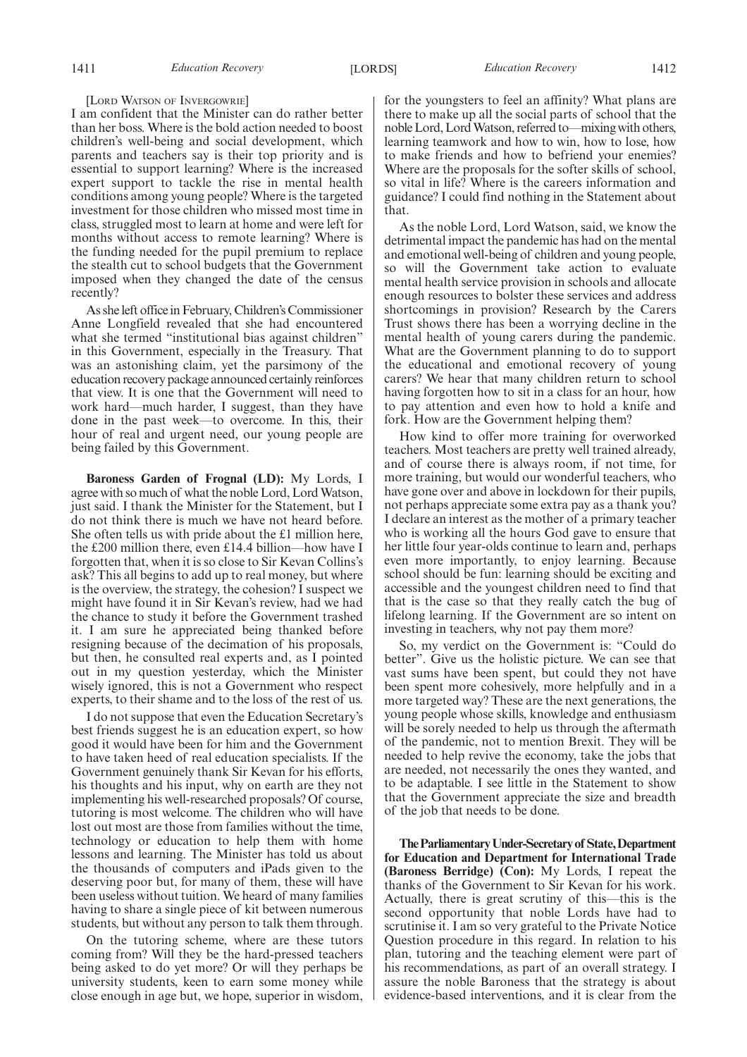[Lord Watson of Invergowrie]

I am confident that the Minister can do rather better than her boss. Where is the bold action needed to boost children's well-being and social development, which parents and teachers say is their top priority and is essential to support learning? Where is the increased expert support to tackle the rise in mental health conditions among young people? Where is the targeted investment for those children who missed most time in class, struggled most to learn at home and were left for months without access to remote learning? Where is the funding needed for the pupil premium to replace the stealth cut to school budgets that the Government imposed when they changed the date of the census recently?

As she left office in February, Children's Commissioner Anne Longfield revealed that she had encountered what she termed "institutional bias against children" in this Government, especially in the Treasury. That was an astonishing claim, yet the parsimony of the education recovery package announced certainly reinforces that view. It is one that the Government will need to work hard—much harder, I suggest, than they have done in the past week—to overcome. In this, their hour of real and urgent need, our young people are being failed by this Government.

**Baroness Garden of Frognal (LD):** My Lords, I agree with so much of what the noble Lord, Lord Watson, just said. I thank the Minister for the Statement, but I do not think there is much we have not heard before. She often tells us with pride about the £1 million here, the £200 million there, even £14.4 billion—how have I forgotten that, when it is so close to Sir Kevan Collins's ask? This all begins to add up to real money, but where is the overview, the strategy, the cohesion? I suspect we might have found it in Sir Kevan's review, had we had the chance to study it before the Government trashed it. I am sure he appreciated being thanked before resigning because of the decimation of his proposals, but then, he consulted real experts and, as I pointed out in my question yesterday, which the Minister wisely ignored, this is not a Government who respect experts, to their shame and to the loss of the rest of us.

I do not suppose that even the Education Secretary's best friends suggest he is an education expert, so how good it would have been for him and the Government to have taken heed of real education specialists. If the Government genuinely thank Sir Kevan for his efforts, his thoughts and his input, why on earth are they not implementing his well-researched proposals? Of course, tutoring is most welcome. The children who will have lost out most are those from families without the time, technology or education to help them with home lessons and learning. The Minister has told us about the thousands of computers and iPads given to the deserving poor but, for many of them, these will have been useless without tuition. We heard of many families having to share a single piece of kit between numerous students, but without any person to talk them through.

On the tutoring scheme, where are these tutors coming from? Will they be the hard-pressed teachers being asked to do yet more? Or will they perhaps be university students, keen to earn some money while close enough in age but, we hope, superior in wisdom, for the youngsters to feel an affinity? What plans are there to make up all the social parts of school that the noble Lord, Lord Watson, referred to—mixing with others, learning teamwork and how to win, how to lose, how to make friends and how to befriend your enemies? Where are the proposals for the softer skills of school, so vital in life? Where is the careers information and guidance? I could find nothing in the Statement about that.

As the noble Lord, Lord Watson, said, we know the detrimental impact the pandemic has had on the mental and emotional well-being of children and young people, so will the Government take action to evaluate mental health service provision in schools and allocate enough resources to bolster these services and address shortcomings in provision? Research by the Carers Trust shows there has been a worrying decline in the mental health of young carers during the pandemic. What are the Government planning to do to support the educational and emotional recovery of young carers? We hear that many children return to school having forgotten how to sit in a class for an hour, how to pay attention and even how to hold a knife and fork. How are the Government helping them?

How kind to offer more training for overworked teachers. Most teachers are pretty well trained already, and of course there is always room, if not time, for more training, but would our wonderful teachers, who have gone over and above in lockdown for their pupils, not perhaps appreciate some extra pay as a thank you? I declare an interest as the mother of a primary teacher who is working all the hours God gave to ensure that her little four year-olds continue to learn and, perhaps even more importantly, to enjoy learning. Because school should be fun: learning should be exciting and accessible and the youngest children need to find that that is the case so that they really catch the bug of lifelong learning. If the Government are so intent on investing in teachers, why not pay them more?

So, my verdict on the Government is: "Could do better". Give us the holistic picture. We can see that vast sums have been spent, but could they not have been spent more cohesively, more helpfully and in a more targeted way? These are the next generations, the young people whose skills, knowledge and enthusiasm will be sorely needed to help us through the aftermath of the pandemic, not to mention Brexit. They will be needed to help revive the economy, take the jobs that are needed, not necessarily the ones they wanted, and to be adaptable. I see little in the Statement to show that the Government appreciate the size and breadth of the job that needs to be done.

**The Parliamentary Under-Secretary of State, Department for Education and Department for International Trade (Baroness Berridge) (Con):** My Lords, I repeat the thanks of the Government to Sir Kevan for his work. Actually, there is great scrutiny of this—this is the second opportunity that noble Lords have had to scrutinise it. I am so very grateful to the Private Notice Question procedure in this regard. In relation to his plan, tutoring and the teaching element were part of his recommendations, as part of an overall strategy. I assure the noble Baroness that the strategy is about evidence-based interventions, and it is clear from the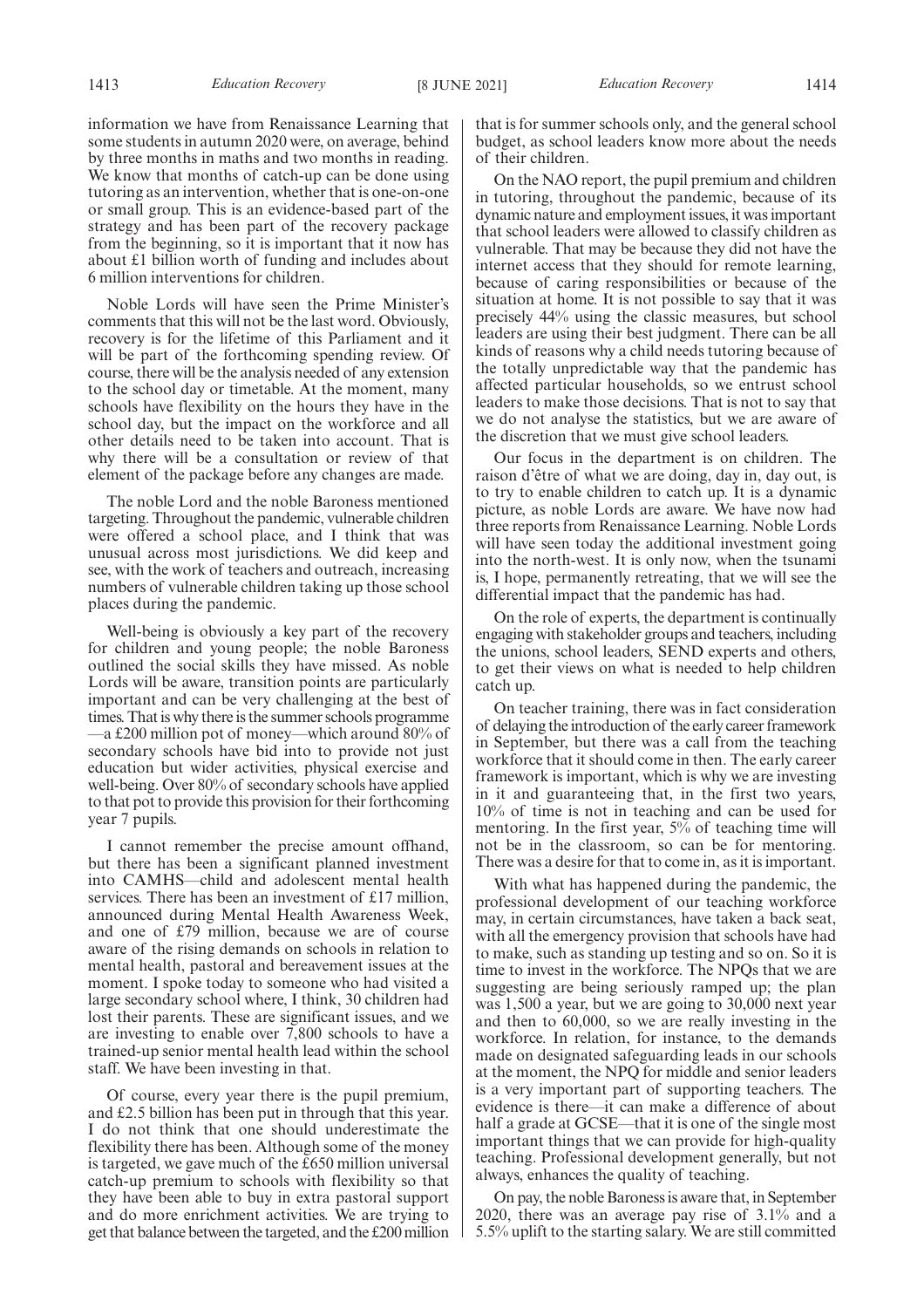information we have from Renaissance Learning that some students in autumn 2020 were, on average, behind by three months in maths and two months in reading. We know that months of catch-up can be done using tutoring as an intervention, whether that is one-on-one or small group. This is an evidence-based part of the strategy and has been part of the recovery package from the beginning, so it is important that it now has about £1 billion worth of funding and includes about 6 million interventions for children.

Noble Lords will have seen the Prime Minister's comments that this will not be the last word. Obviously, recovery is for the lifetime of this Parliament and it will be part of the forthcoming spending review. Of course, there will be the analysis needed of any extension to the school day or timetable. At the moment, many schools have flexibility on the hours they have in the school day, but the impact on the workforce and all other details need to be taken into account. That is why there will be a consultation or review of that element of the package before any changes are made.

The noble Lord and the noble Baroness mentioned targeting. Throughout the pandemic, vulnerable children were offered a school place, and I think that was unusual across most jurisdictions. We did keep and see, with the work of teachers and outreach, increasing numbers of vulnerable children taking up those school places during the pandemic.

Well-being is obviously a key part of the recovery for children and young people; the noble Baroness outlined the social skills they have missed. As noble Lords will be aware, transition points are particularly important and can be very challenging at the best of times. That is why there is the summer schools programme —a £200 million pot of money—which around 80% of secondary schools have bid into to provide not just education but wider activities, physical exercise and well-being. Over 80% of secondary schools have applied to that pot to provide this provision for their forthcoming year 7 pupils.

I cannot remember the precise amount offhand, but there has been a significant planned investment into CAMHS—child and adolescent mental health services. There has been an investment of £17 million, announced during Mental Health Awareness Week, and one of £79 million, because we are of course aware of the rising demands on schools in relation to mental health, pastoral and bereavement issues at the moment. I spoke today to someone who had visited a large secondary school where, I think, 30 children had lost their parents. These are significant issues, and we are investing to enable over 7,800 schools to have a trained-up senior mental health lead within the school staff. We have been investing in that.

Of course, every year there is the pupil premium, and £2.5 billion has been put in through that this year. I do not think that one should underestimate the flexibility there has been. Although some of the money is targeted, we gave much of the £650 million universal catch-up premium to schools with flexibility so that they have been able to buy in extra pastoral support and do more enrichment activities. We are trying to get that balance between the targeted, and the £200 million that is for summer schools only, and the general school budget, as school leaders know more about the needs of their children.

On the NAO report, the pupil premium and children in tutoring, throughout the pandemic, because of its dynamic nature and employment issues, it was important that school leaders were allowed to classify children as vulnerable. That may be because they did not have the internet access that they should for remote learning, because of caring responsibilities or because of the situation at home. It is not possible to say that it was precisely 44% using the classic measures, but school leaders are using their best judgment. There can be all kinds of reasons why a child needs tutoring because of the totally unpredictable way that the pandemic has affected particular households, so we entrust school leaders to make those decisions. That is not to say that we do not analyse the statistics, but we are aware of the discretion that we must give school leaders.

Our focus in the department is on children. The raison d'être of what we are doing, day in, day out, is to try to enable children to catch up. It is a dynamic picture, as noble Lords are aware. We have now had three reports from Renaissance Learning. Noble Lords will have seen today the additional investment going into the north-west. It is only now, when the tsunami is, I hope, permanently retreating, that we will see the differential impact that the pandemic has had.

On the role of experts, the department is continually engaging with stakeholder groups and teachers, including the unions, school leaders, SEND experts and others, to get their views on what is needed to help children catch up.

On teacher training, there was in fact consideration of delaying the introduction of the early career framework in September, but there was a call from the teaching workforce that it should come in then. The early career framework is important, which is why we are investing in it and guaranteeing that, in the first two years, 10% of time is not in teaching and can be used for mentoring. In the first year, 5% of teaching time will not be in the classroom, so can be for mentoring. There was a desire for that to come in, as it is important.

With what has happened during the pandemic, the professional development of our teaching workforce may, in certain circumstances, have taken a back seat, with all the emergency provision that schools have had to make, such as standing up testing and so on. So it is time to invest in the workforce. The NPQs that we are suggesting are being seriously ramped up; the plan was 1,500 a year, but we are going to 30,000 next year and then to 60,000, so we are really investing in the workforce. In relation, for instance, to the demands made on designated safeguarding leads in our schools at the moment, the NPQ for middle and senior leaders is a very important part of supporting teachers. The evidence is there—it can make a difference of about half a grade at GCSE—that it is one of the single most important things that we can provide for high-quality teaching. Professional development generally, but not always, enhances the quality of teaching.

On pay, the noble Baroness is aware that, in September 2020, there was an average pay rise of 3.1% and a 5.5% uplift to the starting salary. We are still committed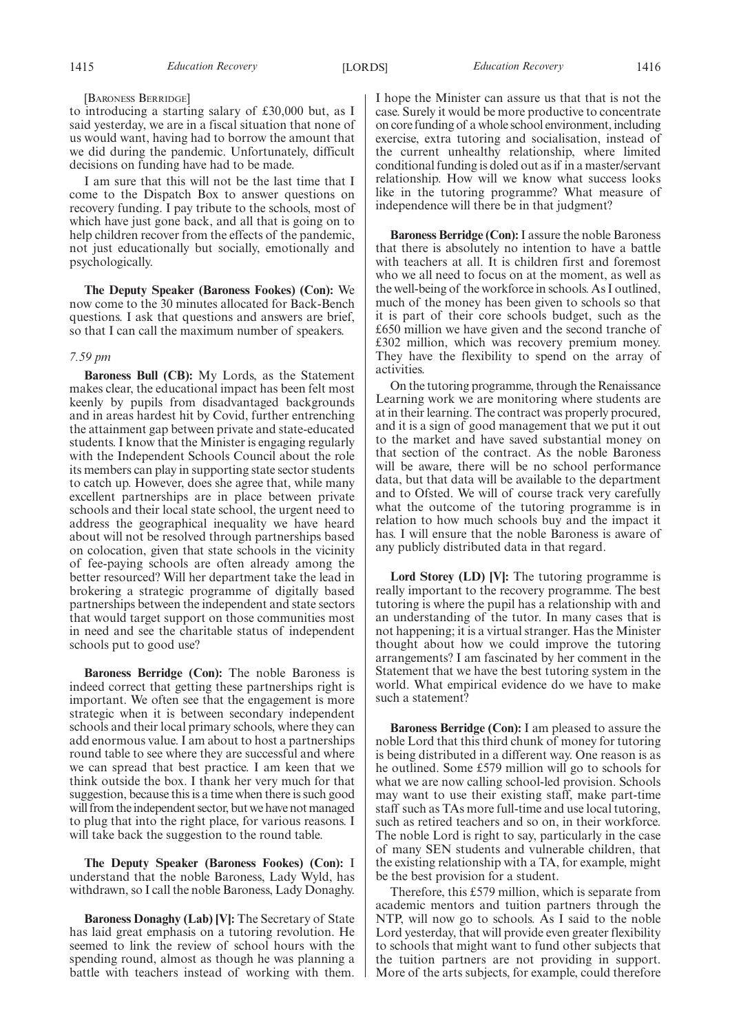[BARONESS BERRIDGE]

to introducing a starting salary of £30,000 but, as I said yesterday, we are in a fiscal situation that none of us would want, having had to borrow the amount that we did during the pandemic. Unfortunately, difficult decisions on funding have had to be made.

I am sure that this will not be the last time that I come to the Dispatch Box to answer questions on recovery funding. I pay tribute to the schools, most of which have just gone back, and all that is going on to help children recover from the effects of the pandemic, not just educationally but socially, emotionally and psychologically.

**The Deputy Speaker (Baroness Fookes) (Con):** We now come to the 30 minutes allocated for Back-Bench questions. I ask that questions and answers are brief, so that I can call the maximum number of speakers.

*7.59 pm*

**Baroness Bull (CB):** My Lords, as the Statement makes clear, the educational impact has been felt most keenly by pupils from disadvantaged backgrounds and in areas hardest hit by Covid, further entrenching the attainment gap between private and state-educated students. I know that the Minister is engaging regularly with the Independent Schools Council about the role its members can play in supporting state sector students to catch up. However, does she agree that, while many excellent partnerships are in place between private schools and their local state school, the urgent need to address the geographical inequality we have heard about will not be resolved through partnerships based on colocation, given that state schools in the vicinity of fee-paying schools are often already among the better resourced? Will her department take the lead in brokering a strategic programme of digitally based partnerships between the independent and state sectors that would target support on those communities most in need and see the charitable status of independent schools put to good use?

**Baroness Berridge (Con):** The noble Baroness is indeed correct that getting these partnerships right is important. We often see that the engagement is more strategic when it is between secondary independent schools and their local primary schools, where they can add enormous value. I am about to host a partnerships round table to see where they are successful and where we can spread that best practice. I am keen that we think outside the box. I thank her very much for that suggestion, because this is a time when there is such good will from the independent sector, but we have not managed to plug that into the right place, for various reasons. I will take back the suggestion to the round table.

**The Deputy Speaker (Baroness Fookes) (Con):** I understand that the noble Baroness, Lady Wyld, has withdrawn, so I call the noble Baroness, Lady Donaghy.

**Baroness Donaghy (Lab) [V]:** The Secretary of State has laid great emphasis on a tutoring revolution. He seemed to link the review of school hours with the spending round, almost as though he was planning a battle with teachers instead of working with them. I hope the Minister can assure us that that is not the case. Surely it would be more productive to concentrate on core funding of a whole school environment, including exercise, extra tutoring and socialisation, instead of the current unhealthy relationship, where limited conditional funding is doled out as if in a master/servant relationship. How will we know what success looks like in the tutoring programme? What measure of independence will there be in that judgment?

**Baroness Berridge (Con):** I assure the noble Baroness that there is absolutely no intention to have a battle with teachers at all. It is children first and foremost who we all need to focus on at the moment, as well as the well-being of the workforce in schools. As I outlined, much of the money has been given to schools so that it is part of their core schools budget, such as the £650 million we have given and the second tranche of £302 million, which was recovery premium money. They have the flexibility to spend on the array of activities.

On the tutoring programme, through the Renaissance Learning work we are monitoring where students are at in their learning. The contract was properly procured, and it is a sign of good management that we put it out to the market and have saved substantial money on that section of the contract. As the noble Baroness will be aware, there will be no school performance data, but that data will be available to the department and to Ofsted. We will of course track very carefully what the outcome of the tutoring programme is in relation to how much schools buy and the impact it has. I will ensure that the noble Baroness is aware of any publicly distributed data in that regard.

**Lord Storey (LD) [V]:** The tutoring programme is really important to the recovery programme. The best tutoring is where the pupil has a relationship with and an understanding of the tutor. In many cases that is not happening; it is a virtual stranger. Has the Minister thought about how we could improve the tutoring arrangements? I am fascinated by her comment in the Statement that we have the best tutoring system in the world. What empirical evidence do we have to make such a statement?

**Baroness Berridge (Con):** I am pleased to assure the noble Lord that this third chunk of money for tutoring is being distributed in a different way. One reason is as he outlined. Some £579 million will go to schools for what we are now calling school-led provision. Schools may want to use their existing staff, make part-time staff such as TAs more full-time and use local tutoring, such as retired teachers and so on, in their workforce. The noble Lord is right to say, particularly in the case of many SEN students and vulnerable children, that the existing relationship with a TA, for example, might be the best provision for a student.

Therefore, this £579 million, which is separate from academic mentors and tuition partners through the NTP, will now go to schools. As I said to the noble Lord yesterday, that will provide even greater flexibility to schools that might want to fund other subjects that the tuition partners are not providing in support. More of the arts subjects, for example, could therefore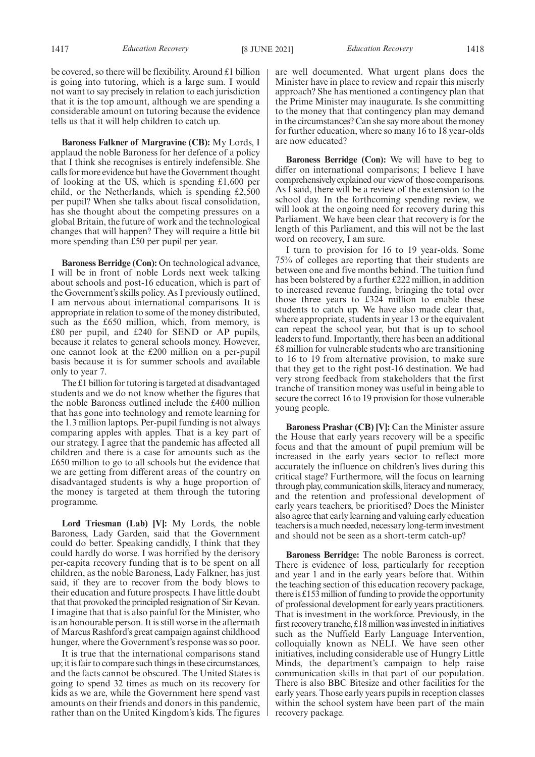be covered, so there will be flexibility. Around £1 billion is going into tutoring, which is a large sum. I would not want to say precisely in relation to each jurisdiction that it is the top amount, although we are spending a considerable amount on tutoring because the evidence tells us that it will help children to catch up.

**Baroness Falkner of Margravine (CB):** My Lords, I applaud the noble Baroness for her defence of a policy that I think she recognises is entirely indefensible. She calls for more evidence but have the Government thought of looking at the US, which is spending £1,600 per child, or the Netherlands, which is spending £2,500 per pupil? When she talks about fiscal consolidation, has she thought about the competing pressures on a global Britain, the future of work and the technological changes that will happen? They will require a little bit more spending than £50 per pupil per year.

**Baroness Berridge (Con):** On technological advance, I will be in front of noble Lords next week talking about schools and post-16 education, which is part of the Government's skills policy. As I previously outlined, I am nervous about international comparisons. It is appropriate in relation to some of the money distributed, such as the £650 million, which, from memory, is £80 per pupil, and £240 for SEND or AP pupils, because it relates to general schools money. However, one cannot look at the £200 million on a per-pupil basis because it is for summer schools and available only to year 7.

The £1 billion for tutoring is targeted at disadvantaged students and we do not know whether the figures that the noble Baroness outlined include the £400 million that has gone into technology and remote learning for the 1.3 million laptops. Per-pupil funding is not always comparing apples with apples. That is a key part of our strategy. I agree that the pandemic has affected all children and there is a case for amounts such as the £650 million to go to all schools but the evidence that we are getting from different areas of the country on disadvantaged students is why a huge proportion of the money is targeted at them through the tutoring programme.

**Lord Triesman (Lab) [V]:** My Lords, the noble Baroness, Lady Garden, said that the Government could do better. Speaking candidly, I think that they could hardly do worse. I was horrified by the derisory per-capita recovery funding that is to be spent on all children, as the noble Baroness, Lady Falkner, has just said, if they are to recover from the body blows to their education and future prospects. I have little doubt that that provoked the principled resignation of Sir Kevan. I imagine that that is also painful for the Minister, who is an honourable person. It is still worse in the aftermath of Marcus Rashford's great campaign against childhood hunger, where the Government's response was so poor.

It is true that the international comparisons stand up; it is fair to compare such things in these circumstances, and the facts cannot be obscured. The United States is going to spend 32 times as much on its recovery for kids as we are, while the Government here spend vast amounts on their friends and donors in this pandemic, rather than on the United Kingdom's kids. The figures are well documented. What urgent plans does the Minister have in place to review and repair this miserly approach? She has mentioned a contingency plan that the Prime Minister may inaugurate. Is she committing to the money that that contingency plan may demand in the circumstances? Can she say more about the money for further education, where so many 16 to 18 year-olds are now educated?

**Baroness Berridge (Con):** We will have to beg to differ on international comparisons; I believe I have comprehensively explained our view of those comparisons. As I said, there will be a review of the extension to the school day. In the forthcoming spending review, we will look at the ongoing need for recovery during this Parliament. We have been clear that recovery is for the length of this Parliament, and this will not be the last word on recovery, I am sure.

I turn to provision for 16 to 19 year-olds. Some 75% of colleges are reporting that their students are between one and five months behind. The tuition fund has been bolstered by a further £222 million, in addition to increased revenue funding, bringing the total over those three years to £324 million to enable these students to catch up. We have also made clear that, where appropriate, students in year 13 or the equivalent can repeat the school year, but that is up to school leaders to fund. Importantly, there has been an additional £8 million for vulnerable students who are transitioning to 16 to 19 from alternative provision, to make sure that they get to the right post-16 destination. We had very strong feedback from stakeholders that the first tranche of transition money was useful in being able to secure the correct 16 to 19 provision for those vulnerable young people.

**Baroness Prashar (CB) [V]:** Can the Minister assure the House that early years recovery will be a specific focus and that the amount of pupil premium will be increased in the early years sector to reflect more accurately the influence on children's lives during this critical stage? Furthermore, will the focus on learning through play, communication skills, literacy and numeracy, and the retention and professional development of early years teachers, be prioritised? Does the Minister also agree that early learning and valuing early education teachers is a much needed, necessary long-term investment and should not be seen as a short-term catch-up?

**Baroness Berridge:** The noble Baroness is correct. There is evidence of loss, particularly for reception and year 1 and in the early years before that. Within the teaching section of this education recovery package, there is £153 million of funding to provide the opportunity of professional development for early years practitioners. That is investment in the workforce. Previously, in the first recovery tranche, £18 million was invested in initiatives such as the Nuffield Early Language Intervention, colloquially known as NELI. We have seen other initiatives, including considerable use of Hungry Little Minds, the department's campaign to help raise communication skills in that part of our population. There is also BBC Bitesize and other facilities for the early years. Those early years pupils in reception classes within the school system have been part of the main recovery package.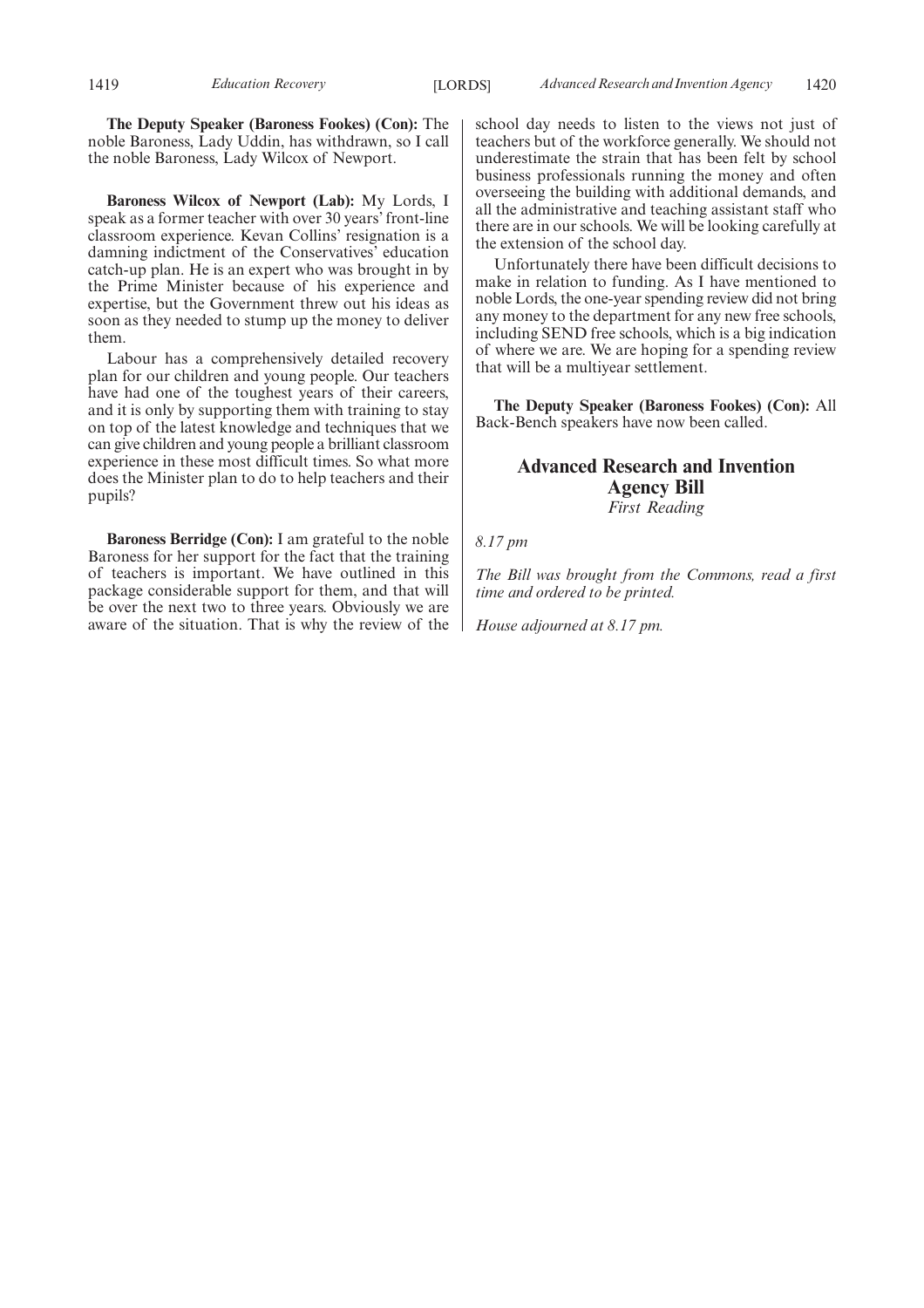**The Deputy Speaker (Baroness Fookes) (Con):** The noble Baroness, Lady Uddin, has withdrawn, so I call the noble Baroness, Lady Wilcox of Newport.

**Baroness Wilcox of Newport (Lab):** My Lords, I speak as a former teacher with over 30 years' front-line classroom experience. Kevan Collins' resignation is a damning indictment of the Conservatives' education catch-up plan. He is an expert who was brought in by the Prime Minister because of his experience and expertise, but the Government threw out his ideas as soon as they needed to stump up the money to deliver them.

Labour has a comprehensively detailed recovery plan for our children and young people. Our teachers have had one of the toughest years of their careers, and it is only by supporting them with training to stay on top of the latest knowledge and techniques that we can give children and young people a brilliant classroom experience in these most difficult times. So what more does the Minister plan to do to help teachers and their pupils?

**Baroness Berridge (Con):** I am grateful to the noble Baroness for her support for the fact that the training of teachers is important. We have outlined in this package considerable support for them, and that will be over the next two to three years. Obviously we are aware of the situation. That is why the review of the school day needs to listen to the views not just of teachers but of the workforce generally. We should not underestimate the strain that has been felt by school business professionals running the money and often overseeing the building with additional demands, and all the administrative and teaching assistant staff who there are in our schools. We will be looking carefully at the extension of the school day.

Unfortunately there have been difficult decisions to make in relation to funding. As I have mentioned to noble Lords, the one-year spending review did not bring any money to the department for any new free schools, including SEND free schools, which is a big indication of where we are. We are hoping for a spending review that will be a multiyear settlement.

**The Deputy Speaker (Baroness Fookes) (Con):** All Back-Bench speakers have now been called.

## Advanced Research and Invention Agency Bill

*First Reading*

*8.17 pm*

*The Bill was brought from the Commons, read a first time and ordered to be printed.*

*House adjourned at 8.17 pm.*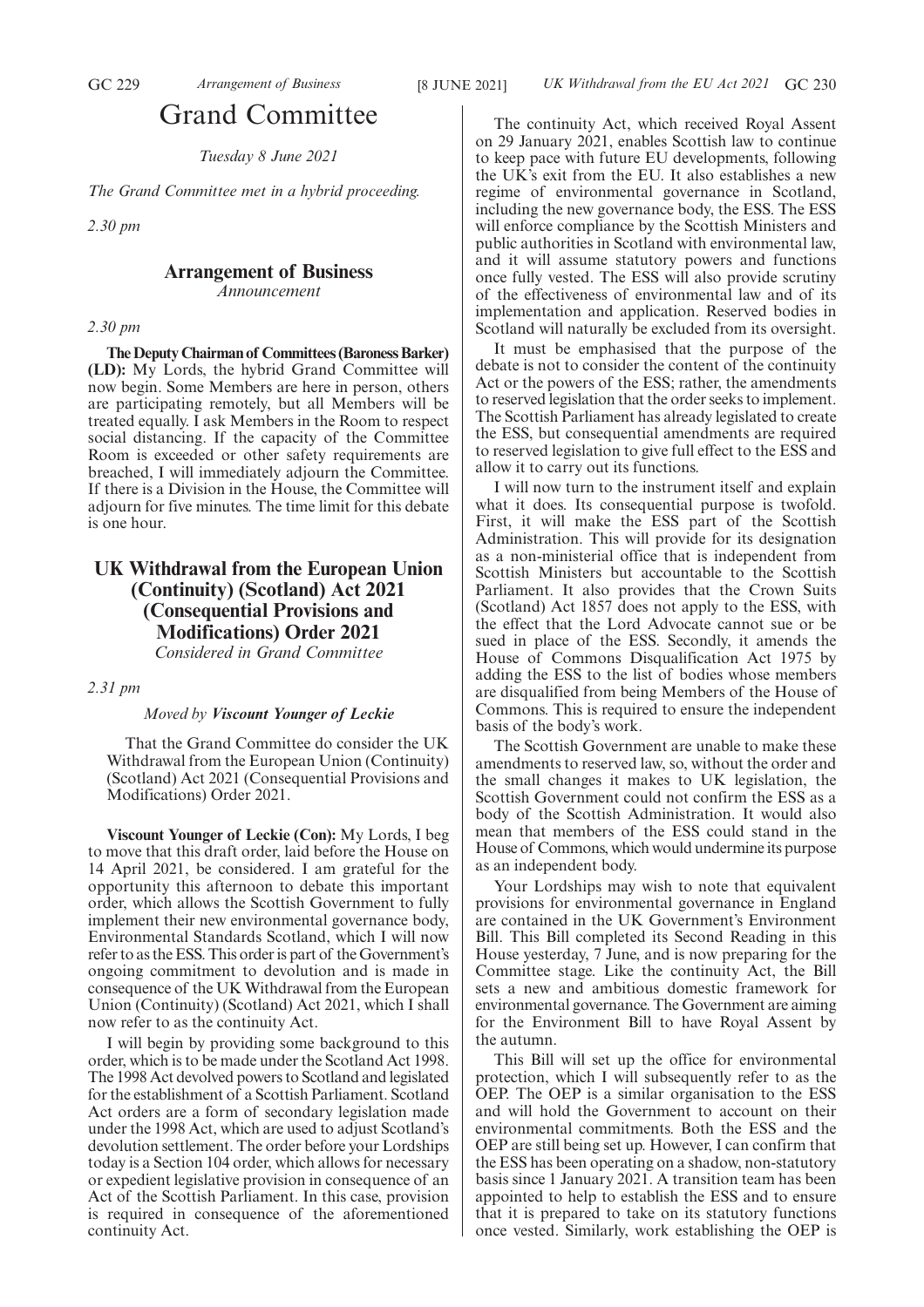# Grand Committee

*Tuesday 8 June 2021*

*The Grand Committee met in a hybrid proceeding.*

*2.30 pm*

## Arrangement of Business

*Announcement*

*2.30 pm*

**The Deputy Chairman of Committees (Baroness Barker) (LD):** My Lords, the hybrid Grand Committee will now begin. Some Members are here in person, others are participating remotely, but all Members will be treated equally. I ask Members in the Room to respect social distancing. If the capacity of the Committee Room is exceeded or other safety requirements are breached, I will immediately adjourn the Committee. If there is a Division in the House, the Committee will adjourn for five minutes. The time limit for this debate is one hour.

## UK Withdrawal from the European Union (Continuity) (Scotland) Act 2021 (Consequential Provisions and Modifications) Order 2021

*Considered in Grand Committee*

*2.31 pm*

*Moved by* ***Viscount Younger of Leckie***

> That the Grand Committee do consider the UK Withdrawal from the European Union (Continuity) (Scotland) Act 2021 (Consequential Provisions and Modifications) Order 2021.

**Viscount Younger of Leckie (Con):** My Lords, I beg to move that this draft order, laid before the House on 14 April 2021, be considered. I am grateful for the opportunity this afternoon to debate this important order, which allows the Scottish Government to fully implement their new environmental governance body, Environmental Standards Scotland, which I will now refer to as the ESS. This order is part of the Government's ongoing commitment to devolution and is made in consequence of the UK Withdrawal from the European Union (Continuity) (Scotland) Act 2021, which I shall now refer to as the continuity Act.

I will begin by providing some background to this order, which is to be made under the Scotland Act 1998. The 1998 Act devolved powers to Scotland and legislated for the establishment of a Scottish Parliament. Scotland Act orders are a form of secondary legislation made under the 1998 Act, which are used to adjust Scotland's devolution settlement. The order before your Lordships today is a Section 104 order, which allows for necessary or expedient legislative provision in consequence of an Act of the Scottish Parliament. In this case, provision is required in consequence of the aforementioned continuity Act.

The continuity Act, which received Royal Assent on 29 January 2021, enables Scottish law to continue to keep pace with future EU developments, following the UK's exit from the EU. It also establishes a new regime of environmental governance in Scotland, including the new governance body, the ESS. The ESS will enforce compliance by the Scottish Ministers and public authorities in Scotland with environmental law, and it will assume statutory powers and functions once fully vested. The ESS will also provide scrutiny of the effectiveness of environmental law and of its implementation and application. Reserved bodies in Scotland will naturally be excluded from its oversight.

It must be emphasised that the purpose of the debate is not to consider the content of the continuity Act or the powers of the ESS; rather, the amendments to reserved legislation that the order seeks to implement. The Scottish Parliament has already legislated to create the ESS, but consequential amendments are required to reserved legislation to give full effect to the ESS and allow it to carry out its functions.

I will now turn to the instrument itself and explain what it does. Its consequential purpose is twofold. First, it will make the ESS part of the Scottish Administration. This will provide for its designation as a non-ministerial office that is independent from Scottish Ministers but accountable to the Scottish Parliament. It also provides that the Crown Suits (Scotland) Act 1857 does not apply to the ESS, with the effect that the Lord Advocate cannot sue or be sued in place of the ESS. Secondly, it amends the House of Commons Disqualification Act 1975 by adding the ESS to the list of bodies whose members are disqualified from being Members of the House of Commons. This is required to ensure the independent basis of the body's work.

The Scottish Government are unable to make these amendments to reserved law, so, without the order and the small changes it makes to UK legislation, the Scottish Government could not confirm the ESS as a body of the Scottish Administration. It would also mean that members of the ESS could stand in the House of Commons, which would undermine its purpose as an independent body.

Your Lordships may wish to note that equivalent provisions for environmental governance in England are contained in the UK Government's Environment Bill. This Bill completed its Second Reading in this House yesterday, 7 June, and is now preparing for the Committee stage. Like the continuity Act, the Bill sets a new and ambitious domestic framework for environmental governance. The Government are aiming for the Environment Bill to have Royal Assent by the autumn.

This Bill will set up the office for environmental protection, which I will subsequently refer to as the OEP. The OEP is a similar organisation to the ESS and will hold the Government to account on their environmental commitments. Both the ESS and the OEP are still being set up. However, I can confirm that the ESS has been operating on a shadow, non-statutory basis since 1 January 2021. A transition team has been appointed to help to establish the ESS and to ensure that it is prepared to take on its statutory functions once vested. Similarly, work establishing the OEP is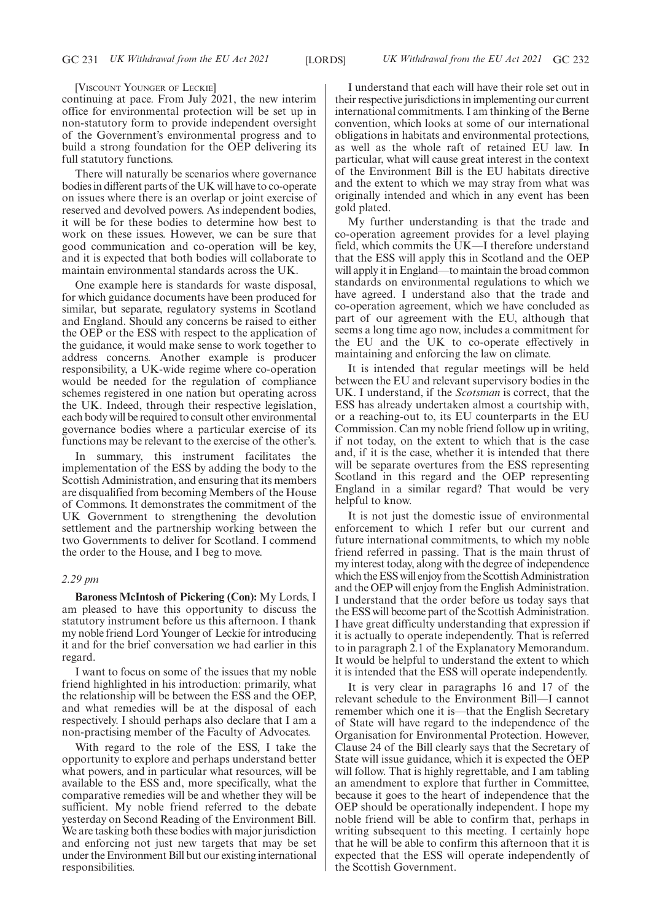[Viscount Younger of Leckie]

continuing at pace. From July 2021, the new interim office for environmental protection will be set up in non-statutory form to provide independent oversight of the Government's environmental progress and to build a strong foundation for the OEP delivering its full statutory functions.

There will naturally be scenarios where governance bodies in different parts of the UK will have to co-operate on issues where there is an overlap or joint exercise of reserved and devolved powers. As independent bodies, it will be for these bodies to determine how best to work on these issues. However, we can be sure that good communication and co-operation will be key, and it is expected that both bodies will collaborate to maintain environmental standards across the UK.

One example here is standards for waste disposal, for which guidance documents have been produced for similar, but separate, regulatory systems in Scotland and England. Should any concerns be raised to either the OEP or the ESS with respect to the application of the guidance, it would make sense to work together to address concerns. Another example is producer responsibility, a UK-wide regime where co-operation would be needed for the regulation of compliance schemes registered in one nation but operating across the UK. Indeed, through their respective legislation, each body will be required to consult other environmental governance bodies where a particular exercise of its functions may be relevant to the exercise of the other's.

In summary, this instrument facilitates the implementation of the ESS by adding the body to the Scottish Administration, and ensuring that its members are disqualified from becoming Members of the House of Commons. It demonstrates the commitment of the UK Government to strengthening the devolution settlement and the partnership working between the two Governments to deliver for Scotland. I commend the order to the House, and I beg to move.

*2.29 pm*

**Baroness McIntosh of Pickering (Con):** My Lords, I am pleased to have this opportunity to discuss the statutory instrument before us this afternoon. I thank my noble friend Lord Younger of Leckie for introducing it and for the brief conversation we had earlier in this regard.

I want to focus on some of the issues that my noble friend highlighted in his introduction: primarily, what the relationship will be between the ESS and the OEP, and what remedies will be at the disposal of each respectively. I should perhaps also declare that I am a non-practising member of the Faculty of Advocates.

With regard to the role of the ESS, I take the opportunity to explore and perhaps understand better what powers, and in particular what resources, will be available to the ESS and, more specifically, what the comparative remedies will be and whether they will be sufficient. My noble friend referred to the debate yesterday on Second Reading of the Environment Bill. We are tasking both these bodies with major jurisdiction and enforcing not just new targets that may be set under the Environment Bill but our existing international responsibilities.

I understand that each will have their role set out in their respective jurisdictions in implementing our current international commitments. I am thinking of the Berne convention, which looks at some of our international obligations in habitats and environmental protections, as well as the whole raft of retained EU law. In particular, what will cause great interest in the context of the Environment Bill is the EU habitats directive and the extent to which we may stray from what was originally intended and which in any event has been gold plated.

My further understanding is that the trade and co-operation agreement provides for a level playing field, which commits the UK—I therefore understand that the ESS will apply this in Scotland and the OEP will apply it in England—to maintain the broad common standards on environmental regulations to which we have agreed. I understand also that the trade and co-operation agreement, which we have concluded as part of our agreement with the EU, although that seems a long time ago now, includes a commitment for the EU and the UK to co-operate effectively in maintaining and enforcing the law on climate.

It is intended that regular meetings will be held between the EU and relevant supervisory bodies in the UK. I understand, if the *Scotsman* is correct, that the ESS has already undertaken almost a courtship with, or a reaching-out to, its EU counterparts in the EU Commission. Can my noble friend follow up in writing, if not today, on the extent to which that is the case and, if it is the case, whether it is intended that there will be separate overtures from the ESS representing Scotland in this regard and the OEP representing England in a similar regard? That would be very helpful to know.

It is not just the domestic issue of environmental enforcement to which I refer but our current and future international commitments, to which my noble friend referred in passing. That is the main thrust of my interest today, along with the degree of independence which the ESS will enjoy from the Scottish Administration and the OEP will enjoy from the English Administration. I understand that the order before us today says that the ESS will become part of the Scottish Administration. I have great difficulty understanding that expression if it is actually to operate independently. That is referred to in paragraph 2.1 of the Explanatory Memorandum. It would be helpful to understand the extent to which it is intended that the ESS will operate independently.

It is very clear in paragraphs 16 and 17 of the relevant schedule to the Environment Bill—I cannot remember which one it is—that the English Secretary of State will have regard to the independence of the Organisation for Environmental Protection. However, Clause 24 of the Bill clearly says that the Secretary of State will issue guidance, which it is expected the OEP will follow. That is highly regrettable, and I am tabling an amendment to explore that further in Committee, because it goes to the heart of independence that the OEP should be operationally independent. I hope my noble friend will be able to confirm that, perhaps in writing subsequent to this meeting. I certainly hope that he will be able to confirm this afternoon that it is expected that the ESS will operate independently of the Scottish Government.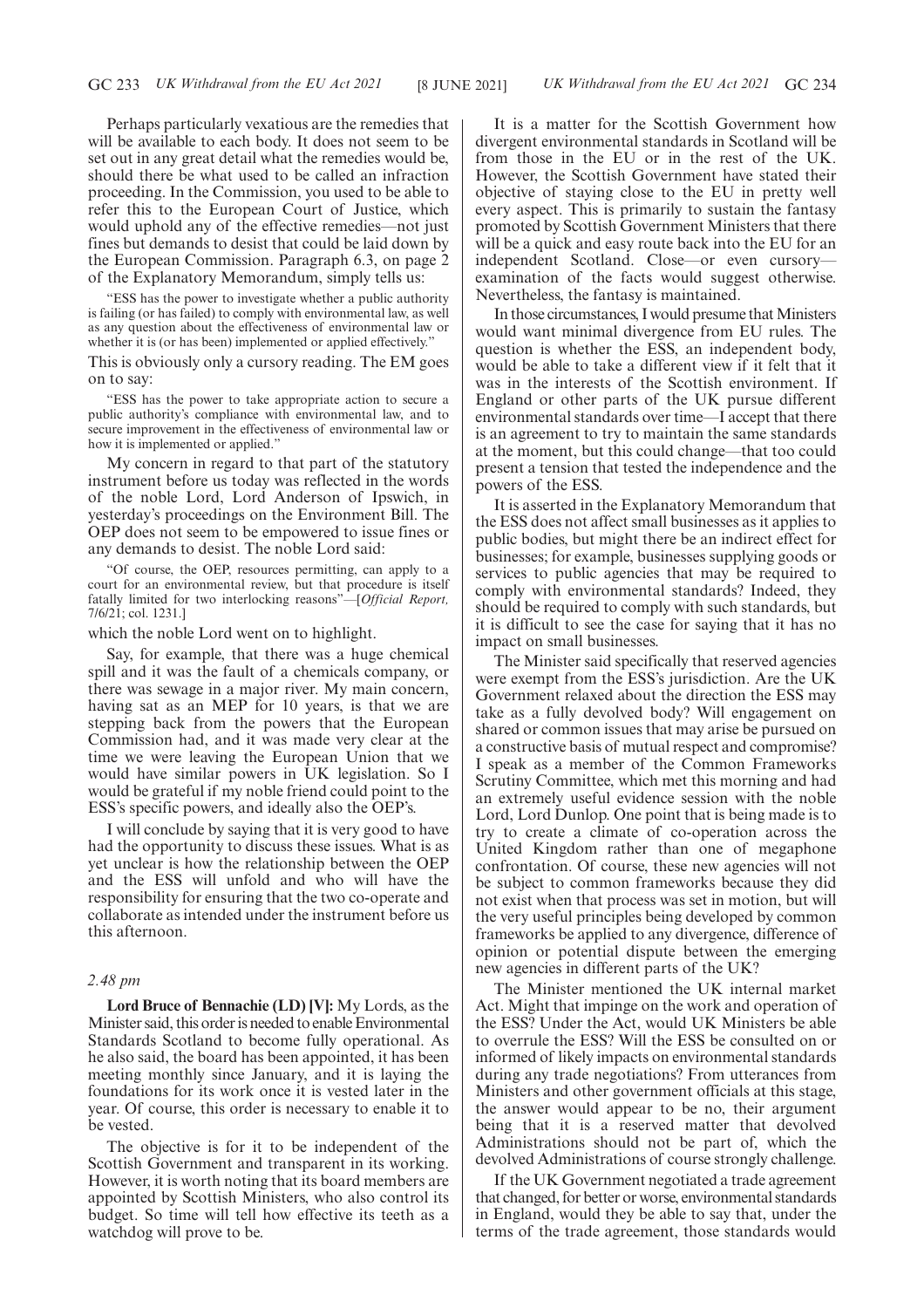Perhaps particularly vexatious are the remedies that will be available to each body. It does not seem to be set out in any great detail what the remedies would be, should there be what used to be called an infraction proceeding. In the Commission, you used to be able to refer this to the European Court of Justice, which would uphold any of the effective remedies—not just fines but demands to desist that could be laid down by the European Commission. Paragraph 6.3, on page 2 of the Explanatory Memorandum, simply tells us:

"ESS has the power to investigate whether a public authority is failing (or has failed) to comply with environmental law, as well as any question about the effectiveness of environmental law or whether it is (or has been) implemented or applied effectively."

This is obviously only a cursory reading. The EM goes on to say:

"ESS has the power to take appropriate action to secure a public authority's compliance with environmental law, and to secure improvement in the effectiveness of environmental law or how it is implemented or applied."

My concern in regard to that part of the statutory instrument before us today was reflected in the words of the noble Lord, Lord Anderson of Ipswich, in yesterday's proceedings on the Environment Bill. The OEP does not seem to be empowered to issue fines or any demands to desist. The noble Lord said:

"Of course, the OEP, resources permitting, can apply to a court for an environmental review, but that procedure is itself fatally limited for two interlocking reasons"—[*Official Report,* 7/6/21; col. 1231.]

which the noble Lord went on to highlight.

Say, for example, that there was a huge chemical spill and it was the fault of a chemicals company, or there was sewage in a major river. My main concern, having sat as an MEP for 10 years, is that we are stepping back from the powers that the European Commission had, and it was made very clear at the time we were leaving the European Union that we would have similar powers in UK legislation. So I would be grateful if my noble friend could point to the ESS's specific powers, and ideally also the OEP's.

I will conclude by saying that it is very good to have had the opportunity to discuss these issues. What is as yet unclear is how the relationship between the OEP and the ESS will unfold and who will have the responsibility for ensuring that the two co-operate and collaborate as intended under the instrument before us this afternoon.

*2.48 pm*

**Lord Bruce of Bennachie (LD) [V]:** My Lords, as the Minister said, this order is needed to enable Environmental Standards Scotland to become fully operational. As he also said, the board has been appointed, it has been meeting monthly since January, and it is laying the foundations for its work once it is vested later in the year. Of course, this order is necessary to enable it to be vested.

The objective is for it to be independent of the Scottish Government and transparent in its working. However, it is worth noting that its board members are appointed by Scottish Ministers, who also control its budget. So time will tell how effective its teeth as a watchdog will prove to be.

It is a matter for the Scottish Government how divergent environmental standards in Scotland will be from those in the EU or in the rest of the UK. However, the Scottish Government have stated their objective of staying close to the EU in pretty well every aspect. This is primarily to sustain the fantasy promoted by Scottish Government Ministers that there will be a quick and easy route back into the EU for an independent Scotland. Close—or even cursory—examination of the facts would suggest otherwise. Nevertheless, the fantasy is maintained.

In those circumstances, I would presume that Ministers would want minimal divergence from EU rules. The question is whether the ESS, an independent body, would be able to take a different view if it felt that it was in the interests of the Scottish environment. If England or other parts of the UK pursue different environmental standards over time—I accept that there is an agreement to try to maintain the same standards at the moment, but this could change—that too could present a tension that tested the independence and the powers of the ESS.

It is asserted in the Explanatory Memorandum that the ESS does not affect small businesses as it applies to public bodies, but might there be an indirect effect for businesses; for example, businesses supplying goods or services to public agencies that may be required to comply with environmental standards? Indeed, they should be required to comply with such standards, but it is difficult to see the case for saying that it has no impact on small businesses.

The Minister said specifically that reserved agencies were exempt from the ESS's jurisdiction. Are the UK Government relaxed about the direction the ESS may take as a fully devolved body? Will engagement on shared or common issues that may arise be pursued on a constructive basis of mutual respect and compromise? I speak as a member of the Common Frameworks Scrutiny Committee, which met this morning and had an extremely useful evidence session with the noble Lord, Lord Dunlop. One point that is being made is to try to create a climate of co-operation across the United Kingdom rather than one of megaphone confrontation. Of course, these new agencies will not be subject to common frameworks because they did not exist when that process was set in motion, but will the very useful principles being developed by common frameworks be applied to any divergence, difference of opinion or potential dispute between the emerging new agencies in different parts of the UK?

The Minister mentioned the UK internal market Act. Might that impinge on the work and operation of the ESS? Under the Act, would UK Ministers be able to overrule the ESS? Will the ESS be consulted on or informed of likely impacts on environmental standards during any trade negotiations? From utterances from Ministers and other government officials at this stage, the answer would appear to be no, their argument being that it is a reserved matter that devolved Administrations should not be part of, which the devolved Administrations of course strongly challenge.

If the UK Government negotiated a trade agreement that changed, for better or worse, environmental standards in England, would they be able to say that, under the terms of the trade agreement, those standards would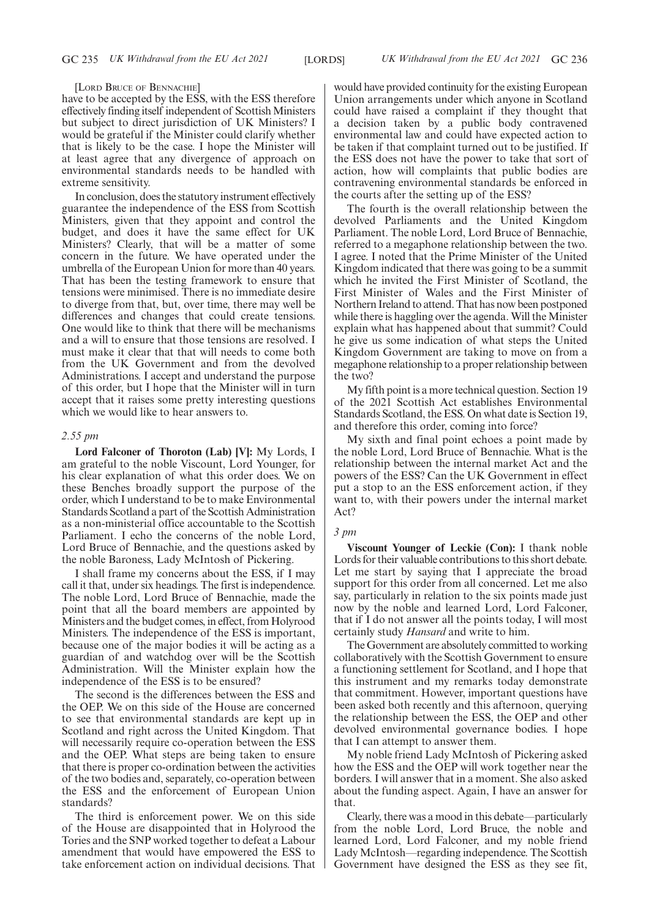[Lord Bruce of Bennachie]

have to be accepted by the ESS, with the ESS therefore effectively finding itself independent of Scottish Ministers but subject to direct jurisdiction of UK Ministers? I would be grateful if the Minister could clarify whether that is likely to be the case. I hope the Minister will at least agree that any divergence of approach on environmental standards needs to be handled with extreme sensitivity.

In conclusion, does the statutory instrument effectively guarantee the independence of the ESS from Scottish Ministers, given that they appoint and control the budget, and does it have the same effect for UK Ministers? Clearly, that will be a matter of some concern in the future. We have operated under the umbrella of the European Union for more than 40 years. That has been the testing framework to ensure that tensions were minimised. There is no immediate desire to diverge from that, but, over time, there may well be differences and changes that could create tensions. One would like to think that there will be mechanisms and a will to ensure that those tensions are resolved. I must make it clear that that will needs to come both from the UK Government and from the devolved Administrations. I accept and understand the purpose of this order, but I hope that the Minister will in turn accept that it raises some pretty interesting questions which we would like to hear answers to.

*2.55 pm*

**Lord Falconer of Thoroton (Lab) [V]:** My Lords, I am grateful to the noble Viscount, Lord Younger, for his clear explanation of what this order does. We on these Benches broadly support the purpose of the order, which I understand to be to make Environmental Standards Scotland a part of the Scottish Administration as a non-ministerial office accountable to the Scottish Parliament. I echo the concerns of the noble Lord, Lord Bruce of Bennachie, and the questions asked by the noble Baroness, Lady McIntosh of Pickering.

I shall frame my concerns about the ESS, if I may call it that, under six headings. The first is independence. The noble Lord, Lord Bruce of Bennachie, made the point that all the board members are appointed by Ministers and the budget comes, in effect, from Holyrood Ministers. The independence of the ESS is important, because one of the major bodies it will be acting as a guardian of and watchdog over will be the Scottish Administration. Will the Minister explain how the independence of the ESS is to be ensured?

The second is the differences between the ESS and the OEP. We on this side of the House are concerned to see that environmental standards are kept up in Scotland and right across the United Kingdom. That will necessarily require co-operation between the ESS and the OEP. What steps are being taken to ensure that there is proper co-ordination between the activities of the two bodies and, separately, co-operation between the ESS and the enforcement of European Union standards?

The third is enforcement power. We on this side of the House are disappointed that in Holyrood the Tories and the SNP worked together to defeat a Labour amendment that would have empowered the ESS to take enforcement action on individual decisions. That would have provided continuity for the existing European Union arrangements under which anyone in Scotland could have raised a complaint if they thought that a decision taken by a public body contravened environmental law and could have expected action to be taken if that complaint turned out to be justified. If the ESS does not have the power to take that sort of action, how will complaints that public bodies are contravening environmental standards be enforced in the courts after the setting up of the ESS?

The fourth is the overall relationship between the devolved Parliaments and the United Kingdom Parliament. The noble Lord, Lord Bruce of Bennachie, referred to a megaphone relationship between the two. I agree. I noted that the Prime Minister of the United Kingdom indicated that there was going to be a summit which he invited the First Minister of Scotland, the First Minister of Wales and the First Minister of Northern Ireland to attend. That has now been postponed while there is haggling over the agenda. Will the Minister explain what has happened about that summit? Could he give us some indication of what steps the United Kingdom Government are taking to move on from a megaphone relationship to a proper relationship between the two?

My fifth point is a more technical question. Section 19 of the 2021 Scottish Act establishes Environmental Standards Scotland, the ESS. On what date is Section 19, and therefore this order, coming into force?

My sixth and final point echoes a point made by the noble Lord, Lord Bruce of Bennachie. What is the relationship between the internal market Act and the powers of the ESS? Can the UK Government in effect put a stop to an the ESS enforcement action, if they want to, with their powers under the internal market Act?

*3 pm*

**Viscount Younger of Leckie (Con):** I thank noble Lords for their valuable contributions to this short debate. Let me start by saying that I appreciate the broad support for this order from all concerned. Let me also say, particularly in relation to the six points made just now by the noble and learned Lord, Lord Falconer, that if I do not answer all the points today, I will most certainly study *Hansard* and write to him.

The Government are absolutely committed to working collaboratively with the Scottish Government to ensure a functioning settlement for Scotland, and I hope that this instrument and my remarks today demonstrate that commitment. However, important questions have been asked both recently and this afternoon, querying the relationship between the ESS, the OEP and other devolved environmental governance bodies. I hope that I can attempt to answer them.

My noble friend Lady McIntosh of Pickering asked how the ESS and the OEP will work together near the borders. I will answer that in a moment. She also asked about the funding aspect. Again, I have an answer for that.

Clearly, there was a mood in this debate—particularly from the noble Lord, Lord Bruce, the noble and learned Lord, Lord Falconer, and my noble friend Lady McIntosh—regarding independence. The Scottish Government have designed the ESS as they see fit,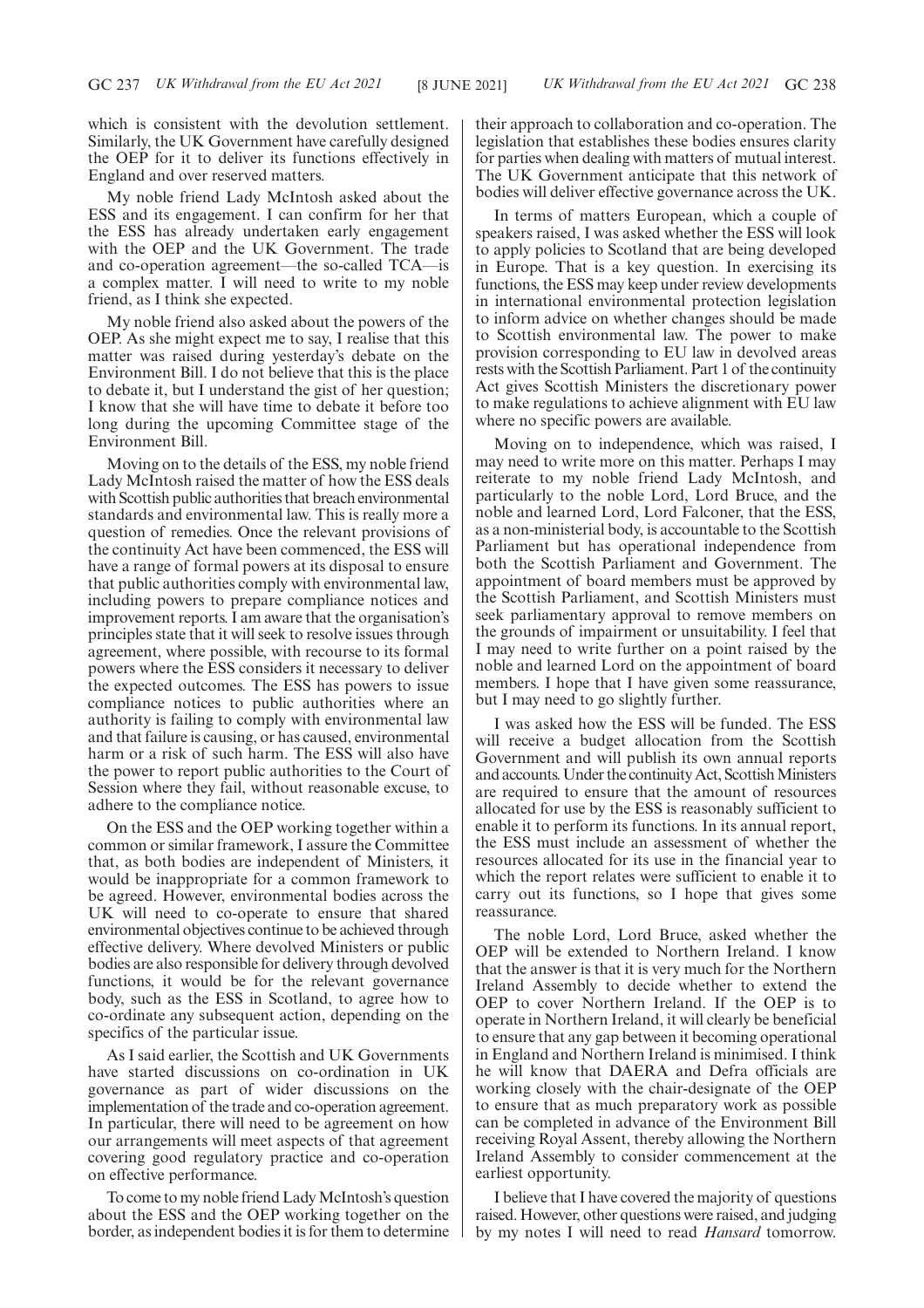which is consistent with the devolution settlement. Similarly, the UK Government have carefully designed the OEP for it to deliver its functions effectively in England and over reserved matters.

My noble friend Lady McIntosh asked about the ESS and its engagement. I can confirm for her that the ESS has already undertaken early engagement with the OEP and the UK Government. The trade and co-operation agreement—the so-called TCA—is a complex matter. I will need to write to my noble friend, as I think she expected.

My noble friend also asked about the powers of the OEP. As she might expect me to say, I realise that this matter was raised during yesterday's debate on the Environment Bill. I do not believe that this is the place to debate it, but I understand the gist of her question; I know that she will have time to debate it before too long during the upcoming Committee stage of the Environment Bill.

Moving on to the details of the ESS, my noble friend Lady McIntosh raised the matter of how the ESS deals with Scottish public authorities that breach environmental standards and environmental law. This is really more a question of remedies. Once the relevant provisions of the continuity Act have been commenced, the ESS will have a range of formal powers at its disposal to ensure that public authorities comply with environmental law, including powers to prepare compliance notices and improvement reports. I am aware that the organisation's principles state that it will seek to resolve issues through agreement, where possible, with recourse to its formal powers where the ESS considers it necessary to deliver the expected outcomes. The ESS has powers to issue compliance notices to public authorities where an authority is failing to comply with environmental law and that failure is causing, or has caused, environmental harm or a risk of such harm. The ESS will also have the power to report public authorities to the Court of Session where they fail, without reasonable excuse, to adhere to the compliance notice.

On the ESS and the OEP working together within a common or similar framework, I assure the Committee that, as both bodies are independent of Ministers, it would be inappropriate for a common framework to be agreed. However, environmental bodies across the UK will need to co-operate to ensure that shared environmental objectives continue to be achieved through effective delivery. Where devolved Ministers or public bodies are also responsible for delivery through devolved functions, it would be for the relevant governance body, such as the ESS in Scotland, to agree how to co-ordinate any subsequent action, depending on the specifics of the particular issue.

As I said earlier, the Scottish and UK Governments have started discussions on co-ordination in UK governance as part of wider discussions on the implementation of the trade and co-operation agreement. In particular, there will need to be agreement on how our arrangements will meet aspects of that agreement covering good regulatory practice and co-operation on effective performance.

To come to my noble friend Lady McIntosh's question about the ESS and the OEP working together on the border, as independent bodies it is for them to determine their approach to collaboration and co-operation. The legislation that establishes these bodies ensures clarity for parties when dealing with matters of mutual interest. The UK Government anticipate that this network of bodies will deliver effective governance across the UK.

In terms of matters European, which a couple of speakers raised, I was asked whether the ESS will look to apply policies to Scotland that are being developed in Europe. That is a key question. In exercising its functions, the ESS may keep under review developments in international environmental protection legislation to inform advice on whether changes should be made to Scottish environmental law. The power to make provision corresponding to EU law in devolved areas rests with the Scottish Parliament. Part 1 of the continuity Act gives Scottish Ministers the discretionary power to make regulations to achieve alignment with EU law where no specific powers are available.

Moving on to independence, which was raised, I may need to write more on this matter. Perhaps I may reiterate to my noble friend Lady McIntosh, and particularly to the noble Lord, Lord Bruce, and the noble and learned Lord, Lord Falconer, that the ESS, as a non-ministerial body, is accountable to the Scottish Parliament but has operational independence from both the Scottish Parliament and Government. The appointment of board members must be approved by the Scottish Parliament, and Scottish Ministers must seek parliamentary approval to remove members on the grounds of impairment or unsuitability. I feel that I may need to write further on a point raised by the noble and learned Lord on the appointment of board members. I hope that I have given some reassurance, but I may need to go slightly further.

I was asked how the ESS will be funded. The ESS will receive a budget allocation from the Scottish Government and will publish its own annual reports and accounts. Under the continuity Act, Scottish Ministers are required to ensure that the amount of resources allocated for use by the ESS is reasonably sufficient to enable it to perform its functions. In its annual report, the ESS must include an assessment of whether the resources allocated for its use in the financial year to which the report relates were sufficient to enable it to carry out its functions, so I hope that gives some reassurance.

The noble Lord, Lord Bruce, asked whether the OEP will be extended to Northern Ireland. I know that the answer is that it is very much for the Northern Ireland Assembly to decide whether to extend the OEP to cover Northern Ireland. If the OEP is to operate in Northern Ireland, it will clearly be beneficial to ensure that any gap between it becoming operational in England and Northern Ireland is minimised. I think he will know that DAERA and Defra officials are working closely with the chair-designate of the OEP to ensure that as much preparatory work as possible can be completed in advance of the Environment Bill receiving Royal Assent, thereby allowing the Northern Ireland Assembly to consider commencement at the earliest opportunity.

I believe that I have covered the majority of questions raised. However, other questions were raised, and judging by my notes I will need to read *Hansard* tomorrow.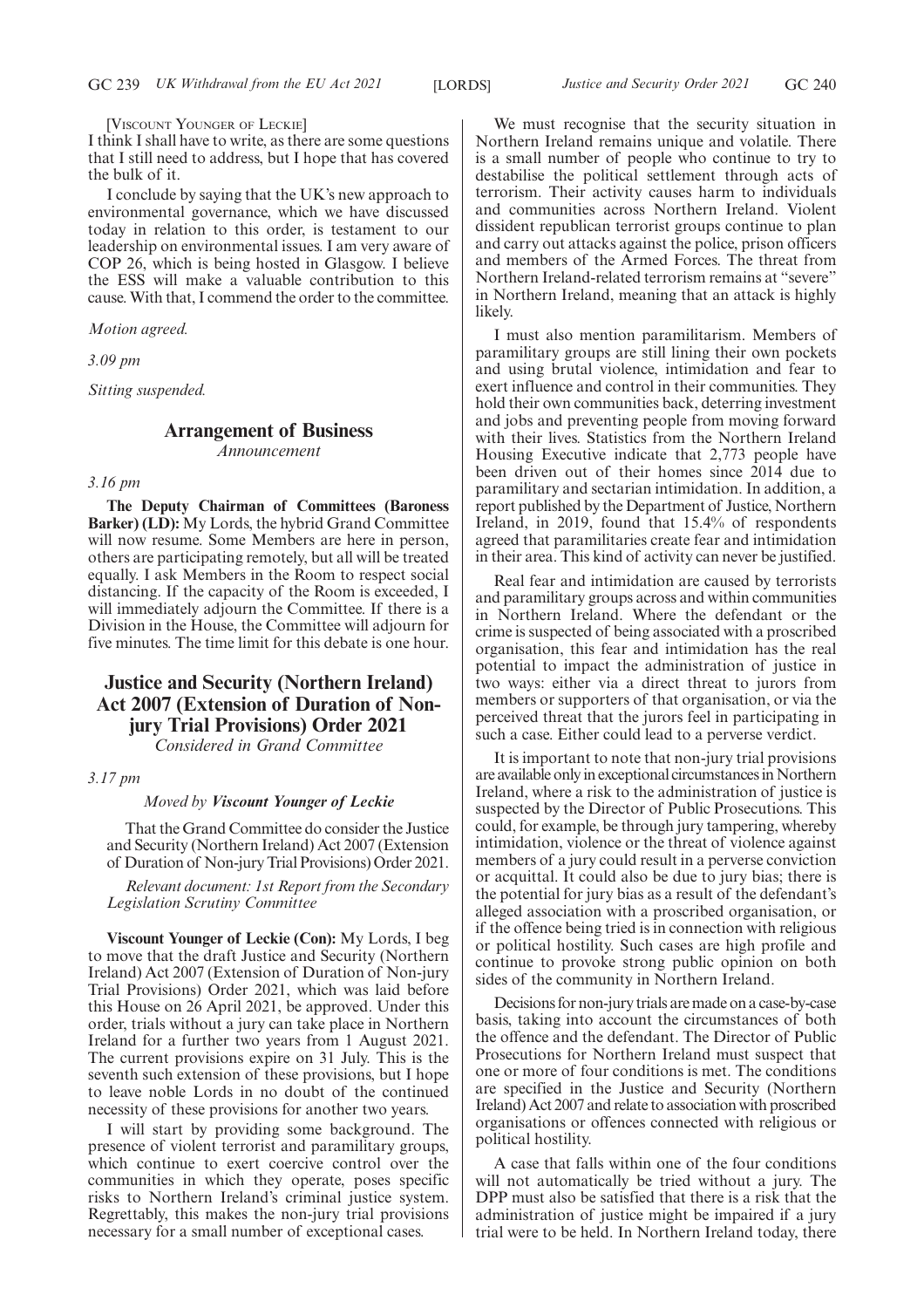[Viscount Younger of Leckie]

I think I shall have to write, as there are some questions that I still need to address, but I hope that has covered the bulk of it.

I conclude by saying that the UK's new approach to environmental governance, which we have discussed today in relation to this order, is testament to our leadership on environmental issues. I am very aware of COP 26, which is being hosted in Glasgow. I believe the ESS will make a valuable contribution to this cause. With that, I commend the order to the committee.

*Motion agreed.*

*3.09 pm*

*Sitting suspended.*

## Arrangement of Business

*Announcement*

*3.16 pm*

**The Deputy Chairman of Committees (Baroness Barker) (LD):** My Lords, the hybrid Grand Committee will now resume. Some Members are here in person, others are participating remotely, but all will be treated equally. I ask Members in the Room to respect social distancing. If the capacity of the Room is exceeded, I will immediately adjourn the Committee. If there is a Division in the House, the Committee will adjourn for five minutes. The time limit for this debate is one hour.

## Justice and Security (Northern Ireland) Act 2007 (Extension of Duration of Non-jury Trial Provisions) Order 2021

*Considered in Grand Committee*

*3.17 pm*

*Moved by **Viscount Younger of Leckie***

That the Grand Committee do consider the Justice and Security (Northern Ireland) Act 2007 (Extension of Duration of Non-jury Trial Provisions) Order 2021.

*Relevant document: 1st Report from the Secondary Legislation Scrutiny Committee*

**Viscount Younger of Leckie (Con):** My Lords, I beg to move that the draft Justice and Security (Northern Ireland) Act 2007 (Extension of Duration of Non-jury Trial Provisions) Order 2021, which was laid before this House on 26 April 2021, be approved. Under this order, trials without a jury can take place in Northern Ireland for a further two years from 1 August 2021. The current provisions expire on 31 July. This is the seventh such extension of these provisions, but I hope to leave noble Lords in no doubt of the continued necessity of these provisions for another two years.

I will start by providing some background. The presence of violent terrorist and paramilitary groups, which continue to exert coercive control over the communities in which they operate, poses specific risks to Northern Ireland's criminal justice system. Regrettably, this makes the non-jury trial provisions necessary for a small number of exceptional cases.

We must recognise that the security situation in Northern Ireland remains unique and volatile. There is a small number of people who continue to try to destabilise the political settlement through acts of terrorism. Their activity causes harm to individuals and communities across Northern Ireland. Violent dissident republican terrorist groups continue to plan and carry out attacks against the police, prison officers and members of the Armed Forces. The threat from Northern Ireland-related terrorism remains at "severe" in Northern Ireland, meaning that an attack is highly likely.

I must also mention paramilitarism. Members of paramilitary groups are still lining their own pockets and using brutal violence, intimidation and fear to exert influence and control in their communities. They hold their own communities back, deterring investment and jobs and preventing people from moving forward with their lives. Statistics from the Northern Ireland Housing Executive indicate that 2,773 people have been driven out of their homes since 2014 due to paramilitary and sectarian intimidation. In addition, a report published by the Department of Justice, Northern Ireland, in 2019, found that 15.4% of respondents agreed that paramilitaries create fear and intimidation in their area. This kind of activity can never be justified.

Real fear and intimidation are caused by terrorists and paramilitary groups across and within communities in Northern Ireland. Where the defendant or the crime is suspected of being associated with a proscribed organisation, this fear and intimidation has the real potential to impact the administration of justice in two ways: either via a direct threat to jurors from members or supporters of that organisation, or via the perceived threat that the jurors feel in participating in such a case. Either could lead to a perverse verdict.

It is important to note that non-jury trial provisions are available only in exceptional circumstances in Northern Ireland, where a risk to the administration of justice is suspected by the Director of Public Prosecutions. This could, for example, be through jury tampering, whereby intimidation, violence or the threat of violence against members of a jury could result in a perverse conviction or acquittal. It could also be due to jury bias; there is the potential for jury bias as a result of the defendant's alleged association with a proscribed organisation, or if the offence being tried is in connection with religious or political hostility. Such cases are high profile and continue to provoke strong public opinion on both sides of the community in Northern Ireland.

Decisions for non-jury trials are made on a case-by-case basis, taking into account the circumstances of both the offence and the defendant. The Director of Public Prosecutions for Northern Ireland must suspect that one or more of four conditions is met. The conditions are specified in the Justice and Security (Northern Ireland) Act 2007 and relate to association with proscribed organisations or offences connected with religious or political hostility.

A case that falls within one of the four conditions will not automatically be tried without a jury. The DPP must also be satisfied that there is a risk that the administration of justice might be impaired if a jury trial were to be held. In Northern Ireland today, there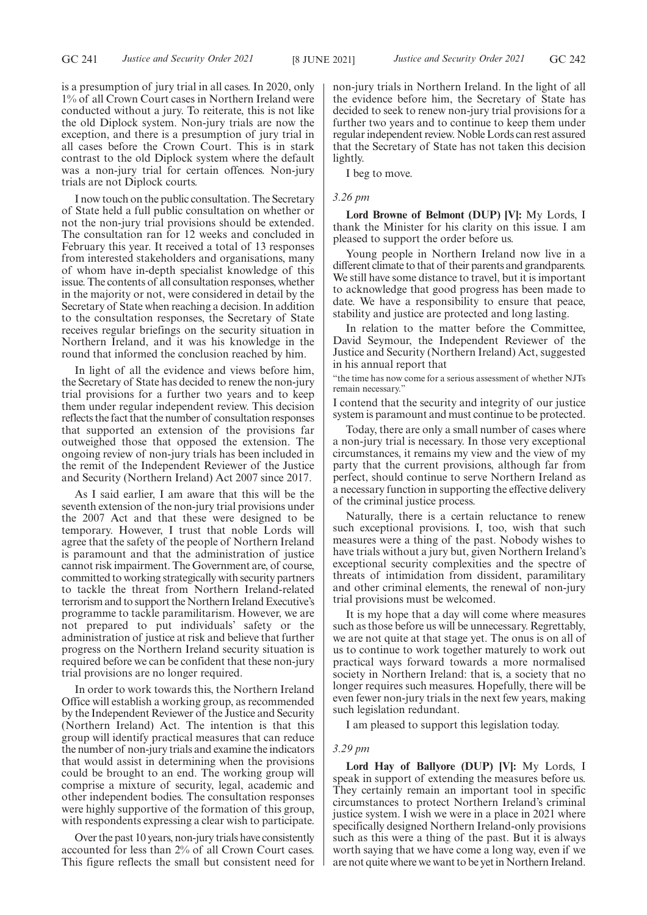is a presumption of jury trial in all cases. In 2020, only 1% of all Crown Court cases in Northern Ireland were conducted without a jury. To reiterate, this is not like the old Diplock system. Non-jury trials are now the exception, and there is a presumption of jury trial in all cases before the Crown Court. This is in stark contrast to the old Diplock system where the default was a non-jury trial for certain offences. Non-jury trials are not Diplock courts.

I now touch on the public consultation. The Secretary of State held a full public consultation on whether or not the non-jury trial provisions should be extended. The consultation ran for 12 weeks and concluded in February this year. It received a total of 13 responses from interested stakeholders and organisations, many of whom have in-depth specialist knowledge of this issue. The contents of all consultation responses, whether in the majority or not, were considered in detail by the Secretary of State when reaching a decision. In addition to the consultation responses, the Secretary of State receives regular briefings on the security situation in Northern Ireland, and it was his knowledge in the round that informed the conclusion reached by him.

In light of all the evidence and views before him, the Secretary of State has decided to renew the non-jury trial provisions for a further two years and to keep them under regular independent review. This decision reflects the fact that the number of consultation responses that supported an extension of the provisions far outweighed those that opposed the extension. The ongoing review of non-jury trials has been included in the remit of the Independent Reviewer of the Justice and Security (Northern Ireland) Act 2007 since 2017.

As I said earlier, I am aware that this will be the seventh extension of the non-jury trial provisions under the 2007 Act and that these were designed to be temporary. However, I trust that noble Lords will agree that the safety of the people of Northern Ireland is paramount and that the administration of justice cannot risk impairment. The Government are, of course, committed to working strategically with security partners to tackle the threat from Northern Ireland-related terrorism and to support the Northern Ireland Executive's programme to tackle paramilitarism. However, we are not prepared to put individuals' safety or the administration of justice at risk and believe that further progress on the Northern Ireland security situation is required before we can be confident that these non-jury trial provisions are no longer required.

In order to work towards this, the Northern Ireland Office will establish a working group, as recommended by the Independent Reviewer of the Justice and Security (Northern Ireland) Act. The intention is that this group will identify practical measures that can reduce the number of non-jury trials and examine the indicators that would assist in determining when the provisions could be brought to an end. The working group will comprise a mixture of security, legal, academic and other independent bodies. The consultation responses were highly supportive of the formation of this group, with respondents expressing a clear wish to participate.

Over the past 10 years, non-jury trials have consistently accounted for less than 2% of all Crown Court cases. This figure reflects the small but consistent need for non-jury trials in Northern Ireland. In the light of all the evidence before him, the Secretary of State has decided to seek to renew non-jury trial provisions for a further two years and to continue to keep them under regular independent review. Noble Lords can rest assured that the Secretary of State has not taken this decision lightly.

I beg to move.

*3.26 pm*

**Lord Browne of Belmont (DUP) [V]:** My Lords, I thank the Minister for his clarity on this issue. I am pleased to support the order before us.

Young people in Northern Ireland now live in a different climate to that of their parents and grandparents. We still have some distance to travel, but it is important to acknowledge that good progress has been made to date. We have a responsibility to ensure that peace, stability and justice are protected and long lasting.

In relation to the matter before the Committee, David Seymour, the Independent Reviewer of the Justice and Security (Northern Ireland) Act, suggested in his annual report that

"the time has now come for a serious assessment of whether NJTs remain necessary."

I contend that the security and integrity of our justice system is paramount and must continue to be protected.

Today, there are only a small number of cases where a non-jury trial is necessary. In those very exceptional circumstances, it remains my view and the view of my party that the current provisions, although far from perfect, should continue to serve Northern Ireland as a necessary function in supporting the effective delivery of the criminal justice process.

Naturally, there is a certain reluctance to renew such exceptional provisions. I, too, wish that such measures were a thing of the past. Nobody wishes to have trials without a jury but, given Northern Ireland's exceptional security complexities and the spectre of threats of intimidation from dissident, paramilitary and other criminal elements, the renewal of non-jury trial provisions must be welcomed.

It is my hope that a day will come where measures such as those before us will be unnecessary. Regrettably, we are not quite at that stage yet. The onus is on all of us to continue to work together maturely to work out practical ways forward towards a more normalised society in Northern Ireland: that is, a society that no longer requires such measures. Hopefully, there will be even fewer non-jury trials in the next few years, making such legislation redundant.

I am pleased to support this legislation today.

*3.29 pm*

**Lord Hay of Ballyore (DUP) [V]:** My Lords, I speak in support of extending the measures before us. They certainly remain an important tool in specific circumstances to protect Northern Ireland's criminal justice system. I wish we were in a place in 2021 where specifically designed Northern Ireland-only provisions such as this were a thing of the past. But it is always worth saying that we have come a long way, even if we are not quite where we want to be yet in Northern Ireland.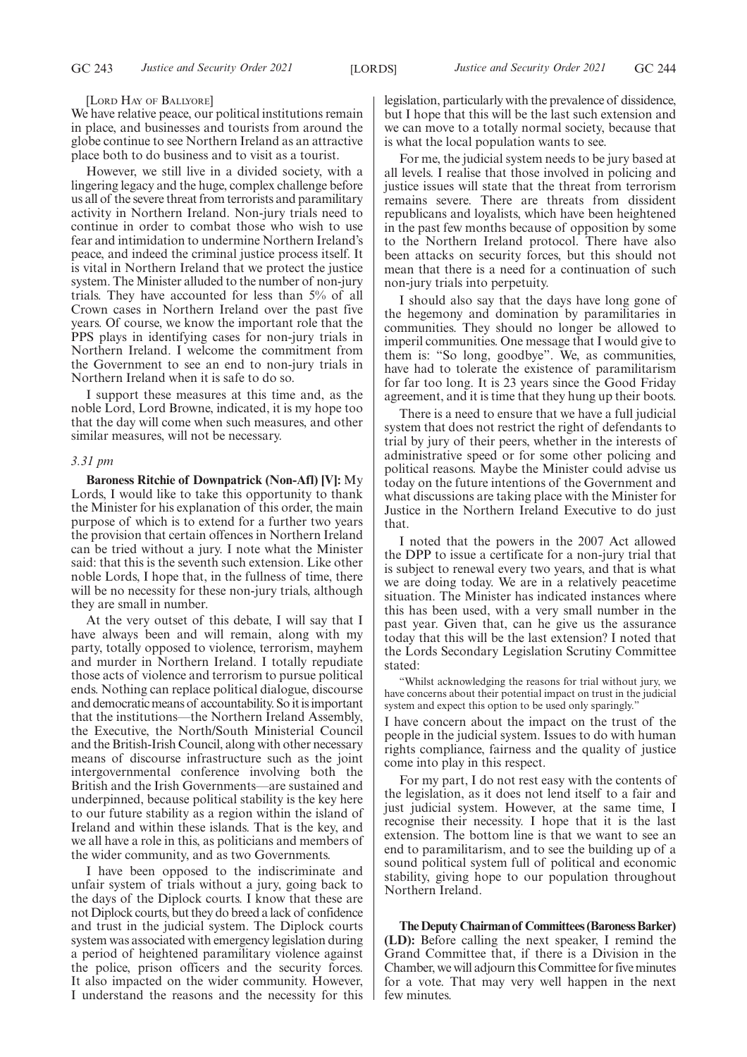[Lord Hay of Ballyore]

We have relative peace, our political institutions remain in place, and businesses and tourists from around the globe continue to see Northern Ireland as an attractive place both to do business and to visit as a tourist.

However, we still live in a divided society, with a lingering legacy and the huge, complex challenge before us all of the severe threat from terrorists and paramilitary activity in Northern Ireland. Non-jury trials need to continue in order to combat those who wish to use fear and intimidation to undermine Northern Ireland's peace, and indeed the criminal justice process itself. It is vital in Northern Ireland that we protect the justice system. The Minister alluded to the number of non-jury trials. They have accounted for less than 5% of all Crown cases in Northern Ireland over the past five years. Of course, we know the important role that the PPS plays in identifying cases for non-jury trials in Northern Ireland. I welcome the commitment from the Government to see an end to non-jury trials in Northern Ireland when it is safe to do so.

I support these measures at this time and, as the noble Lord, Lord Browne, indicated, it is my hope too that the day will come when such measures, and other similar measures, will not be necessary.

*3.31 pm*

**Baroness Ritchie of Downpatrick (Non-Afl) [V]:** My Lords, I would like to take this opportunity to thank the Minister for his explanation of this order, the main purpose of which is to extend for a further two years the provision that certain offences in Northern Ireland can be tried without a jury. I note what the Minister said: that this is the seventh such extension. Like other noble Lords, I hope that, in the fullness of time, there will be no necessity for these non-jury trials, although they are small in number.

At the very outset of this debate, I will say that I have always been and will remain, along with my party, totally opposed to violence, terrorism, mayhem and murder in Northern Ireland. I totally repudiate those acts of violence and terrorism to pursue political ends. Nothing can replace political dialogue, discourse and democratic means of accountability. So it is important that the institutions—the Northern Ireland Assembly, the Executive, the North/South Ministerial Council and the British-Irish Council, along with other necessary means of discourse infrastructure such as the joint intergovernmental conference involving both the British and the Irish Governments—are sustained and underpinned, because political stability is the key here to our future stability as a region within the island of Ireland and within these islands. That is the key, and we all have a role in this, as politicians and members of the wider community, and as two Governments.

I have been opposed to the indiscriminate and unfair system of trials without a jury, going back to the days of the Diplock courts. I know that these are not Diplock courts, but they do breed a lack of confidence and trust in the judicial system. The Diplock courts system was associated with emergency legislation during a period of heightened paramilitary violence against the police, prison officers and the security forces. It also impacted on the wider community. However, I understand the reasons and the necessity for this legislation, particularly with the prevalence of dissidence, but I hope that this will be the last such extension and we can move to a totally normal society, because that is what the local population wants to see.

For me, the judicial system needs to be jury based at all levels. I realise that those involved in policing and justice issues will state that the threat from terrorism remains severe. There are threats from dissident republicans and loyalists, which have been heightened in the past few months because of opposition by some to the Northern Ireland protocol. There have also been attacks on security forces, but this should not mean that there is a need for a continuation of such non-jury trials into perpetuity.

I should also say that the days have long gone of the hegemony and domination by paramilitaries in communities. They should no longer be allowed to imperil communities. One message that I would give to them is: "So long, goodbye". We, as communities, have had to tolerate the existence of paramilitarism for far too long. It is 23 years since the Good Friday agreement, and it is time that they hung up their boots.

There is a need to ensure that we have a full judicial system that does not restrict the right of defendants to trial by jury of their peers, whether in the interests of administrative speed or for some other policing and political reasons. Maybe the Minister could advise us today on the future intentions of the Government and what discussions are taking place with the Minister for Justice in the Northern Ireland Executive to do just that.

I noted that the powers in the 2007 Act allowed the DPP to issue a certificate for a non-jury trial that is subject to renewal every two years, and that is what we are doing today. We are in a relatively peacetime situation. The Minister has indicated instances where this has been used, with a very small number in the past year. Given that, can he give us the assurance today that this will be the last extension? I noted that the Lords Secondary Legislation Scrutiny Committee stated:

"Whilst acknowledging the reasons for trial without jury, we have concerns about their potential impact on trust in the judicial system and expect this option to be used only sparingly."

I have concern about the impact on the trust of the people in the judicial system. Issues to do with human rights compliance, fairness and the quality of justice come into play in this respect.

For my part, I do not rest easy with the contents of the legislation, as it does not lend itself to a fair and just judicial system. However, at the same time, I recognise their necessity. I hope that it is the last extension. The bottom line is that we want to see an end to paramilitarism, and to see the building up of a sound political system full of political and economic stability, giving hope to our population throughout Northern Ireland.

**The Deputy Chairman of Committees (Baroness Barker) (LD):** Before calling the next speaker, I remind the Grand Committee that, if there is a Division in the Chamber, we will adjourn this Committee for five minutes for a vote. That may very well happen in the next few minutes.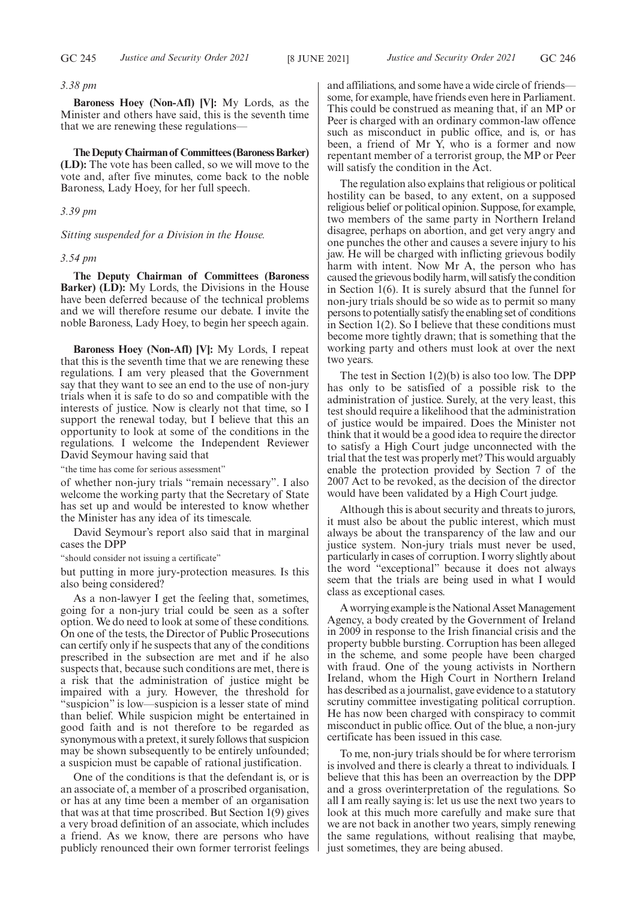*3.38 pm*

**Baroness Hoey (Non-Afl) [V]:** My Lords, as the Minister and others have said, this is the seventh time that we are renewing these regulations—

**The Deputy Chairman of Committees (Baroness Barker) (LD):** The vote has been called, so we will move to the vote and, after five minutes, come back to the noble Baroness, Lady Hoey, for her full speech.

*3.39 pm*

*Sitting suspended for a Division in the House.*

*3.54 pm*

**The Deputy Chairman of Committees (Baroness Barker) (LD):** My Lords, the Divisions in the House have been deferred because of the technical problems and we will therefore resume our debate. I invite the noble Baroness, Lady Hoey, to begin her speech again.

**Baroness Hoey (Non-Afl) [V]:** My Lords, I repeat that this is the seventh time that we are renewing these regulations. I am very pleased that the Government say that they want to see an end to the use of non-jury trials when it is safe to do so and compatible with the interests of justice. Now is clearly not that time, so I support the renewal today, but I believe that this an opportunity to look at some of the conditions in the regulations. I welcome the Independent Reviewer David Seymour having said that

"the time has come for serious assessment"

of whether non-jury trials "remain necessary". I also welcome the working party that the Secretary of State has set up and would be interested to know whether the Minister has any idea of its timescale.

David Seymour's report also said that in marginal cases the DPP

"should consider not issuing a certificate"

but putting in more jury-protection measures. Is this also being considered?

As a non-lawyer I get the feeling that, sometimes, going for a non-jury trial could be seen as a softer option. We do need to look at some of these conditions. On one of the tests, the Director of Public Prosecutions can certify only if he suspects that any of the conditions prescribed in the subsection are met and if he also suspects that, because such conditions are met, there is a risk that the administration of justice might be impaired with a jury. However, the threshold for "suspicion" is low—suspicion is a lesser state of mind than belief. While suspicion might be entertained in good faith and is not therefore to be regarded as synonymous with a pretext, it surely follows that suspicion may be shown subsequently to be entirely unfounded; a suspicion must be capable of rational justification.

One of the conditions is that the defendant is, or is an associate of, a member of a proscribed organisation, or has at any time been a member of an organisation that was at that time proscribed. But Section 1(9) gives a very broad definition of an associate, which includes a friend. As we know, there are persons who have publicly renounced their own former terrorist feelings and affiliations, and some have a wide circle of friends—some, for example, have friends even here in Parliament. This could be construed as meaning that, if an MP or Peer is charged with an ordinary common-law offence such as misconduct in public office, and is, or has been, a friend of Mr Y, who is a former and now repentant member of a terrorist group, the MP or Peer will satisfy the condition in the Act.

The regulation also explains that religious or political hostility can be based, to any extent, on a supposed religious belief or political opinion. Suppose, for example, two members of the same party in Northern Ireland disagree, perhaps on abortion, and get very angry and one punches the other and causes a severe injury to his jaw. He will be charged with inflicting grievous bodily harm with intent. Now Mr A, the person who has caused the grievous bodily harm, will satisfy the condition in Section 1(6). It is surely absurd that the funnel for non-jury trials should be so wide as to permit so many persons to potentially satisfy the enabling set of conditions in Section 1(2). So I believe that these conditions must become more tightly drawn; that is something that the working party and others must look at over the next two years.

The test in Section 1(2)(b) is also too low. The DPP has only to be satisfied of a possible risk to the administration of justice. Surely, at the very least, this test should require a likelihood that the administration of justice would be impaired. Does the Minister not think that it would be a good idea to require the director to satisfy a High Court judge unconnected with the trial that the test was properly met? This would arguably enable the protection provided by Section 7 of the 2007 Act to be revoked, as the decision of the director would have been validated by a High Court judge.

Although this is about security and threats to jurors, it must also be about the public interest, which must always be about the transparency of the law and our justice system. Non-jury trials must never be used, particularly in cases of corruption. I worry slightly about the word "exceptional" because it does not always seem that the trials are being used in what I would class as exceptional cases.

A worrying example is the National Asset Management Agency, a body created by the Government of Ireland in 2009 in response to the Irish financial crisis and the property bubble bursting. Corruption has been alleged in the scheme, and some people have been charged with fraud. One of the young activists in Northern Ireland, whom the High Court in Northern Ireland has described as a journalist, gave evidence to a statutory scrutiny committee investigating political corruption. He has now been charged with conspiracy to commit misconduct in public office. Out of the blue, a non-jury certificate has been issued in this case.

To me, non-jury trials should be for where terrorism is involved and there is clearly a threat to individuals. I believe that this has been an overreaction by the DPP and a gross overinterpretation of the regulations. So all I am really saying is: let us use the next two years to look at this much more carefully and make sure that we are not back in another two years, simply renewing the same regulations, without realising that maybe, just sometimes, they are being abused.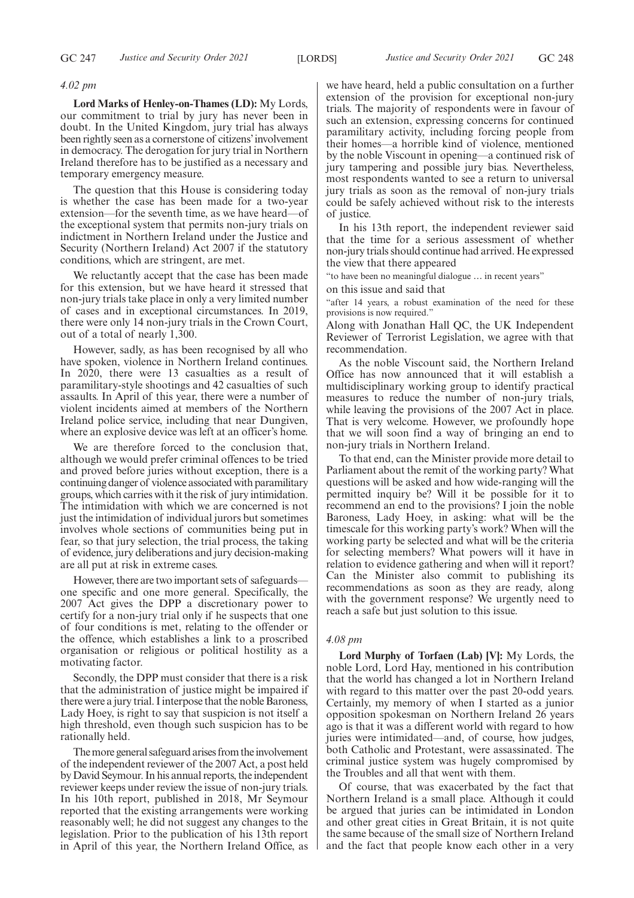*4.02 pm*

**Lord Marks of Henley-on-Thames (LD):** My Lords, our commitment to trial by jury has never been in doubt. In the United Kingdom, jury trial has always been rightly seen as a cornerstone of citizens' involvement in democracy. The derogation for jury trial in Northern Ireland therefore has to be justified as a necessary and temporary emergency measure.

The question that this House is considering today is whether the case has been made for a two-year extension—for the seventh time, as we have heard—of the exceptional system that permits non-jury trials on indictment in Northern Ireland under the Justice and Security (Northern Ireland) Act 2007 if the statutory conditions, which are stringent, are met.

We reluctantly accept that the case has been made for this extension, but we have heard it stressed that non-jury trials take place in only a very limited number of cases and in exceptional circumstances. In 2019, there were only 14 non-jury trials in the Crown Court, out of a total of nearly 1,300.

However, sadly, as has been recognised by all who have spoken, violence in Northern Ireland continues. In 2020, there were 13 casualties as a result of paramilitary-style shootings and 42 casualties of such assaults. In April of this year, there were a number of violent incidents aimed at members of the Northern Ireland police service, including that near Dungiven, where an explosive device was left at an officer's home.

We are therefore forced to the conclusion that, although we would prefer criminal offences to be tried and proved before juries without exception, there is a continuing danger of violence associated with paramilitary groups, which carries with it the risk of jury intimidation. The intimidation with which we are concerned is not just the intimidation of individual jurors but sometimes involves whole sections of communities being put in fear, so that jury selection, the trial process, the taking of evidence, jury deliberations and jury decision-making are all put at risk in extreme cases.

However, there are two important sets of safeguards—one specific and one more general. Specifically, the 2007 Act gives the DPP a discretionary power to certify for a non-jury trial only if he suspects that one of four conditions is met, relating to the offender or the offence, which establishes a link to a proscribed organisation or religious or political hostility as a motivating factor.

Secondly, the DPP must consider that there is a risk that the administration of justice might be impaired if there were a jury trial. I interpose that the noble Baroness, Lady Hoey, is right to say that suspicion is not itself a high threshold, even though such suspicion has to be rationally held.

The more general safeguard arises from the involvement of the independent reviewer of the 2007 Act, a post held by David Seymour. In his annual reports, the independent reviewer keeps under review the issue of non-jury trials. In his 10th report, published in 2018, Mr Seymour reported that the existing arrangements were working reasonably well; he did not suggest any changes to the legislation. Prior to the publication of his 13th report in April of this year, the Northern Ireland Office, as we have heard, held a public consultation on a further extension of the provision for exceptional non-jury trials. The majority of respondents were in favour of such an extension, expressing concerns for continued paramilitary activity, including forcing people from their homes—a horrible kind of violence, mentioned by the noble Viscount in opening—a continued risk of jury tampering and possible jury bias. Nevertheless, most respondents wanted to see a return to universal jury trials as soon as the removal of non-jury trials could be safely achieved without risk to the interests of justice.

In his 13th report, the independent reviewer said that the time for a serious assessment of whether non-jury trials should continue had arrived. He expressed the view that there appeared

"to have been no meaningful dialogue … in recent years"

on this issue and said that

"after 14 years, a robust examination of the need for these provisions is now required."

Along with Jonathan Hall QC, the UK Independent Reviewer of Terrorist Legislation, we agree with that recommendation.

As the noble Viscount said, the Northern Ireland Office has now announced that it will establish a multidisciplinary working group to identify practical measures to reduce the number of non-jury trials, while leaving the provisions of the 2007 Act in place. That is very welcome. However, we profoundly hope that we will soon find a way of bringing an end to non-jury trials in Northern Ireland.

To that end, can the Minister provide more detail to Parliament about the remit of the working party? What questions will be asked and how wide-ranging will the permitted inquiry be? Will it be possible for it to recommend an end to the provisions? I join the noble Baroness, Lady Hoey, in asking: what will be the timescale for this working party's work? When will the working party be selected and what will be the criteria for selecting members? What powers will it have in relation to evidence gathering and when will it report? Can the Minister also commit to publishing its recommendations as soon as they are ready, along with the government response? We urgently need to reach a safe but just solution to this issue.

*4.08 pm*

**Lord Murphy of Torfaen (Lab) [V]:** My Lords, the noble Lord, Lord Hay, mentioned in his contribution that the world has changed a lot in Northern Ireland with regard to this matter over the past 20-odd years. Certainly, my memory of when I started as a junior opposition spokesman on Northern Ireland 26 years ago is that it was a different world with regard to how juries were intimidated—and, of course, how judges, both Catholic and Protestant, were assassinated. The criminal justice system was hugely compromised by the Troubles and all that went with them.

Of course, that was exacerbated by the fact that Northern Ireland is a small place. Although it could be argued that juries can be intimidated in London and other great cities in Great Britain, it is not quite the same because of the small size of Northern Ireland and the fact that people know each other in a very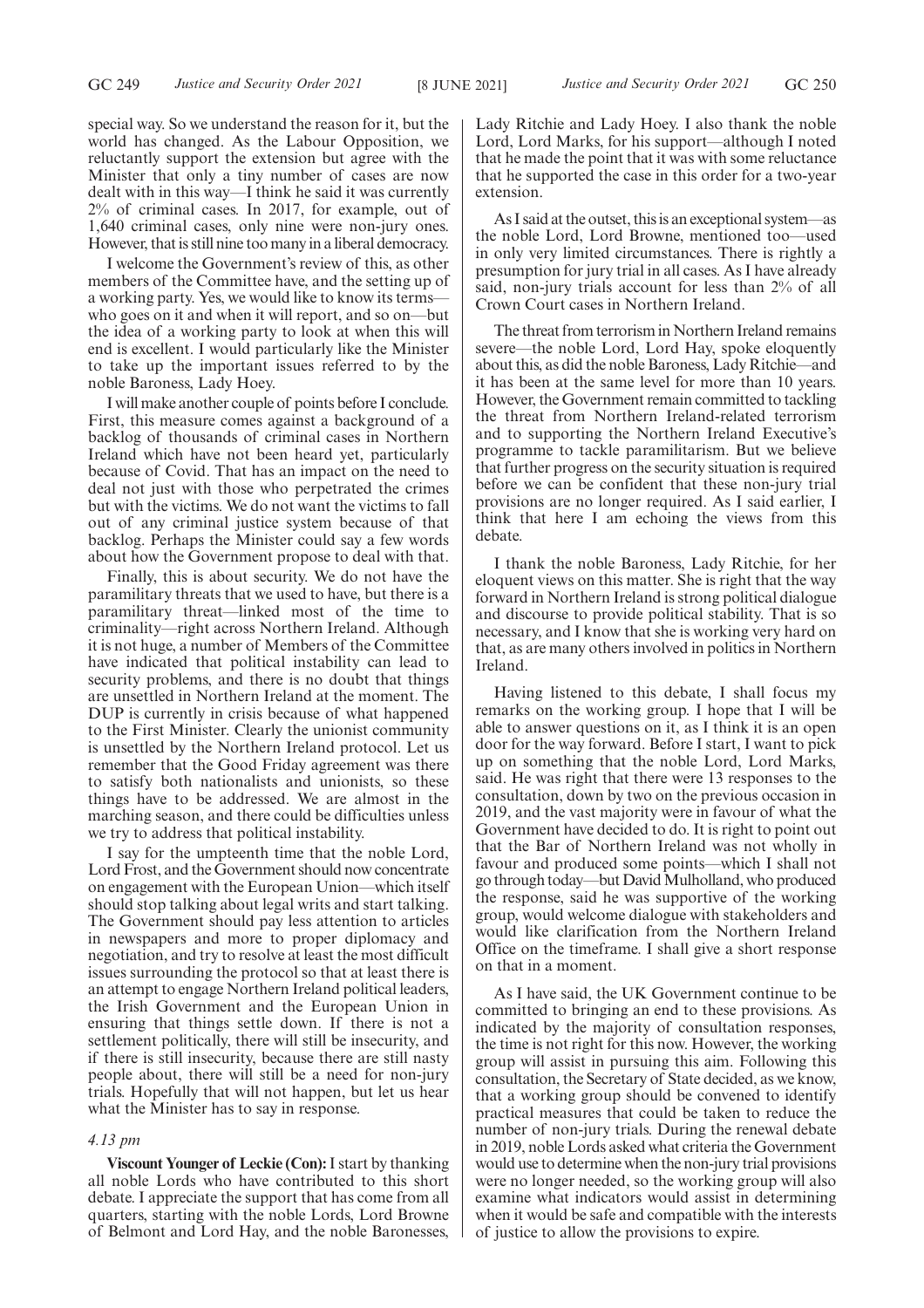special way. So we understand the reason for it, but the world has changed. As the Labour Opposition, we reluctantly support the extension but agree with the Minister that only a tiny number of cases are now dealt with in this way—I think he said it was currently 2% of criminal cases. In 2017, for example, out of 1,640 criminal cases, only nine were non-jury ones. However, that is still nine too many in a liberal democracy.

I welcome the Government's review of this, as other members of the Committee have, and the setting up of a working party. Yes, we would like to know its terms—who goes on it and when it will report, and so on—but the idea of a working party to look at when this will end is excellent. I would particularly like the Minister to take up the important issues referred to by the noble Baroness, Lady Hoey.

I will make another couple of points before I conclude. First, this measure comes against a background of a backlog of thousands of criminal cases in Northern Ireland which have not been heard yet, particularly because of Covid. That has an impact on the need to deal not just with those who perpetrated the crimes but with the victims. We do not want the victims to fall out of any criminal justice system because of that backlog. Perhaps the Minister could say a few words about how the Government propose to deal with that.

Finally, this is about security. We do not have the paramilitary threats that we used to have, but there is a paramilitary threat—linked most of the time to criminality—right across Northern Ireland. Although it is not huge, a number of Members of the Committee have indicated that political instability can lead to security problems, and there is no doubt that things are unsettled in Northern Ireland at the moment. The DUP is currently in crisis because of what happened to the First Minister. Clearly the unionist community is unsettled by the Northern Ireland protocol. Let us remember that the Good Friday agreement was there to satisfy both nationalists and unionists, so these things have to be addressed. We are almost in the marching season, and there could be difficulties unless we try to address that political instability.

I say for the umpteenth time that the noble Lord, Lord Frost, and the Government should now concentrate on engagement with the European Union—which itself should stop talking about legal writs and start talking. The Government should pay less attention to articles in newspapers and more to proper diplomacy and negotiation, and try to resolve at least the most difficult issues surrounding the protocol so that at least there is an attempt to engage Northern Ireland political leaders, the Irish Government and the European Union in ensuring that things settle down. If there is not a settlement politically, there will still be insecurity, and if there is still insecurity, because there are still nasty people about, there will still be a need for non-jury trials. Hopefully that will not happen, but let us hear what the Minister has to say in response.

*4.13 pm*

**Viscount Younger of Leckie (Con):** I start by thanking all noble Lords who have contributed to this short debate. I appreciate the support that has come from all quarters, starting with the noble Lords, Lord Browne of Belmont and Lord Hay, and the noble Baronesses, Lady Ritchie and Lady Hoey. I also thank the noble Lord, Lord Marks, for his support—although I noted that he made the point that it was with some reluctance that he supported the case in this order for a two-year extension.

As I said at the outset, this is an exceptional system—as the noble Lord, Lord Browne, mentioned too—used in only very limited circumstances. There is rightly a presumption for jury trial in all cases. As I have already said, non-jury trials account for less than 2% of all Crown Court cases in Northern Ireland.

The threat from terrorism in Northern Ireland remains severe—the noble Lord, Lord Hay, spoke eloquently about this, as did the noble Baroness, Lady Ritchie—and it has been at the same level for more than 10 years. However, the Government remain committed to tackling the threat from Northern Ireland-related terrorism and to supporting the Northern Ireland Executive's programme to tackle paramilitarism. But we believe that further progress on the security situation is required before we can be confident that these non-jury trial provisions are no longer required. As I said earlier, I think that here I am echoing the views from this debate.

I thank the noble Baroness, Lady Ritchie, for her eloquent views on this matter. She is right that the way forward in Northern Ireland is strong political dialogue and discourse to provide political stability. That is so necessary, and I know that she is working very hard on that, as are many others involved in politics in Northern Ireland.

Having listened to this debate, I shall focus my remarks on the working group. I hope that I will be able to answer questions on it, as I think it is an open door for the way forward. Before I start, I want to pick up on something that the noble Lord, Lord Marks, said. He was right that there were 13 responses to the consultation, down by two on the previous occasion in 2019, and the vast majority were in favour of what the Government have decided to do. It is right to point out that the Bar of Northern Ireland was not wholly in favour and produced some points—which I shall not go through today—but David Mulholland, who produced the response, said he was supportive of the working group, would welcome dialogue with stakeholders and would like clarification from the Northern Ireland Office on the timeframe. I shall give a short response on that in a moment.

As I have said, the UK Government continue to be committed to bringing an end to these provisions. As indicated by the majority of consultation responses, the time is not right for this now. However, the working group will assist in pursuing this aim. Following this consultation, the Secretary of State decided, as we know, that a working group should be convened to identify practical measures that could be taken to reduce the number of non-jury trials. During the renewal debate in 2019, noble Lords asked what criteria the Government would use to determine when the non-jury trial provisions were no longer needed, so the working group will also examine what indicators would assist in determining when it would be safe and compatible with the interests of justice to allow the provisions to expire.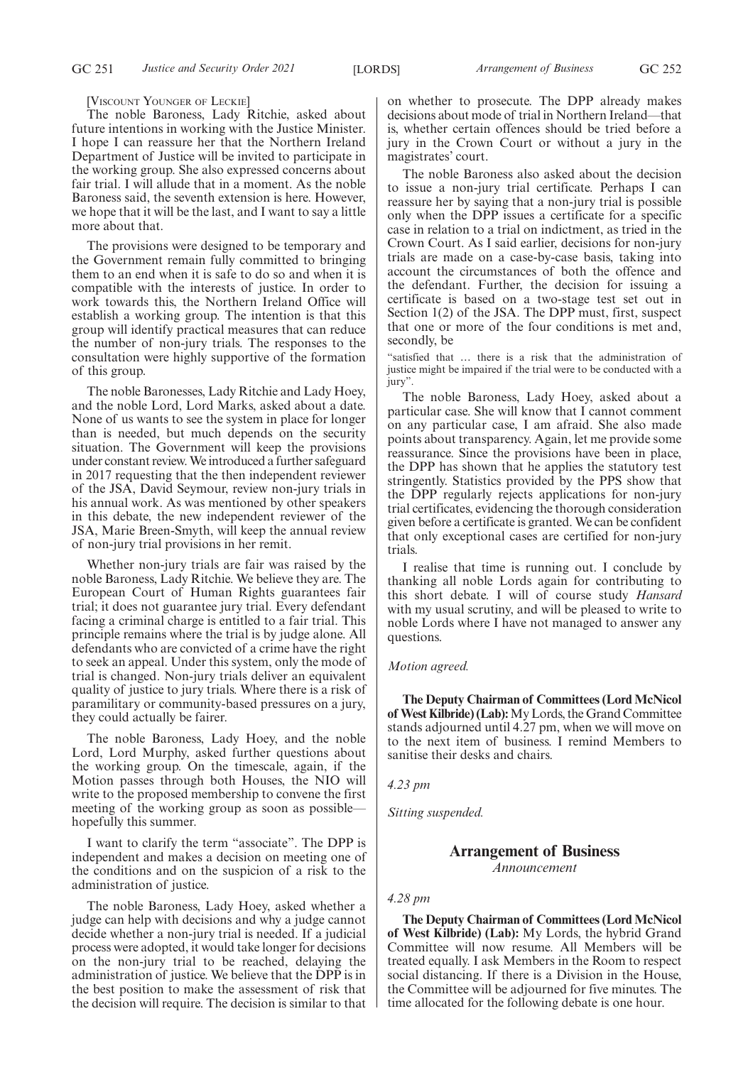[Viscount Younger of Leckie]

The noble Baroness, Lady Ritchie, asked about future intentions in working with the Justice Minister. I hope I can reassure her that the Northern Ireland Department of Justice will be invited to participate in the working group. She also expressed concerns about fair trial. I will allude that in a moment. As the noble Baroness said, the seventh extension is here. However, we hope that it will be the last, and I want to say a little more about that.

The provisions were designed to be temporary and the Government remain fully committed to bringing them to an end when it is safe to do so and when it is compatible with the interests of justice. In order to work towards this, the Northern Ireland Office will establish a working group. The intention is that this group will identify practical measures that can reduce the number of non-jury trials. The responses to the consultation were highly supportive of the formation of this group.

The noble Baronesses, Lady Ritchie and Lady Hoey, and the noble Lord, Lord Marks, asked about a date. None of us wants to see the system in place for longer than is needed, but much depends on the security situation. The Government will keep the provisions under constant review. We introduced a further safeguard in 2017 requesting that the then independent reviewer of the JSA, David Seymour, review non-jury trials in his annual work. As was mentioned by other speakers in this debate, the new independent reviewer of the JSA, Marie Breen-Smyth, will keep the annual review of non-jury trial provisions in her remit.

Whether non-jury trials are fair was raised by the noble Baroness, Lady Ritchie. We believe they are. The European Court of Human Rights guarantees fair trial; it does not guarantee jury trial. Every defendant facing a criminal charge is entitled to a fair trial. This principle remains where the trial is by judge alone. All defendants who are convicted of a crime have the right to seek an appeal. Under this system, only the mode of trial is changed. Non-jury trials deliver an equivalent quality of justice to jury trials. Where there is a risk of paramilitary or community-based pressures on a jury, they could actually be fairer.

The noble Baroness, Lady Hoey, and the noble Lord, Lord Murphy, asked further questions about the working group. On the timescale, again, if the Motion passes through both Houses, the NIO will write to the proposed membership to convene the first meeting of the working group as soon as possible—hopefully this summer.

I want to clarify the term "associate". The DPP is independent and makes a decision on meeting one of the conditions and on the suspicion of a risk to the administration of justice.

The noble Baroness, Lady Hoey, asked whether a judge can help with decisions and why a judge cannot decide whether a non-jury trial is needed. If a judicial process were adopted, it would take longer for decisions on the non-jury trial to be reached, delaying the administration of justice. We believe that the DPP is in the best position to make the assessment of risk that the decision will require. The decision is similar to that on whether to prosecute. The DPP already makes decisions about mode of trial in Northern Ireland—that is, whether certain offences should be tried before a jury in the Crown Court or without a jury in the magistrates' court.

The noble Baroness also asked about the decision to issue a non-jury trial certificate. Perhaps I can reassure her by saying that a non-jury trial is possible only when the DPP issues a certificate for a specific case in relation to a trial on indictment, as tried in the Crown Court. As I said earlier, decisions for non-jury trials are made on a case-by-case basis, taking into account the circumstances of both the offence and the defendant. Further, the decision for issuing a certificate is based on a two-stage test set out in Section 1(2) of the JSA. The DPP must, first, suspect that one or more of the four conditions is met and, secondly, be

"satisfied that … there is a risk that the administration of justice might be impaired if the trial were to be conducted with a jury".

The noble Baroness, Lady Hoey, asked about a particular case. She will know that I cannot comment on any particular case, I am afraid. She also made points about transparency. Again, let me provide some reassurance. Since the provisions have been in place, the DPP has shown that he applies the statutory test stringently. Statistics provided by the PPS show that the DPP regularly rejects applications for non-jury trial certificates, evidencing the thorough consideration given before a certificate is granted. We can be confident that only exceptional cases are certified for non-jury trials.

I realise that time is running out. I conclude by thanking all noble Lords again for contributing to this short debate. I will of course study *Hansard* with my usual scrutiny, and will be pleased to write to noble Lords where I have not managed to answer any questions.

*Motion agreed.*

**The Deputy Chairman of Committees (Lord McNicol of West Kilbride) (Lab):** My Lords, the Grand Committee stands adjourned until 4.27 pm, when we will move on to the next item of business. I remind Members to sanitise their desks and chairs.

*4.23 pm*

*Sitting suspended.*

## Arrangement of Business

*Announcement*

*4.28 pm*

**The Deputy Chairman of Committees (Lord McNicol of West Kilbride) (Lab):** My Lords, the hybrid Grand Committee will now resume. All Members will be treated equally. I ask Members in the Room to respect social distancing. If there is a Division in the House, the Committee will be adjourned for five minutes. The time allocated for the following debate is one hour.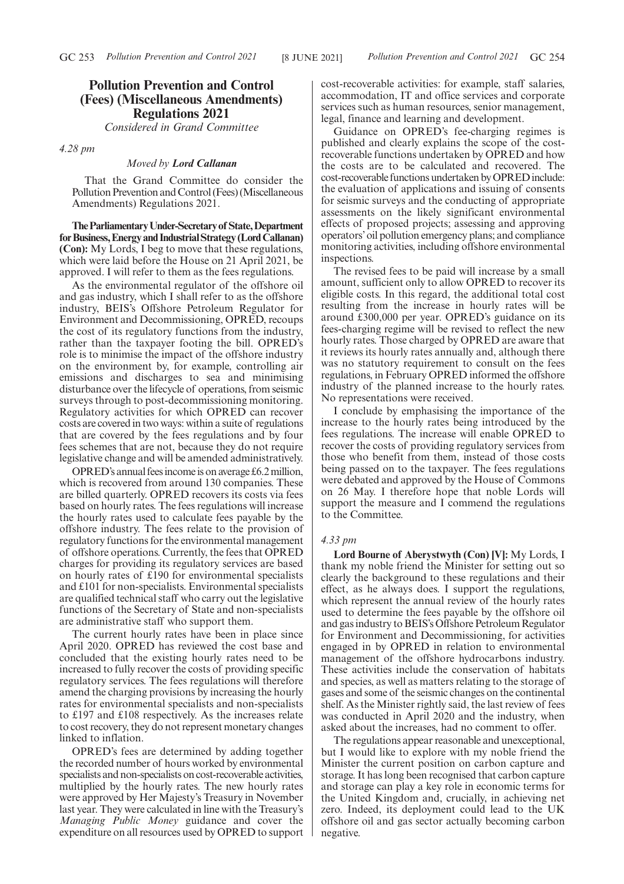# Pollution Prevention and Control (Fees) (Miscellaneous Amendments) Regulations 2021

*Considered in Grand Committee*

*4.28 pm*

*Moved by* ***Lord Callanan***

That the Grand Committee do consider the Pollution Prevention and Control (Fees) (Miscellaneous Amendments) Regulations 2021.

**The Parliamentary Under-Secretary of State, Department for Business, Energy and Industrial Strategy (Lord Callanan) (Con):** My Lords, I beg to move that these regulations, which were laid before the House on 21 April 2021, be approved. I will refer to them as the fees regulations.

As the environmental regulator of the offshore oil and gas industry, which I shall refer to as the offshore industry, BEIS's Offshore Petroleum Regulator for Environment and Decommissioning, OPRED, recoups the cost of its regulatory functions from the industry, rather than the taxpayer footing the bill. OPRED's role is to minimise the impact of the offshore industry on the environment by, for example, controlling air emissions and discharges to sea and minimising disturbance over the lifecycle of operations, from seismic surveys through to post-decommissioning monitoring. Regulatory activities for which OPRED can recover costs are covered in two ways: within a suite of regulations that are covered by the fees regulations and by four fees schemes that are not, because they do not require legislative change and will be amended administratively.

OPRED's annual fees income is on average £6.2 million, which is recovered from around 130 companies. These are billed quarterly. OPRED recovers its costs via fees based on hourly rates. The fees regulations will increase the hourly rates used to calculate fees payable by the offshore industry. The fees relate to the provision of regulatory functions for the environmental management of offshore operations. Currently, the fees that OPRED charges for providing its regulatory services are based on hourly rates of £190 for environmental specialists and £101 for non-specialists. Environmental specialists are qualified technical staff who carry out the legislative functions of the Secretary of State and non-specialists are administrative staff who support them.

The current hourly rates have been in place since April 2020. OPRED has reviewed the cost base and concluded that the existing hourly rates need to be increased to fully recover the costs of providing specific regulatory services. The fees regulations will therefore amend the charging provisions by increasing the hourly rates for environmental specialists and non-specialists to £197 and £108 respectively. As the increases relate to cost recovery, they do not represent monetary changes linked to inflation.

OPRED's fees are determined by adding together the recorded number of hours worked by environmental specialists and non-specialists on cost-recoverable activities, multiplied by the hourly rates. The new hourly rates were approved by Her Majesty's Treasury in November last year. They were calculated in line with the Treasury's *Managing Public Money* guidance and cover the expenditure on all resources used by OPRED to support cost-recoverable activities: for example, staff salaries, accommodation, IT and office services and corporate services such as human resources, senior management, legal, finance and learning and development.

Guidance on OPRED's fee-charging regimes is published and clearly explains the scope of the cost-recoverable functions undertaken by OPRED and how the costs are to be calculated and recovered. The cost-recoverable functions undertaken by OPRED include: the evaluation of applications and issuing of consents for seismic surveys and the conducting of appropriate assessments on the likely significant environmental effects of proposed projects; assessing and approving operators' oil pollution emergency plans; and compliance monitoring activities, including offshore environmental inspections.

The revised fees to be paid will increase by a small amount, sufficient only to allow OPRED to recover its eligible costs. In this regard, the additional total cost resulting from the increase in hourly rates will be around £300,000 per year. OPRED's guidance on its fees-charging regime will be revised to reflect the new hourly rates. Those charged by OPRED are aware that it reviews its hourly rates annually and, although there was no statutory requirement to consult on the fees regulations, in February OPRED informed the offshore industry of the planned increase to the hourly rates. No representations were received.

I conclude by emphasising the importance of the increase to the hourly rates being introduced by the fees regulations. The increase will enable OPRED to recover the costs of providing regulatory services from those who benefit from them, instead of those costs being passed on to the taxpayer. The fees regulations were debated and approved by the House of Commons on 26 May. I therefore hope that noble Lords will support the measure and I commend the regulations to the Committee.

*4.33 pm*

**Lord Bourne of Aberystwyth (Con) [V]:** My Lords, I thank my noble friend the Minister for setting out so clearly the background to these regulations and their effect, as he always does. I support the regulations, which represent the annual review of the hourly rates used to determine the fees payable by the offshore oil and gas industry to BEIS's Offshore Petroleum Regulator for Environment and Decommissioning, for activities engaged in by OPRED in relation to environmental management of the offshore hydrocarbons industry. These activities include the conservation of habitats and species, as well as matters relating to the storage of gases and some of the seismic changes on the continental shelf. As the Minister rightly said, the last review of fees was conducted in April 2020 and the industry, when asked about the increases, had no comment to offer.

The regulations appear reasonable and unexceptional, but I would like to explore with my noble friend the Minister the current position on carbon capture and storage. It has long been recognised that carbon capture and storage can play a key role in economic terms for the United Kingdom and, crucially, in achieving net zero. Indeed, its deployment could lead to the UK offshore oil and gas sector actually becoming carbon negative.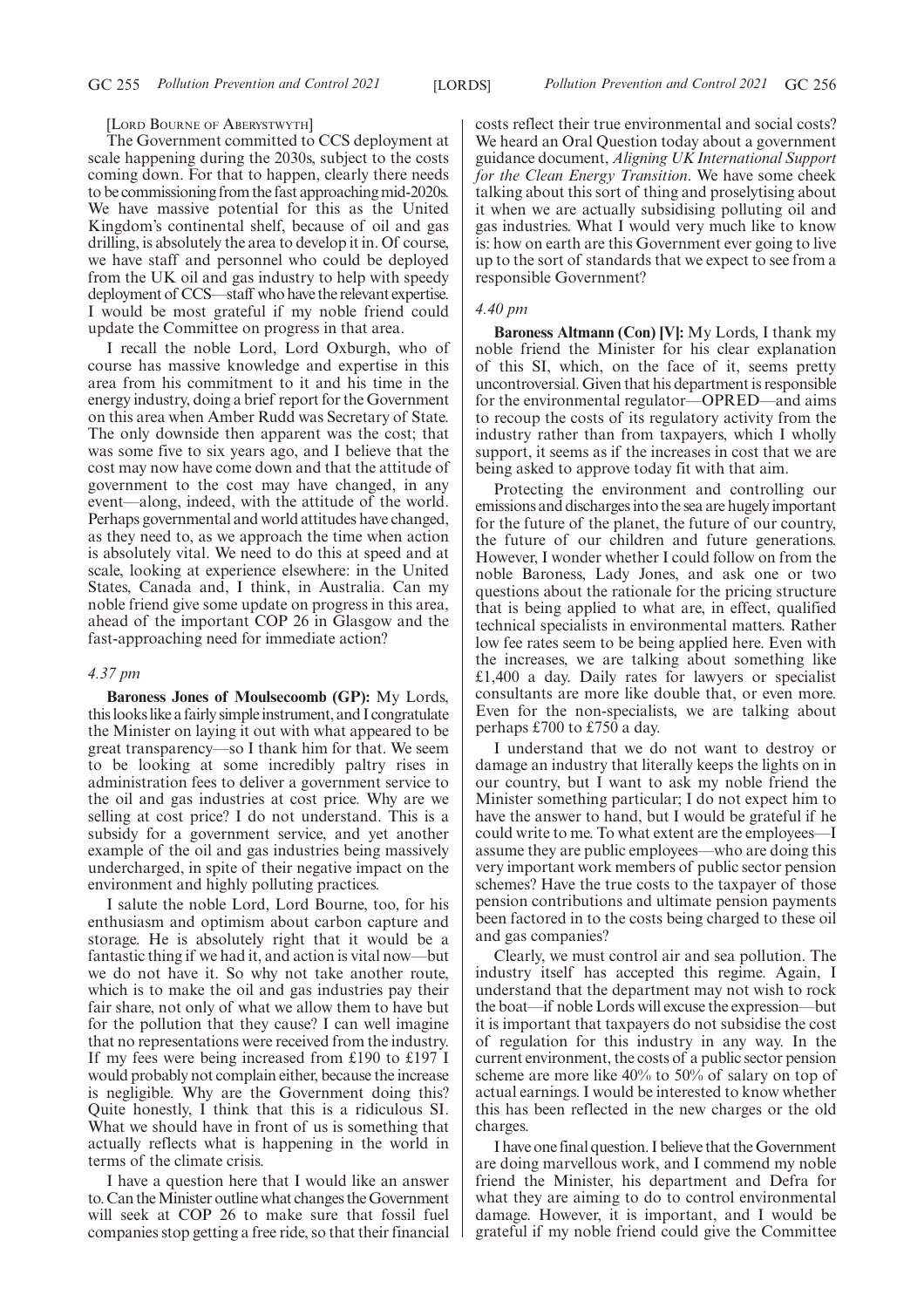[LORD BOURNE OF ABERYSTWYTH]

The Government committed to CCS deployment at scale happening during the 2030s, subject to the costs coming down. For that to happen, clearly there needs to be commissioning from the fast approaching mid-2020s. We have massive potential for this as the United Kingdom's continental shelf, because of oil and gas drilling, is absolutely the area to develop it in. Of course, we have staff and personnel who could be deployed from the UK oil and gas industry to help with speedy deployment of CCS—staff who have the relevant expertise. I would be most grateful if my noble friend could update the Committee on progress in that area.

I recall the noble Lord, Lord Oxburgh, who of course has massive knowledge and expertise in this area from his commitment to it and his time in the energy industry, doing a brief report for the Government on this area when Amber Rudd was Secretary of State. The only downside then apparent was the cost; that was some five to six years ago, and I believe that the cost may now have come down and that the attitude of government to the cost may have changed, in any event—along, indeed, with the attitude of the world. Perhaps governmental and world attitudes have changed, as they need to, as we approach the time when action is absolutely vital. We need to do this at speed and at scale, looking at experience elsewhere: in the United States, Canada and, I think, in Australia. Can my noble friend give some update on progress in this area, ahead of the important COP 26 in Glasgow and the fast-approaching need for immediate action?

*4.37 pm*

**Baroness Jones of Moulsecoomb (GP):** My Lords, this looks like a fairly simple instrument, and I congratulate the Minister on laying it out with what appeared to be great transparency—so I thank him for that. We seem to be looking at some incredibly paltry rises in administration fees to deliver a government service to the oil and gas industries at cost price. Why are we selling at cost price? I do not understand. This is a subsidy for a government service, and yet another example of the oil and gas industries being massively undercharged, in spite of their negative impact on the environment and highly polluting practices.

I salute the noble Lord, Lord Bourne, too, for his enthusiasm and optimism about carbon capture and storage. He is absolutely right that it would be a fantastic thing if we had it, and action is vital now—but we do not have it. So why not take another route, which is to make the oil and gas industries pay their fair share, not only of what we allow them to have but for the pollution that they cause? I can well imagine that no representations were received from the industry. If my fees were being increased from £190 to £197 I would probably not complain either, because the increase is negligible. Why are the Government doing this? Quite honestly, I think that this is a ridiculous SI. What we should have in front of us is something that actually reflects what is happening in the world in terms of the climate crisis.

I have a question here that I would like an answer to. Can the Minister outline what changes the Government will seek at COP 26 to make sure that fossil fuel companies stop getting a free ride, so that their financial costs reflect their true environmental and social costs? We heard an Oral Question today about a government guidance document, *Aligning UK International Support for the Clean Energy Transition*. We have some cheek talking about this sort of thing and proselytising about it when we are actually subsidising polluting oil and gas industries. What I would very much like to know is: how on earth are this Government ever going to live up to the sort of standards that we expect to see from a responsible Government?

*4.40 pm*

**Baroness Altmann (Con) [V]:** My Lords, I thank my noble friend the Minister for his clear explanation of this SI, which, on the face of it, seems pretty uncontroversial. Given that his department is responsible for the environmental regulator—OPRED—and aims to recoup the costs of its regulatory activity from the industry rather than from taxpayers, which I wholly support, it seems as if the increases in cost that we are being asked to approve today fit with that aim.

Protecting the environment and controlling our emissions and discharges into the sea are hugely important for the future of the planet, the future of our country, the future of our children and future generations. However, I wonder whether I could follow on from the noble Baroness, Lady Jones, and ask one or two questions about the rationale for the pricing structure that is being applied to what are, in effect, qualified technical specialists in environmental matters. Rather low fee rates seem to be being applied here. Even with the increases, we are talking about something like £1,400 a day. Daily rates for lawyers or specialist consultants are more like double that, or even more. Even for the non-specialists, we are talking about perhaps £700 to £750 a day.

I understand that we do not want to destroy or damage an industry that literally keeps the lights on in our country, but I want to ask my noble friend the Minister something particular; I do not expect him to have the answer to hand, but I would be grateful if he could write to me. To what extent are the employees—I assume they are public employees—who are doing this very important work members of public sector pension schemes? Have the true costs to the taxpayer of those pension contributions and ultimate pension payments been factored in to the costs being charged to these oil and gas companies?

Clearly, we must control air and sea pollution. The industry itself has accepted this regime. Again, I understand that the department may not wish to rock the boat—if noble Lords will excuse the expression—but it is important that taxpayers do not subsidise the cost of regulation for this industry in any way. In the current environment, the costs of a public sector pension scheme are more like 40% to 50% of salary on top of actual earnings. I would be interested to know whether this has been reflected in the new charges or the old charges.

I have one final question. I believe that the Government are doing marvellous work, and I commend my noble friend the Minister, his department and Defra for what they are aiming to do to control environmental damage. However, it is important, and I would be grateful if my noble friend could give the Committee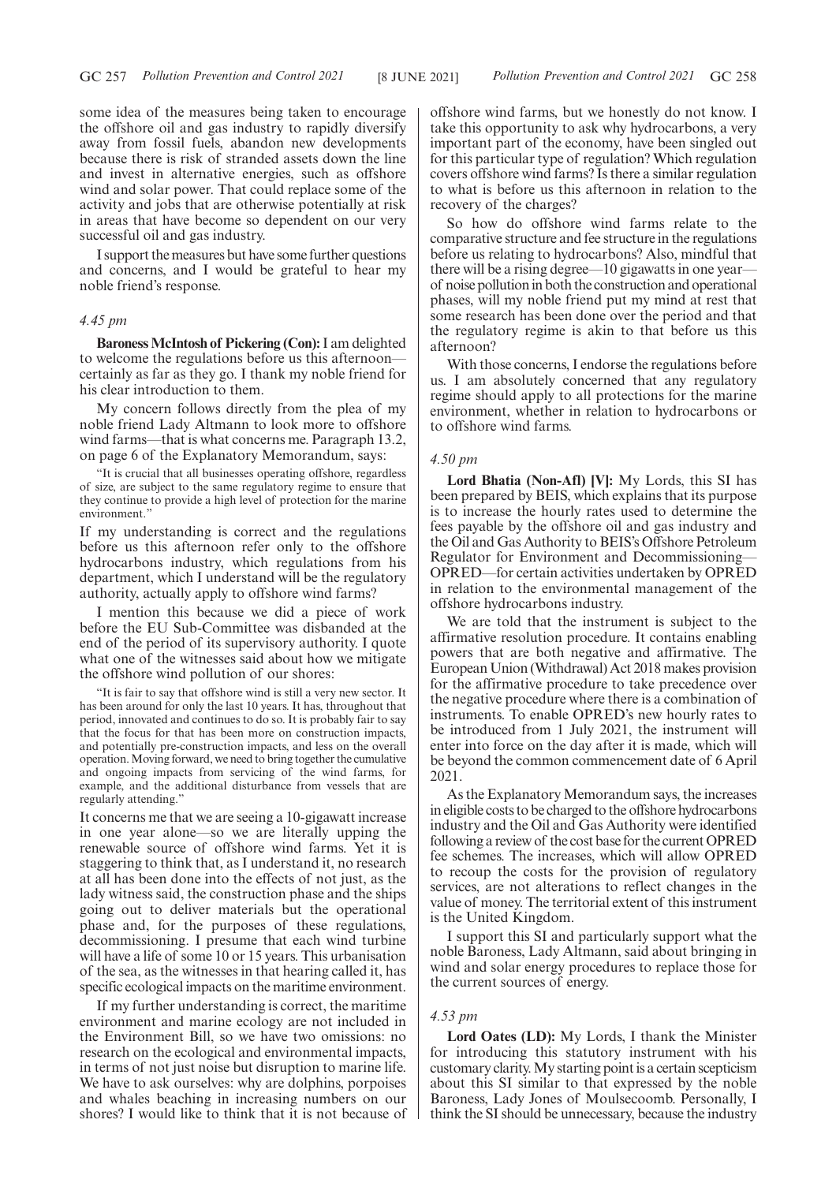some idea of the measures being taken to encourage the offshore oil and gas industry to rapidly diversify away from fossil fuels, abandon new developments because there is risk of stranded assets down the line and invest in alternative energies, such as offshore wind and solar power. That could replace some of the activity and jobs that are otherwise potentially at risk in areas that have become so dependent on our very successful oil and gas industry.

I support the measures but have some further questions and concerns, and I would be grateful to hear my noble friend's response.

*4.45 pm*

**Baroness McIntosh of Pickering (Con):** I am delighted to welcome the regulations before us this afternoon—certainly as far as they go. I thank my noble friend for his clear introduction to them.

My concern follows directly from the plea of my noble friend Lady Altmann to look more to offshore wind farms—that is what concerns me. Paragraph 13.2, on page 6 of the Explanatory Memorandum, says:

"It is crucial that all businesses operating offshore, regardless of size, are subject to the same regulatory regime to ensure that they continue to provide a high level of protection for the marine environment."

If my understanding is correct and the regulations before us this afternoon refer only to the offshore hydrocarbons industry, which regulations from his department, which I understand will be the regulatory authority, actually apply to offshore wind farms?

I mention this because we did a piece of work before the EU Sub-Committee was disbanded at the end of the period of its supervisory authority. I quote what one of the witnesses said about how we mitigate the offshore wind pollution of our shores:

"It is fair to say that offshore wind is still a very new sector. It has been around for only the last 10 years. It has, throughout that period, innovated and continues to do so. It is probably fair to say that the focus for that has been more on construction impacts, and potentially pre-construction impacts, and less on the overall operation. Moving forward, we need to bring together the cumulative and ongoing impacts from servicing of the wind farms, for example, and the additional disturbance from vessels that are regularly attending."

It concerns me that we are seeing a 10-gigawatt increase in one year alone—so we are literally upping the renewable source of offshore wind farms. Yet it is staggering to think that, as I understand it, no research at all has been done into the effects of not just, as the lady witness said, the construction phase and the ships going out to deliver materials but the operational phase and, for the purposes of these regulations, decommissioning. I presume that each wind turbine will have a life of some 10 or 15 years. This urbanisation of the sea, as the witnesses in that hearing called it, has specific ecological impacts on the maritime environment.

If my further understanding is correct, the maritime environment and marine ecology are not included in the Environment Bill, so we have two omissions: no research on the ecological and environmental impacts, in terms of not just noise but disruption to marine life. We have to ask ourselves: why are dolphins, porpoises and whales beaching in increasing numbers on our shores? I would like to think that it is not because of offshore wind farms, but we honestly do not know. I take this opportunity to ask why hydrocarbons, a very important part of the economy, have been singled out for this particular type of regulation? Which regulation covers offshore wind farms? Is there a similar regulation to what is before us this afternoon in relation to the recovery of the charges?

So how do offshore wind farms relate to the comparative structure and fee structure in the regulations before us relating to hydrocarbons? Also, mindful that there will be a rising degree—10 gigawatts in one year—of noise pollution in both the construction and operational phases, will my noble friend put my mind at rest that some research has been done over the period and that the regulatory regime is akin to that before us this afternoon?

With those concerns, I endorse the regulations before us. I am absolutely concerned that any regulatory regime should apply to all protections for the marine environment, whether in relation to hydrocarbons or to offshore wind farms.

*4.50 pm*

**Lord Bhatia (Non-Afl) [V]:** My Lords, this SI has been prepared by BEIS, which explains that its purpose is to increase the hourly rates used to determine the fees payable by the offshore oil and gas industry and the Oil and Gas Authority to BEIS's Offshore Petroleum Regulator for Environment and Decommissioning—OPRED—for certain activities undertaken by OPRED in relation to the environmental management of the offshore hydrocarbons industry.

We are told that the instrument is subject to the affirmative resolution procedure. It contains enabling powers that are both negative and affirmative. The European Union (Withdrawal) Act 2018 makes provision for the affirmative procedure to take precedence over the negative procedure where there is a combination of instruments. To enable OPRED's new hourly rates to be introduced from 1 July 2021, the instrument will enter into force on the day after it is made, which will be beyond the common commencement date of 6 April 2021.

As the Explanatory Memorandum says, the increases in eligible costs to be charged to the offshore hydrocarbons industry and the Oil and Gas Authority were identified following a review of the cost base for the current OPRED fee schemes. The increases, which will allow OPRED to recoup the costs for the provision of regulatory services, are not alterations to reflect changes in the value of money. The territorial extent of this instrument is the United Kingdom.

I support this SI and particularly support what the noble Baroness, Lady Altmann, said about bringing in wind and solar energy procedures to replace those for the current sources of energy.

*4.53 pm*

**Lord Oates (LD):** My Lords, I thank the Minister for introducing this statutory instrument with his customary clarity. My starting point is a certain scepticism about this SI similar to that expressed by the noble Baroness, Lady Jones of Moulsecoomb. Personally, I think the SI should be unnecessary, because the industry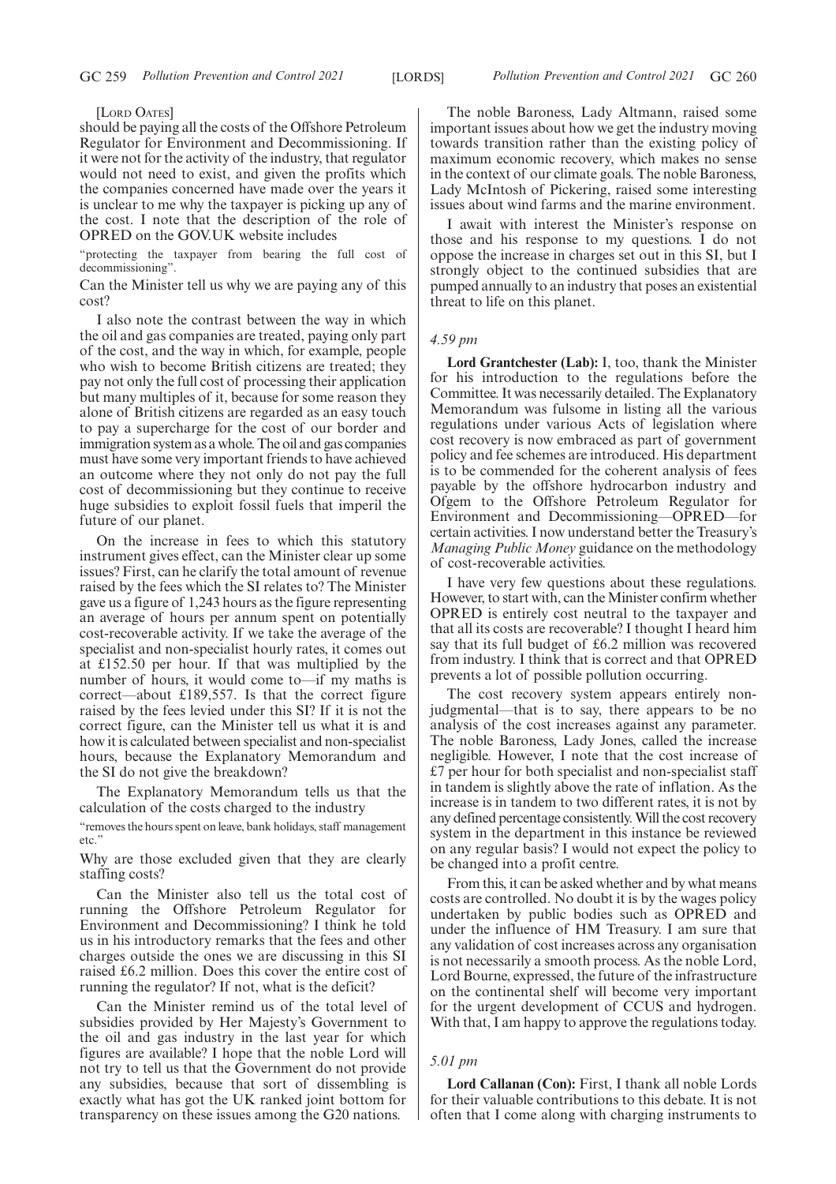[LORD OATES]

should be paying all the costs of the Offshore Petroleum Regulator for Environment and Decommissioning. If it were not for the activity of the industry, that regulator would not need to exist, and given the profits which the companies concerned have made over the years it is unclear to me why the taxpayer is picking up any of the cost. I note that the description of the role of OPRED on the GOV.UK website includes

"protecting the taxpayer from bearing the full cost of decommissioning".

Can the Minister tell us why we are paying any of this cost?

I also note the contrast between the way in which the oil and gas companies are treated, paying only part of the cost, and the way in which, for example, people who wish to become British citizens are treated; they pay not only the full cost of processing their application but many multiples of it, because for some reason they alone of British citizens are regarded as an easy touch to pay a supercharge for the cost of our border and immigration system as a whole. The oil and gas companies must have some very important friends to have achieved an outcome where they not only do not pay the full cost of decommissioning but they continue to receive huge subsidies to exploit fossil fuels that imperil the future of our planet.

On the increase in fees to which this statutory instrument gives effect, can the Minister clear up some issues? First, can he clarify the total amount of revenue raised by the fees which the SI relates to? The Minister gave us a figure of 1,243 hours as the figure representing an average of hours per annum spent on potentially cost-recoverable activity. If we take the average of the specialist and non-specialist hourly rates, it comes out at £152.50 per hour. If that was multiplied by the number of hours, it would come to—if my maths is correct—about £189,557. Is that the correct figure raised by the fees levied under this SI? If it is not the correct figure, can the Minister tell us what it is and how it is calculated between specialist and non-specialist hours, because the Explanatory Memorandum and the SI do not give the breakdown?

The Explanatory Memorandum tells us that the calculation of the costs charged to the industry

"removes the hours spent on leave, bank holidays, staff management etc."

Why are those excluded given that they are clearly staffing costs?

Can the Minister also tell us the total cost of running the Offshore Petroleum Regulator for Environment and Decommissioning? I think he told us in his introductory remarks that the fees and other charges outside the ones we are discussing in this SI raised £6.2 million. Does this cover the entire cost of running the regulator? If not, what is the deficit?

Can the Minister remind us of the total level of subsidies provided by Her Majesty's Government to the oil and gas industry in the last year for which figures are available? I hope that the noble Lord will not try to tell us that the Government do not provide any subsidies, because that sort of dissembling is exactly what has got the UK ranked joint bottom for transparency on these issues among the G20 nations.

The noble Baroness, Lady Altmann, raised some important issues about how we get the industry moving towards transition rather than the existing policy of maximum economic recovery, which makes no sense in the context of our climate goals. The noble Baroness, Lady McIntosh of Pickering, raised some interesting issues about wind farms and the marine environment.

I await with interest the Minister's response on those and his response to my questions. I do not oppose the increase in charges set out in this SI, but I strongly object to the continued subsidies that are pumped annually to an industry that poses an existential threat to life on this planet.

*4.59 pm*

**Lord Grantchester (Lab):** I, too, thank the Minister for his introduction to the regulations before the Committee. It was necessarily detailed. The Explanatory Memorandum was fulsome in listing all the various regulations under various Acts of legislation where cost recovery is now embraced as part of government policy and fee schemes are introduced. His department is to be commended for the coherent analysis of fees payable by the offshore hydrocarbon industry and Ofgem to the Offshore Petroleum Regulator for Environment and Decommissioning—OPRED—for certain activities. I now understand better the Treasury's *Managing Public Money* guidance on the methodology of cost-recoverable activities.

I have very few questions about these regulations. However, to start with, can the Minister confirm whether OPRED is entirely cost neutral to the taxpayer and that all its costs are recoverable? I thought I heard him say that its full budget of £6.2 million was recovered from industry. I think that is correct and that OPRED prevents a lot of possible pollution occurring.

The cost recovery system appears entirely non-judgmental—that is to say, there appears to be no analysis of the cost increases against any parameter. The noble Baroness, Lady Jones, called the increase negligible. However, I note that the cost increase of £7 per hour for both specialist and non-specialist staff in tandem is slightly above the rate of inflation. As the increase is in tandem to two different rates, it is not by any defined percentage consistently. Will the cost recovery system in the department in this instance be reviewed on any regular basis? I would not expect the policy to be changed into a profit centre.

From this, it can be asked whether and by what means costs are controlled. No doubt it is by the wages policy undertaken by public bodies such as OPRED and under the influence of HM Treasury. I am sure that any validation of cost increases across any organisation is not necessarily a smooth process. As the noble Lord, Lord Bourne, expressed, the future of the infrastructure on the continental shelf will become very important for the urgent development of CCUS and hydrogen. With that, I am happy to approve the regulations today.

*5.01 pm*

**Lord Callanan (Con):** First, I thank all noble Lords for their valuable contributions to this debate. It is not often that I come along with charging instruments to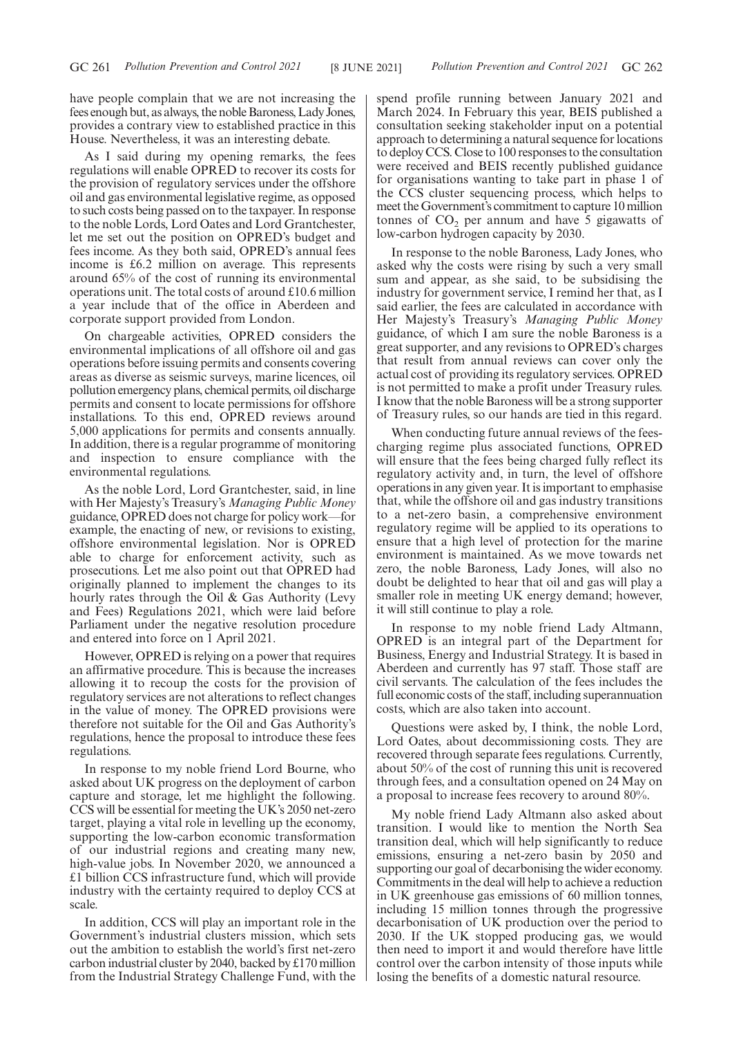have people complain that we are not increasing the fees enough but, as always, the noble Baroness, Lady Jones, provides a contrary view to established practice in this House. Nevertheless, it was an interesting debate.

As I said during my opening remarks, the fees regulations will enable OPRED to recover its costs for the provision of regulatory services under the offshore oil and gas environmental legislative regime, as opposed to such costs being passed on to the taxpayer. In response to the noble Lords, Lord Oates and Lord Grantchester, let me set out the position on OPRED's budget and fees income. As they both said, OPRED's annual fees income is £6.2 million on average. This represents around 65% of the cost of running its environmental operations unit. The total costs of around £10.6 million a year include that of the office in Aberdeen and corporate support provided from London.

On chargeable activities, OPRED considers the environmental implications of all offshore oil and gas operations before issuing permits and consents covering areas as diverse as seismic surveys, marine licences, oil pollution emergency plans, chemical permits, oil discharge permits and consent to locate permissions for offshore installations. To this end, OPRED reviews around 5,000 applications for permits and consents annually. In addition, there is a regular programme of monitoring and inspection to ensure compliance with the environmental regulations.

As the noble Lord, Lord Grantchester, said, in line with Her Majesty's Treasury's *Managing Public Money* guidance, OPRED does not charge for policy work—for example, the enacting of new, or revisions to existing, offshore environmental legislation. Nor is OPRED able to charge for enforcement activity, such as prosecutions. Let me also point out that OPRED had originally planned to implement the changes to its hourly rates through the Oil & Gas Authority (Levy and Fees) Regulations 2021, which were laid before Parliament under the negative resolution procedure and entered into force on 1 April 2021.

However, OPRED is relying on a power that requires an affirmative procedure. This is because the increases allowing it to recoup the costs for the provision of regulatory services are not alterations to reflect changes in the value of money. The OPRED provisions were therefore not suitable for the Oil and Gas Authority's regulations, hence the proposal to introduce these fees regulations.

In response to my noble friend Lord Bourne, who asked about UK progress on the deployment of carbon capture and storage, let me highlight the following. CCS will be essential for meeting the UK's 2050 net-zero target, playing a vital role in levelling up the economy, supporting the low-carbon economic transformation of our industrial regions and creating many new, high-value jobs. In November 2020, we announced a £1 billion CCS infrastructure fund, which will provide industry with the certainty required to deploy CCS at scale.

In addition, CCS will play an important role in the Government's industrial clusters mission, which sets out the ambition to establish the world's first net-zero carbon industrial cluster by 2040, backed by £170 million from the Industrial Strategy Challenge Fund, with the spend profile running between January 2021 and March 2024. In February this year, BEIS published a consultation seeking stakeholder input on a potential approach to determining a natural sequence for locations to deploy CCS. Close to 100 responses to the consultation were received and BEIS recently published guidance for organisations wanting to take part in phase 1 of the CCS cluster sequencing process, which helps to meet the Government's commitment to capture 10 million tonnes of $CO_2$ per annum and have 5 gigawatts of low-carbon hydrogen capacity by 2030.

In response to the noble Baroness, Lady Jones, who asked why the costs were rising by such a very small sum and appear, as she said, to be subsidising the industry for government service, I remind her that, as I said earlier, the fees are calculated in accordance with Her Majesty's Treasury's *Managing Public Money* guidance, of which I am sure the noble Baroness is a great supporter, and any revisions to OPRED's charges that result from annual reviews can cover only the actual cost of providing its regulatory services. OPRED is not permitted to make a profit under Treasury rules. I know that the noble Baroness will be a strong supporter of Treasury rules, so our hands are tied in this regard.

When conducting future annual reviews of the fees-charging regime plus associated functions, OPRED will ensure that the fees being charged fully reflect its regulatory activity and, in turn, the level of offshore operations in any given year. It is important to emphasise that, while the offshore oil and gas industry transitions to a net-zero basin, a comprehensive environment regulatory regime will be applied to its operations to ensure that a high level of protection for the marine environment is maintained. As we move towards net zero, the noble Baroness, Lady Jones, will also no doubt be delighted to hear that oil and gas will play a smaller role in meeting UK energy demand; however, it will still continue to play a role.

In response to my noble friend Lady Altmann, OPRED is an integral part of the Department for Business, Energy and Industrial Strategy. It is based in Aberdeen and currently has 97 staff. Those staff are civil servants. The calculation of the fees includes the full economic costs of the staff, including superannuation costs, which are also taken into account.

Questions were asked by, I think, the noble Lord, Lord Oates, about decommissioning costs. They are recovered through separate fees regulations. Currently, about 50% of the cost of running this unit is recovered through fees, and a consultation opened on 24 May on a proposal to increase fees recovery to around 80%.

My noble friend Lady Altmann also asked about transition. I would like to mention the North Sea transition deal, which will help significantly to reduce emissions, ensuring a net-zero basin by 2050 and supporting our goal of decarbonising the wider economy. Commitments in the deal will help to achieve a reduction in UK greenhouse gas emissions of 60 million tonnes, including 15 million tonnes through the progressive decarbonisation of UK production over the period to 2030. If the UK stopped producing gas, we would then need to import it and would therefore have little control over the carbon intensity of those inputs while losing the benefits of a domestic natural resource.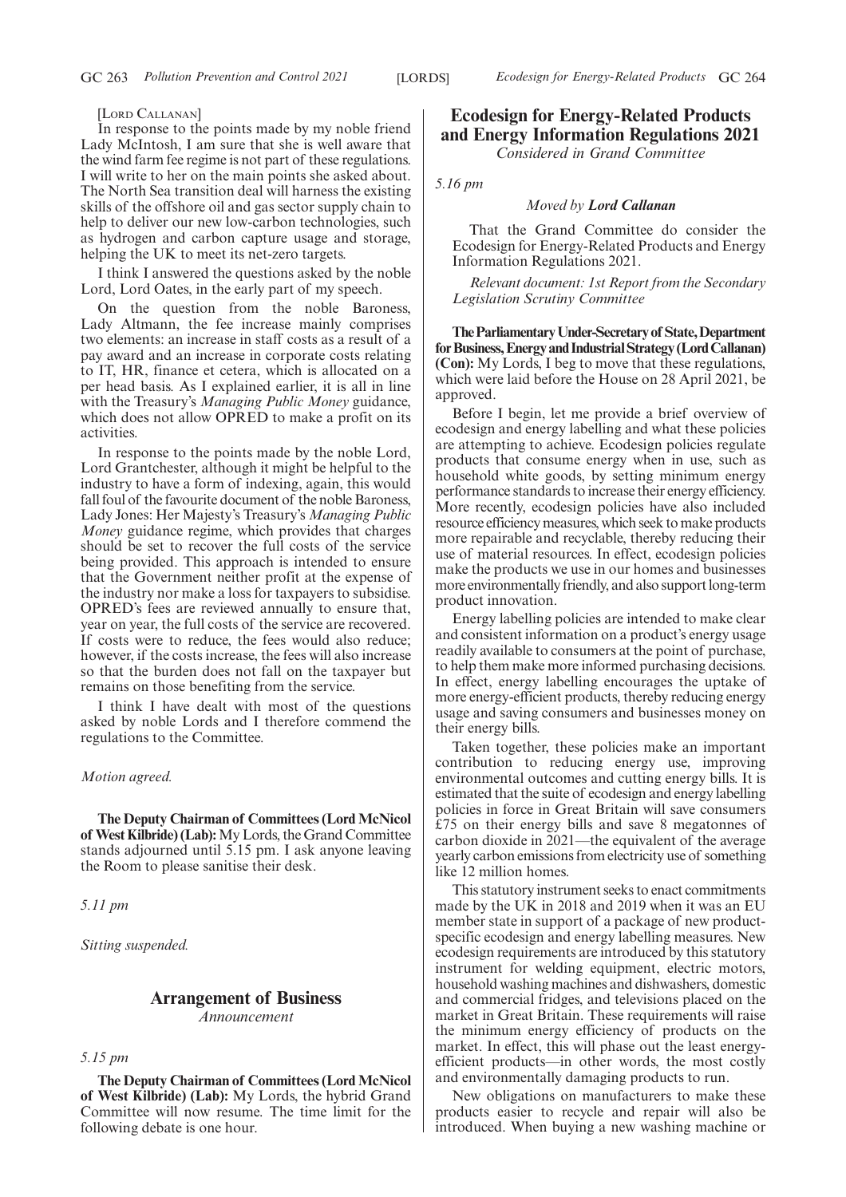[Lord Callanan]

In response to the points made by my noble friend Lady McIntosh, I am sure that she is well aware that the wind farm fee regime is not part of these regulations. I will write to her on the main points she asked about. The North Sea transition deal will harness the existing skills of the offshore oil and gas sector supply chain to help to deliver our new low-carbon technologies, such as hydrogen and carbon capture usage and storage, helping the UK to meet its net-zero targets.

I think I answered the questions asked by the noble Lord, Lord Oates, in the early part of my speech.

On the question from the noble Baroness, Lady Altmann, the fee increase mainly comprises two elements: an increase in staff costs as a result of a pay award and an increase in corporate costs relating to IT, HR, finance et cetera, which is allocated on a per head basis. As I explained earlier, it is all in line with the Treasury's *Managing Public Money* guidance, which does not allow OPRED to make a profit on its activities.

In response to the points made by the noble Lord, Lord Grantchester, although it might be helpful to the industry to have a form of indexing, again, this would fall foul of the favourite document of the noble Baroness, Lady Jones: Her Majesty's Treasury's *Managing Public Money* guidance regime, which provides that charges should be set to recover the full costs of the service being provided. This approach is intended to ensure that the Government neither profit at the expense of the industry nor make a loss for taxpayers to subsidise. OPRED's fees are reviewed annually to ensure that, year on year, the full costs of the service are recovered. If costs were to reduce, the fees would also reduce; however, if the costs increase, the fees will also increase so that the burden does not fall on the taxpayer but remains on those benefiting from the service.

I think I have dealt with most of the questions asked by noble Lords and I therefore commend the regulations to the Committee.

*Motion agreed.*

**The Deputy Chairman of Committees (Lord McNicol of West Kilbride) (Lab):** My Lords, the Grand Committee stands adjourned until 5.15 pm. I ask anyone leaving the Room to please sanitise their desk.

*5.11 pm*

*Sitting suspended.*

## Arrangement of Business

*Announcement*

*5.15 pm*

**The Deputy Chairman of Committees (Lord McNicol of West Kilbride) (Lab):** My Lords, the hybrid Grand Committee will now resume. The time limit for the following debate is one hour.

## Ecodesign for Energy-Related Products and Energy Information Regulations 2021

*Considered in Grand Committee*

*5.16 pm*

*Moved by **Lord Callanan***

> That the Grand Committee do consider the Ecodesign for Energy-Related Products and Energy Information Regulations 2021.

> *Relevant document: 1st Report from the Secondary Legislation Scrutiny Committee*

**The Parliamentary Under-Secretary of State, Department for Business, Energy and Industrial Strategy (Lord Callanan) (Con):** My Lords, I beg to move that these regulations, which were laid before the House on 28 April 2021, be approved.

Before I begin, let me provide a brief overview of ecodesign and energy labelling and what these policies are attempting to achieve. Ecodesign policies regulate products that consume energy when in use, such as household white goods, by setting minimum energy performance standards to increase their energy efficiency. More recently, ecodesign policies have also included resource efficiency measures, which seek to make products more repairable and recyclable, thereby reducing their use of material resources. In effect, ecodesign policies make the products we use in our homes and businesses more environmentally friendly, and also support long-term product innovation.

Energy labelling policies are intended to make clear and consistent information on a product's energy usage readily available to consumers at the point of purchase, to help them make more informed purchasing decisions. In effect, energy labelling encourages the uptake of more energy-efficient products, thereby reducing energy usage and saving consumers and businesses money on their energy bills.

Taken together, these policies make an important contribution to reducing energy use, improving environmental outcomes and cutting energy bills. It is estimated that the suite of ecodesign and energy labelling policies in force in Great Britain will save consumers £75 on their energy bills and save 8 megatonnes of carbon dioxide in 2021—the equivalent of the average yearly carbon emissions from electricity use of something like 12 million homes.

This statutory instrument seeks to enact commitments made by the UK in 2018 and 2019 when it was an EU member state in support of a package of new product-specific ecodesign and energy labelling measures. New ecodesign requirements are introduced by this statutory instrument for welding equipment, electric motors, household washing machines and dishwashers, domestic and commercial fridges, and televisions placed on the market in Great Britain. These requirements will raise the minimum energy efficiency of products on the market. In effect, this will phase out the least energy-efficient products—in other words, the most costly and environmentally damaging products to run.

New obligations on manufacturers to make these products easier to recycle and repair will also be introduced. When buying a new washing machine or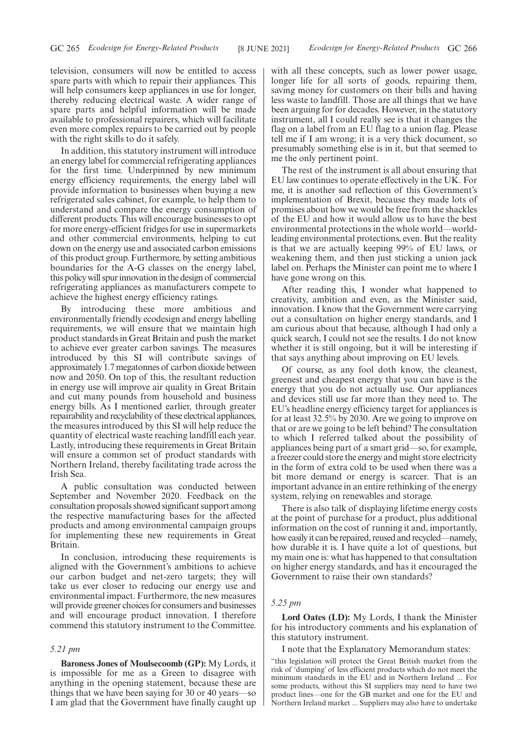television, consumers will now be entitled to access spare parts with which to repair their appliances. This will help consumers keep appliances in use for longer, thereby reducing electrical waste. A wider range of spare parts and helpful information will be made available to professional repairers, which will facilitate even more complex repairs to be carried out by people with the right skills to do it safely.

In addition, this statutory instrument will introduce an energy label for commercial refrigerating appliances for the first time. Underpinned by new minimum energy efficiency requirements, the energy label will provide information to businesses when buying a new refrigerated sales cabinet, for example, to help them to understand and compare the energy consumption of different products. This will encourage businesses to opt for more energy-efficient fridges for use in supermarkets and other commercial environments, helping to cut down on the energy use and associated carbon emissions of this product group. Furthermore, by setting ambitious boundaries for the A-G classes on the energy label, this policy will spur innovation in the design of commercial refrigerating appliances as manufacturers compete to achieve the highest energy efficiency ratings.

By introducing these more ambitious and environmentally friendly ecodesign and energy labelling requirements, we will ensure that we maintain high product standards in Great Britain and push the market to achieve ever greater carbon savings. The measures introduced by this SI will contribute savings of approximately 1.7 megatonnes of carbon dioxide between now and 2050. On top of this, the resultant reduction in energy use will improve air quality in Great Britain and cut many pounds from household and business energy bills. As I mentioned earlier, through greater repairability and recyclability of these electrical appliances, the measures introduced by this SI will help reduce the quantity of electrical waste reaching landfill each year. Lastly, introducing these requirements in Great Britain will ensure a common set of product standards with Northern Ireland, thereby facilitating trade across the Irish Sea.

A public consultation was conducted between September and November 2020. Feedback on the consultation proposals showed significant support among the respective manufacturing bases for the affected products and among environmental campaign groups for implementing these new requirements in Great Britain.

In conclusion, introducing these requirements is aligned with the Government's ambitions to achieve our carbon budget and net-zero targets; they will take us ever closer to reducing our energy use and environmental impact. Furthermore, the new measures will provide greener choices for consumers and businesses and will encourage product innovation. I therefore commend this statutory instrument to the Committee.

*5.21 pm*

**Baroness Jones of Moulsecoomb (GP):** My Lords, it is impossible for me as a Green to disagree with anything in the opening statement, because these are things that we have been saying for 30 or 40 years—so I am glad that the Government have finally caught up with all these concepts, such as lower power usage, longer life for all sorts of goods, repairing them, saving money for customers on their bills and having less waste to landfill. Those are all things that we have been arguing for for decades. However, in the statutory instrument, all I could really see is that it changes the flag on a label from an EU flag to a union flag. Please tell me if I am wrong; it is a very thick document, so presumably something else is in it, but that seemed to me the only pertinent point.

The rest of the instrument is all about ensuring that EU law continues to operate effectively in the UK. For me, it is another sad reflection of this Government's implementation of Brexit, because they made lots of promises about how we would be free from the shackles of the EU and how it would allow us to have the best environmental protections in the whole world—world-leading environmental protections, even. But the reality is that we are actually keeping 99% of EU laws, or weakening them, and then just sticking a union jack label on. Perhaps the Minister can point me to where I have gone wrong on this.

After reading this, I wonder what happened to creativity, ambition and even, as the Minister said, innovation. I know that the Government were carrying out a consultation on higher energy standards, and I am curious about that because, although I had only a quick search, I could not see the results. I do not know whether it is still ongoing, but it will be interesting if that says anything about improving on EU levels.

Of course, as any fool doth know, the cleanest, greenest and cheapest energy that you can have is the energy that you do not actually use. Our appliances and devices still use far more than they need to. The EU's headline energy efficiency target for appliances is for at least 32.5% by 2030. Are we going to improve on that or are we going to be left behind? The consultation to which I referred talked about the possibility of appliances being part of a smart grid—so, for example, a freezer could store the energy and might store electricity in the form of extra cold to be used when there was a bit more demand or energy is scarcer. That is an important advance in an entire rethinking of the energy system, relying on renewables and storage.

There is also talk of displaying lifetime energy costs at the point of purchase for a product, plus additional information on the cost of running it and, importantly, how easily it can be repaired, reused and recycled—namely, how durable it is. I have quite a lot of questions, but my main one is: what has happened to that consultation on higher energy standards, and has it encouraged the Government to raise their own standards?

*5.25 pm*

**Lord Oates (LD):** My Lords, I thank the Minister for his introductory comments and his explanation of this statutory instrument.

I note that the Explanatory Memorandum states:

"this legislation will protect the Great British market from the risk of 'dumping' of less efficient products which do not meet the minimum standards in the EU and in Northern Ireland ... For some products, without this SI suppliers may need to have two product lines—one for the GB market and one for the EU and Northern Ireland market ... Suppliers may also have to undertake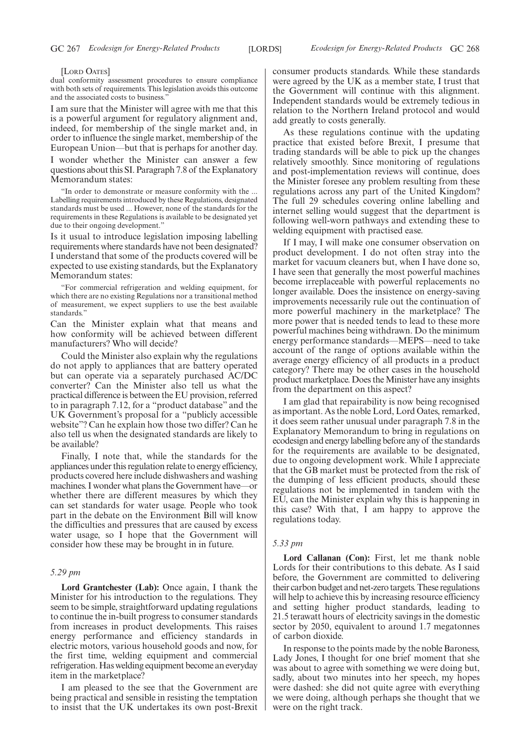[Lord Oates]

dual conformity assessment procedures to ensure compliance with both sets of requirements. This legislation avoids this outcome and the associated costs to business."

I am sure that the Minister will agree with me that this is a powerful argument for regulatory alignment and, indeed, for membership of the single market and, in order to influence the single market, membership of the European Union—but that is perhaps for another day.

I wonder whether the Minister can answer a few questions about this SI. Paragraph 7.8 of the Explanatory Memorandum states:

"In order to demonstrate or measure conformity with the ... Labelling requirements introduced by these Regulations, designated standards must be used ... However, none of the standards for the requirements in these Regulations is available to be designated yet due to their ongoing development."

Is it usual to introduce legislation imposing labelling requirements where standards have not been designated? I understand that some of the products covered will be expected to use existing standards, but the Explanatory Memorandum states:

"For commercial refrigeration and welding equipment, for which there are no existing Regulations nor a transitional method of measurement, we expect suppliers to use the best available standards."

Can the Minister explain what that means and how conformity will be achieved between different manufacturers? Who will decide?

Could the Minister also explain why the regulations do not apply to appliances that are battery operated but can operate via a separately purchased AC/DC converter? Can the Minister also tell us what the practical difference is between the EU provision, referred to in paragraph 7.12, for a "product database" and the UK Government's proposal for a "publicly accessible website"? Can he explain how those two differ? Can he also tell us when the designated standards are likely to be available?

Finally, I note that, while the standards for the appliances under this regulation relate to energy efficiency, products covered here include dishwashers and washing machines. I wonder what plans the Government have—or whether there are different measures by which they can set standards for water usage. People who took part in the debate on the Environment Bill will know the difficulties and pressures that are caused by excess water usage, so I hope that the Government will consider how these may be brought in in future.

*5.29 pm*

**Lord Grantchester (Lab):** Once again, I thank the Minister for his introduction to the regulations. They seem to be simple, straightforward updating regulations to continue the in-built progress to consumer standards from increases in product developments. This raises energy performance and efficiency standards in electric motors, various household goods and now, for the first time, welding equipment and commercial refrigeration. Has welding equipment become an everyday item in the marketplace?

I am pleased to the see that the Government are being practical and sensible in resisting the temptation to insist that the UK undertakes its own post-Brexit consumer products standards. While these standards were agreed by the UK as a member state, I trust that the Government will continue with this alignment. Independent standards would be extremely tedious in relation to the Northern Ireland protocol and would add greatly to costs generally.

As these regulations continue with the updating practice that existed before Brexit, I presume that trading standards will be able to pick up the changes relatively smoothly. Since monitoring of regulations and post-implementation reviews will continue, does the Minister foresee any problem resulting from these regulations across any part of the United Kingdom? The full 29 schedules covering online labelling and internet selling would suggest that the department is following well-worn pathways and extending these to welding equipment with practised ease.

If I may, I will make one consumer observation on product development. I do not often stray into the market for vacuum cleaners but, when I have done so, I have seen that generally the most powerful machines become irreplaceable with powerful replacements no longer available. Does the insistence on energy-saving improvements necessarily rule out the continuation of more powerful machinery in the marketplace? The more power that is needed tends to lead to these more powerful machines being withdrawn. Do the minimum energy performance standards—MEPS—need to take account of the range of options available within the average energy efficiency of all products in a product category? There may be other cases in the household product marketplace. Does the Minister have any insights from the department on this aspect?

I am glad that repairability is now being recognised as important. As the noble Lord, Lord Oates, remarked, it does seem rather unusual under paragraph 7.8 in the Explanatory Memorandum to bring in regulations on ecodesign and energy labelling before any of the standards for the requirements are available to be designated, due to ongoing development work. While I appreciate that the GB market must be protected from the risk of the dumping of less efficient products, should these regulations not be implemented in tandem with the EU, can the Minister explain why this is happening in this case? With that, I am happy to approve the regulations today.

*5.33 pm*

**Lord Callanan (Con):** First, let me thank noble Lords for their contributions to this debate. As I said before, the Government are committed to delivering their carbon budget and net-zero targets. These regulations will help to achieve this by increasing resource efficiency and setting higher product standards, leading to 21.5 terawatt hours of electricity savings in the domestic sector by 2050, equivalent to around 1.7 megatonnes of carbon dioxide.

In response to the points made by the noble Baroness, Lady Jones, I thought for one brief moment that she was about to agree with something we were doing but, sadly, about two minutes into her speech, my hopes were dashed: she did not quite agree with everything we were doing, although perhaps she thought that we were on the right track.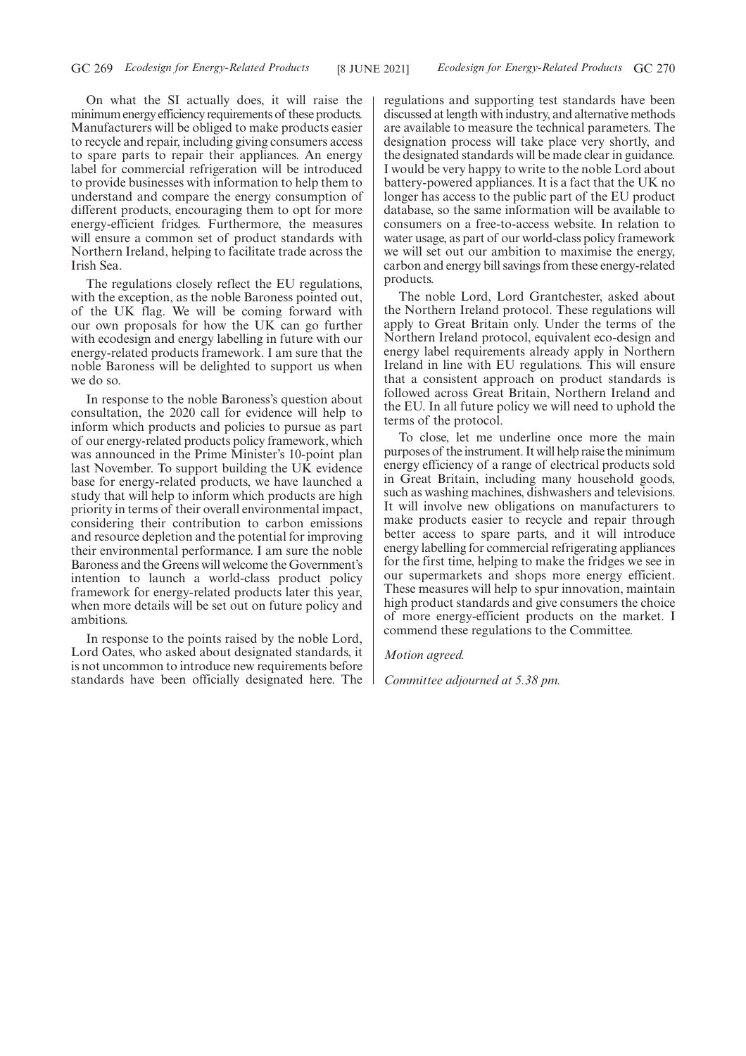On what the SI actually does, it will raise the minimum energy efficiency requirements of these products. Manufacturers will be obliged to make products easier to recycle and repair, including giving consumers access to spare parts to repair their appliances. An energy label for commercial refrigeration will be introduced to provide businesses with information to help them to understand and compare the energy consumption of different products, encouraging them to opt for more energy-efficient fridges. Furthermore, the measures will ensure a common set of product standards with Northern Ireland, helping to facilitate trade across the Irish Sea.

The regulations closely reflect the EU regulations, with the exception, as the noble Baroness pointed out, of the UK flag. We will be coming forward with our own proposals for how the UK can go further with ecodesign and energy labelling in future with our energy-related products framework. I am sure that the noble Baroness will be delighted to support us when we do so.

In response to the noble Baroness's question about consultation, the 2020 call for evidence will help to inform which products and policies to pursue as part of our energy-related products policy framework, which was announced in the Prime Minister's 10-point plan last November. To support building the UK evidence base for energy-related products, we have launched a study that will help to inform which products are high priority in terms of their overall environmental impact, considering their contribution to carbon emissions and resource depletion and the potential for improving their environmental performance. I am sure the noble Baroness and the Greens will welcome the Government's intention to launch a world-class product policy framework for energy-related products later this year, when more details will be set out on future policy and ambitions.

In response to the points raised by the noble Lord, Lord Oates, who asked about designated standards, it is not uncommon to introduce new requirements before standards have been officially designated here. The regulations and supporting test standards have been discussed at length with industry, and alternative methods are available to measure the technical parameters. The designation process will take place very shortly, and the designated standards will be made clear in guidance. I would be very happy to write to the noble Lord about battery-powered appliances. It is a fact that the UK no longer has access to the public part of the EU product database, so the same information will be available to consumers on a free-to-access website. In relation to water usage, as part of our world-class policy framework we will set out our ambition to maximise the energy, carbon and energy bill savings from these energy-related products.

The noble Lord, Lord Grantchester, asked about the Northern Ireland protocol. These regulations will apply to Great Britain only. Under the terms of the Northern Ireland protocol, equivalent eco-design and energy label requirements already apply in Northern Ireland in line with EU regulations. This will ensure that a consistent approach on product standards is followed across Great Britain, Northern Ireland and the EU. In all future policy we will need to uphold the terms of the protocol.

To close, let me underline once more the main purposes of the instrument. It will help raise the minimum energy efficiency of a range of electrical products sold in Great Britain, including many household goods, such as washing machines, dishwashers and televisions. It will involve new obligations on manufacturers to make products easier to recycle and repair through better access to spare parts, and it will introduce energy labelling for commercial refrigerating appliances for the first time, helping to make the fridges we see in our supermarkets and shops more energy efficient. These measures will help to spur innovation, maintain high product standards and give consumers the choice of more energy-efficient products on the market. I commend these regulations to the Committee.

*Motion agreed.*

*Committee adjourned at 5.38 pm.*